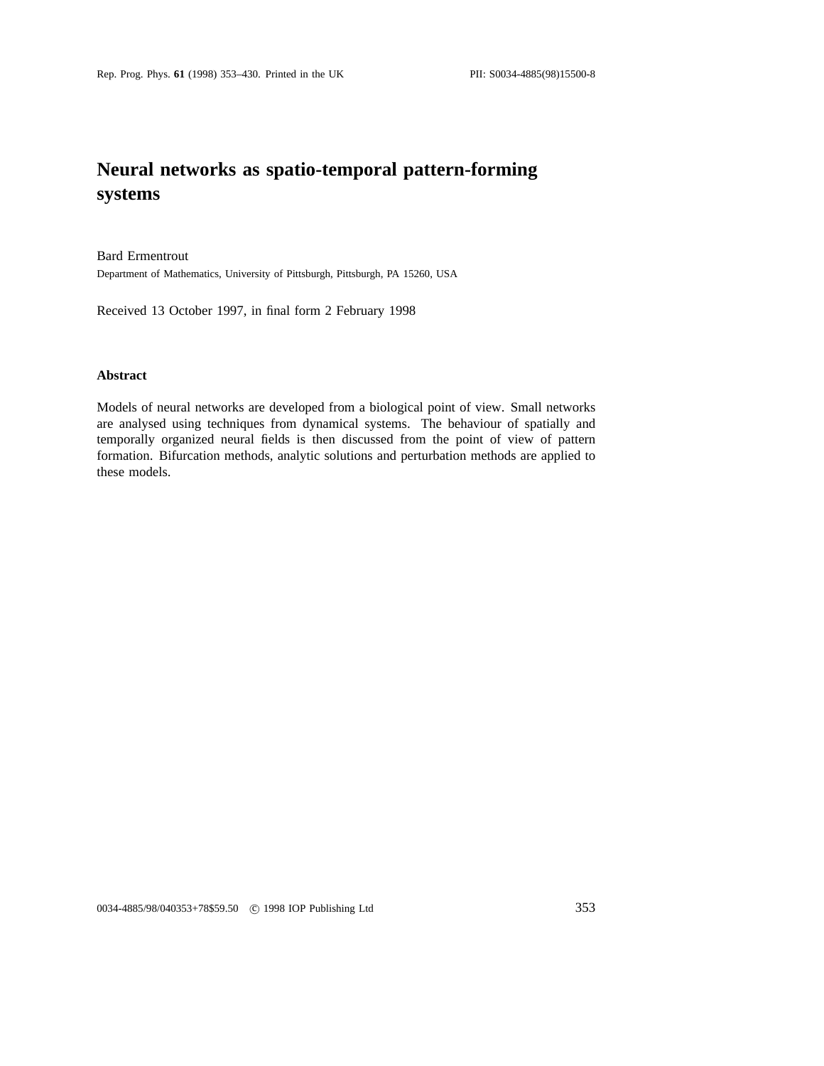# Neural networks as spatio-temporal pattern-forming systems

Bard Ermentrout

Department of Mathematics, University of Pittsburgh, Pittsburgh, PA 15260, USA

Received 13 October 1997, in final form 2 February 1998

### Abstract

Models of neural networks are developed from a biological point of view. Small networks are analysed using techniques from dynamical systems. The behaviour of spatially and temporally organized neural fields is then discussed from the point of view of pattern formation. Bifurcation methods, analytic solutions and perturbation methods are applied to these models.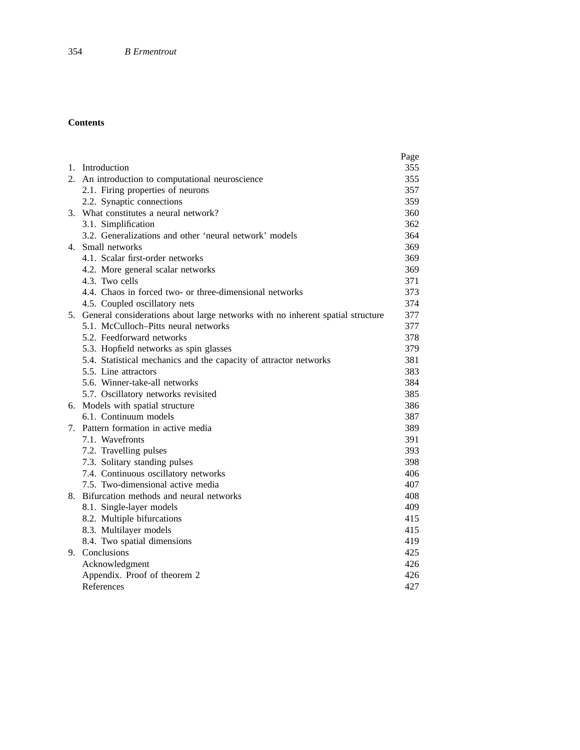## Contents

| | | Page |
|---|---|---|
| 1. | Introduction | 355 |
| 2. | An introduction to computational neuroscience | 355 |
| | 2.1. Firing properties of neurons | 357 |
| | 2.2. Synaptic connections | 359 |
| 3. | What constitutes a neural network? | 360 |
| | 3.1. Simplification | 362 |
| | 3.2. Generalizations and other 'neural network' models | 364 |
| 4. | Small networks | 369 |
| | 4.1. Scalar first-order networks | 369 |
| | 4.2. More general scalar networks | 369 |
| | 4.3. Two cells | 371 |
| | 4.4. Chaos in forced two- or three-dimensional networks | 373 |
| | 4.5. Coupled oscillatory nets | 374 |
| 5. | General considerations about large networks with no inherent spatial structure | 377 |
| | 5.1. McCulloch–Pitts neural networks | 377 |
| | 5.2. Feedforward networks | 378 |
| | 5.3. Hopfield networks as spin glasses | 379 |
| | 5.4. Statistical mechanics and the capacity of attractor networks | 381 |
| | 5.5. Line attractors | 383 |
| | 5.6. Winner-take-all networks | 384 |
| | 5.7. Oscillatory networks revisited | 385 |
| 6. | Models with spatial structure | 386 |
| | 6.1. Continuum models | 387 |
| 7. | Pattern formation in active media | 389 |
| | 7.1. Wavefronts | 391 |
| | 7.2. Travelling pulses | 393 |
| | 7.3. Solitary standing pulses | 398 |
| | 7.4. Continuous oscillatory networks | 406 |
| | 7.5. Two-dimensional active media | 407 |
| 8. | Bifurcation methods and neural networks | 408 |
| | 8.1. Single-layer models | 409 |
| | 8.2. Multiple bifurcations | 415 |
| | 8.3. Multilayer models | 415 |
| | 8.4. Two spatial dimensions | 419 |
| 9. | Conclusions | 425 |
| | Acknowledgment | 426 |
| | Appendix. Proof of theorem 2 | 426 |
| | References | 427 |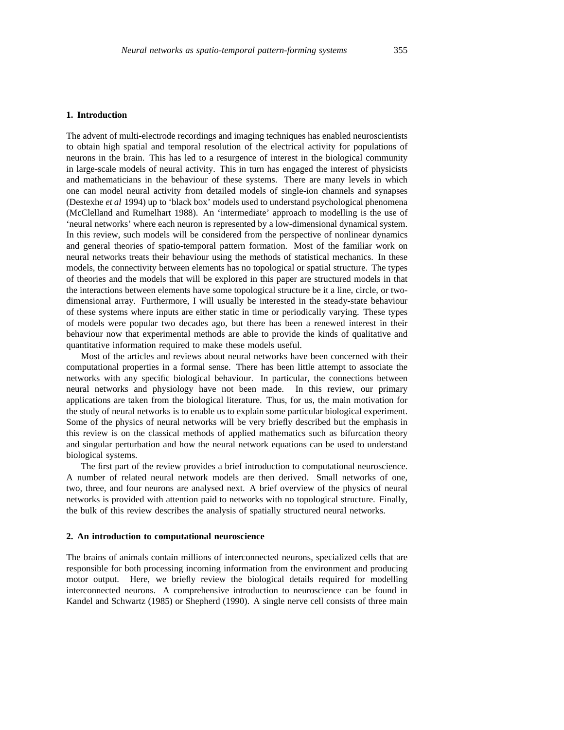## 1. Introduction

The advent of multi-electrode recordings and imaging techniques has enabled neuroscientists to obtain high spatial and temporal resolution of the electrical activity for populations of neurons in the brain. This has led to a resurgence of interest in the biological community in large-scale models of neural activity. This in turn has engaged the interest of physicists and mathematicians in the behaviour of these systems. There are many levels in which one can model neural activity from detailed models of single-ion channels and synapses (Destexhe *et al* 1994) up to 'black box' models used to understand psychological phenomena (McClelland and Rumelhart 1988). An 'intermediate' approach to modelling is the use of 'neural networks' where each neuron is represented by a low-dimensional dynamical system. In this review, such models will be considered from the perspective of nonlinear dynamics and general theories of spatio-temporal pattern formation. Most of the familiar work on neural networks treats their behaviour using the methods of statistical mechanics. In these models, the connectivity between elements has no topological or spatial structure. The types of theories and the models that will be explored in this paper are structured models in that the interactions between elements have some topological structure be it a line, circle, or two-dimensional array. Furthermore, I will usually be interested in the steady-state behaviour of these systems where inputs are either static in time or periodically varying. These types of models were popular two decades ago, but there has been a renewed interest in their behaviour now that experimental methods are able to provide the kinds of qualitative and quantitative information required to make these models useful.

Most of the articles and reviews about neural networks have been concerned with their computational properties in a formal sense. There has been little attempt to associate the networks with any specific biological behaviour. In particular, the connections between neural networks and physiology have not been made. In this review, our primary applications are taken from the biological literature. Thus, for us, the main motivation for the study of neural networks is to enable us to explain some particular biological experiment. Some of the physics of neural networks will be very briefly described but the emphasis in this review is on the classical methods of applied mathematics such as bifurcation theory and singular perturbation and how the neural network equations can be used to understand biological systems.

The first part of the review provides a brief introduction to computational neuroscience. A number of related neural network models are then derived. Small networks of one, two, three, and four neurons are analysed next. A brief overview of the physics of neural networks is provided with attention paid to networks with no topological structure. Finally, the bulk of this review describes the analysis of spatially structured neural networks.

## 2. An introduction to computational neuroscience

The brains of animals contain millions of interconnected neurons, specialized cells that are responsible for both processing incoming information from the environment and producing motor output. Here, we briefly review the biological details required for modelling interconnected neurons. A comprehensive introduction to neuroscience can be found in Kandel and Schwartz (1985) or Shepherd (1990). A single nerve cell consists of three main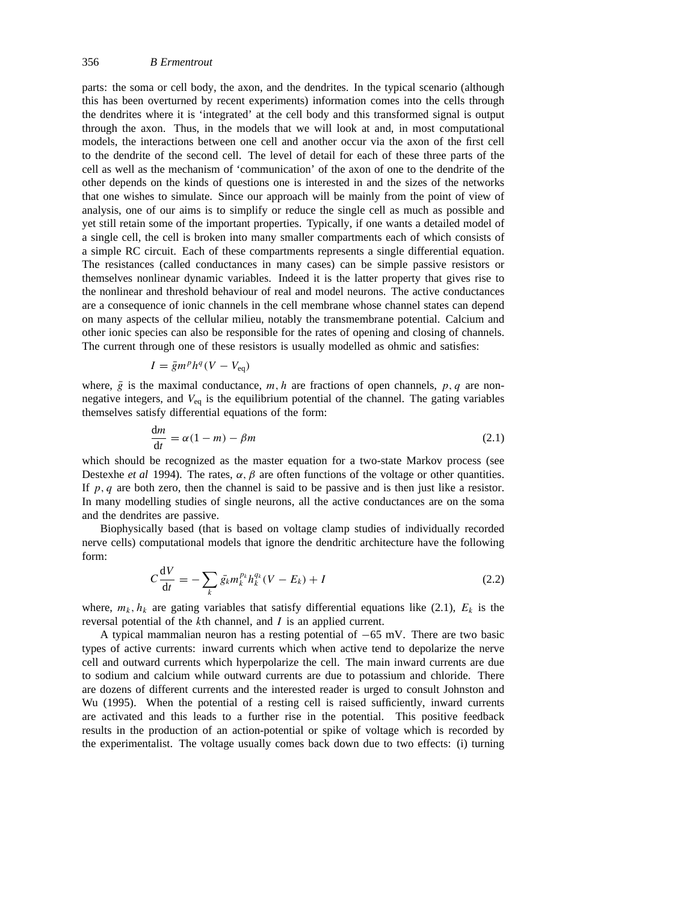parts: the soma or cell body, the axon, and the dendrites. In the typical scenario (although this has been overturned by recent experiments) information comes into the cells through the dendrites where it is 'integrated' at the cell body and this transformed signal is output through the axon. Thus, in the models that we will look at and, in most computational models, the interactions between one cell and another occur via the axon of the first cell to the dendrite of the second cell. The level of detail for each of these three parts of the cell as well as the mechanism of 'communication' of the axon of one to the dendrite of the other depends on the kinds of questions one is interested in and the sizes of the networks that one wishes to simulate. Since our approach will be mainly from the point of view of analysis, one of our aims is to simplify or reduce the single cell as much as possible and yet still retain some of the important properties. Typically, if one wants a detailed model of a single cell, the cell is broken into many smaller compartments each of which consists of a simple RC circuit. Each of these compartments represents a single differential equation. The resistances (called conductances in many cases) can be simple passive resistors or themselves nonlinear dynamic variables. Indeed it is the latter property that gives rise to the nonlinear and threshold behaviour of real and model neurons. The active conductances are a consequence of ionic channels in the cell membrane whose channel states can depend on many aspects of the cellular milieu, notably the transmembrane potential. Calcium and other ionic species can also be responsible for the rates of opening and closing of channels. The current through one of these resistors is usually modelled as ohmic and satisfies:

$$I = \bar{g} m^p h^q (V - V_{\text{eq}})$$

where, $\bar{g}$ is the maximal conductance, $m, h$ are fractions of open channels, $p, q$ are non-negative integers, and $V_{\text{eq}}$ is the equilibrium potential of the channel. The gating variables themselves satisfy differential equations of the form:

$$\frac{\mathrm{d}m}{\mathrm{d}t} = \alpha(1 - m) - \beta m \tag{2.1}$$

which should be recognized as the master equation for a two-state Markov process (see Destexhe *et al* 1994). The rates, $\alpha, \beta$ are often functions of the voltage or other quantities. If $p, q$ are both zero, then the channel is said to be passive and is then just like a resistor. In many modelling studies of single neurons, all the active conductances are on the soma and the dendrites are passive.

Biophysically based (that is based on voltage clamp studies of individually recorded nerve cells) computational models that ignore the dendritic architecture have the following form:

$$C \frac{\mathrm{d}V}{\mathrm{d}t} = -\sum_k \bar{g}_k m_k^{p_k} h_k^{q_k} (V - E_k) + I \tag{2.2}$$

where, $m_k, h_k$ are gating variables that satisfy differential equations like (2.1), $E_k$ is the reversal potential of the $k$th channel, and $I$ is an applied current.

A typical mammalian neuron has a resting potential of $-65$ mV. There are two basic types of active currents: inward currents which when active tend to depolarize the nerve cell and outward currents which hyperpolarize the cell. The main inward currents are due to sodium and calcium while outward currents are due to potassium and chloride. There are dozens of different currents and the interested reader is urged to consult Johnston and Wu (1995). When the potential of a resting cell is raised sufficiently, inward currents are activated and this leads to a further rise in the potential. This positive feedback results in the production of an action-potential or spike of voltage which is recorded by the experimentalist. The voltage usually comes back down due to two effects: (i) turning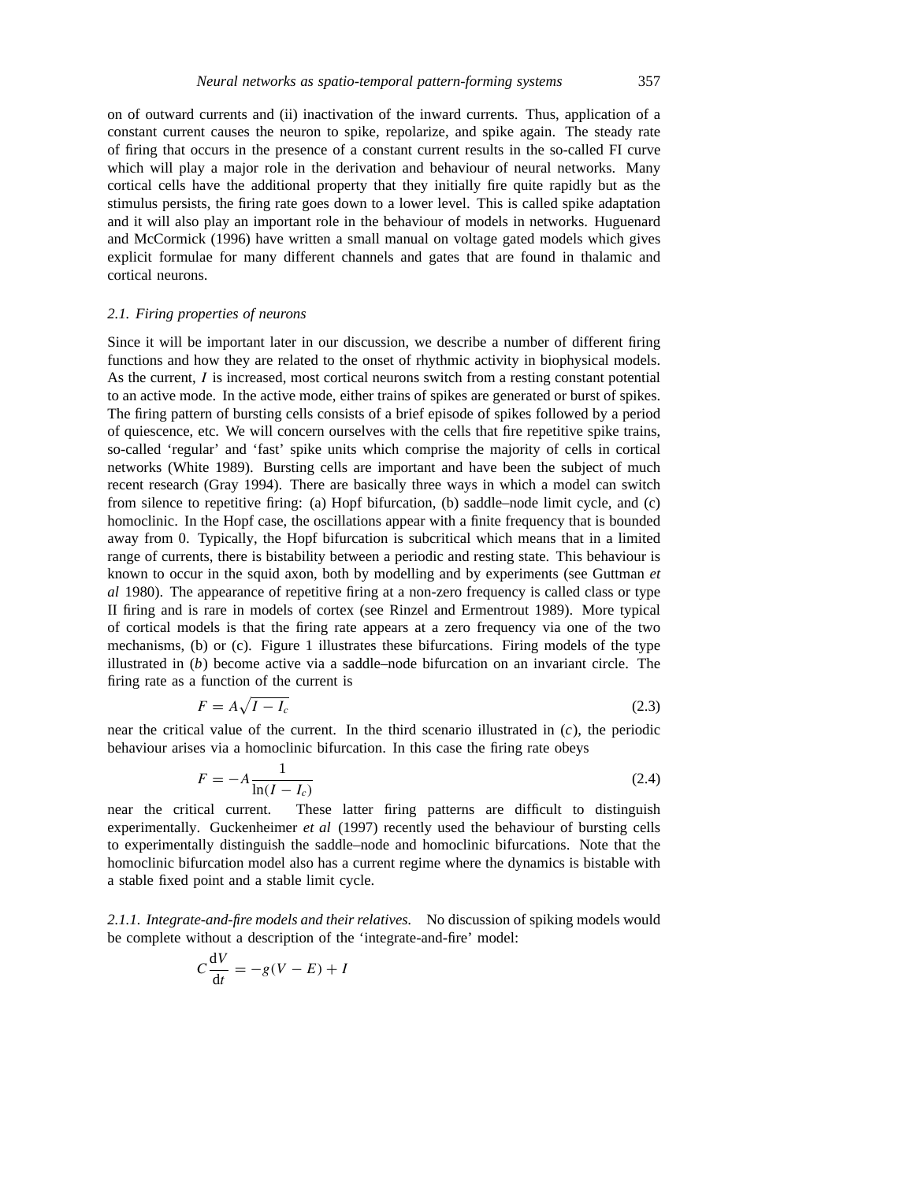on of outward currents and (ii) inactivation of the inward currents. Thus, application of a constant current causes the neuron to spike, repolarize, and spike again. The steady rate of firing that occurs in the presence of a constant current results in the so-called FI curve which will play a major role in the derivation and behaviour of neural networks. Many cortical cells have the additional property that they initially fire quite rapidly but as the stimulus persists, the firing rate goes down to a lower level. This is called spike adaptation and it will also play an important role in the behaviour of models in networks. Huguenard and McCormick (1996) have written a small manual on voltage gated models which gives explicit formulae for many different channels and gates that are found in thalamic and cortical neurons.

### *2.1. Firing properties of neurons*

Since it will be important later in our discussion, we describe a number of different firing functions and how they are related to the onset of rhythmic activity in biophysical models. As the current, $I$ is increased, most cortical neurons switch from a resting constant potential to an active mode. In the active mode, either trains of spikes are generated or burst of spikes. The firing pattern of bursting cells consists of a brief episode of spikes followed by a period of quiescence, etc. We will concern ourselves with the cells that fire repetitive spike trains, so-called 'regular' and 'fast' spike units which comprise the majority of cells in cortical networks (White 1989). Bursting cells are important and have been the subject of much recent research (Gray 1994). There are basically three ways in which a model can switch from silence to repetitive firing: (a) Hopf bifurcation, (b) saddle–node limit cycle, and (c) homoclinic. In the Hopf case, the oscillations appear with a finite frequency that is bounded away from 0. Typically, the Hopf bifurcation is subcritical which means that in a limited range of currents, there is bistability between a periodic and resting state. This behaviour is known to occur in the squid axon, both by modelling and by experiments (see Guttman *et al* 1980). The appearance of repetitive firing at a non-zero frequency is called class or type II firing and is rare in models of cortex (see Rinzel and Ermentrout 1989). More typical of cortical models is that the firing rate appears at a zero frequency via one of the two mechanisms, (b) or (c). Figure 1 illustrates these bifurcations. Firing models of the type illustrated in (*b*) become active via a saddle–node bifurcation on an invariant circle. The firing rate as a function of the current is

$$F = A\sqrt{I - I_c} \tag{2.3}$$

near the critical value of the current. In the third scenario illustrated in (*c*), the periodic behaviour arises via a homoclinic bifurcation. In this case the firing rate obeys

$$F = -A\frac{1}{\ln(I - I_c)} \tag{2.4}$$

near the critical current. These latter firing patterns are difficult to distinguish experimentally. Guckenheimer *et al* (1997) recently used the behaviour of bursting cells to experimentally distinguish the saddle–node and homoclinic bifurcations. Note that the homoclinic bifurcation model also has a current regime where the dynamics is bistable with a stable fixed point and a stable limit cycle.

#### *2.1.1. Integrate-and-fire models and their relatives.*

No discussion of spiking models would be complete without a description of the 'integrate-and-fire' model:

$$C\frac{dV}{dt} = -g(V - E) + I$$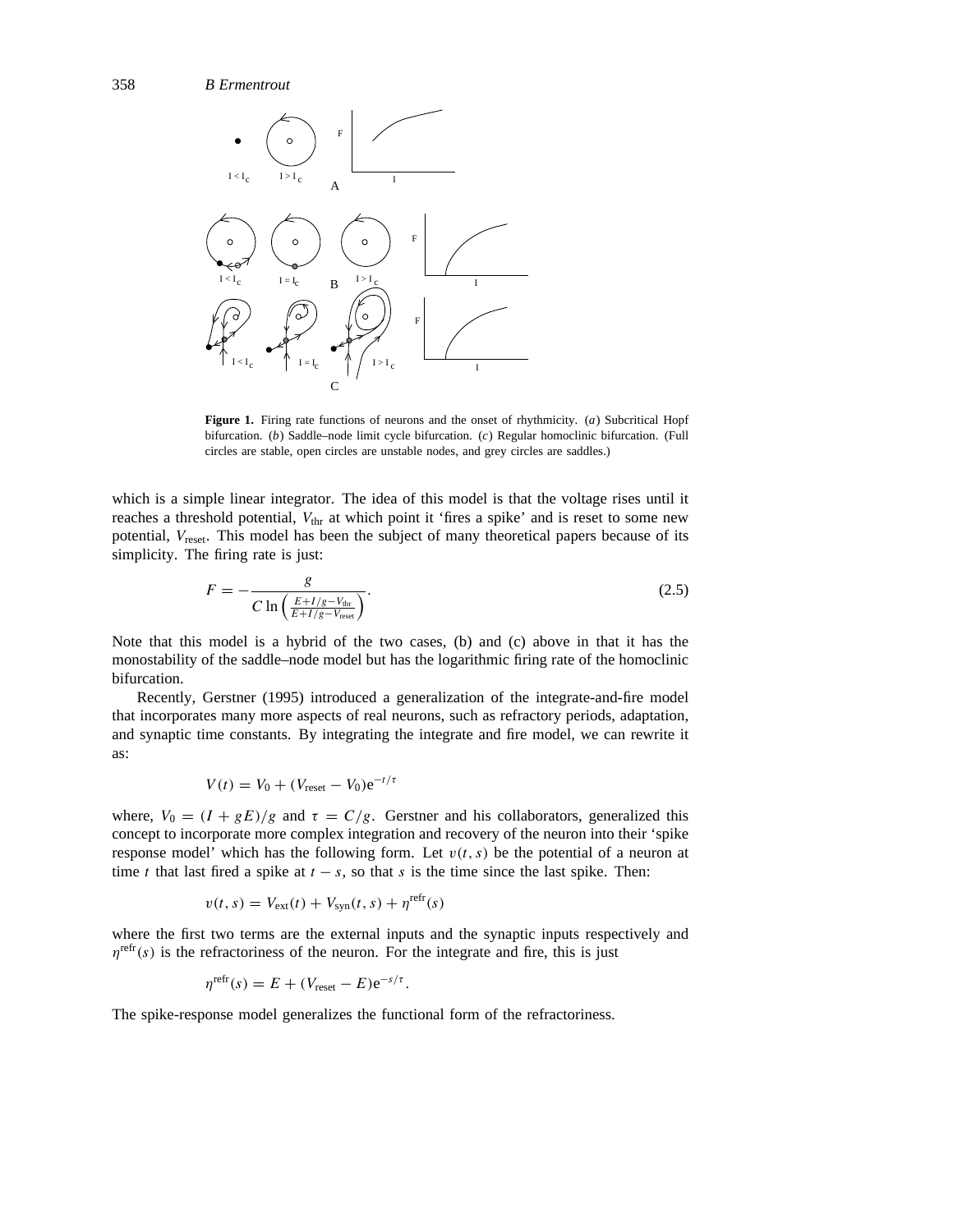**Figure 1.** Firing rate functions of neurons and the onset of rhythmicity. (*a*) Subcritical Hopf bifurcation. (*b*) Saddle–node limit cycle bifurcation. (*c*) Regular homoclinic bifurcation. (Full circles are stable, open circles are unstable nodes, and grey circles are saddles.)

which is a simple linear integrator. The idea of this model is that the voltage rises until it reaches a threshold potential, $V_{\text{thr}}$ at which point it 'fires a spike' and is reset to some new potential, $V_{\text{reset}}$. This model has been the subject of many theoretical papers because of its simplicity. The firing rate is just:

$$F = -\frac{g}{C \ln\left(\frac{E+I/g-V_{\text{thr}}}{E+I/g-V_{\text{reset}}}\right)}. \tag{2.5}$$

Note that this model is a hybrid of the two cases, (b) and (c) above in that it has the monostability of the saddle–node model but has the logarithmic firing rate of the homoclinic bifurcation.

Recently, Gerstner (1995) introduced a generalization of the integrate-and-fire model that incorporates many more aspects of real neurons, such as refractory periods, adaptation, and synaptic time constants. By integrating the integrate and fire model, we can rewrite it as:

$$V(t) = V_0 + (V_{\text{reset}} - V_0)\mathrm{e}^{-t/\tau}$$

where, $V_0 = (I + gE)/g$ and $\tau = C/g$. Gerstner and his collaborators, generalized this concept to incorporate more complex integration and recovery of the neuron into their 'spike response model' which has the following form. Let $v(t, s)$ be the potential of a neuron at time $t$ that last fired a spike at $t - s$, so that $s$ is the time since the last spike. Then:

$$v(t, s) = V_{\text{ext}}(t) + V_{\text{syn}}(t, s) + \eta^{\text{refr}}(s)$$

where the first two terms are the external inputs and the synaptic inputs respectively and $\eta^{\text{refr}}(s)$ is the refractoriness of the neuron. For the integrate and fire, this is just

$$\eta^{\text{refr}}(s) = E + (V_{\text{reset}} - E)\mathrm{e}^{-s/\tau}.$$

The spike-response model generalizes the functional form of the refractoriness.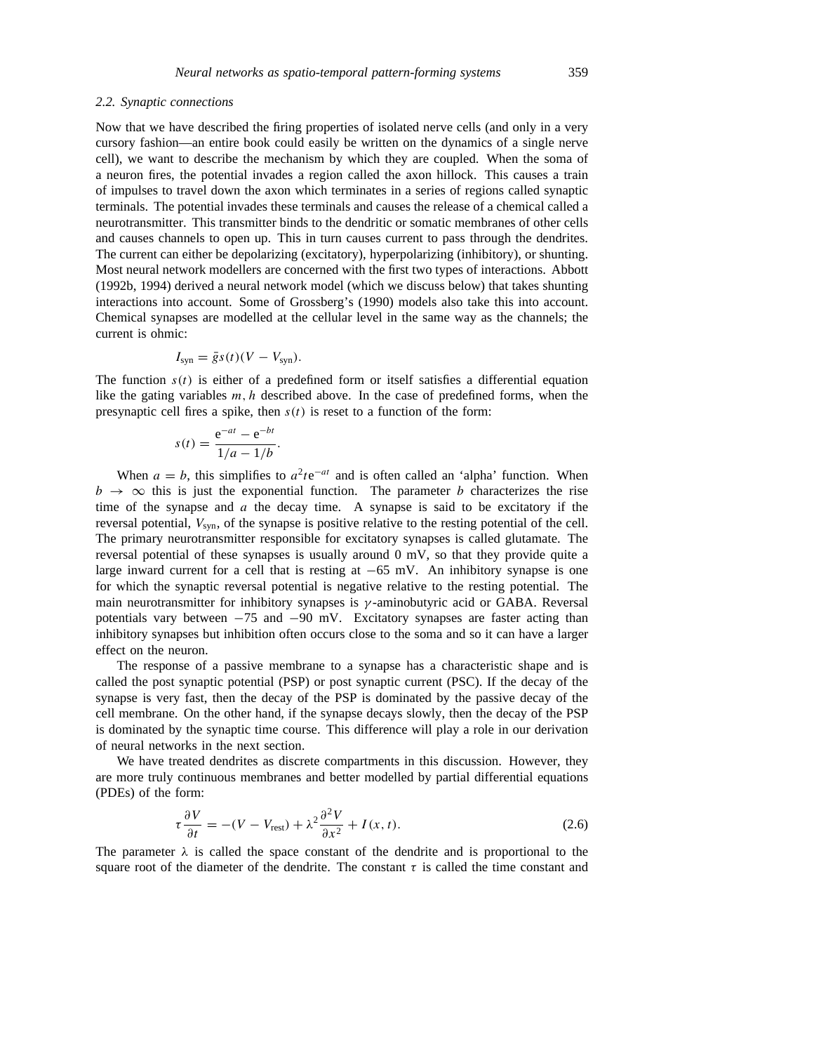### 2.2. Synaptic connections

Now that we have described the firing properties of isolated nerve cells (and only in a very cursory fashion—an entire book could easily be written on the dynamics of a single nerve cell), we want to describe the mechanism by which they are coupled. When the soma of a neuron fires, the potential invades a region called the axon hillock. This causes a train of impulses to travel down the axon which terminates in a series of regions called synaptic terminals. The potential invades these terminals and causes the release of a chemical called a neurotransmitter. This transmitter binds to the dendritic or somatic membranes of other cells and causes channels to open up. This in turn causes current to pass through the dendrites. The current can either be depolarizing (excitatory), hyperpolarizing (inhibitory), or shunting. Most neural network modellers are concerned with the first two types of interactions. Abbott (1992b, 1994) derived a neural network model (which we discuss below) that takes shunting interactions into account. Some of Grossberg's (1990) models also take this into account. Chemical synapses are modelled at the cellular level in the same way as the channels; the current is ohmic:

$$I_{\text{syn}} = \bar{g}s(t)(V - V_{\text{syn}}).$$

The function $s(t)$ is either of a predefined form or itself satisfies a differential equation like the gating variables $m, h$ described above. In the case of predefined forms, when the presynaptic cell fires a spike, then $s(t)$ is reset to a function of the form:

$$s(t) = \frac{\mathrm{e}^{-at} - \mathrm{e}^{-bt}}{1/a - 1/b}.$$

When $a = b$, this simplifies to $a^2 t \mathrm{e}^{-at}$ and is often called an 'alpha' function. When $b \to \infty$ this is just the exponential function. The parameter $b$ characterizes the rise time of the synapse and $a$ the decay time. A synapse is said to be excitatory if the reversal potential, $V_{\text{syn}}$, of the synapse is positive relative to the resting potential of the cell. The primary neurotransmitter responsible for excitatory synapses is called glutamate. The reversal potential of these synapses is usually around 0 mV, so that they provide quite a large inward current for a cell that is resting at $-65$ mV. An inhibitory synapse is one for which the synaptic reversal potential is negative relative to the resting potential. The main neurotransmitter for inhibitory synapses is $\gamma$-aminobutyric acid or GABA. Reversal potentials vary between $-75$ and $-90$ mV. Excitatory synapses are faster acting than inhibitory synapses but inhibition often occurs close to the soma and so it can have a larger effect on the neuron.

The response of a passive membrane to a synapse has a characteristic shape and is called the post synaptic potential (PSP) or post synaptic current (PSC). If the decay of the synapse is very fast, then the decay of the PSP is dominated by the passive decay of the cell membrane. On the other hand, if the synapse decays slowly, then the decay of the PSP is dominated by the synaptic time course. This difference will play a role in our derivation of neural networks in the next section.

We have treated dendrites as discrete compartments in this discussion. However, they are more truly continuous membranes and better modelled by partial differential equations (PDEs) of the form:

$$\tau \frac{\partial V}{\partial t} = -(V - V_{\text{rest}}) + \lambda^2 \frac{\partial^2 V}{\partial x^2} + I(x, t). \tag{2.6}$$

The parameter $\lambda$ is called the space constant of the dendrite and is proportional to the square root of the diameter of the dendrite. The constant $\tau$ is called the time constant and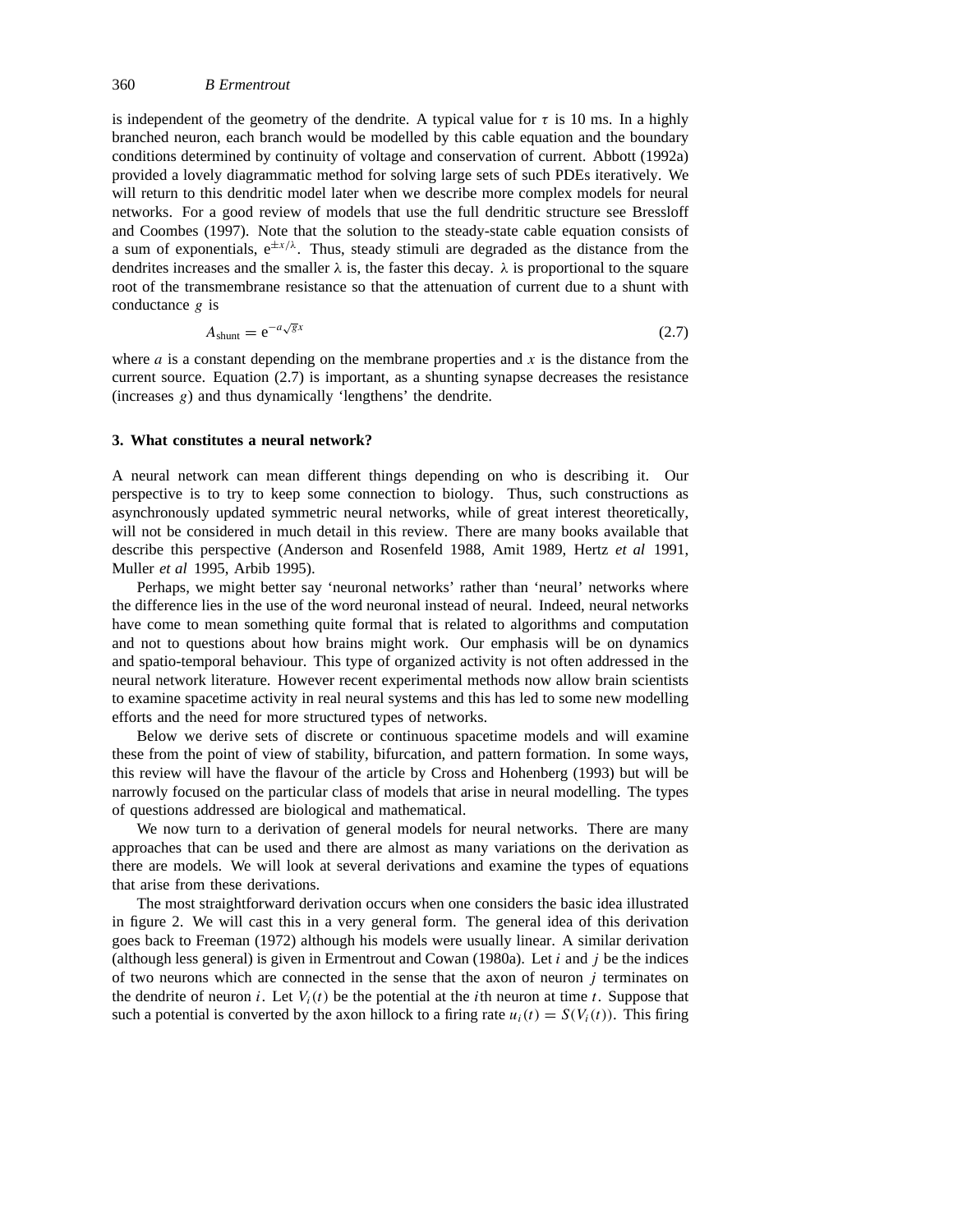is independent of the geometry of the dendrite. A typical value for $\tau$ is 10 ms. In a highly branched neuron, each branch would be modelled by this cable equation and the boundary conditions determined by continuity of voltage and conservation of current. Abbott (1992a) provided a lovely diagrammatic method for solving large sets of such PDEs iteratively. We will return to this dendritic model later when we describe more complex models for neural networks. For a good review of models that use the full dendritic structure see Bressloff and Coombes (1997). Note that the solution to the steady-state cable equation consists of a sum of exponentials, $e^{\pm x/\lambda}$. Thus, steady stimuli are degraded as the distance from the dendrites increases and the smaller $\lambda$ is, the faster this decay. $\lambda$ is proportional to the square root of the transmembrane resistance so that the attenuation of current due to a shunt with conductance $g$ is

$$A_{\text{shunt}} = e^{-a\sqrt{g}x} \tag{2.7}$$

where $a$ is a constant depending on the membrane properties and $x$ is the distance from the current source. Equation (2.7) is important, as a shunting synapse decreases the resistance (increases $g$) and thus dynamically 'lengthens' the dendrite.

## 3. What constitutes a neural network?

A neural network can mean different things depending on who is describing it. Our perspective is to try to keep some connection to biology. Thus, such constructions as asynchronously updated symmetric neural networks, while of great interest theoretically, will not be considered in much detail in this review. There are many books available that describe this perspective (Anderson and Rosenfeld 1988, Amit 1989, Hertz *et al* 1991, Muller *et al* 1995, Arbib 1995).

Perhaps, we might better say 'neuronal networks' rather than 'neural' networks where the difference lies in the use of the word neuronal instead of neural. Indeed, neural networks have come to mean something quite formal that is related to algorithms and computation and not to questions about how brains might work. Our emphasis will be on dynamics and spatio-temporal behaviour. This type of organized activity is not often addressed in the neural network literature. However recent experimental methods now allow brain scientists to examine spacetime activity in real neural systems and this has led to some new modelling efforts and the need for more structured types of networks.

Below we derive sets of discrete or continuous spacetime models and will examine these from the point of view of stability, bifurcation, and pattern formation. In some ways, this review will have the flavour of the article by Cross and Hohenberg (1993) but will be narrowly focused on the particular class of models that arise in neural modelling. The types of questions addressed are biological and mathematical.

We now turn to a derivation of general models for neural networks. There are many approaches that can be used and there are almost as many variations on the derivation as there are models. We will look at several derivations and examine the types of equations that arise from these derivations.

The most straightforward derivation occurs when one considers the basic idea illustrated in figure 2. We will cast this in a very general form. The general idea of this derivation goes back to Freeman (1972) although his models were usually linear. A similar derivation (although less general) is given in Ermentrout and Cowan (1980a). Let $i$ and $j$ be the indices of two neurons which are connected in the sense that the axon of neuron $j$ terminates on the dendrite of neuron $i$. Let $V_i(t)$ be the potential at the $i$th neuron at time $t$. Suppose that such a potential is converted by the axon hillock to a firing rate $u_i(t) = S(V_i(t))$. This firing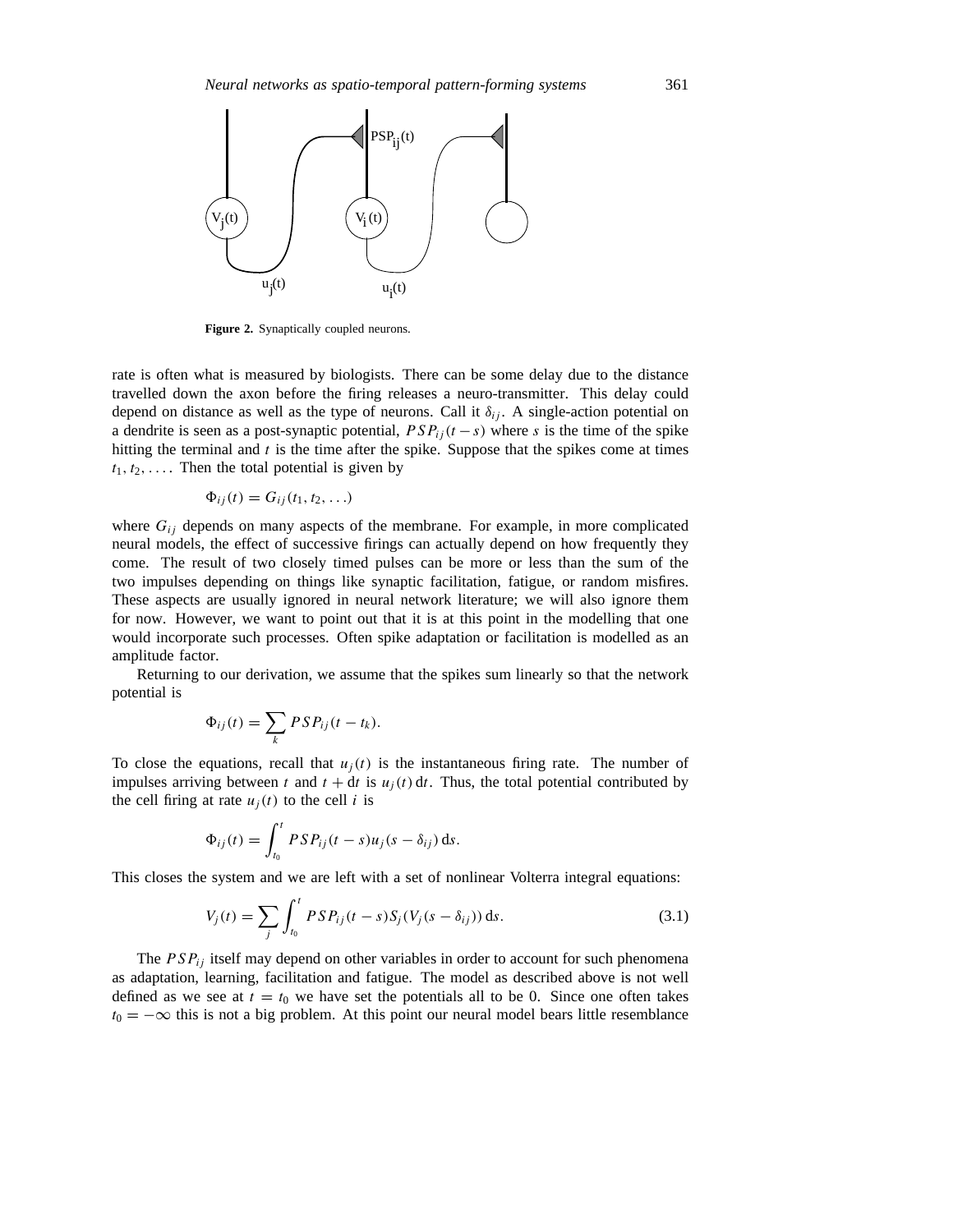**Figure 2.** Synaptically coupled neurons.

rate is often what is measured by biologists. There can be some delay due to the distance travelled down the axon before the firing releases a neuro-transmitter. This delay could depend on distance as well as the type of neurons. Call it $\delta_{ij}$. A single-action potential on a dendrite is seen as a post-synaptic potential, $PSP_{ij}(t-s)$ where $s$ is the time of the spike hitting the terminal and $t$ is the time after the spike. Suppose that the spikes come at times $t_1, t_2, \ldots$. Then the total potential is given by

$$\Phi_{ij}(t) = G_{ij}(t_1, t_2, \ldots)$$

where $G_{ij}$ depends on many aspects of the membrane. For example, in more complicated neural models, the effect of successive firings can actually depend on how frequently they come. The result of two closely timed pulses can be more or less than the sum of the two impulses depending on things like synaptic facilitation, fatigue, or random misfires. These aspects are usually ignored in neural network literature; we will also ignore them for now. However, we want to point out that it is at this point in the modelling that one would incorporate such processes. Often spike adaptation or facilitation is modelled as an amplitude factor.

Returning to our derivation, we assume that the spikes sum linearly so that the network potential is

$$\Phi_{ij}(t) = \sum_k PSP_{ij}(t - t_k).$$

To close the equations, recall that $u_j(t)$ is the instantaneous firing rate. The number of impulses arriving between $t$ and $t + \mathrm{d}t$ is $u_j(t)\,\mathrm{d}t$. Thus, the total potential contributed by the cell firing at rate $u_j(t)$ to the cell $i$ is

$$\Phi_{ij}(t) = \int_{t_0}^{t} PSP_{ij}(t-s) u_j(s - \delta_{ij})\,\mathrm{d}s.$$

This closes the system and we are left with a set of nonlinear Volterra integral equations:

$$V_j(t) = \sum_j \int_{t_0}^{t} PSP_{ij}(t-s) S_j(V_j(s - \delta_{ij}))\,\mathrm{d}s. \tag{3.1}$$

The $PSP_{ij}$ itself may depend on other variables in order to account for such phenomena as adaptation, learning, facilitation and fatigue. The model as described above is not well defined as we see at $t = t_0$ we have set the potentials all to be 0. Since one often takes $t_0 = -\infty$ this is not a big problem. At this point our neural model bears little resemblance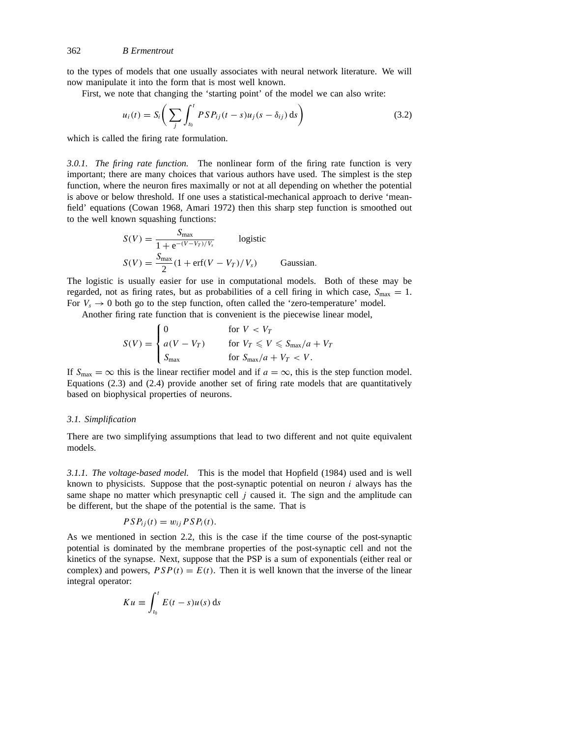to the types of models that one usually associates with neural network literature. We will now manipulate it into the form that is most well known.

First, we note that changing the 'starting point' of the model we can also write:

$$u_i(t) = S_i\left( \sum_j \int_{t_0}^{t} PSP_{ij}(t-s) u_j(s-\delta_{ij})\, \mathrm{d}s \right) \tag{3.2}$$

which is called the firing rate formulation.

*3.0.1. The firing rate function.* The nonlinear form of the firing rate function is very important; there are many choices that various authors have used. The simplest is the step function, where the neuron fires maximally or not at all depending on whether the potential is above or below threshold. If one uses a statistical-mechanical approach to derive 'mean-field' equations (Cowan 1968, Amari 1972) then this sharp step function is smoothed out to the well known squashing functions:

$$S(V) = \frac{S_{\max}}{1 + \mathrm{e}^{-(V-V_T)/V_s}} \qquad \text{logistic}$$

$$S(V) = \frac{S_{\max}}{2}(1 + \operatorname{erf}(V - V_T)/V_s) \qquad \text{Gaussian.}$$

The logistic is usually easier for use in computational models. Both of these may be regarded, not as firing rates, but as probabilities of a cell firing in which case, $S_{\max} = 1$. For $V_s \to 0$ both go to the step function, often called the 'zero-temperature' model.

Another firing rate function that is convenient is the piecewise linear model,

$$S(V) = \begin{cases} 0 & \text{for } V < V_T \\ a(V - V_T) & \text{for } V_T \leqslant V \leqslant S_{\max}/a + V_T \\ S_{\max} & \text{for } S_{\max}/a + V_T < V. \end{cases}$$

If $S_{\max} = \infty$ this is the linear rectifier model and if $a = \infty$, this is the step function model. Equations (2.3) and (2.4) provide another set of firing rate models that are quantitatively based on biophysical properties of neurons.

### *3.1. Simplification*

There are two simplifying assumptions that lead to two different and not quite equivalent models.

*3.1.1. The voltage-based model.* This is the model that Hopfield (1984) used and is well known to physicists. Suppose that the post-synaptic potential on neuron $i$ always has the same shape no matter which presynaptic cell $j$ caused it. The sign and the amplitude can be different, but the shape of the potential is the same. That is

$$PSP_{ij}(t) = w_{ij} PSP_i(t).$$

As we mentioned in section 2.2, this is the case if the time course of the post-synaptic potential is dominated by the membrane properties of the post-synaptic cell and not the kinetics of the synapse. Next, suppose that the PSP is a sum of exponentials (either real or complex) and powers, $PSP(t) = E(t)$. Then it is well known that the inverse of the linear integral operator:

$$Ku \equiv \int_{t_0}^{t} E(t-s) u(s)\, \mathrm{d}s$$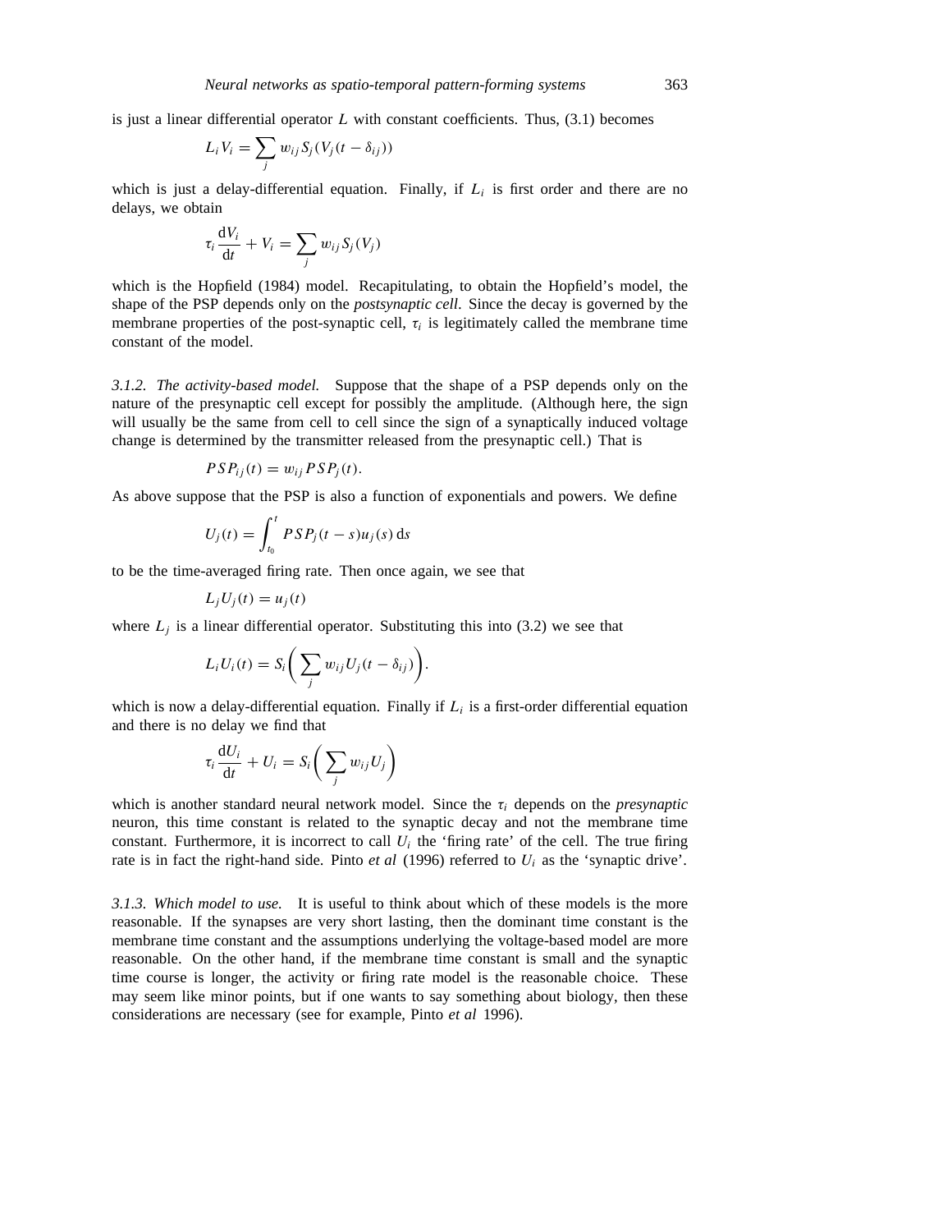is just a linear differential operator $L$ with constant coefficients. Thus, (3.1) becomes

$$L_i V_i = \sum_j w_{ij} S_j(V_j(t - \delta_{ij}))$$

which is just a delay-differential equation. Finally, if $L_i$ is first order and there are no delays, we obtain

$$\tau_i \frac{\mathrm{d}V_i}{\mathrm{d}t} + V_i = \sum_j w_{ij} S_j(V_j)$$

which is the Hopfield (1984) model. Recapitulating, to obtain the Hopfield's model, the shape of the PSP depends only on the *postsynaptic cell*. Since the decay is governed by the membrane properties of the post-synaptic cell, $\tau_i$ is legitimately called the membrane time constant of the model.

*3.1.2. The activity-based model.* Suppose that the shape of a PSP depends only on the nature of the presynaptic cell except for possibly the amplitude. (Although here, the sign will usually be the same from cell to cell since the sign of a synaptically induced voltage change is determined by the transmitter released from the presynaptic cell.) That is

$$PSP_{ij}(t) = w_{ij} PSP_j(t).$$

As above suppose that the PSP is also a function of exponentials and powers. We define

$$U_j(t) = \int_{t_0}^{t} PSP_j(t - s) u_j(s) \, \mathrm{d}s$$

to be the time-averaged firing rate. Then once again, we see that

$$L_j U_j(t) = u_j(t)$$

where $L_j$ is a linear differential operator. Substituting this into (3.2) we see that

$$L_i U_i(t) = S_i \bigg( \sum_j w_{ij} U_j(t - \delta_{ij}) \bigg).$$

which is now a delay-differential equation. Finally if $L_i$ is a first-order differential equation and there is no delay we find that

$$\tau_i \frac{\mathrm{d}U_i}{\mathrm{d}t} + U_i = S_i \bigg( \sum_j w_{ij} U_j \bigg)$$

which is another standard neural network model. Since the $\tau_i$ depends on the *presynaptic* neuron, this time constant is related to the synaptic decay and not the membrane time constant. Furthermore, it is incorrect to call $U_i$ the 'firing rate' of the cell. The true firing rate is in fact the right-hand side. Pinto *et al* (1996) referred to $U_i$ as the 'synaptic drive'.

*3.1.3. Which model to use.* It is useful to think about which of these models is the more reasonable. If the synapses are very short lasting, then the dominant time constant is the membrane time constant and the assumptions underlying the voltage-based model are more reasonable. On the other hand, if the membrane time constant is small and the synaptic time course is longer, the activity or firing rate model is the reasonable choice. These may seem like minor points, but if one wants to say something about biology, then these considerations are necessary (see for example, Pinto *et al* 1996).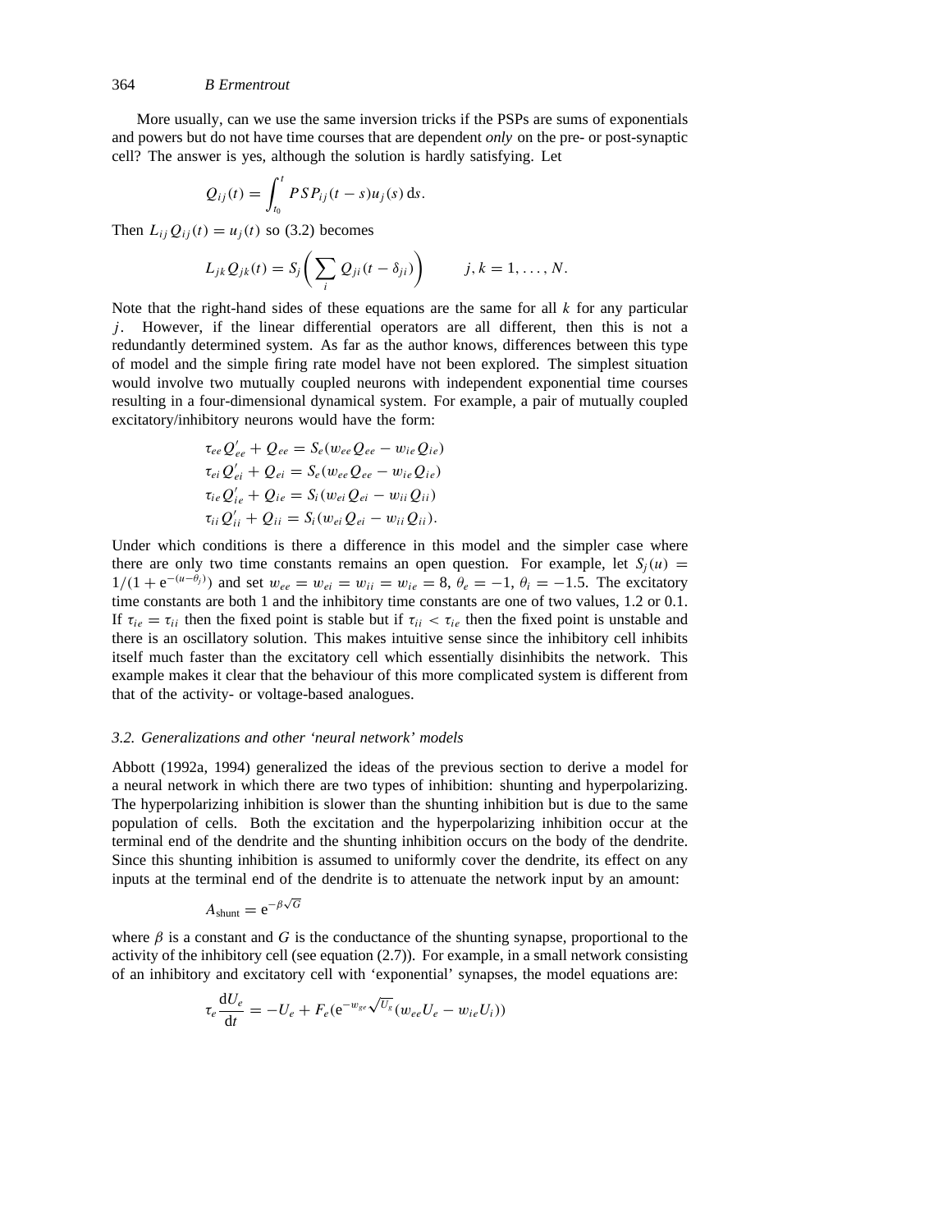More usually, can we use the same inversion tricks if the PSPs are sums of exponentials and powers but do not have time courses that are dependent *only* on the pre- or post-synaptic cell? The answer is yes, although the solution is hardly satisfying. Let

$$Q_{ij}(t) = \int_{t_0}^{t} PSP_{ij}(t-s)u_j(s)\,\mathrm{d}s.$$

Then $L_{ij}Q_{ij}(t) = u_j(t)$ so (3.2) becomes

$$L_{jk}Q_{jk}(t) = S_j\bigg(\sum_i Q_{ji}(t-\delta_{ji})\bigg) \qquad j,k = 1,\ldots,N.$$

Note that the right-hand sides of these equations are the same for all $k$ for any particular $j$. However, if the linear differential operators are all different, then this is not a redundantly determined system. As far as the author knows, differences between this type of model and the simple firing rate model have not been explored. The simplest situation would involve two mutually coupled neurons with independent exponential time courses resulting in a four-dimensional dynamical system. For example, a pair of mutually coupled excitatory/inhibitory neurons would have the form:

$$\begin{aligned}
\tau_{ee}Q'_{ee} + Q_{ee} &= S_e(w_{ee}Q_{ee} - w_{ie}Q_{ie})\\
\tau_{ei}Q'_{ei} + Q_{ei} &= S_e(w_{ee}Q_{ee} - w_{ie}Q_{ie})\\
\tau_{ie}Q'_{ie} + Q_{ie} &= S_i(w_{ei}Q_{ei} - w_{ii}Q_{ii})\\
\tau_{ii}Q'_{ii} + Q_{ii} &= S_i(w_{ei}Q_{ei} - w_{ii}Q_{ii}).
\end{aligned}$$

Under which conditions is there a difference in this model and the simpler case where there are only two time constants remains an open question. For example, let $S_j(u) = 1/(1+\mathrm{e}^{-(u-\theta_j)})$ and set $w_{ee} = w_{ei} = w_{ii} = w_{ie} = 8$, $\theta_e = -1$, $\theta_i = -1.5$. The excitatory time constants are both 1 and the inhibitory time constants are one of two values, 1.2 or 0.1. If $\tau_{ie} = \tau_{ii}$ then the fixed point is stable but if $\tau_{ii} < \tau_{ie}$ then the fixed point is unstable and there is an oscillatory solution. This makes intuitive sense since the inhibitory cell inhibits itself much faster than the excitatory cell which essentially disinhibits the network. This example makes it clear that the behaviour of this more complicated system is different from that of the activity- or voltage-based analogues.

### *3.2. Generalizations and other 'neural network' models*

Abbott (1992a, 1994) generalized the ideas of the previous section to derive a model for a neural network in which there are two types of inhibition: shunting and hyperpolarizing. The hyperpolarizing inhibition is slower than the shunting inhibition but is due to the same population of cells. Both the excitation and the hyperpolarizing inhibition occur at the terminal end of the dendrite and the shunting inhibition occurs on the body of the dendrite. Since this shunting inhibition is assumed to uniformly cover the dendrite, its effect on any inputs at the terminal end of the dendrite is to attenuate the network input by an amount:

$$A_{\mathrm{shunt}} = \mathrm{e}^{-\beta\sqrt{G}}$$

where $\beta$ is a constant and $G$ is the conductance of the shunting synapse, proportional to the activity of the inhibitory cell (see equation (2.7)). For example, in a small network consisting of an inhibitory and excitatory cell with 'exponential' synapses, the model equations are:

$$\tau_e\frac{\mathrm{d}U_e}{\mathrm{d}t} = -U_e + F_e(\mathrm{e}^{-w_{ge}\sqrt{U_g}}(w_{ee}U_e - w_{ie}U_i))$$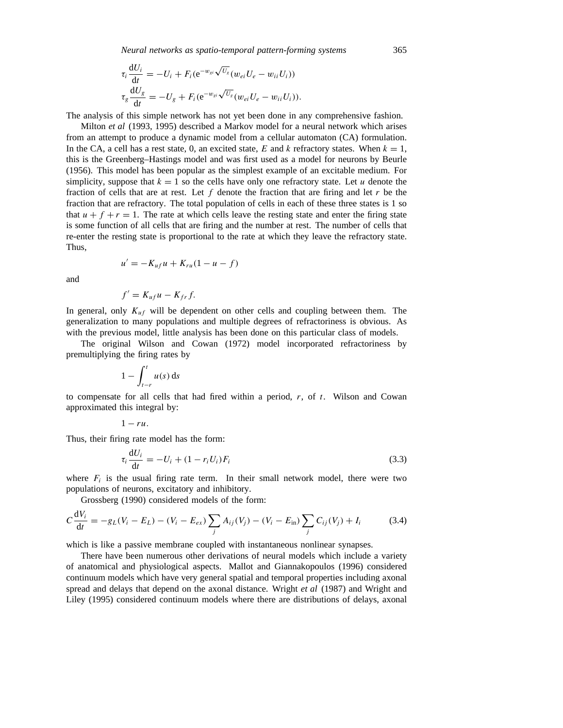$$\tau_i \frac{\mathrm{d}U_i}{\mathrm{d}t} = -U_i + F_i(\mathrm{e}^{-w_{gi}\sqrt{U_g}}(w_{ei}U_e - w_{ii}U_i))$$

$$\tau_g \frac{\mathrm{d}U_g}{\mathrm{d}t} = -U_g + F_i(\mathrm{e}^{-w_{gi}\sqrt{U_g}}(w_{ei}U_e - w_{ii}U_i)).$$

The analysis of this simple network has not yet been done in any comprehensive fashion.

Milton *et al* (1993, 1995) described a Markov model for a neural network which arises from an attempt to produce a dynamic model from a cellular automaton (CA) formulation. In the CA, a cell has a rest state, 0, an excited state, $E$ and $k$ refractory states. When $k = 1$, this is the Greenberg–Hastings model and was first used as a model for neurons by Beurle (1956). This model has been popular as the simplest example of an excitable medium. For simplicity, suppose that $k = 1$ so the cells have only one refractory state. Let $u$ denote the fraction of cells that are at rest. Let $f$ denote the fraction that are firing and let $r$ be the fraction that are refractory. The total population of cells in each of these three states is 1 so that $u + f + r = 1$. The rate at which cells leave the resting state and enter the firing state is some function of all cells that are firing and the number at rest. The number of cells that re-enter the resting state is proportional to the rate at which they leave the refractory state. Thus,

$$u' = -K_{uf}u + K_{ru}(1 - u - f)$$

and

$$f' = K_{uf}u - K_{fr}f.$$

In general, only $K_{uf}$ will be dependent on other cells and coupling between them. The generalization to many populations and multiple degrees of refractoriness is obvious. As with the previous model, little analysis has been done on this particular class of models.

The original Wilson and Cowan (1972) model incorporated refractoriness by premultiplying the firing rates by

$$1 - \int_{t-r}^{t} u(s)\,\mathrm{d}s$$

to compensate for all cells that had fired within a period, $r$, of $t$. Wilson and Cowan approximated this integral by:

$$1 - ru.$$

Thus, their firing rate model has the form:

$$\tau_i \frac{\mathrm{d}U_i}{\mathrm{d}t} = -U_i + (1 - r_i U_i)F_i \tag{3.3}$$

where $F_i$ is the usual firing rate term. In their small network model, there were two populations of neurons, excitatory and inhibitory.

Grossberg (1990) considered models of the form:

$$C\frac{\mathrm{d}V_i}{\mathrm{d}t} = -g_L(V_i - E_L) - (V_i - E_{ex})\sum_j A_{ij}(V_j) - (V_i - E_{\mathrm{in}})\sum_j C_{ij}(V_j) + I_i \tag{3.4}$$

which is like a passive membrane coupled with instantaneous nonlinear synapses.

There have been numerous other derivations of neural models which include a variety of anatomical and physiological aspects. Mallot and Giannakopoulos (1996) considered continuum models which have very general spatial and temporal properties including axonal spread and delays that depend on the axonal distance. Wright *et al* (1987) and Wright and Liley (1995) considered continuum models where there are distributions of delays, axonal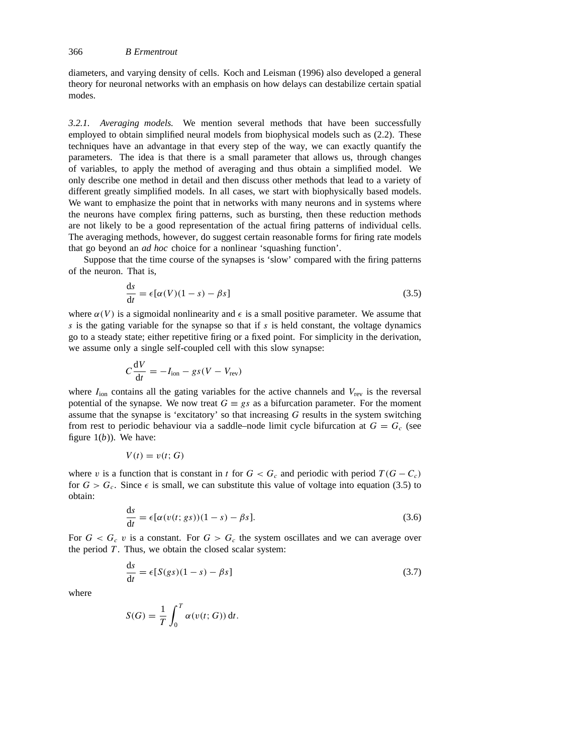diameters, and varying density of cells. Koch and Leisman (1996) also developed a general theory for neuronal networks with an emphasis on how delays can destabilize certain spatial modes.

*3.2.1. Averaging models.* We mention several methods that have been successfully employed to obtain simplified neural models from biophysical models such as (2.2). These techniques have an advantage in that every step of the way, we can exactly quantify the parameters. The idea is that there is a small parameter that allows us, through changes of variables, to apply the method of averaging and thus obtain a simplified model. We only describe one method in detail and then discuss other methods that lead to a variety of different greatly simplified models. In all cases, we start with biophysically based models. We want to emphasize the point that in networks with many neurons and in systems where the neurons have complex firing patterns, such as bursting, then these reduction methods are not likely to be a good representation of the actual firing patterns of individual cells. The averaging methods, however, do suggest certain reasonable forms for firing rate models that go beyond an *ad hoc* choice for a nonlinear 'squashing function'.

Suppose that the time course of the synapses is 'slow' compared with the firing patterns of the neuron. That is,

$$\frac{\mathrm{d}s}{\mathrm{d}t} = \epsilon[\alpha(V)(1-s) - \beta s] \tag{3.5}$$

where $\alpha(V)$ is a sigmoidal nonlinearity and $\epsilon$ is a small positive parameter. We assume that $s$ is the gating variable for the synapse so that if $s$ is held constant, the voltage dynamics go to a steady state; either repetitive firing or a fixed point. For simplicity in the derivation, we assume only a single self-coupled cell with this slow synapse:

$$C\frac{\mathrm{d}V}{\mathrm{d}t} = -I_{\mathrm{ion}} - gs(V - V_{\mathrm{rev}})$$

where $I_{\mathrm{ion}}$ contains all the gating variables for the active channels and $V_{\mathrm{rev}}$ is the reversal potential of the synapse. We now treat $G \equiv gs$ as a bifurcation parameter. For the moment assume that the synapse is 'excitatory' so that increasing $G$ results in the system switching from rest to periodic behaviour via a saddle–node limit cycle bifurcation at $G = G_c$ (see figure 1(*b*)). We have:

$$V(t) = v(t; G)$$

where $v$ is a function that is constant in $t$ for $G < G_c$ and periodic with period $T(G - C_c)$ for $G > G_c$. Since $\epsilon$ is small, we can substitute this value of voltage into equation (3.5) to obtain:

$$\frac{\mathrm{d}s}{\mathrm{d}t} = \epsilon[\alpha(v(t; gs))(1-s) - \beta s]. \tag{3.6}$$

For $G < G_c$ $v$ is a constant. For $G > G_c$ the system oscillates and we can average over the period $T$. Thus, we obtain the closed scalar system:

$$\frac{\mathrm{d}s}{\mathrm{d}t} = \epsilon[S(gs)(1-s) - \beta s] \tag{3.7}$$

where

$$S(G) = \frac{1}{T}\int_0^T \alpha(v(t; G))\,\mathrm{d}t.$$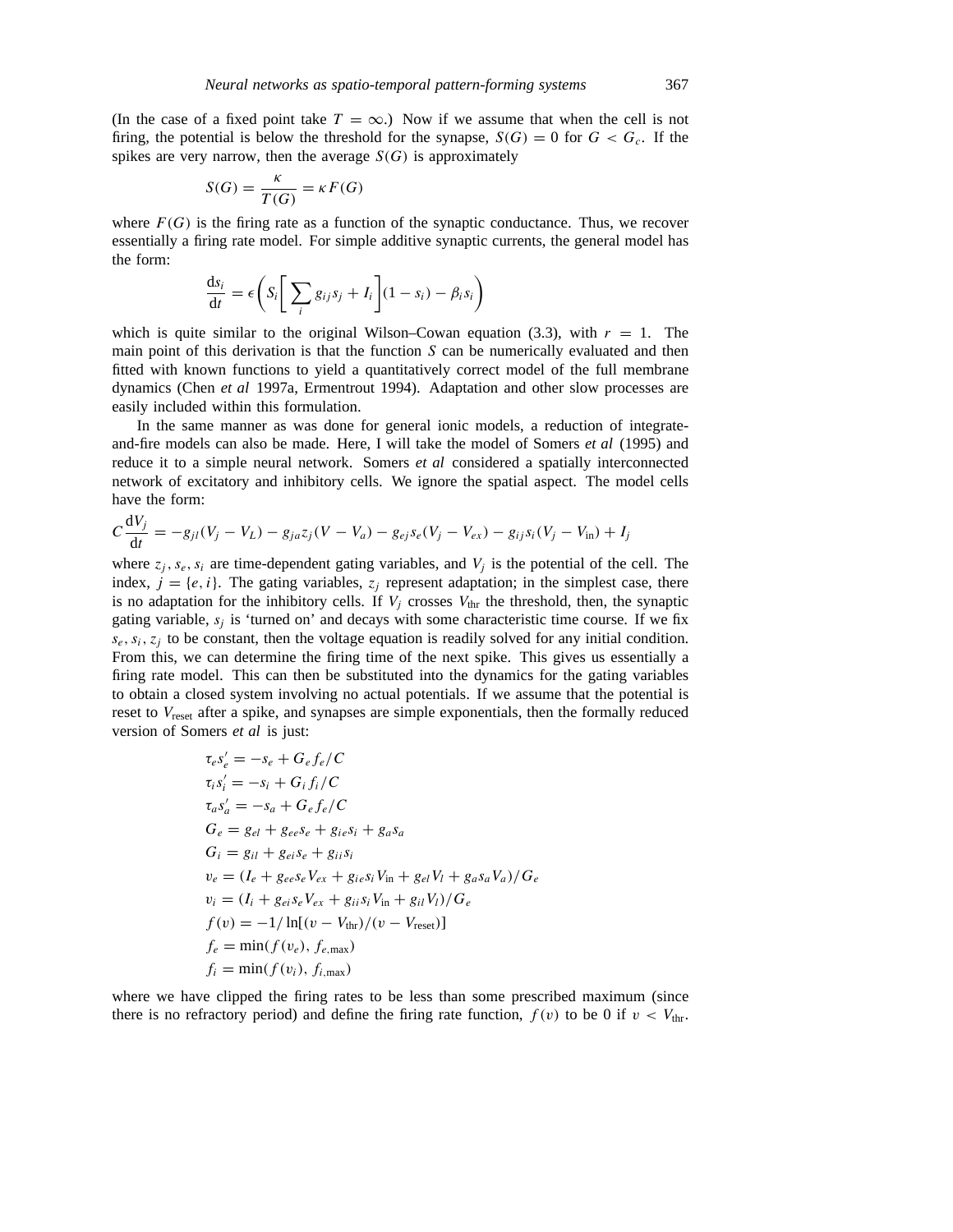(In the case of a fixed point take $T = \infty$.) Now if we assume that when the cell is not firing, the potential is below the threshold for the synapse, $S(G) = 0$ for $G < G_c$. If the spikes are very narrow, then the average $S(G)$ is approximately

$$S(G) = \frac{\kappa}{T(G)} = \kappa F(G)$$

where $F(G)$ is the firing rate as a function of the synaptic conductance. Thus, we recover essentially a firing rate model. For simple additive synaptic currents, the general model has the form:

$$\frac{\mathrm{d}s_i}{\mathrm{d}t} = \epsilon \left( S_i \left[ \sum_i g_{ij} s_j + I_i \right] (1 - s_i) - \beta_i s_i \right)$$

which is quite similar to the original Wilson–Cowan equation (3.3), with $r = 1$. The main point of this derivation is that the function $S$ can be numerically evaluated and then fitted with known functions to yield a quantitatively correct model of the full membrane dynamics (Chen *et al* 1997a, Ermentrout 1994). Adaptation and other slow processes are easily included within this formulation.

In the same manner as was done for general ionic models, a reduction of integrate-and-fire models can also be made. Here, I will take the model of Somers *et al* (1995) and reduce it to a simple neural network. Somers *et al* considered a spatially interconnected network of excitatory and inhibitory cells. We ignore the spatial aspect. The model cells have the form:

$$C \frac{\mathrm{d}V_j}{\mathrm{d}t} = -g_{jl}(V_j - V_L) - g_{ja} z_j (V - V_a) - g_{ej} s_e (V_j - V_{ex}) - g_{ij} s_i (V_j - V_{\mathrm{in}}) + I_j$$

where $z_j, s_e, s_i$ are time-dependent gating variables, and $V_j$ is the potential of the cell. The index, $j = \{e, i\}$. The gating variables, $z_j$ represent adaptation; in the simplest case, there is no adaptation for the inhibitory cells. If $V_j$ crosses $V_{\mathrm{thr}}$ the threshold, then, the synaptic gating variable, $s_j$ is 'turned on' and decays with some characteristic time course. If we fix $s_e, s_i, z_j$ to be constant, then the voltage equation is readily solved for any initial condition. From this, we can determine the firing time of the next spike. This gives us essentially a firing rate model. This can then be substituted into the dynamics for the gating variables to obtain a closed system involving no actual potentials. If we assume that the potential is reset to $V_{\mathrm{reset}}$ after a spike, and synapses are simple exponentials, then the formally reduced version of Somers *et al* is just:

$$\begin{aligned}
\tau_e s_e' &= -s_e + G_e f_e / C \\
\tau_i s_i' &= -s_i + G_i f_i / C \\
\tau_a s_a' &= -s_a + G_e f_e / C \\
G_e &= g_{el} + g_{ee} s_e + g_{ie} s_i + g_a s_a \\
G_i &= g_{il} + g_{ei} s_e + g_{ii} s_i \\
v_e &= (I_e + g_{ee} s_e V_{ex} + g_{ie} s_i V_{\mathrm{in}} + g_{el} V_l + g_a s_a V_a)/G_e \\
v_i &= (I_i + g_{ei} s_e V_{ex} + g_{ii} s_i V_{\mathrm{in}} + g_{il} V_l)/G_e \\
f(v) &= -1/\ln[(v - V_{\mathrm{thr}})/(v - V_{\mathrm{reset}})] \\
f_e &= \min(f(v_e), f_{e,\max}) \\
f_i &= \min(f(v_i), f_{i,\max})
\end{aligned}$$

where we have clipped the firing rates to be less than some prescribed maximum (since there is no refractory period) and define the firing rate function, $f(v)$ to be 0 if $v < V_{\mathrm{thr}}$.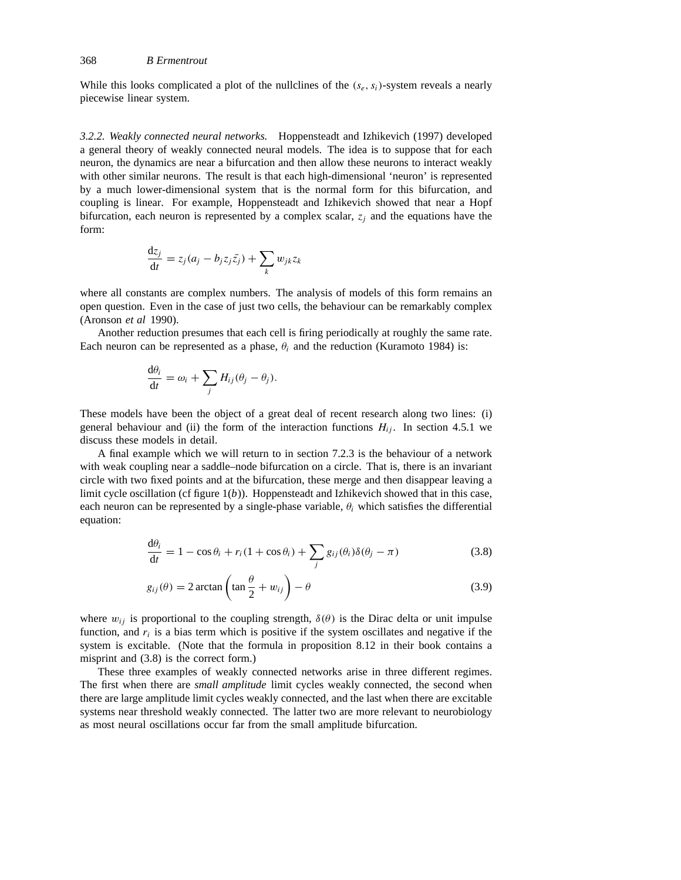While this looks complicated a plot of the nullclines of the $(s_e, s_i)$-system reveals a nearly piecewise linear system.

*3.2.2. Weakly connected neural networks.* Hoppensteadt and Izhikevich (1997) developed a general theory of weakly connected neural models. The idea is to suppose that for each neuron, the dynamics are near a bifurcation and then allow these neurons to interact weakly with other similar neurons. The result is that each high-dimensional 'neuron' is represented by a much lower-dimensional system that is the normal form for this bifurcation, and coupling is linear. For example, Hoppensteadt and Izhikevich showed that near a Hopf bifurcation, each neuron is represented by a complex scalar, $z_j$ and the equations have the form:

$$\frac{\mathrm{d}z_j}{\mathrm{d}t} = z_j(a_j - b_j z_j \bar{z_j}) + \sum_k w_{jk} z_k$$

where all constants are complex numbers. The analysis of models of this form remains an open question. Even in the case of just two cells, the behaviour can be remarkably complex (Aronson *et al* 1990).

Another reduction presumes that each cell is firing periodically at roughly the same rate. Each neuron can be represented as a phase, $\theta_i$ and the reduction (Kuramoto 1984) is:

$$\frac{\mathrm{d}\theta_i}{\mathrm{d}t} = \omega_i + \sum_j H_{ij}(\theta_j - \theta_j).$$

These models have been the object of a great deal of recent research along two lines: (i) general behaviour and (ii) the form of the interaction functions $H_{ij}$. In section 4.5.1 we discuss these models in detail.

A final example which we will return to in section 7.2.3 is the behaviour of a network with weak coupling near a saddle–node bifurcation on a circle. That is, there is an invariant circle with two fixed points and at the bifurcation, these merge and then disappear leaving a limit cycle oscillation (cf figure 1(*b*)). Hoppensteadt and Izhikevich showed that in this case, each neuron can be represented by a single-phase variable, $\theta_i$ which satisfies the differential equation:

$$\frac{\mathrm{d}\theta_i}{\mathrm{d}t} = 1 - \cos\theta_i + r_i(1 + \cos\theta_i) + \sum_j g_{ij}(\theta_i)\delta(\theta_j - \pi) \tag{3.8}$$

$$g_{ij}(\theta) = 2\arctan\left(\tan\frac{\theta}{2} + w_{ij}\right) - \theta \tag{3.9}$$

where $w_{ij}$ is proportional to the coupling strength, $\delta(\theta)$ is the Dirac delta or unit impulse function, and $r_i$ is a bias term which is positive if the system oscillates and negative if the system is excitable. (Note that the formula in proposition 8.12 in their book contains a misprint and (3.8) is the correct form.)

These three examples of weakly connected networks arise in three different regimes. The first when there are *small amplitude* limit cycles weakly connected, the second when there are large amplitude limit cycles weakly connected, and the last when there are excitable systems near threshold weakly connected. The latter two are more relevant to neurobiology as most neural oscillations occur far from the small amplitude bifurcation.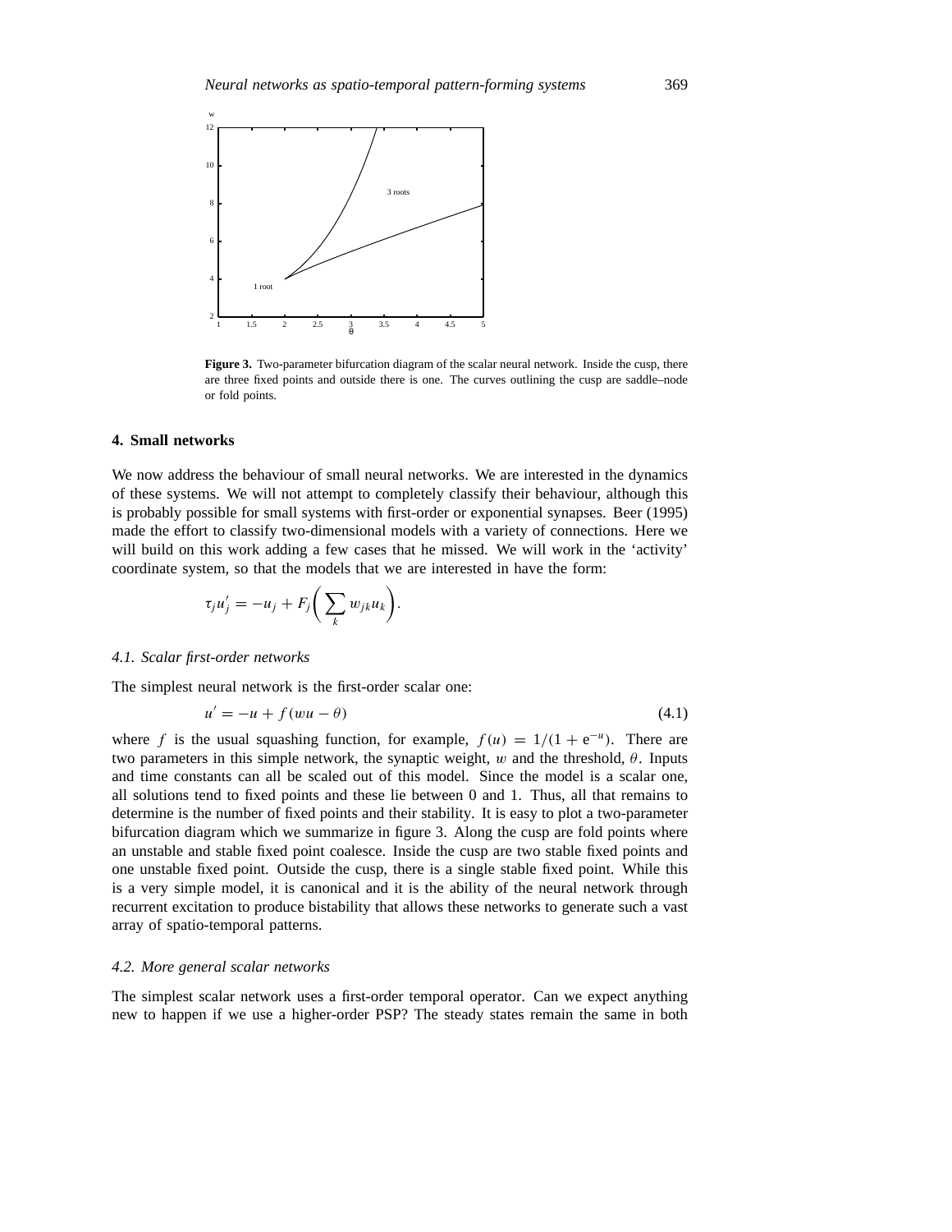**Figure 3.** Two-parameter bifurcation diagram of the scalar neural network. Inside the cusp, there are three fixed points and outside there is one. The curves outlining the cusp are saddle–node or fold points.

## 4. Small networks

We now address the behaviour of small neural networks. We are interested in the dynamics of these systems. We will not attempt to completely classify their behaviour, although this is probably possible for small systems with first-order or exponential synapses. Beer (1995) made the effort to classify two-dimensional models with a variety of connections. Here we will build on this work adding a few cases that he missed. We will work in the 'activity' coordinate system, so that the models that we are interested in have the form:

$$\tau_j u_j' = -u_j + F_j\left(\sum_k w_{jk} u_k\right).$$

### 4.1. Scalar first-order networks

The simplest neural network is the first-order scalar one:

$$u' = -u + f(wu - \theta) \tag{4.1}$$

where $f$ is the usual squashing function, for example, $f(u) = 1/(1 + e^{-u})$. There are two parameters in this simple network, the synaptic weight, $w$ and the threshold, $\theta$. Inputs and time constants can all be scaled out of this model. Since the model is a scalar one, all solutions tend to fixed points and these lie between 0 and 1. Thus, all that remains to determine is the number of fixed points and their stability. It is easy to plot a two-parameter bifurcation diagram which we summarize in figure 3. Along the cusp are fold points where an unstable and stable fixed point coalesce. Inside the cusp are two stable fixed points and one unstable fixed point. Outside the cusp, there is a single stable fixed point. While this is a very simple model, it is canonical and it is the ability of the neural network through recurrent excitation to produce bistability that allows these networks to generate such a vast array of spatio-temporal patterns.

### 4.2. More general scalar networks

The simplest scalar network uses a first-order temporal operator. Can we expect anything new to happen if we use a higher-order PSP? The steady states remain the same in both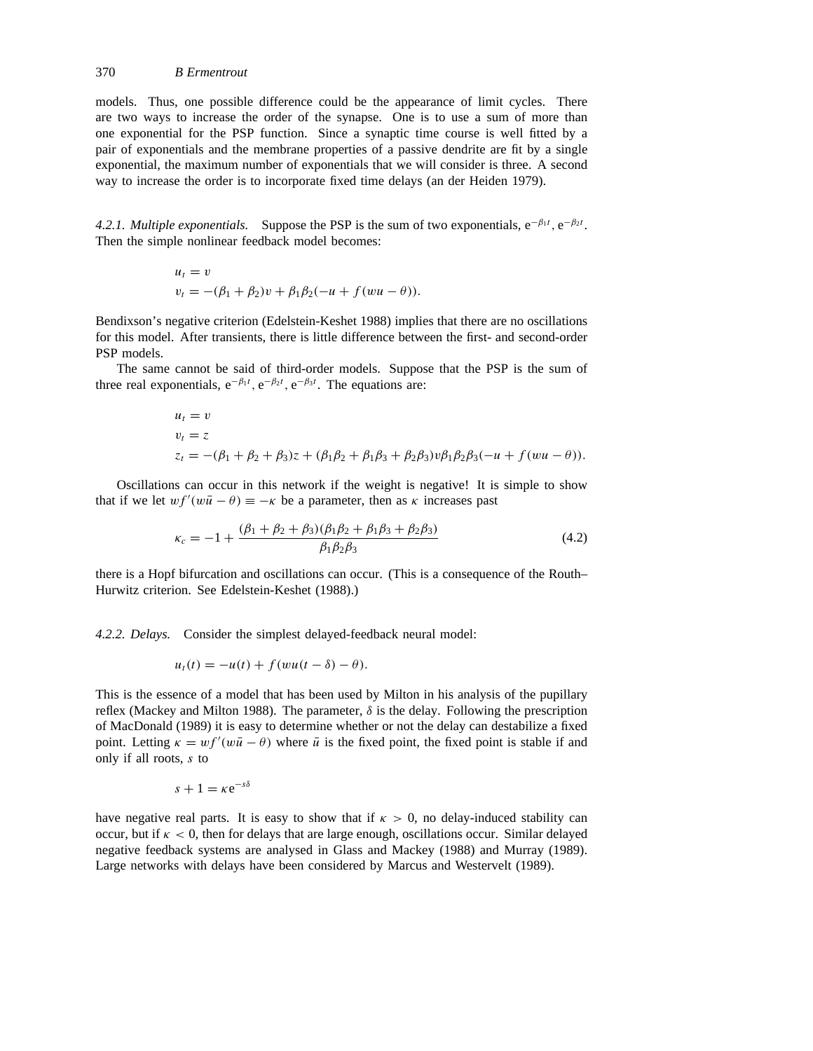models. Thus, one possible difference could be the appearance of limit cycles. There are two ways to increase the order of the synapse. One is to use a sum of more than one exponential for the PSP function. Since a synaptic time course is well fitted by a pair of exponentials and the membrane properties of a passive dendrite are fit by a single exponential, the maximum number of exponentials that we will consider is three. A second way to increase the order is to incorporate fixed time delays (an der Heiden 1979).

*4.2.1. Multiple exponentials.* Suppose the PSP is the sum of two exponentials, $e^{-\beta_1 t}$, $e^{-\beta_2 t}$. Then the simple nonlinear feedback model becomes:

$$
\begin{aligned}
u_t &= v \\
v_t &= -(\beta_1 + \beta_2)v + \beta_1\beta_2(-u + f(wu - \theta)).
\end{aligned}
$$

Bendixson's negative criterion (Edelstein-Keshet 1988) implies that there are no oscillations for this model. After transients, there is little difference between the first- and second-order PSP models.

The same cannot be said of third-order models. Suppose that the PSP is the sum of three real exponentials, $e^{-\beta_1 t}$, $e^{-\beta_2 t}$, $e^{-\beta_3 t}$. The equations are:

$$
\begin{aligned}
u_t &= v \\
v_t &= z \\
z_t &= -(\beta_1 + \beta_2 + \beta_3)z + (\beta_1\beta_2 + \beta_1\beta_3 + \beta_2\beta_3)v\beta_1\beta_2\beta_3(-u + f(wu - \theta)).
\end{aligned}
$$

Oscillations can occur in this network if the weight is negative! It is simple to show that if we let $wf'(w\bar{u} - \theta) \equiv -\kappa$ be a parameter, then as $\kappa$ increases past

$$
\kappa_c = -1 + \frac{(\beta_1 + \beta_2 + \beta_3)(\beta_1\beta_2 + \beta_1\beta_3 + \beta_2\beta_3)}{\beta_1\beta_2\beta_3} \tag{4.2}
$$

there is a Hopf bifurcation and oscillations can occur. (This is a consequence of the Routh–Hurwitz criterion. See Edelstein-Keshet (1988).)

*4.2.2. Delays.* Consider the simplest delayed-feedback neural model:

$$
u_t(t) = -u(t) + f(wu(t - \delta) - \theta).
$$

This is the essence of a model that has been used by Milton in his analysis of the pupillary reflex (Mackey and Milton 1988). The parameter, $\delta$ is the delay. Following the prescription of MacDonald (1989) it is easy to determine whether or not the delay can destabilize a fixed point. Letting $\kappa = wf'(w\bar{u} - \theta)$ where $\bar{u}$ is the fixed point, the fixed point is stable if and only if all roots, $s$ to

$$
s + 1 = \kappa e^{-s\delta}
$$

have negative real parts. It is easy to show that if $\kappa > 0$, no delay-induced stability can occur, but if $\kappa < 0$, then for delays that are large enough, oscillations occur. Similar delayed negative feedback systems are analysed in Glass and Mackey (1988) and Murray (1989). Large networks with delays have been considered by Marcus and Westervelt (1989).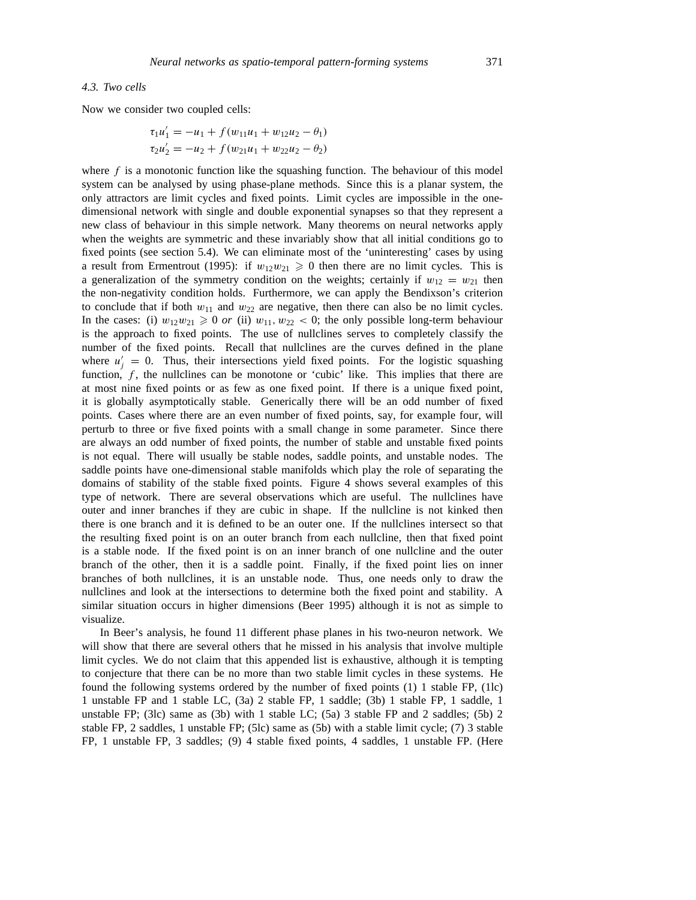### 4.3. Two cells

Now we consider two coupled cells:

$$\tau_1 u_1' = -u_1 + f(w_{11}u_1 + w_{12}u_2 - \theta_1)$$
$$\tau_2 u_2' = -u_2 + f(w_{21}u_1 + w_{22}u_2 - \theta_2)$$

where $f$ is a monotonic function like the squashing function. The behaviour of this model system can be analysed by using phase-plane methods. Since this is a planar system, the only attractors are limit cycles and fixed points. Limit cycles are impossible in the one-dimensional network with single and double exponential synapses so that they represent a new class of behaviour in this simple network. Many theorems on neural networks apply when the weights are symmetric and these invariably show that all initial conditions go to fixed points (see section 5.4). We can eliminate most of the 'uninteresting' cases by using a result from Ermentrout (1995): if $w_{12}w_{21} \geqslant 0$ then there are no limit cycles. This is a generalization of the symmetry condition on the weights; certainly if $w_{12} = w_{21}$ then the non-negativity condition holds. Furthermore, we can apply the Bendixson's criterion to conclude that if both $w_{11}$ and $w_{22}$ are negative, then there can also be no limit cycles. In the cases: (i) $w_{12}w_{21} \geqslant 0$ *or* (ii) $w_{11}, w_{22} < 0$; the only possible long-term behaviour is the approach to fixed points. The use of nullclines serves to completely classify the number of the fixed points. Recall that nullclines are the curves defined in the plane where $u_j' = 0$. Thus, their intersections yield fixed points. For the logistic squashing function, $f$, the nullclines can be monotone or 'cubic' like. This implies that there are at most nine fixed points or as few as one fixed point. If there is a unique fixed point, it is globally asymptotically stable. Generically there will be an odd number of fixed points. Cases where there are an even number of fixed points, say, for example four, will perturb to three or five fixed points with a small change in some parameter. Since there are always an odd number of fixed points, the number of stable and unstable fixed points is not equal. There will usually be stable nodes, saddle points, and unstable nodes. The saddle points have one-dimensional stable manifolds which play the role of separating the domains of stability of the stable fixed points. Figure 4 shows several examples of this type of network. There are several observations which are useful. The nullclines have outer and inner branches if they are cubic in shape. If the nullcline is not kinked then there is one branch and it is defined to be an outer one. If the nullclines intersect so that the resulting fixed point is on an outer branch from each nullcline, then that fixed point is a stable node. If the fixed point is on an inner branch of one nullcline and the outer branch of the other, then it is a saddle point. Finally, if the fixed point lies on inner branches of both nullclines, it is an unstable node. Thus, one needs only to draw the nullclines and look at the intersections to determine both the fixed point and stability. A similar situation occurs in higher dimensions (Beer 1995) although it is not as simple to visualize.

In Beer's analysis, he found 11 different phase planes in his two-neuron network. We will show that there are several others that he missed in his analysis that involve multiple limit cycles. We do not claim that this appended list is exhaustive, although it is tempting to conjecture that there can be no more than two stable limit cycles in these systems. He found the following systems ordered by the number of fixed points (1) 1 stable FP, (1lc) 1 unstable FP and 1 stable LC, (3a) 2 stable FP, 1 saddle; (3b) 1 stable FP, 1 saddle, 1 unstable FP; (3lc) same as (3b) with 1 stable LC; (5a) 3 stable FP and 2 saddles; (5b) 2 stable FP, 2 saddles, 1 unstable FP; (5lc) same as (5b) with a stable limit cycle; (7) 3 stable FP, 1 unstable FP, 3 saddles; (9) 4 stable fixed points, 4 saddles, 1 unstable FP. (Here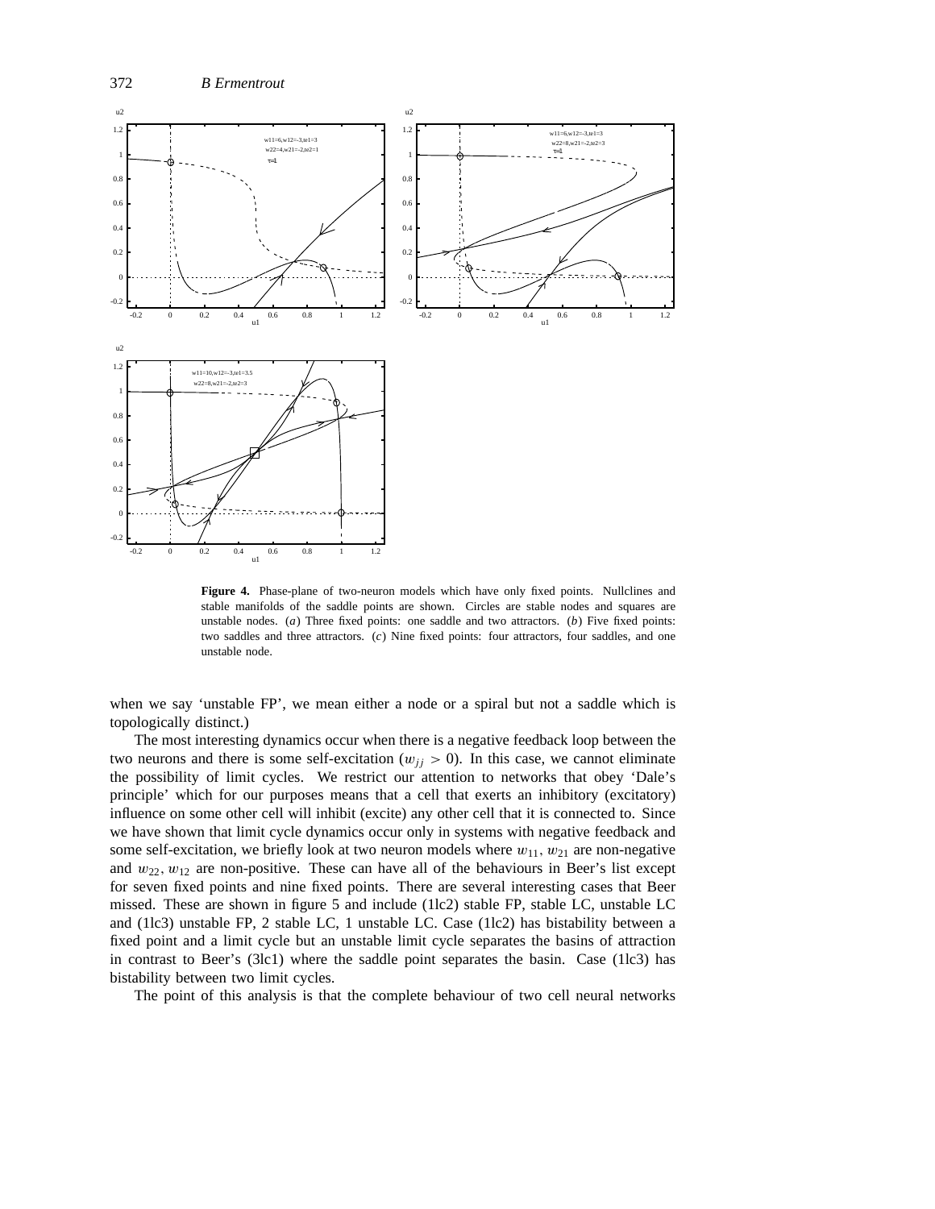**Figure 4.** Phase-plane of two-neuron models which have only fixed points. Nullclines and stable manifolds of the saddle points are shown. Circles are stable nodes and squares are unstable nodes. (*a*) Three fixed points: one saddle and two attractors. (*b*) Five fixed points: two saddles and three attractors. (*c*) Nine fixed points: four attractors, four saddles, and one unstable node.

when we say 'unstable FP', we mean either a node or a spiral but not a saddle which is topologically distinct.)

The most interesting dynamics occur when there is a negative feedback loop between the two neurons and there is some self-excitation ($w_{jj} > 0$). In this case, we cannot eliminate the possibility of limit cycles. We restrict our attention to networks that obey 'Dale's principle' which for our purposes means that a cell that exerts an inhibitory (excitatory) influence on some other cell will inhibit (excite) any other cell that it is connected to. Since we have shown that limit cycle dynamics occur only in systems with negative feedback and some self-excitation, we briefly look at two neuron models where $w_{11}$, $w_{21}$ are non-negative and $w_{22}$, $w_{12}$ are non-positive. These can have all of the behaviours in Beer's list except for seven fixed points and nine fixed points. There are several interesting cases that Beer missed. These are shown in figure 5 and include (1lc2) stable FP, stable LC, unstable LC and (1lc3) unstable FP, 2 stable LC, 1 unstable LC. Case (1lc2) has bistability between a fixed point and a limit cycle but an unstable limit cycle separates the basins of attraction in contrast to Beer's (3lc1) where the saddle point separates the basin. Case (1lc3) has bistability between two limit cycles.

The point of this analysis is that the complete behaviour of two cell neural networks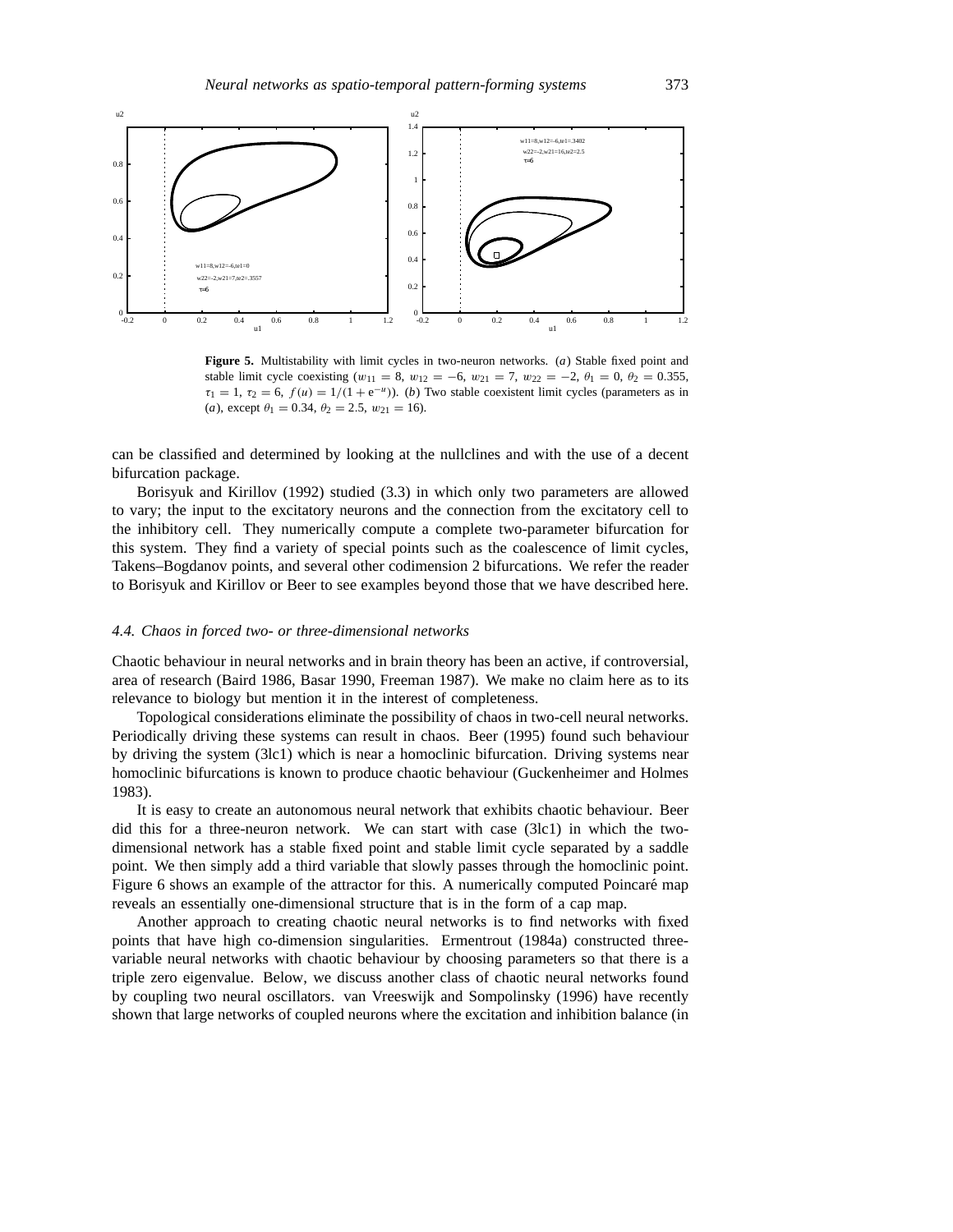**Figure 5.** Multistability with limit cycles in two-neuron networks. (*a*) Stable fixed point and stable limit cycle coexisting ($w_{11} = 8$, $w_{12} = -6$, $w_{21} = 7$, $w_{22} = -2$, $\theta_1 = 0$, $\theta_2 = 0.355$, $\tau_1 = 1$, $\tau_2 = 6$, $f(u) = 1/(1 + e^{-u})$). (*b*) Two stable coexistent limit cycles (parameters as in (*a*), except $\theta_1 = 0.34$, $\theta_2 = 2.5$, $w_{21} = 16$).

can be classified and determined by looking at the nullclines and with the use of a decent bifurcation package.

Borisyuk and Kirillov (1992) studied (3.3) in which only two parameters are allowed to vary; the input to the excitatory neurons and the connection from the excitatory cell to the inhibitory cell. They numerically compute a complete two-parameter bifurcation for this system. They find a variety of special points such as the coalescence of limit cycles, Takens–Bogdanov points, and several other codimension 2 bifurcations. We refer the reader to Borisyuk and Kirillov or Beer to see examples beyond those that we have described here.

### *4.4. Chaos in forced two- or three-dimensional networks*

Chaotic behaviour in neural networks and in brain theory has been an active, if controversial, area of research (Baird 1986, Basar 1990, Freeman 1987). We make no claim here as to its relevance to biology but mention it in the interest of completeness.

Topological considerations eliminate the possibility of chaos in two-cell neural networks. Periodically driving these systems can result in chaos. Beer (1995) found such behaviour by driving the system (3lc1) which is near a homoclinic bifurcation. Driving systems near homoclinic bifurcations is known to produce chaotic behaviour (Guckenheimer and Holmes 1983).

It is easy to create an autonomous neural network that exhibits chaotic behaviour. Beer did this for a three-neuron network. We can start with case (3lc1) in which the two-dimensional network has a stable fixed point and stable limit cycle separated by a saddle point. We then simply add a third variable that slowly passes through the homoclinic point. Figure 6 shows an example of the attractor for this. A numerically computed Poincaré map reveals an essentially one-dimensional structure that is in the form of a cap map.

Another approach to creating chaotic neural networks is to find networks with fixed points that have high co-dimension singularities. Ermentrout (1984a) constructed three-variable neural networks with chaotic behaviour by choosing parameters so that there is a triple zero eigenvalue. Below, we discuss another class of chaotic neural networks found by coupling two neural oscillators. van Vreeswijk and Sompolinsky (1996) have recently shown that large networks of coupled neurons where the excitation and inhibition balance (in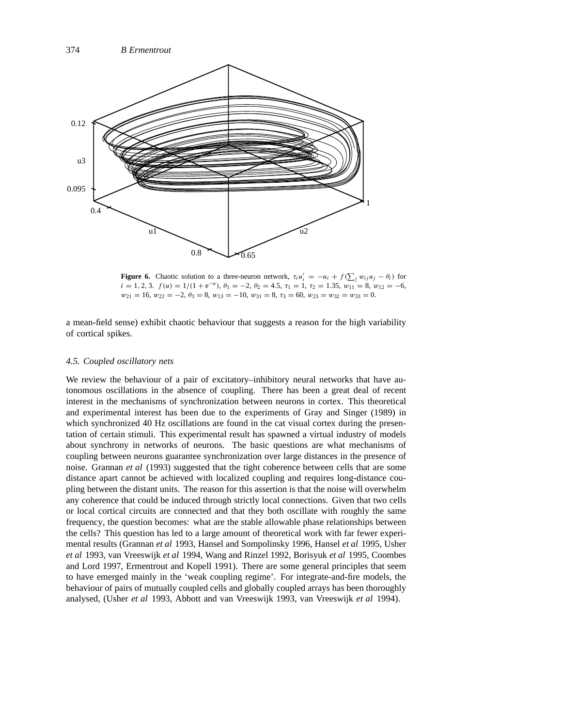**Figure 6.** Chaotic solution to a three-neuron network, $\tau_i u_i' = -u_i + f(\sum_j w_{ij} u_j - \theta_i)$ for $i = 1, 2, 3$. $f(u) = 1/(1 + e^{-u})$, $\theta_1 = -2$, $\theta_2 = 4.5$, $\tau_1 = 1$, $\tau_2 = 1.35$, $w_{11} = 8$, $w_{12} = -6$, $w_{21} = 16$, $w_{22} = -2$, $\theta_3 = 8$, $w_{13} = -10$, $w_{31} = 8$, $\tau_3 = 60$, $w_{23} = w_{32} = w_{33} = 0$.

a mean-field sense) exhibit chaotic behaviour that suggests a reason for the high variability of cortical spikes.

### 4.5. Coupled oscillatory nets

We review the behaviour of a pair of excitatory–inhibitory neural networks that have autonomous oscillations in the absence of coupling. There has been a great deal of recent interest in the mechanisms of synchronization between neurons in cortex. This theoretical and experimental interest has been due to the experiments of Gray and Singer (1989) in which synchronized 40 Hz oscillations are found in the cat visual cortex during the presentation of certain stimuli. This experimental result has spawned a virtual industry of models about synchrony in networks of neurons. The basic questions are what mechanisms of coupling between neurons guarantee synchronization over large distances in the presence of noise. Grannan *et al* (1993) suggested that the tight coherence between cells that are some distance apart cannot be achieved with localized coupling and requires long-distance coupling between the distant units. The reason for this assertion is that the noise will overwhelm any coherence that could be induced through strictly local connections. Given that two cells or local cortical circuits are connected and that they both oscillate with roughly the same frequency, the question becomes: what are the stable allowable phase relationships between the cells? This question has led to a large amount of theoretical work with far fewer experimental results (Grannan *et al* 1993, Hansel and Sompolinsky 1996, Hansel *et al* 1995, Usher *et al* 1993, van Vreeswijk *et al* 1994, Wang and Rinzel 1992, Borisyuk *et al* 1995, Coombes and Lord 1997, Ermentrout and Kopell 1991). There are some general principles that seem to have emerged mainly in the 'weak coupling regime'. For integrate-and-fire models, the behaviour of pairs of mutually coupled cells and globally coupled arrays has been thoroughly analysed, (Usher *et al* 1993, Abbott and van Vreeswijk 1993, van Vreeswijk *et al* 1994).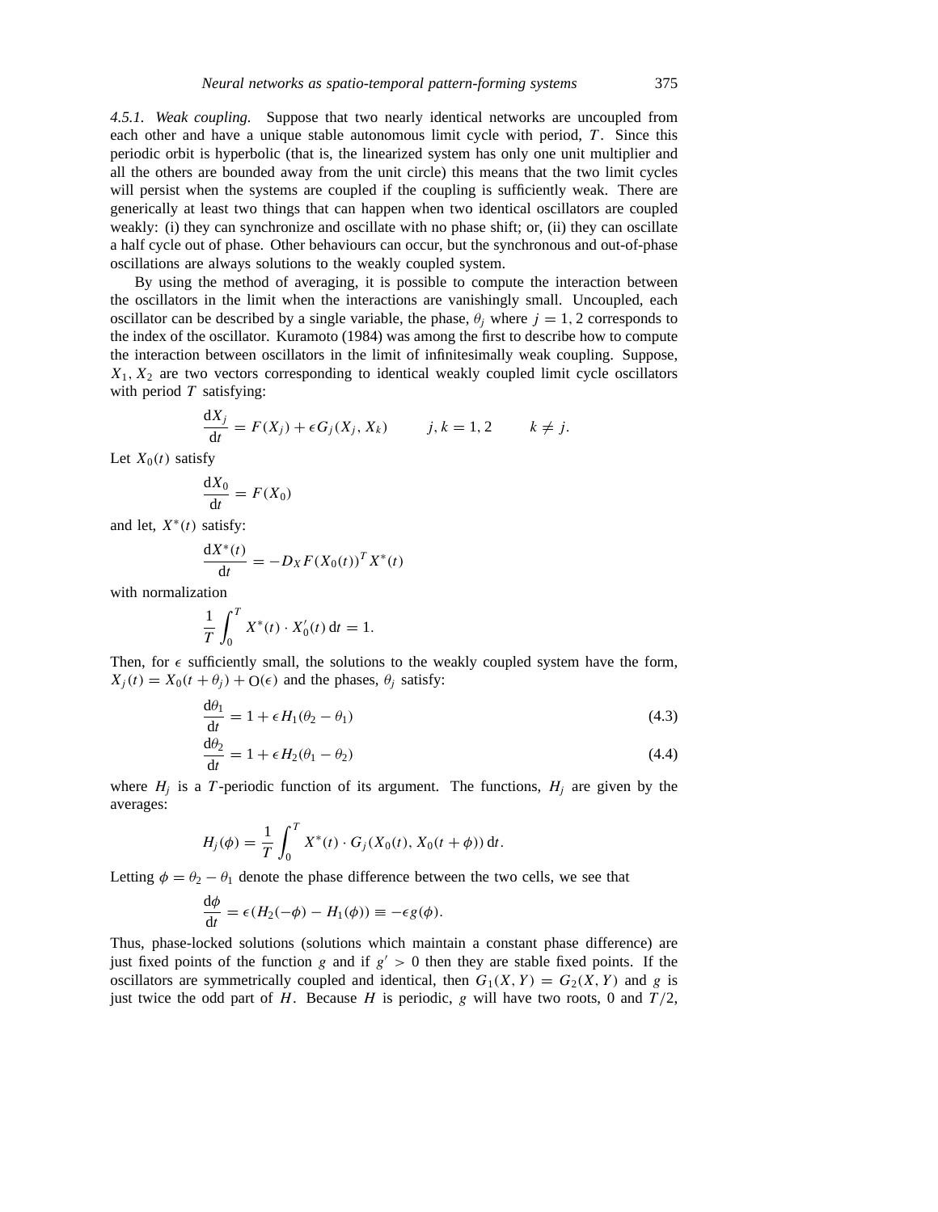*4.5.1. Weak coupling.* Suppose that two nearly identical networks are uncoupled from each other and have a unique stable autonomous limit cycle with period, $T$. Since this periodic orbit is hyperbolic (that is, the linearized system has only one unit multiplier and all the others are bounded away from the unit circle) this means that the two limit cycles will persist when the systems are coupled if the coupling is sufficiently weak. There are generically at least two things that can happen when two identical oscillators are coupled weakly: (i) they can synchronize and oscillate with no phase shift; or, (ii) they can oscillate a half cycle out of phase. Other behaviours can occur, but the synchronous and out-of-phase oscillations are always solutions to the weakly coupled system.

By using the method of averaging, it is possible to compute the interaction between the oscillators in the limit when the interactions are vanishingly small. Uncoupled, each oscillator can be described by a single variable, the phase, $\theta_j$ where $j = 1, 2$ corresponds to the index of the oscillator. Kuramoto (1984) was among the first to describe how to compute the interaction between oscillators in the limit of infinitesimally weak coupling. Suppose, $X_1, X_2$ are two vectors corresponding to identical weakly coupled limit cycle oscillators with period $T$ satisfying:

$$\frac{\mathrm{d}X_j}{\mathrm{d}t} = F(X_j) + \epsilon G_j(X_j, X_k) \qquad j, k = 1, 2 \qquad k \neq j.$$

Let $X_0(t)$ satisfy

$$\frac{\mathrm{d}X_0}{\mathrm{d}t} = F(X_0)$$

and let, $X^*(t)$ satisfy:

$$\frac{\mathrm{d}X^*(t)}{\mathrm{d}t} = -D_X F(X_0(t))^T X^*(t)$$

with normalization

$$\frac{1}{T}\int_0^T X^*(t) \cdot X_0'(t)\,\mathrm{d}t = 1.$$

Then, for $\epsilon$ sufficiently small, the solutions to the weakly coupled system have the form, $X_j(t) = X_0(t + \theta_j) + \mathrm{O}(\epsilon)$ and the phases, $\theta_j$ satisfy:

$$\frac{\mathrm{d}\theta_1}{\mathrm{d}t} = 1 + \epsilon H_1(\theta_2 - \theta_1) \tag{4.3}$$

$$\frac{\mathrm{d}\theta_2}{\mathrm{d}t} = 1 + \epsilon H_2(\theta_1 - \theta_2) \tag{4.4}$$

where $H_j$ is a $T$-periodic function of its argument. The functions, $H_j$ are given by the averages:

$$H_j(\phi) = \frac{1}{T}\int_0^T X^*(t) \cdot G_j(X_0(t), X_0(t + \phi))\,\mathrm{d}t.$$

Letting $\phi = \theta_2 - \theta_1$ denote the phase difference between the two cells, we see that

$$\frac{\mathrm{d}\phi}{\mathrm{d}t} = \epsilon(H_2(-\phi) - H_1(\phi)) \equiv -\epsilon g(\phi).$$

Thus, phase-locked solutions (solutions which maintain a constant phase difference) are just fixed points of the function $g$ and if $g' > 0$ then they are stable fixed points. If the oscillators are symmetrically coupled and identical, then $G_1(X, Y) = G_2(X, Y)$ and $g$ is just twice the odd part of $H$. Because $H$ is periodic, $g$ will have two roots, 0 and $T/2$,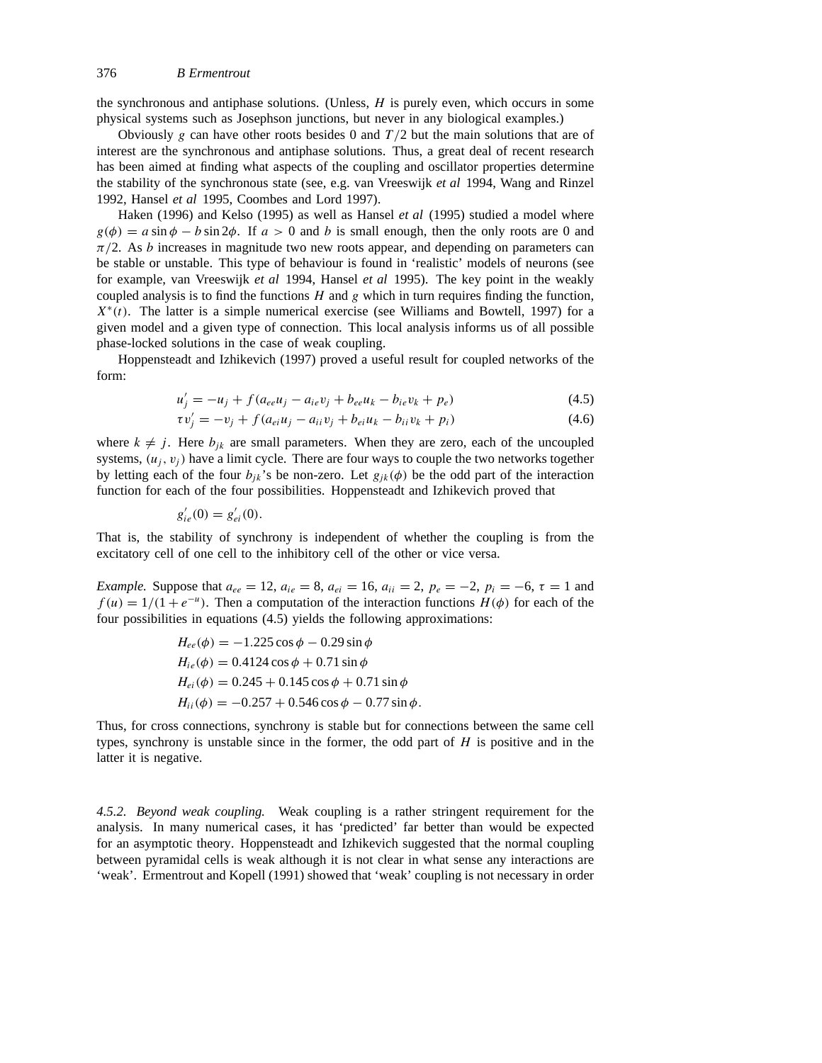the synchronous and antiphase solutions. (Unless, $H$ is purely even, which occurs in some physical systems such as Josephson junctions, but never in any biological examples.)

Obviously $g$ can have other roots besides 0 and $T/2$ but the main solutions that are of interest are the synchronous and antiphase solutions. Thus, a great deal of recent research has been aimed at finding what aspects of the coupling and oscillator properties determine the stability of the synchronous state (see, e.g. van Vreeswijk *et al* 1994, Wang and Rinzel 1992, Hansel *et al* 1995, Coombes and Lord 1997).

Haken (1996) and Kelso (1995) as well as Hansel *et al* (1995) studied a model where $g(\phi) = a \sin\phi - b \sin 2\phi$. If $a > 0$ and $b$ is small enough, then the only roots are 0 and $\pi/2$. As $b$ increases in magnitude two new roots appear, and depending on parameters can be stable or unstable. This type of behaviour is found in 'realistic' models of neurons (see for example, van Vreeswijk *et al* 1994, Hansel *et al* 1995). The key point in the weakly coupled analysis is to find the functions $H$ and $g$ which in turn requires finding the function, $X^*(t)$. The latter is a simple numerical exercise (see Williams and Bowtell, 1997) for a given model and a given type of connection. This local analysis informs us of all possible phase-locked solutions in the case of weak coupling.

Hoppensteadt and Izhikevich (1997) proved a useful result for coupled networks of the form:

$$u_j' = -u_j + f(a_{ee}u_j - a_{ie}v_j + b_{ee}u_k - b_{ie}v_k + p_e) \tag{4.5}$$

$$\tau v_j' = -v_j + f(a_{ei}u_j - a_{ii}v_j + b_{ei}u_k - b_{ii}v_k + p_i) \tag{4.6}$$

where $k \neq j$. Here $b_{jk}$ are small parameters. When they are zero, each of the uncoupled systems, $(u_j, v_j)$ have a limit cycle. There are four ways to couple the two networks together by letting each of the four $b_{jk}$'s be non-zero. Let $g_{jk}(\phi)$ be the odd part of the interaction function for each of the four possibilities. Hoppensteadt and Izhikevich proved that

$$g_{ie}'(0) = g_{ei}'(0).$$

That is, the stability of synchrony is independent of whether the coupling is from the excitatory cell of one cell to the inhibitory cell of the other or vice versa.

*Example.* Suppose that $a_{ee} = 12$, $a_{ie} = 8$, $a_{ei} = 16$, $a_{ii} = 2$, $p_e = -2$, $p_i = -6$, $\tau = 1$ and $f(u) = 1/(1 + e^{-u})$. Then a computation of the interaction functions $H(\phi)$ for each of the four possibilities in equations (4.5) yields the following approximations:

$$H_{ee}(\phi) = -1.225 \cos\phi - 0.29 \sin\phi$$

$$H_{ie}(\phi) = 0.4124 \cos\phi + 0.71 \sin\phi$$

$$H_{ei}(\phi) = 0.245 + 0.145 \cos\phi + 0.71 \sin\phi$$

$$H_{ii}(\phi) = -0.257 + 0.546 \cos\phi - 0.77 \sin\phi.$$

Thus, for cross connections, synchrony is stable but for connections between the same cell types, synchrony is unstable since in the former, the odd part of $H$ is positive and in the latter it is negative.

*4.5.2. Beyond weak coupling.* Weak coupling is a rather stringent requirement for the analysis. In many numerical cases, it has 'predicted' far better than would be expected for an asymptotic theory. Hoppensteadt and Izhikevich suggested that the normal coupling between pyramidal cells is weak although it is not clear in what sense any interactions are 'weak'. Ermentrout and Kopell (1991) showed that 'weak' coupling is not necessary in order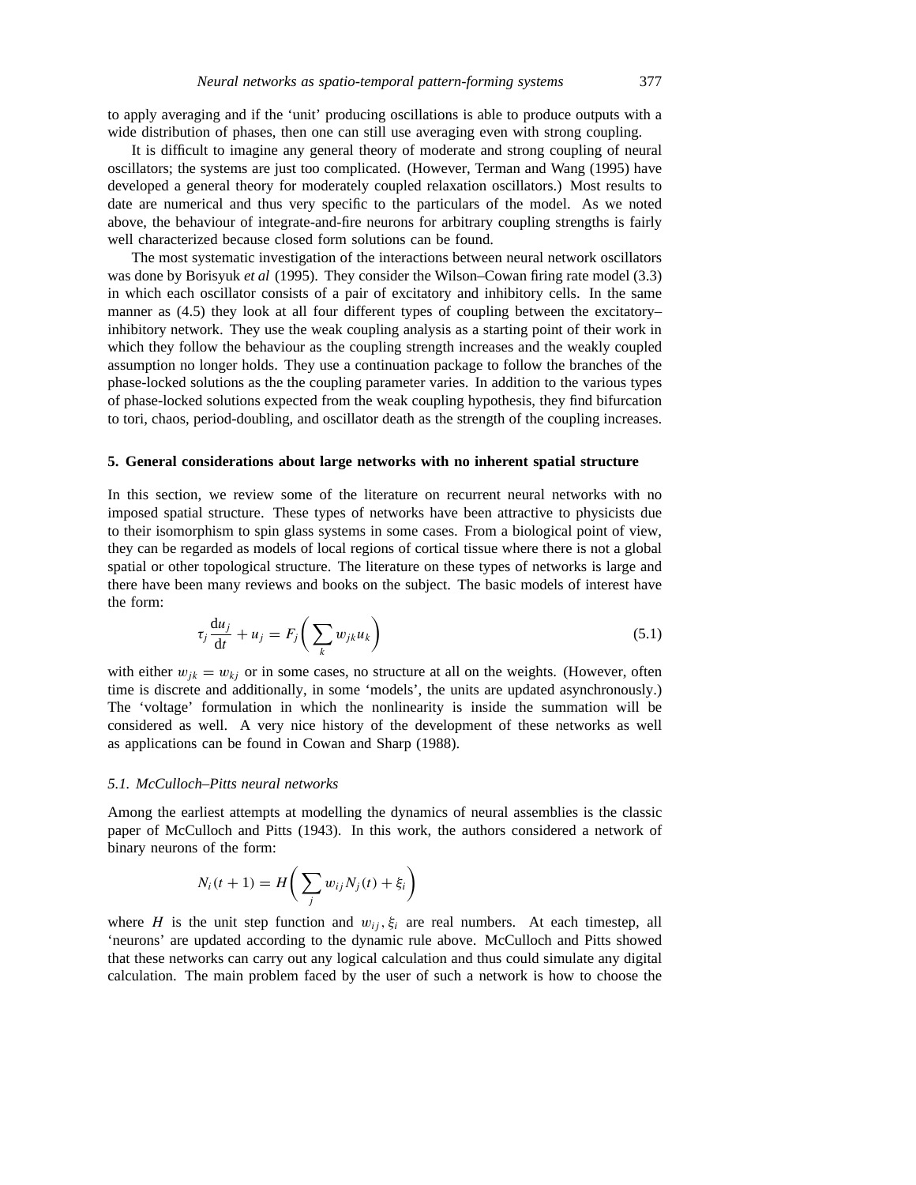to apply averaging and if the 'unit' producing oscillations is able to produce outputs with a wide distribution of phases, then one can still use averaging even with strong coupling.

It is difficult to imagine any general theory of moderate and strong coupling of neural oscillators; the systems are just too complicated. (However, Terman and Wang (1995) have developed a general theory for moderately coupled relaxation oscillators.) Most results to date are numerical and thus very specific to the particulars of the model. As we noted above, the behaviour of integrate-and-fire neurons for arbitrary coupling strengths is fairly well characterized because closed form solutions can be found.

The most systematic investigation of the interactions between neural network oscillators was done by Borisyuk *et al* (1995). They consider the Wilson–Cowan firing rate model (3.3) in which each oscillator consists of a pair of excitatory and inhibitory cells. In the same manner as (4.5) they look at all four different types of coupling between the excitatory–inhibitory network. They use the weak coupling analysis as a starting point of their work in which they follow the behaviour as the coupling strength increases and the weakly coupled assumption no longer holds. They use a continuation package to follow the branches of the phase-locked solutions as the the coupling parameter varies. In addition to the various types of phase-locked solutions expected from the weak coupling hypothesis, they find bifurcation to tori, chaos, period-doubling, and oscillator death as the strength of the coupling increases.

## 5. General considerations about large networks with no inherent spatial structure

In this section, we review some of the literature on recurrent neural networks with no imposed spatial structure. These types of networks have been attractive to physicists due to their isomorphism to spin glass systems in some cases. From a biological point of view, they can be regarded as models of local regions of cortical tissue where there is not a global spatial or other topological structure. The literature on these types of networks is large and there have been many reviews and books on the subject. The basic models of interest have the form:

$$\tau_j \frac{\mathrm{d}u_j}{\mathrm{d}t} + u_j = F_j\left(\sum_k w_{jk} u_k\right) \tag{5.1}$$

with either $w_{jk} = w_{kj}$ or in some cases, no structure at all on the weights. (However, often time is discrete and additionally, in some 'models', the units are updated asynchronously.) The 'voltage' formulation in which the nonlinearity is inside the summation will be considered as well. A very nice history of the development of these networks as well as applications can be found in Cowan and Sharp (1988).

### *5.1. McCulloch–Pitts neural networks*

Among the earliest attempts at modelling the dynamics of neural assemblies is the classic paper of McCulloch and Pitts (1943). In this work, the authors considered a network of binary neurons of the form:

$$N_i(t+1) = H\left(\sum_j w_{ij} N_j(t) + \xi_i\right)$$

where $H$ is the unit step function and $w_{ij}, \xi_i$ are real numbers. At each timestep, all 'neurons' are updated according to the dynamic rule above. McCulloch and Pitts showed that these networks can carry out any logical calculation and thus could simulate any digital calculation. The main problem faced by the user of such a network is how to choose the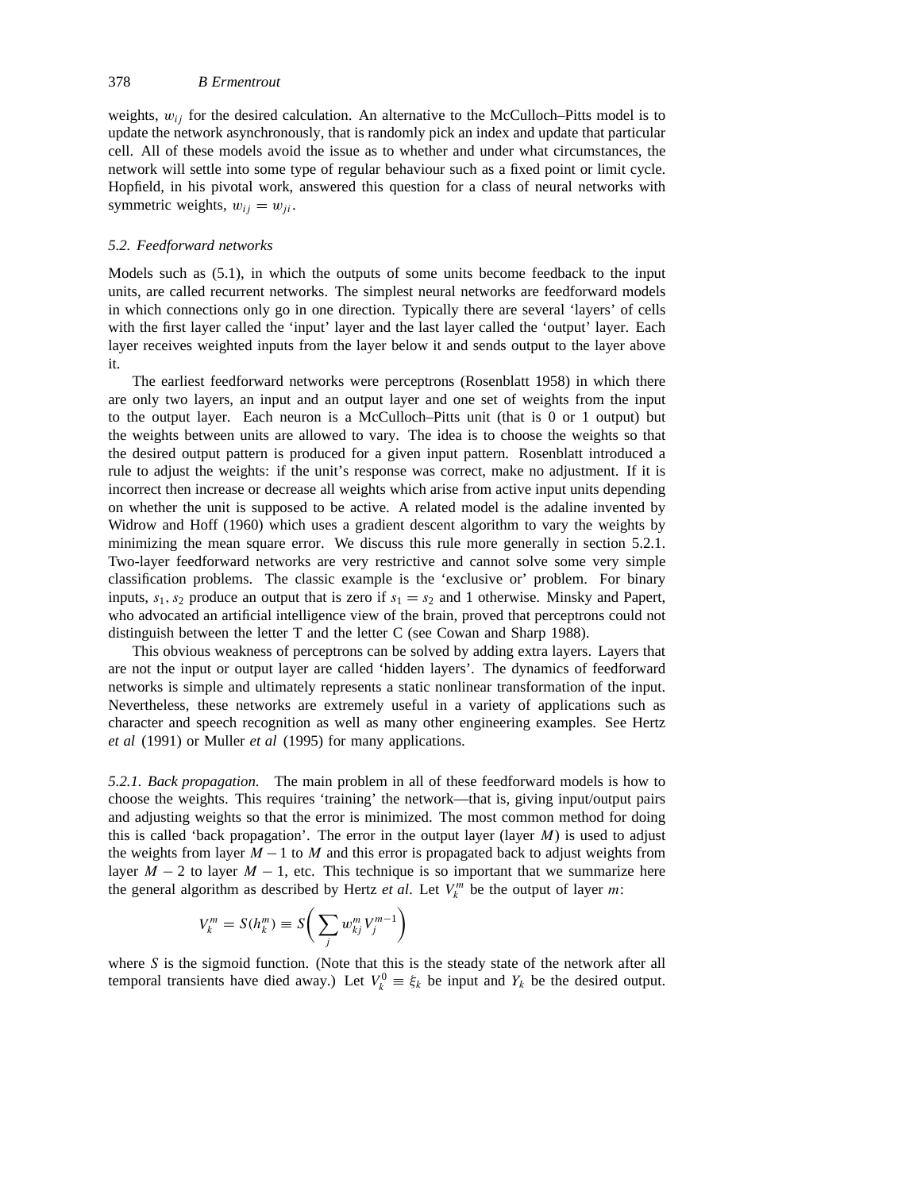weights, $w_{ij}$ for the desired calculation. An alternative to the McCulloch–Pitts model is to update the network asynchronously, that is randomly pick an index and update that particular cell. All of these models avoid the issue as to whether and under what circumstances, the network will settle into some type of regular behaviour such as a fixed point or limit cycle. Hopfield, in his pivotal work, answered this question for a class of neural networks with symmetric weights, $w_{ij} = w_{ji}$.

### *5.2. Feedforward networks*

Models such as (5.1), in which the outputs of some units become feedback to the input units, are called recurrent networks. The simplest neural networks are feedforward models in which connections only go in one direction. Typically there are several 'layers' of cells with the first layer called the 'input' layer and the last layer called the 'output' layer. Each layer receives weighted inputs from the layer below it and sends output to the layer above it.

The earliest feedforward networks were perceptrons (Rosenblatt 1958) in which there are only two layers, an input and an output layer and one set of weights from the input to the output layer. Each neuron is a McCulloch–Pitts unit (that is 0 or 1 output) but the weights between units are allowed to vary. The idea is to choose the weights so that the desired output pattern is produced for a given input pattern. Rosenblatt introduced a rule to adjust the weights: if the unit's response was correct, make no adjustment. If it is incorrect then increase or decrease all weights which arise from active input units depending on whether the unit is supposed to be active. A related model is the adaline invented by Widrow and Hoff (1960) which uses a gradient descent algorithm to vary the weights by minimizing the mean square error. We discuss this rule more generally in section 5.2.1. Two-layer feedforward networks are very restrictive and cannot solve some very simple classification problems. The classic example is the 'exclusive or' problem. For binary inputs, $s_1, s_2$ produce an output that is zero if $s_1 = s_2$ and 1 otherwise. Minsky and Papert, who advocated an artificial intelligence view of the brain, proved that perceptrons could not distinguish between the letter T and the letter C (see Cowan and Sharp 1988).

This obvious weakness of perceptrons can be solved by adding extra layers. Layers that are not the input or output layer are called 'hidden layers'. The dynamics of feedforward networks is simple and ultimately represents a static nonlinear transformation of the input. Nevertheless, these networks are extremely useful in a variety of applications such as character and speech recognition as well as many other engineering examples. See Hertz *et al* (1991) or Muller *et al* (1995) for many applications.

*5.2.1. Back propagation.* The main problem in all of these feedforward models is how to choose the weights. This requires 'training' the network—that is, giving input/output pairs and adjusting weights so that the error is minimized. The most common method for doing this is called 'back propagation'. The error in the output layer (layer $M$) is used to adjust the weights from layer $M-1$ to $M$ and this error is propagated back to adjust weights from layer $M-2$ to layer $M-1$, etc. This technique is so important that we summarize here the general algorithm as described by Hertz *et al*. Let $V_k^m$ be the output of layer $m$:

$$V_k^m = S(h_k^m) \equiv S\left( \sum_j w_{kj}^m V_j^{m-1} \right)$$

where $S$ is the sigmoid function. (Note that this is the steady state of the network after all temporal transients have died away.) Let $V_k^0 \equiv \xi_k$ be input and $Y_k$ be the desired output.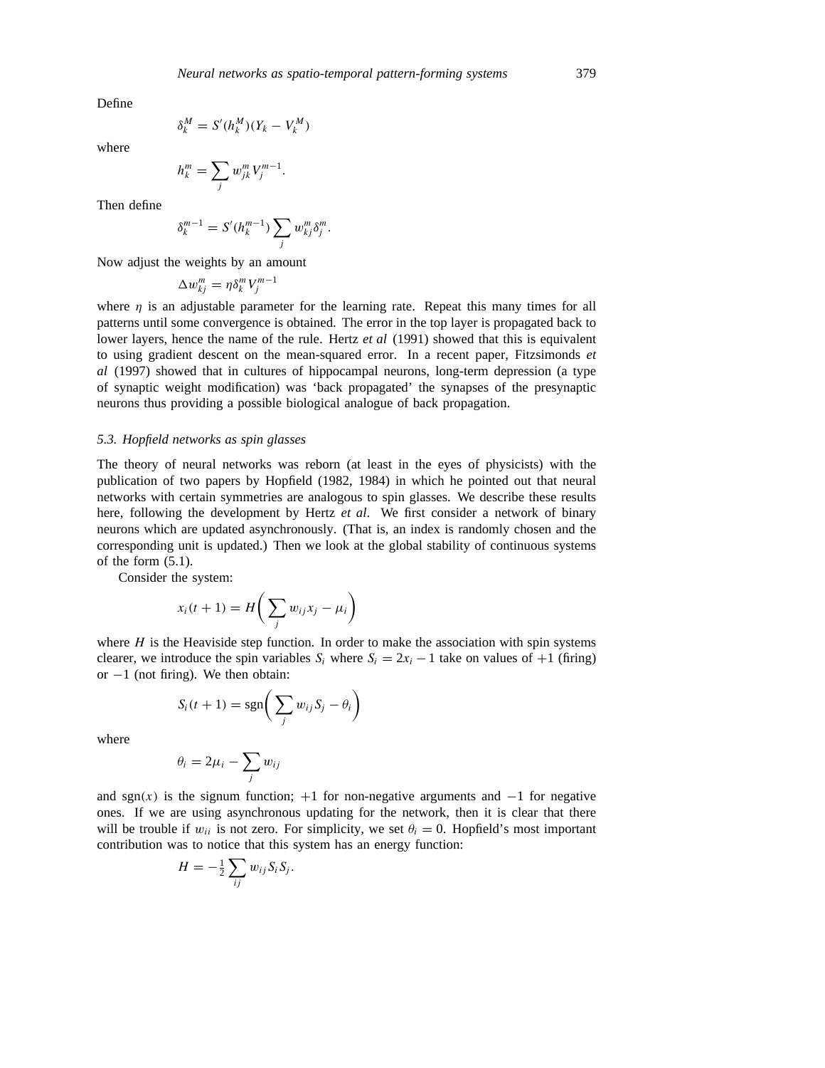Define

$$\delta_k^M = S'(h_k^M)(Y_k - V_k^M)$$

where

$$h_k^m = \sum_j w_{jk}^m V_j^{m-1}.$$

Then define

$$\delta_k^{m-1} = S'(h_k^{m-1}) \sum_j w_{kj}^m \delta_j^m.$$

Now adjust the weights by an amount

$$\Delta w_{kj}^m = \eta \delta_k^m V_j^{m-1}$$

where $\eta$ is an adjustable parameter for the learning rate. Repeat this many times for all patterns until some convergence is obtained. The error in the top layer is propagated back to lower layers, hence the name of the rule. Hertz *et al* (1991) showed that this is equivalent to using gradient descent on the mean-squared error. In a recent paper, Fitzsimonds *et al* (1997) showed that in cultures of hippocampal neurons, long-term depression (a type of synaptic weight modification) was 'back propagated' the synapses of the presynaptic neurons thus providing a possible biological analogue of back propagation.

### *5.3. Hopfield networks as spin glasses*

The theory of neural networks was reborn (at least in the eyes of physicists) with the publication of two papers by Hopfield (1982, 1984) in which he pointed out that neural networks with certain symmetries are analogous to spin glasses. We describe these results here, following the development by Hertz *et al*. We first consider a network of binary neurons which are updated asynchronously. (That is, an index is randomly chosen and the corresponding unit is updated.) Then we look at the global stability of continuous systems of the form (5.1).

Consider the system:

$$x_i(t+1) = H\left(\sum_j w_{ij} x_j - \mu_i\right)$$

where $H$ is the Heaviside step function. In order to make the association with spin systems clearer, we introduce the spin variables $S_i$ where $S_i = 2x_i - 1$ take on values of $+1$ (firing) or $-1$ (not firing). We then obtain:

$$S_i(t+1) = \mathrm{sgn}\left(\sum_j w_{ij} S_j - \theta_i\right)$$

where

$$\theta_i = 2\mu_i - \sum_j w_{ij}$$

and $\mathrm{sgn}(x)$ is the signum function; $+1$ for non-negative arguments and $-1$ for negative ones. If we are using asynchronous updating for the network, then it is clear that there will be trouble if $w_{ii}$ is not zero. For simplicity, we set $\theta_i = 0$. Hopfield's most important contribution was to notice that this system has an energy function:

$$H = -\tfrac{1}{2} \sum_{ij} w_{ij} S_i S_j.$$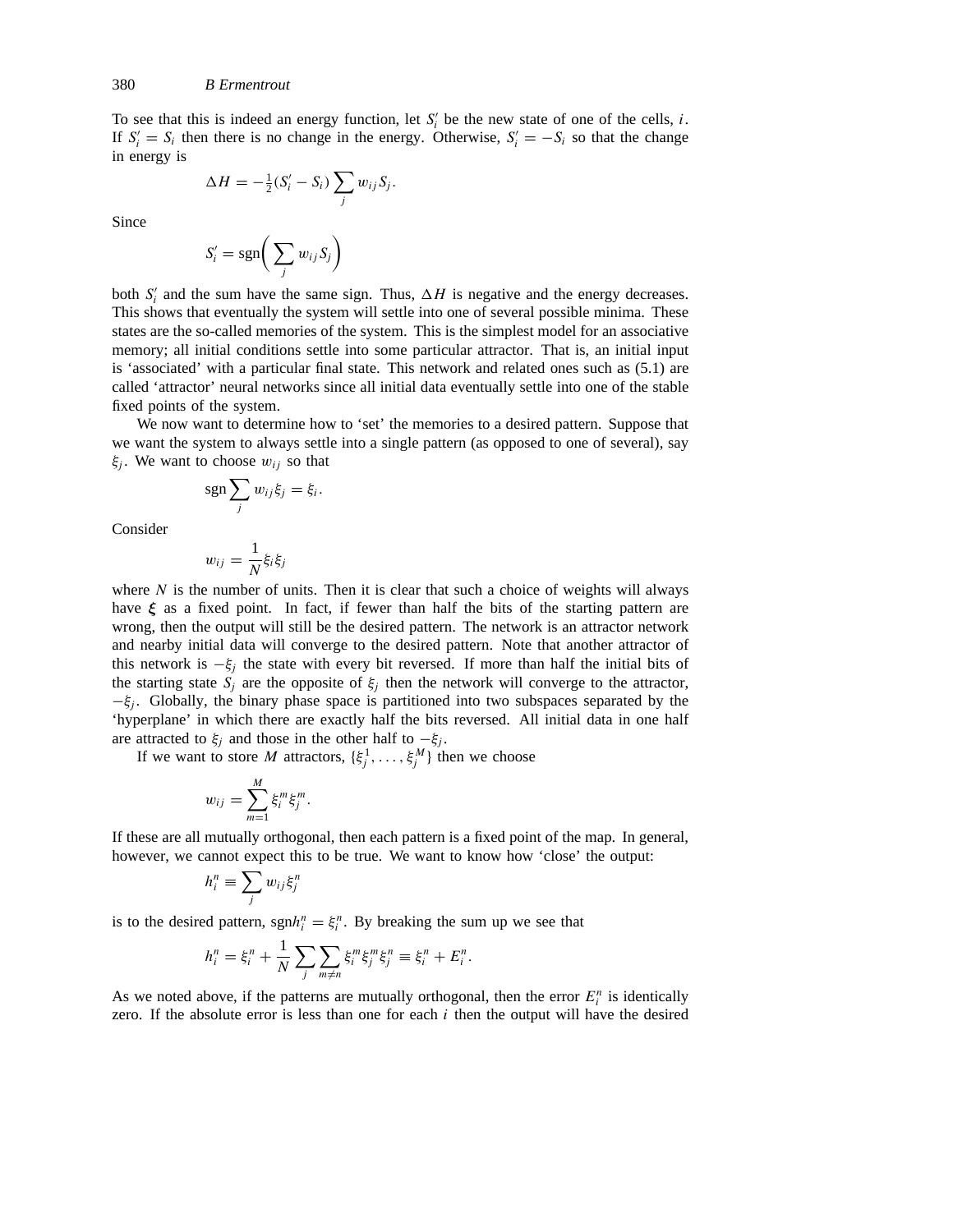To see that this is indeed an energy function, let $S_i'$ be the new state of one of the cells, $i$. If $S_i' = S_i$ then there is no change in the energy. Otherwise, $S_i' = -S_i$ so that the change in energy is

$$\Delta H = -\tfrac{1}{2}(S_i' - S_i)\sum_j w_{ij} S_j.$$

Since

$$S_i' = \operatorname{sgn}\left(\sum_j w_{ij} S_j\right)$$

both $S_i'$ and the sum have the same sign. Thus, $\Delta H$ is negative and the energy decreases. This shows that eventually the system will settle into one of several possible minima. These states are the so-called memories of the system. This is the simplest model for an associative memory; all initial conditions settle into some particular attractor. That is, an initial input is 'associated' with a particular final state. This network and related ones such as (5.1) are called 'attractor' neural networks since all initial data eventually settle into one of the stable fixed points of the system.

We now want to determine how to 'set' the memories to a desired pattern. Suppose that we want the system to always settle into a single pattern (as opposed to one of several), say $\xi_j$. We want to choose $w_{ij}$ so that

$$\operatorname{sgn}\sum_j w_{ij}\xi_j = \xi_i.$$

Consider

$$w_{ij} = \frac{1}{N}\xi_i\xi_j$$

where $N$ is the number of units. Then it is clear that such a choice of weights will always have $\boldsymbol{\xi}$ as a fixed point. In fact, if fewer than half the bits of the starting pattern are wrong, then the output will still be the desired pattern. The network is an attractor network and nearby initial data will converge to the desired pattern. Note that another attractor of this network is $-\xi_j$ the state with every bit reversed. If more than half the initial bits of the starting state $S_j$ are the opposite of $\xi_j$ then the network will converge to the attractor, $-\xi_j$. Globally, the binary phase space is partitioned into two subspaces separated by the 'hyperplane' in which there are exactly half the bits reversed. All initial data in one half are attracted to $\xi_j$ and those in the other half to $-\xi_j$.

If we want to store $M$ attractors, $\{\xi_j^1, \ldots, \xi_j^M\}$ then we choose

$$w_{ij} = \sum_{m=1}^{M} \xi_i^m \xi_j^m.$$

If these are all mutually orthogonal, then each pattern is a fixed point of the map. In general, however, we cannot expect this to be true. We want to know how 'close' the output:

$$h_i^n \equiv \sum_j w_{ij}\xi_j^n$$

is to the desired pattern, $\operatorname{sgn} h_i^n = \xi_i^n$. By breaking the sum up we see that

$$h_i^n = \xi_i^n + \frac{1}{N}\sum_j \sum_{m\neq n} \xi_i^m \xi_j^m \xi_j^n \equiv \xi_i^n + E_i^n.$$

As we noted above, if the patterns are mutually orthogonal, then the error $E_i^n$ is identically zero. If the absolute error is less than one for each $i$ then the output will have the desired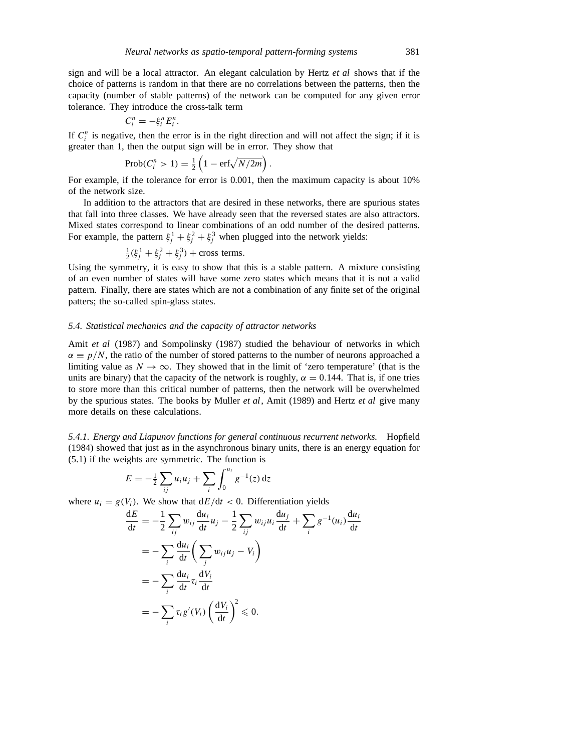sign and will be a local attractor. An elegant calculation by Hertz *et al* shows that if the choice of patterns is random in that there are no correlations between the patterns, then the capacity (number of stable patterns) of the network can be computed for any given error tolerance. They introduce the cross-talk term

$$C_i^n = -\xi_i^n E_i^n.$$

If $C_i^n$ is negative, then the error is in the right direction and will not affect the sign; if it is greater than 1, then the output sign will be in error. They show that

$$\text{Prob}(C_i^n > 1) = \tfrac{1}{2}\left(1 - \text{erf}\sqrt{N/2m}\right).$$

For example, if the tolerance for error is 0.001, then the maximum capacity is about 10% of the network size.

In addition to the attractors that are desired in these networks, there are spurious states that fall into three classes. We have already seen that the reversed states are also attractors. Mixed states correspond to linear combinations of an odd number of the desired patterns. For example, the pattern $\xi_j^1 + \xi_j^2 + \xi_j^3$ when plugged into the network yields:

$$\tfrac{1}{2}(\xi_j^1 + \xi_j^2 + \xi_j^3) + \text{cross terms}.$$

Using the symmetry, it is easy to show that this is a stable pattern. A mixture consisting of an even number of states will have some zero states which means that it is not a valid pattern. Finally, there are states which are not a combination of any finite set of the original patters; the so-called spin-glass states.

### *5.4. Statistical mechanics and the capacity of attractor networks*

Amit *et al* (1987) and Sompolinsky (1987) studied the behaviour of networks in which $\alpha \equiv p/N$, the ratio of the number of stored patterns to the number of neurons approached a limiting value as $N \to \infty$. They showed that in the limit of 'zero temperature' (that is the units are binary) that the capacity of the network is roughly, $\alpha = 0.144$. That is, if one tries to store more than this critical number of patterns, then the network will be overwhelmed by the spurious states. The books by Muller *et al*, Amit (1989) and Hertz *et al* give many more details on these calculations.

*5.4.1. Energy and Liapunov functions for general continuous recurrent networks.* Hopfield (1984) showed that just as in the asynchronous binary units, there is an energy equation for (5.1) if the weights are symmetric. The function is

$$E = -\tfrac{1}{2}\sum_{ij} u_i u_j + \sum_i \int_0^{u_i} g^{-1}(z)\,\mathrm{d}z$$

where $u_i = g(V_i)$. We show that $\mathrm{d}E/\mathrm{d}t < 0$. Differentiation yields

$$\begin{aligned}
\frac{\mathrm{d}E}{\mathrm{d}t} &= -\frac{1}{2}\sum_{ij} w_{ij}\frac{\mathrm{d}u_i}{\mathrm{d}t}u_j - \frac{1}{2}\sum_{ij} w_{ij}u_i\frac{\mathrm{d}u_j}{\mathrm{d}t} + \sum_i g^{-1}(u_i)\frac{\mathrm{d}u_i}{\mathrm{d}t} \\
&= -\sum_i \frac{\mathrm{d}u_i}{\mathrm{d}t}\left(\sum_j w_{ij}u_j - V_i\right) \\
&= -\sum_i \frac{\mathrm{d}u_i}{\mathrm{d}t}\tau_i\frac{\mathrm{d}V_i}{\mathrm{d}t} \\
&= -\sum_i \tau_i g'(V_i)\left(\frac{\mathrm{d}V_i}{\mathrm{d}t}\right)^2 \leqslant 0.
\end{aligned}$$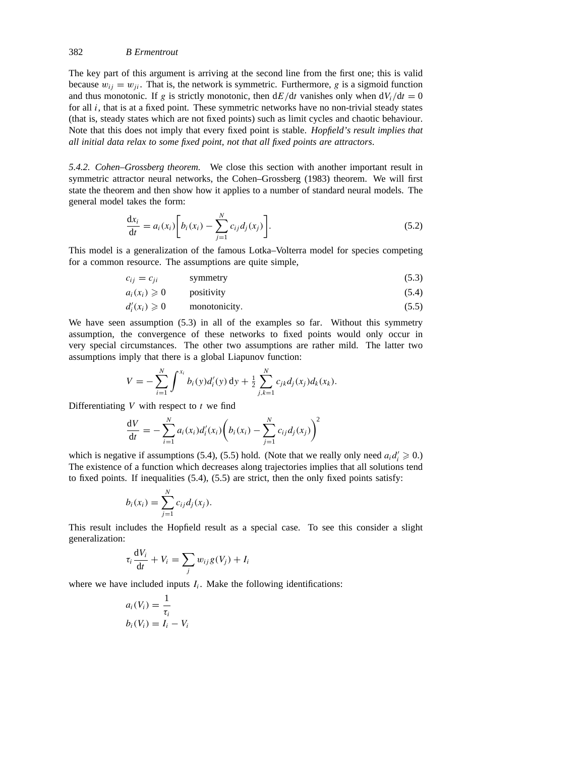The key part of this argument is arriving at the second line from the first one; this is valid because $w_{ij} = w_{ji}$. That is, the network is symmetric. Furthermore, $g$ is a sigmoid function and thus monotonic. If $g$ is strictly monotonic, then $\mathrm{d}E/\mathrm{d}t$ vanishes only when $\mathrm{d}V_i/\mathrm{d}t = 0$ for all $i$, that is at a fixed point. These symmetric networks have no non-trivial steady states (that is, steady states which are not fixed points) such as limit cycles and chaotic behaviour. Note that this does not imply that every fixed point is stable. *Hopfield's result implies that all initial data relax to some fixed point, not that all fixed points are attractors.*

*5.4.2. Cohen–Grossberg theorem.* We close this section with another important result in symmetric attractor neural networks, the Cohen–Grossberg (1983) theorem. We will first state the theorem and then show how it applies to a number of standard neural models. The general model takes the form:

$$\frac{\mathrm{d}x_i}{\mathrm{d}t} = a_i(x_i)\left[ b_i(x_i) - \sum_{j=1}^{N} c_{ij} d_j(x_j) \right]. \tag{5.2}$$

This model is a generalization of the famous Lotka–Volterra model for species competing for a common resource. The assumptions are quite simple,

$$c_{ij} = c_{ji} \qquad \text{symmetry} \tag{5.3}$$

$$a_i(x_i) \geqslant 0 \qquad \text{positivity} \tag{5.4}$$

$$d_i'(x_i) \geqslant 0 \qquad \text{monotonicity.} \tag{5.5}$$

We have seen assumption (5.3) in all of the examples so far. Without this symmetry assumption, the convergence of these networks to fixed points would only occur in very special circumstances. The other two assumptions are rather mild. The latter two assumptions imply that there is a global Liapunov function:

$$V = -\sum_{i=1}^{N} \int^{x_i} b_i(y) d_i'(y)\,\mathrm{d}y + \tfrac{1}{2} \sum_{j,k=1}^{N} c_{jk} d_j(x_j) d_k(x_k).$$

Differentiating $V$ with respect to $t$ we find

$$\frac{\mathrm{d}V}{\mathrm{d}t} = -\sum_{i=1}^{N} a_i(x_i) d_i'(x_i) \left( b_i(x_i) - \sum_{j=1}^{N} c_{ij} d_j(x_j) \right)^2$$

which is negative if assumptions (5.4), (5.5) hold. (Note that we really only need $a_i d_i' \geqslant 0$.) The existence of a function which decreases along trajectories implies that all solutions tend to fixed points. If inequalities (5.4), (5.5) are strict, then the only fixed points satisfy:

$$b_i(x_i) = \sum_{j=1}^{N} c_{ij} d_j(x_j).$$

This result includes the Hopfield result as a special case. To see this consider a slight generalization:

$$\tau_i \frac{\mathrm{d}V_i}{\mathrm{d}t} + V_i = \sum_j w_{ij} g(V_j) + I_i$$

where we have included inputs $I_i$. Make the following identifications:

$$a_i(V_i) = \frac{1}{\tau_i}$$

$$b_i(V_i) = I_i - V_i$$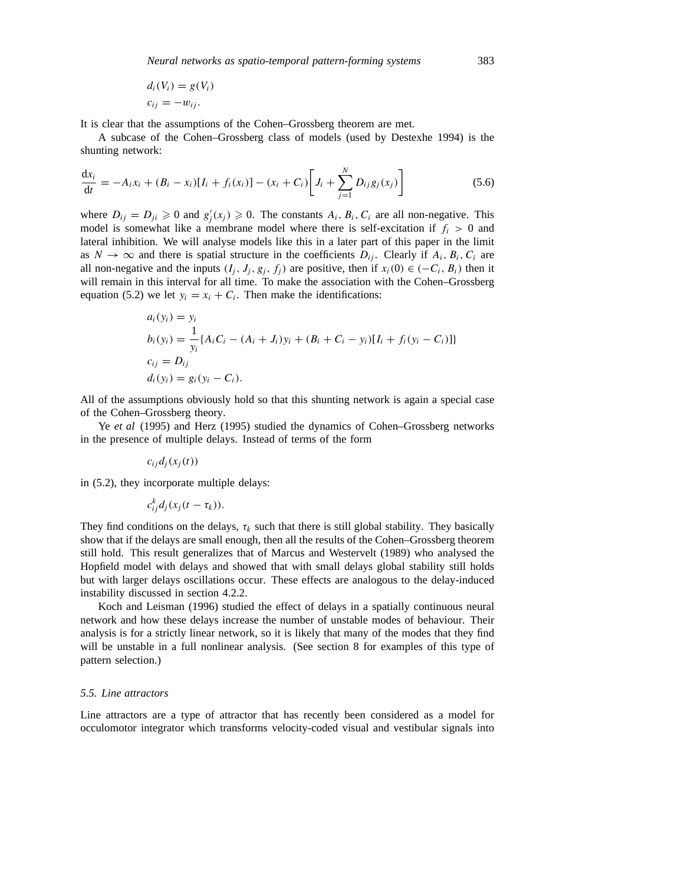$$d_i(V_i) = g(V_i)$$
$$c_{ij} = -w_{ij}.$$

It is clear that the assumptions of the Cohen–Grossberg theorem are met.

A subcase of the Cohen–Grossberg class of models (used by Destexhe 1994) is the shunting network:

$$\frac{\mathrm{d}x_i}{\mathrm{d}t} = -A_i x_i + (B_i - x_i)[I_i + f_i(x_i)] - (x_i + C_i)\left[J_i + \sum_{j=1}^{N} D_{ij} g_j(x_j)\right] \tag{5.6}$$

where $D_{ij} = D_{ji} \geqslant 0$ and $g_j'(x_j) \geqslant 0$. The constants $A_i, B_i, C_i$ are all non-negative. This model is somewhat like a membrane model where there is self-excitation if $f_i > 0$ and lateral inhibition. We will analyse models like this in a later part of this paper in the limit as $N \to \infty$ and there is spatial structure in the coefficients $D_{ij}$. Clearly if $A_i, B_i, C_i$ are all non-negative and the inputs $(I_j, J_j, g_j, f_j)$ are positive, then if $x_i(0) \in (-C_i, B_i)$ then it will remain in this interval for all time. To make the association with the Cohen–Grossberg equation (5.2) we let $y_i = x_i + C_i$. Then make the identifications:

$$a_i(y_i) = y_i$$
$$b_i(y_i) = \frac{1}{y_i}\{A_i C_i - (A_i + J_i)y_i + (B_i + C_i - y_i)[I_i + f_i(y_i - C_i)]\}$$
$$c_{ij} = D_{ij}$$
$$d_i(y_i) = g_i(y_i - C_i).$$

All of the assumptions obviously hold so that this shunting network is again a special case of the Cohen–Grossberg theory.

Ye *et al* (1995) and Herz (1995) studied the dynamics of Cohen–Grossberg networks in the presence of multiple delays. Instead of terms of the form

$$c_{ij} d_j(x_j(t))$$

in (5.2), they incorporate multiple delays:

$$c_{ij}^k d_j(x_j(t - \tau_k)).$$

They find conditions on the delays, $\tau_k$ such that there is still global stability. They basically show that if the delays are small enough, then all the results of the Cohen–Grossberg theorem still hold. This result generalizes that of Marcus and Westervelt (1989) who analysed the Hopfield model with delays and showed that with small delays global stability still holds but with larger delays oscillations occur. These effects are analogous to the delay-induced instability discussed in section 4.2.2.

Koch and Leisman (1996) studied the effect of delays in a spatially continuous neural network and how these delays increase the number of unstable modes of behaviour. Their analysis is for a strictly linear network, so it is likely that many of the modes that they find will be unstable in a full nonlinear analysis. (See section 8 for examples of this type of pattern selection.)

### *5.5. Line attractors*

Line attractors are a type of attractor that has recently been considered as a model for occulomotor integrator which transforms velocity-coded visual and vestibular signals into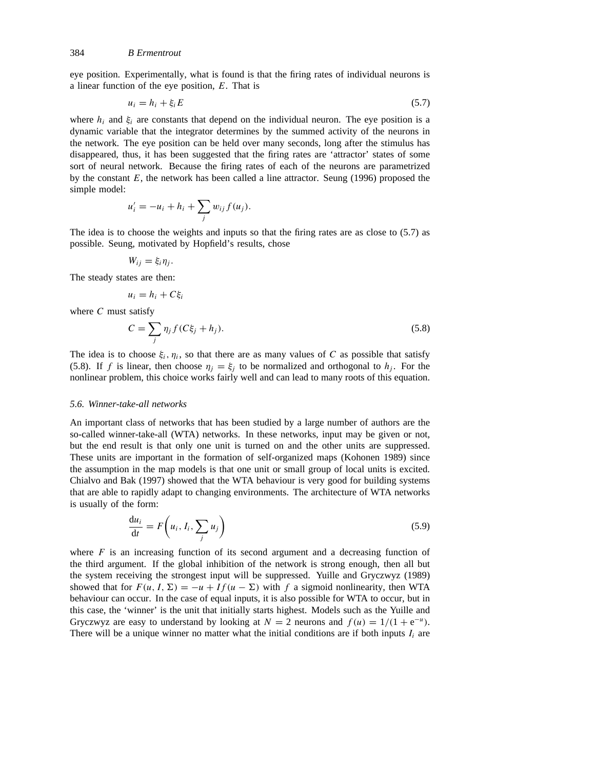eye position. Experimentally, what is found is that the firing rates of individual neurons is a linear function of the eye position, $E$. That is

$$u_i = h_i + \xi_i E \tag{5.7}$$

where $h_i$ and $\xi_i$ are constants that depend on the individual neuron. The eye position is a dynamic variable that the integrator determines by the summed activity of the neurons in the network. The eye position can be held over many seconds, long after the stimulus has disappeared, thus, it has been suggested that the firing rates are 'attractor' states of some sort of neural network. Because the firing rates of each of the neurons are parametrized by the constant $E$, the network has been called a line attractor. Seung (1996) proposed the simple model:

$$u_i' = -u_i + h_i + \sum_j w_{ij} f(u_j).$$

The idea is to choose the weights and inputs so that the firing rates are as close to (5.7) as possible. Seung, motivated by Hopfield's results, chose

$$W_{ij} = \xi_i \eta_j.$$

The steady states are then:

$$u_i = h_i + C\xi_i$$

where $C$ must satisfy

$$C = \sum_j \eta_j f(C\xi_j + h_j). \tag{5.8}$$

The idea is to choose $\xi_i, \eta_i$, so that there are as many values of $C$ as possible that satisfy (5.8). If $f$ is linear, then choose $\eta_j = \xi_j$ to be normalized and orthogonal to $h_j$. For the nonlinear problem, this choice works fairly well and can lead to many roots of this equation.

### *5.6. Winner-take-all networks*

An important class of networks that has been studied by a large number of authors are the so-called winner-take-all (WTA) networks. In these networks, input may be given or not, but the end result is that only one unit is turned on and the other units are suppressed. These units are important in the formation of self-organized maps (Kohonen 1989) since the assumption in the map models is that one unit or small group of local units is excited. Chialvo and Bak (1997) showed that the WTA behaviour is very good for building systems that are able to rapidly adapt to changing environments. The architecture of WTA networks is usually of the form:

$$\frac{\mathrm{d}u_i}{\mathrm{d}t} = F\left(u_i, I_i, \sum_j u_j\right) \tag{5.9}$$

where $F$ is an increasing function of its second argument and a decreasing function of the third argument. If the global inhibition of the network is strong enough, then all but the system receiving the strongest input will be suppressed. Yuille and Gryczwyz (1989) showed that for $F(u, I, \Sigma) = -u + If(u - \Sigma)$ with $f$ a sigmoid nonlinearity, then WTA behaviour can occur. In the case of equal inputs, it is also possible for WTA to occur, but in this case, the 'winner' is the unit that initially starts highest. Models such as the Yuille and Gryczwyz are easy to understand by looking at $N = 2$ neurons and $f(u) = 1/(1 + \mathrm{e}^{-u})$. There will be a unique winner no matter what the initial conditions are if both inputs $I_i$ are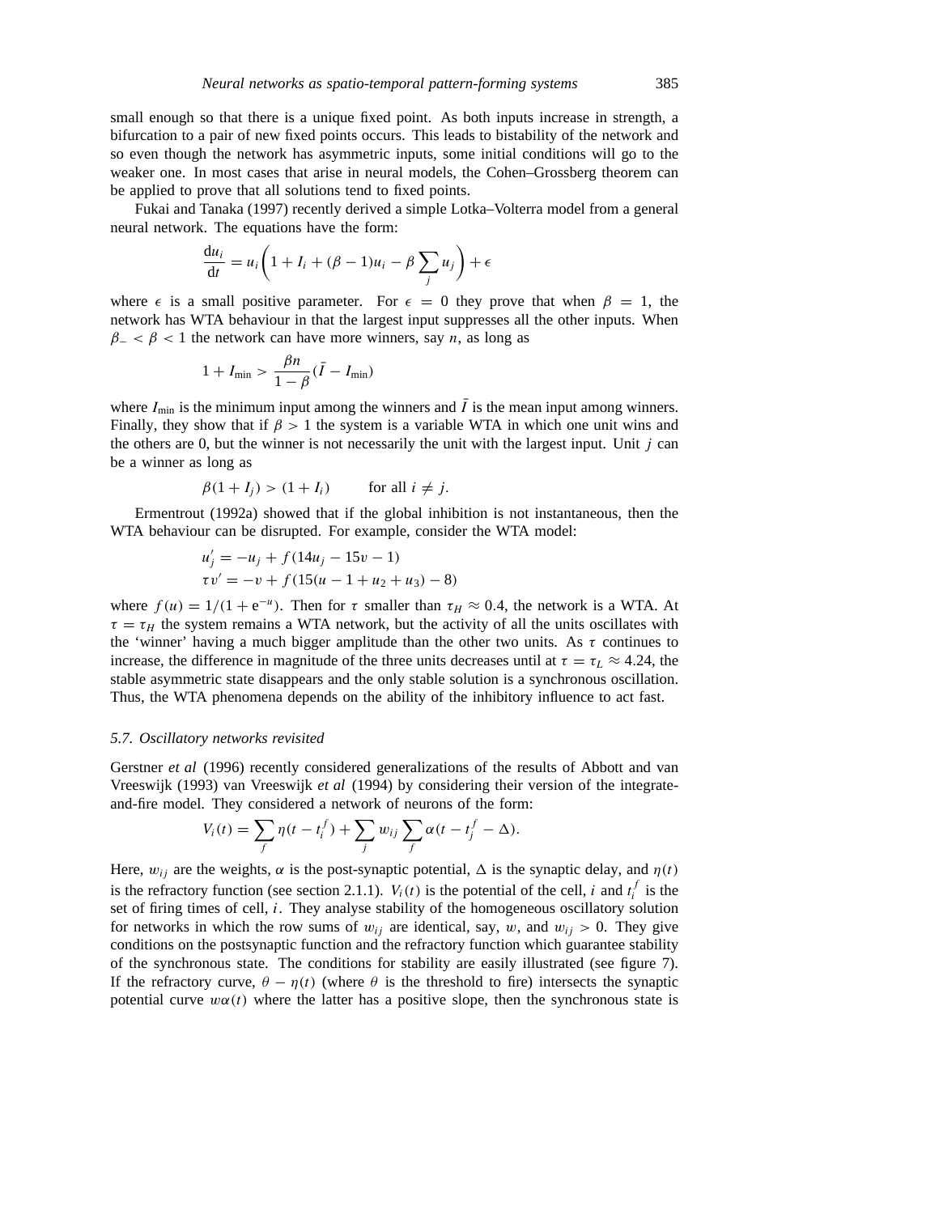small enough so that there is a unique fixed point. As both inputs increase in strength, a bifurcation to a pair of new fixed points occurs. This leads to bistability of the network and so even though the network has asymmetric inputs, some initial conditions will go to the weaker one. In most cases that arise in neural models, the Cohen–Grossberg theorem can be applied to prove that all solutions tend to fixed points.

Fukai and Tanaka (1997) recently derived a simple Lotka–Volterra model from a general neural network. The equations have the form:

$$\frac{\mathrm{d}u_i}{\mathrm{d}t} = u_i\left(1 + I_i + (\beta - 1)u_i - \beta \sum_j u_j\right) + \epsilon$$

where $\epsilon$ is a small positive parameter. For $\epsilon = 0$ they prove that when $\beta = 1$, the network has WTA behaviour in that the largest input suppresses all the other inputs. When $\beta_- < \beta < 1$ the network can have more winners, say $n$, as long as

$$1 + I_{\min} > \frac{\beta n}{1 - \beta}(\bar{I} - I_{\min})$$

where $I_{\min}$ is the minimum input among the winners and $\bar{I}$ is the mean input among winners. Finally, they show that if $\beta > 1$ the system is a variable WTA in which one unit wins and the others are 0, but the winner is not necessarily the unit with the largest input. Unit $j$ can be a winner as long as

$$\beta(1 + I_j) > (1 + I_i) \qquad \text{for all } i \neq j.$$

Ermentrout (1992a) showed that if the global inhibition is not instantaneous, then the WTA behaviour can be disrupted. For example, consider the WTA model:

$$u_j' = -u_j + f(14u_j - 15v - 1)$$
$$\tau v' = -v + f(15(u - 1 + u_2 + u_3) - 8)$$

where $f(u) = 1/(1 + \mathrm{e}^{-u})$. Then for $\tau$ smaller than $\tau_H \approx 0.4$, the network is a WTA. At $\tau = \tau_H$ the system remains a WTA network, but the activity of all the units oscillates with the 'winner' having a much bigger amplitude than the other two units. As $\tau$ continues to increase, the difference in magnitude of the three units decreases until at $\tau = \tau_L \approx 4.24$, the stable asymmetric state disappears and the only stable solution is a synchronous oscillation. Thus, the WTA phenomena depends on the ability of the inhibitory influence to act fast.

### 5.7. Oscillatory networks revisited

Gerstner *et al* (1996) recently considered generalizations of the results of Abbott and van Vreeswijk (1993) van Vreeswijk *et al* (1994) by considering their version of the integrate-and-fire model. They considered a network of neurons of the form:

$$V_i(t) = \sum_f \eta(t - t_i^f) + \sum_j w_{ij} \sum_f \alpha(t - t_j^f - \Delta).$$

Here, $w_{ij}$ are the weights, $\alpha$ is the post-synaptic potential, $\Delta$ is the synaptic delay, and $\eta(t)$ is the refractory function (see section 2.1.1). $V_i(t)$ is the potential of the cell, $i$ and $t_i^f$ is the set of firing times of cell, $i$. They analyse stability of the homogeneous oscillatory solution for networks in which the row sums of $w_{ij}$ are identical, say, $w$, and $w_{ij} > 0$. They give conditions on the postsynaptic function and the refractory function which guarantee stability of the synchronous state. The conditions for stability are easily illustrated (see figure 7). If the refractory curve, $\theta - \eta(t)$ (where $\theta$ is the threshold to fire) intersects the synaptic potential curve $w\alpha(t)$ where the latter has a positive slope, then the synchronous state is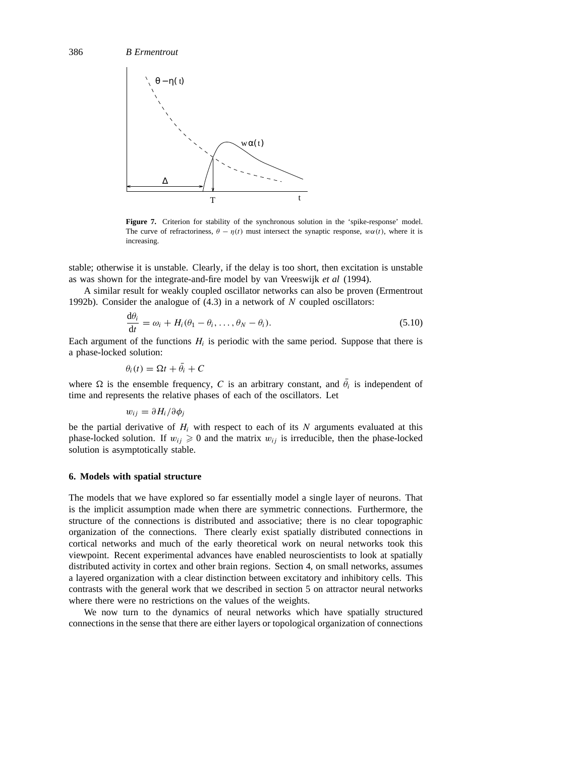**Figure 7.** Criterion for stability of the synchronous solution in the 'spike-response' model. The curve of refractoriness, $\theta - \eta(t)$ must intersect the synaptic response, $w\alpha(t)$, where it is increasing.

stable; otherwise it is unstable. Clearly, if the delay is too short, then excitation is unstable as was shown for the integrate-and-fire model by van Vreeswijk *et al* (1994).

A similar result for weakly coupled oscillator networks can also be proven (Ermentrout 1992b). Consider the analogue of (4.3) in a network of $N$ coupled oscillators:

$$\frac{\mathrm{d}\theta_i}{\mathrm{d}t} = \omega_i + H_i(\theta_1 - \theta_i, \ldots, \theta_N - \theta_i). \tag{5.10}$$

Each argument of the functions $H_i$ is periodic with the same period. Suppose that there is a phase-locked solution:

$$\theta_i(t) = \Omega t + \bar{\theta}_i + C$$

where $\Omega$ is the ensemble frequency, $C$ is an arbitrary constant, and $\bar{\theta}_i$ is independent of time and represents the relative phases of each of the oscillators. Let

$$w_{ij} = \partial H_i / \partial \phi_j$$

be the partial derivative of $H_i$ with respect to each of its $N$ arguments evaluated at this phase-locked solution. If $w_{ij} \geqslant 0$ and the matrix $w_{ij}$ is irreducible, then the phase-locked solution is asymptotically stable.

## 6. Models with spatial structure

The models that we have explored so far essentially model a single layer of neurons. That is the implicit assumption made when there are symmetric connections. Furthermore, the structure of the connections is distributed and associative; there is no clear topographic organization of the connections. There clearly exist spatially distributed connections in cortical networks and much of the early theoretical work on neural networks took this viewpoint. Recent experimental advances have enabled neuroscientists to look at spatially distributed activity in cortex and other brain regions. Section 4, on small networks, assumes a layered organization with a clear distinction between excitatory and inhibitory cells. This contrasts with the general work that we described in section 5 on attractor neural networks where there were no restrictions on the values of the weights.

We now turn to the dynamics of neural networks which have spatially structured connections in the sense that there are either layers or topological organization of connections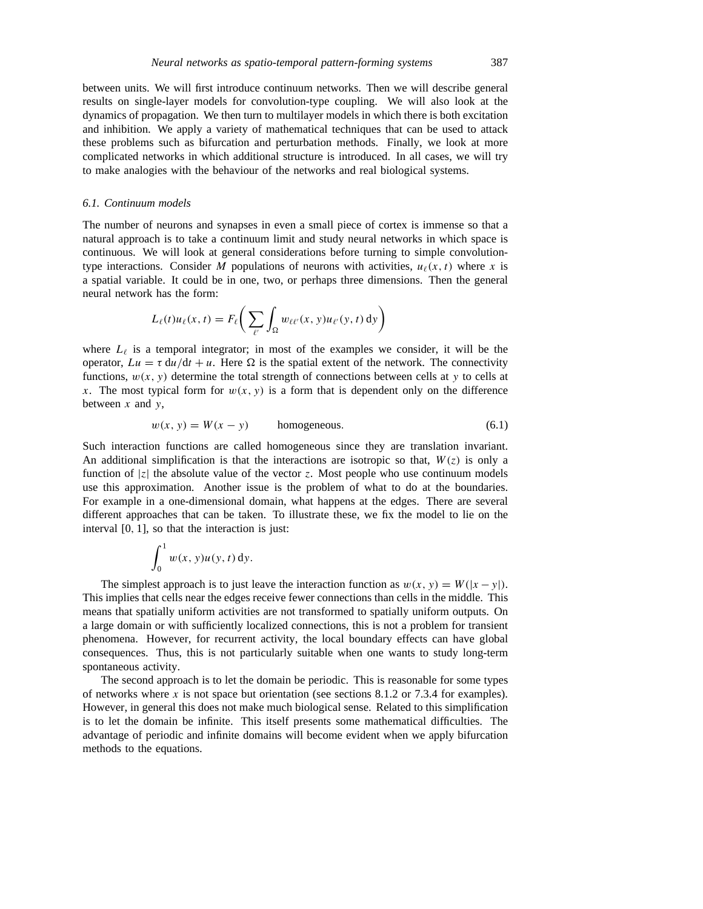between units. We will first introduce continuum networks. Then we will describe general results on single-layer models for convolution-type coupling. We will also look at the dynamics of propagation. We then turn to multilayer models in which there is both excitation and inhibition. We apply a variety of mathematical techniques that can be used to attack these problems such as bifurcation and perturbation methods. Finally, we look at more complicated networks in which additional structure is introduced. In all cases, we will try to make analogies with the behaviour of the networks and real biological systems.

### *6.1. Continuum models*

The number of neurons and synapses in even a small piece of cortex is immense so that a natural approach is to take a continuum limit and study neural networks in which space is continuous. We will look at general considerations before turning to simple convolution-type interactions. Consider $M$ populations of neurons with activities, $u_\ell(x,t)$ where $x$ is a spatial variable. It could be in one, two, or perhaps three dimensions. Then the general neural network has the form:

$$L_\ell(t)u_\ell(x,t) = F_\ell\bigg(\sum_{\ell'} \int_\Omega w_{\ell\ell'}(x,y)u_{\ell'}(y,t)\,\mathrm{d}y\bigg)$$

where $L_\ell$ is a temporal integrator; in most of the examples we consider, it will be the operator, $Lu = \tau\,\mathrm{d}u/\mathrm{d}t + u$. Here $\Omega$ is the spatial extent of the network. The connectivity functions, $w(x,y)$ determine the total strength of connections between cells at $y$ to cells at $x$. The most typical form for $w(x,y)$ is a form that is dependent only on the difference between $x$ and $y$,

$$w(x,y) = W(x-y) \qquad \text{homogeneous.} \tag{6.1}$$

Such interaction functions are called homogeneous since they are translation invariant. An additional simplification is that the interactions are isotropic so that, $W(z)$ is only a function of $|z|$ the absolute value of the vector $z$. Most people who use continuum models use this approximation. Another issue is the problem of what to do at the boundaries. For example in a one-dimensional domain, what happens at the edges. There are several different approaches that can be taken. To illustrate these, we fix the model to lie on the interval $[0,1]$, so that the interaction is just:

$$\int_0^1 w(x,y)u(y,t)\,\mathrm{d}y.$$

The simplest approach is to just leave the interaction function as $w(x,y) = W(|x-y|)$. This implies that cells near the edges receive fewer connections than cells in the middle. This means that spatially uniform activities are not transformed to spatially uniform outputs. On a large domain or with sufficiently localized connections, this is not a problem for transient phenomena. However, for recurrent activity, the local boundary effects can have global consequences. Thus, this is not particularly suitable when one wants to study long-term spontaneous activity.

The second approach is to let the domain be periodic. This is reasonable for some types of networks where $x$ is not space but orientation (see sections 8.1.2 or 7.3.4 for examples). However, in general this does not make much biological sense. Related to this simplification is to let the domain be infinite. This itself presents some mathematical difficulties. The advantage of periodic and infinite domains will become evident when we apply bifurcation methods to the equations.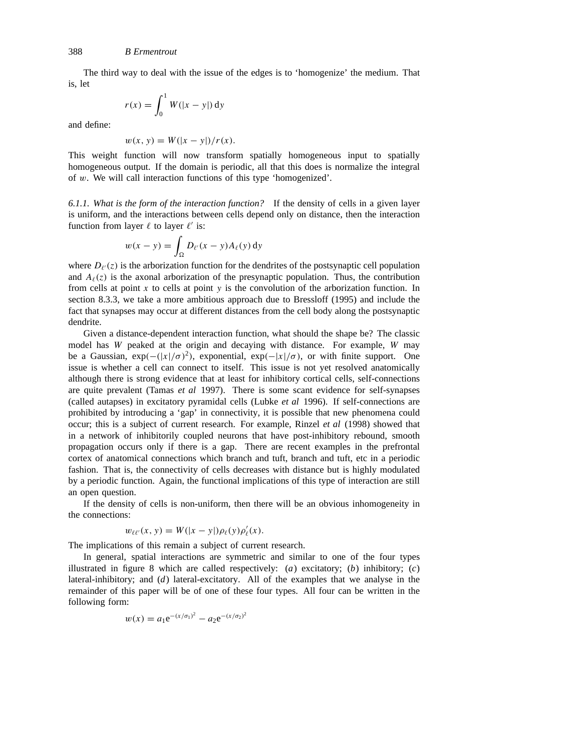The third way to deal with the issue of the edges is to 'homogenize' the medium. That is, let

$$r(x) = \int_0^1 W(|x-y|)\,\mathrm{d}y$$

and define:

$$w(x,y) = W(|x-y|)/r(x).$$

This weight function will now transform spatially homogeneous input to spatially homogeneous output. If the domain is periodic, all that this does is normalize the integral of $w$. We will call interaction functions of this type 'homogenized'.

*6.1.1. What is the form of the interaction function?* If the density of cells in a given layer is uniform, and the interactions between cells depend only on distance, then the interaction function from layer $\ell$ to layer $\ell'$ is:

$$w(x-y) = \int_\Omega D_{\ell'}(x-y)A_\ell(y)\,\mathrm{d}y$$

where $D_{\ell'}(z)$ is the arborization function for the dendrites of the postsynaptic cell population and $A_\ell(z)$ is the axonal arborization of the presynaptic population. Thus, the contribution from cells at point $x$ to cells at point $y$ is the convolution of the arborization function. In section 8.3.3, we take a more ambitious approach due to Bressloff (1995) and include the fact that synapses may occur at different distances from the cell body along the postsynaptic dendrite.

Given a distance-dependent interaction function, what should the shape be? The classic model has $W$ peaked at the origin and decaying with distance. For example, $W$ may be a Gaussian, $\exp(-(|x|/\sigma)^2)$, exponential, $\exp(-|x|/\sigma)$, or with finite support. One issue is whether a cell can connect to itself. This issue is not yet resolved anatomically although there is strong evidence that at least for inhibitory cortical cells, self-connections are quite prevalent (Tamas *et al* 1997). There is some scant evidence for self-synapses (called autapses) in excitatory pyramidal cells (Lubke *et al* 1996). If self-connections are prohibited by introducing a 'gap' in connectivity, it is possible that new phenomena could occur; this is a subject of current research. For example, Rinzel *et al* (1998) showed that in a network of inhibitorily coupled neurons that have post-inhibitory rebound, smooth propagation occurs only if there is a gap. There are recent examples in the prefrontal cortex of anatomical connections which branch and tuft, branch and tuft, etc in a periodic fashion. That is, the connectivity of cells decreases with distance but is highly modulated by a periodic function. Again, the functional implications of this type of interaction are still an open question.

If the density of cells is non-uniform, then there will be an obvious inhomogeneity in the connections:

$$w_{\ell\ell'}(x,y) = W(|x-y|)\rho_\ell(y)\rho'_\ell(x).$$

The implications of this remain a subject of current research.

In general, spatial interactions are symmetric and similar to one of the four types illustrated in figure 8 which are called respectively: ($a$) excitatory; ($b$) inhibitory; ($c$) lateral-inhibitory; and ($d$) lateral-excitatory. All of the examples that we analyse in the remainder of this paper will be of one of these four types. All four can be written in the following form:

$$w(x) = a_1\mathrm{e}^{-(x/\sigma_1)^2} - a_2\mathrm{e}^{-(x/\sigma_2)^2}$$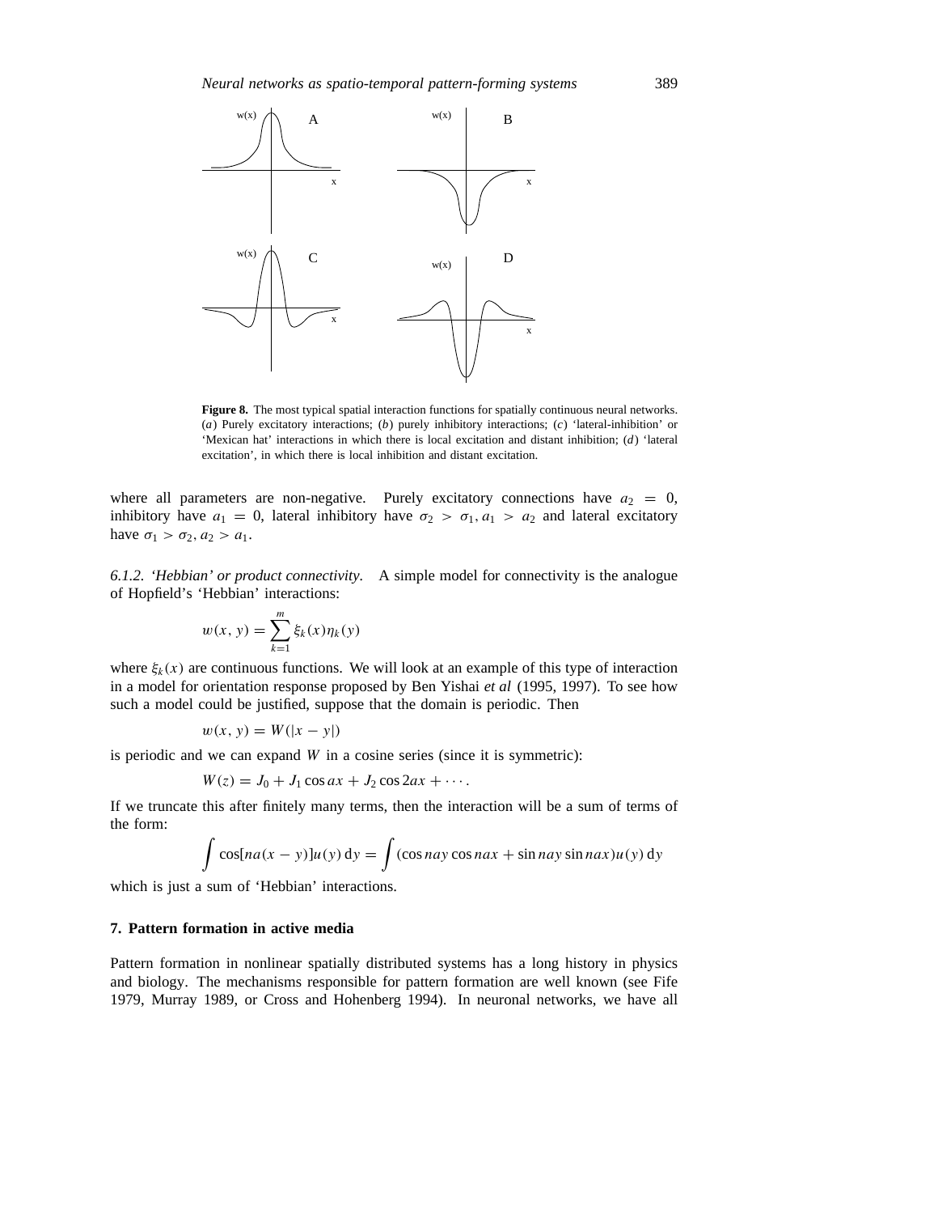**Figure 8.** The most typical spatial interaction functions for spatially continuous neural networks. (*a*) Purely excitatory interactions; (*b*) purely inhibitory interactions; (*c*) 'lateral-inhibition' or 'Mexican hat' interactions in which there is local excitation and distant inhibition; (*d*) 'lateral excitation', in which there is local inhibition and distant excitation.

where all parameters are non-negative. Purely excitatory connections have $a_2 = 0$, inhibitory have $a_1 = 0$, lateral inhibitory have $\sigma_2 > \sigma_1, a_1 > a_2$ and lateral excitatory have $\sigma_1 > \sigma_2, a_2 > a_1$.

*6.1.2. 'Hebbian' or product connectivity.* A simple model for connectivity is the analogue of Hopfield's 'Hebbian' interactions:

$$w(x, y) = \sum_{k=1}^{m} \xi_k(x)\eta_k(y)$$

where $\xi_k(x)$ are continuous functions. We will look at an example of this type of interaction in a model for orientation response proposed by Ben Yishai *et al* (1995, 1997). To see how such a model could be justified, suppose that the domain is periodic. Then

$$w(x, y) = W(|x - y|)$$

is periodic and we can expand $W$ in a cosine series (since it is symmetric):

$$W(z) = J_0 + J_1 \cos ax + J_2 \cos 2ax + \cdots.$$

If we truncate this after finitely many terms, then the interaction will be a sum of terms of the form:

$$\int \cos[na(x - y)]u(y)\,\mathrm{d}y = \int (\cos nay \cos nax + \sin nay \sin nax)u(y)\,\mathrm{d}y$$

which is just a sum of 'Hebbian' interactions.

## 7. Pattern formation in active media

Pattern formation in nonlinear spatially distributed systems has a long history in physics and biology. The mechanisms responsible for pattern formation are well known (see Fife 1979, Murray 1989, or Cross and Hohenberg 1994). In neuronal networks, we have all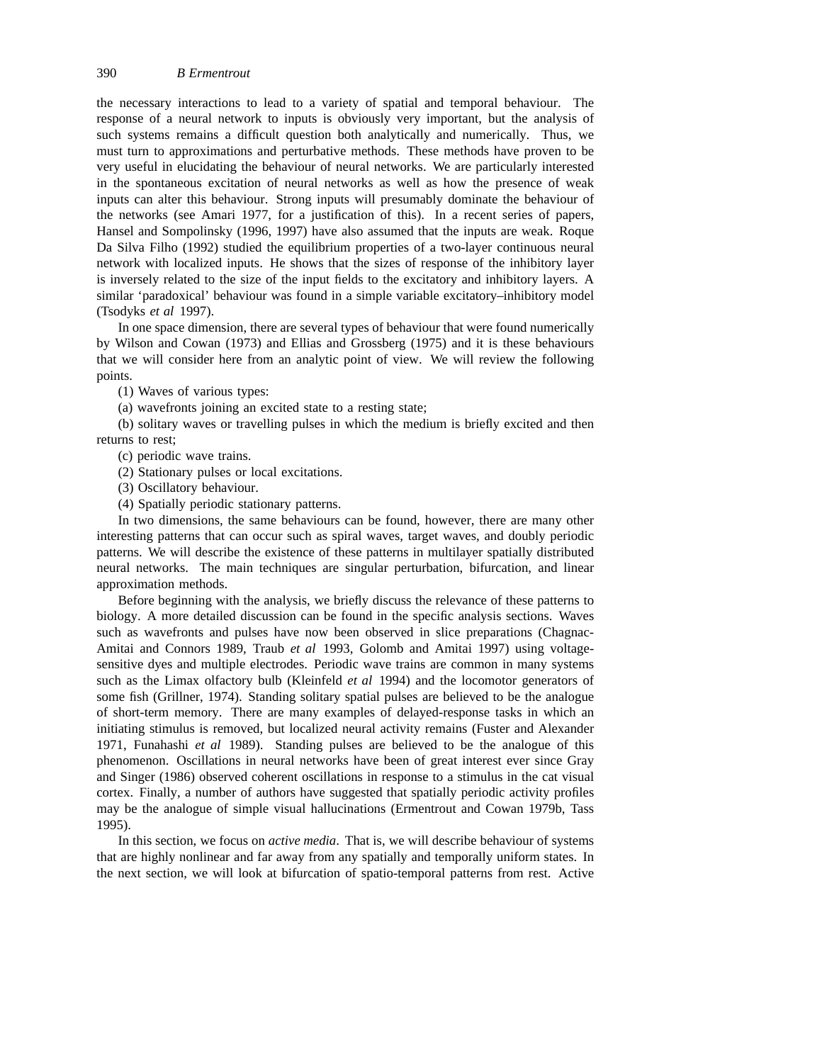the necessary interactions to lead to a variety of spatial and temporal behaviour. The response of a neural network to inputs is obviously very important, but the analysis of such systems remains a difficult question both analytically and numerically. Thus, we must turn to approximations and perturbative methods. These methods have proven to be very useful in elucidating the behaviour of neural networks. We are particularly interested in the spontaneous excitation of neural networks as well as how the presence of weak inputs can alter this behaviour. Strong inputs will presumably dominate the behaviour of the networks (see Amari 1977, for a justification of this). In a recent series of papers, Hansel and Sompolinsky (1996, 1997) have also assumed that the inputs are weak. Roque Da Silva Filho (1992) studied the equilibrium properties of a two-layer continuous neural network with localized inputs. He shows that the sizes of response of the inhibitory layer is inversely related to the size of the input fields to the excitatory and inhibitory layers. A similar 'paradoxical' behaviour was found in a simple variable excitatory–inhibitory model (Tsodyks *et al* 1997).

In one space dimension, there are several types of behaviour that were found numerically by Wilson and Cowan (1973) and Ellias and Grossberg (1975) and it is these behaviours that we will consider here from an analytic point of view. We will review the following points.

(1) Waves of various types:

(a) wavefronts joining an excited state to a resting state;

(b) solitary waves or travelling pulses in which the medium is briefly excited and then returns to rest;

(c) periodic wave trains.

(2) Stationary pulses or local excitations.

(3) Oscillatory behaviour.

(4) Spatially periodic stationary patterns.

In two dimensions, the same behaviours can be found, however, there are many other interesting patterns that can occur such as spiral waves, target waves, and doubly periodic patterns. We will describe the existence of these patterns in multilayer spatially distributed neural networks. The main techniques are singular perturbation, bifurcation, and linear approximation methods.

Before beginning with the analysis, we briefly discuss the relevance of these patterns to biology. A more detailed discussion can be found in the specific analysis sections. Waves such as wavefronts and pulses have now been observed in slice preparations (Chagnac-Amitai and Connors 1989, Traub *et al* 1993, Golomb and Amitai 1997) using voltage-sensitive dyes and multiple electrodes. Periodic wave trains are common in many systems such as the Limax olfactory bulb (Kleinfeld *et al* 1994) and the locomotor generators of some fish (Grillner, 1974). Standing solitary spatial pulses are believed to be the analogue of short-term memory. There are many examples of delayed-response tasks in which an initiating stimulus is removed, but localized neural activity remains (Fuster and Alexander 1971, Funahashi *et al* 1989). Standing pulses are believed to be the analogue of this phenomenon. Oscillations in neural networks have been of great interest ever since Gray and Singer (1986) observed coherent oscillations in response to a stimulus in the cat visual cortex. Finally, a number of authors have suggested that spatially periodic activity profiles may be the analogue of simple visual hallucinations (Ermentrout and Cowan 1979b, Tass 1995).

In this section, we focus on *active media*. That is, we will describe behaviour of systems that are highly nonlinear and far away from any spatially and temporally uniform states. In the next section, we will look at bifurcation of spatio-temporal patterns from rest. Active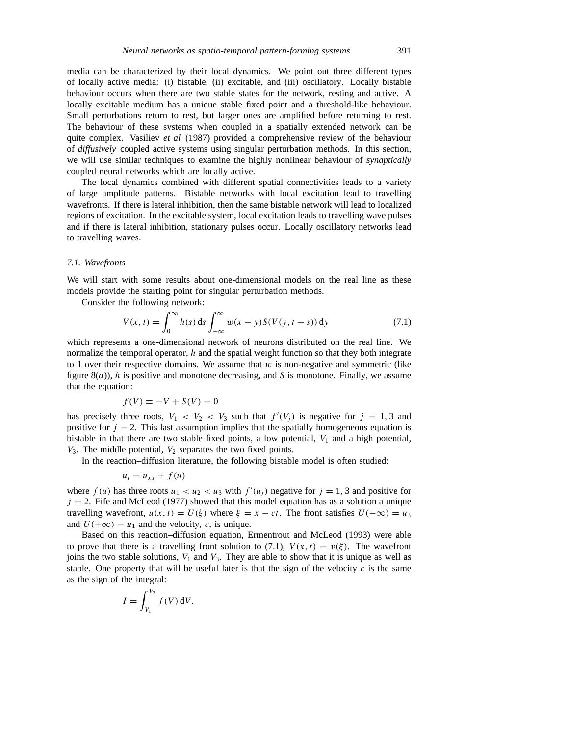media can be characterized by their local dynamics. We point out three different types of locally active media: (i) bistable, (ii) excitable, and (iii) oscillatory. Locally bistable behaviour occurs when there are two stable states for the network, resting and active. A locally excitable medium has a unique stable fixed point and a threshold-like behaviour. Small perturbations return to rest, but larger ones are amplified before returning to rest. The behaviour of these systems when coupled in a spatially extended network can be quite complex. Vasiliev *et al* (1987) provided a comprehensive review of the behaviour of *diffusively* coupled active systems using singular perturbation methods. In this section, we will use similar techniques to examine the highly nonlinear behaviour of *synaptically* coupled neural networks which are locally active.

The local dynamics combined with different spatial connectivities leads to a variety of large amplitude patterns. Bistable networks with local excitation lead to travelling wavefronts. If there is lateral inhibition, then the same bistable network will lead to localized regions of excitation. In the excitable system, local excitation leads to travelling wave pulses and if there is lateral inhibition, stationary pulses occur. Locally oscillatory networks lead to travelling waves.

### *7.1. Wavefronts*

We will start with some results about one-dimensional models on the real line as these models provide the starting point for singular perturbation methods.

Consider the following network:

$$V(x,t) = \int_0^\infty h(s)\,\mathrm{d}s \int_{-\infty}^\infty w(x-y)S(V(y,t-s))\,\mathrm{d}y \tag{7.1}$$

which represents a one-dimensional network of neurons distributed on the real line. We normalize the temporal operator, $h$ and the spatial weight function so that they both integrate to 1 over their respective domains. We assume that $w$ is non-negative and symmetric (like figure 8($a$)), $h$ is positive and monotone decreasing, and $S$ is monotone. Finally, we assume that the equation:

$$f(V) \equiv -V + S(V) = 0$$

has precisely three roots, $V_1 < V_2 < V_3$ such that $f'(V_j)$ is negative for $j = 1, 3$ and positive for $j = 2$. This last assumption implies that the spatially homogeneous equation is bistable in that there are two stable fixed points, a low potential, $V_1$ and a high potential, $V_3$. The middle potential, $V_2$ separates the two fixed points.

In the reaction–diffusion literature, the following bistable model is often studied:

$$u_t = u_{xx} + f(u)$$

where $f(u)$ has three roots $u_1 < u_2 < u_3$ with $f'(u_j)$ negative for $j = 1, 3$ and positive for $j = 2$. Fife and McLeod (1977) showed that this model equation has as a solution a unique travelling wavefront, $u(x,t) = U(\xi)$ where $\xi = x - ct$. The front satisfies $U(-\infty) = u_3$ and $U(+\infty) = u_1$ and the velocity, $c$, is unique.

Based on this reaction–diffusion equation, Ermentrout and McLeod (1993) were able to prove that there is a travelling front solution to (7.1), $V(x,t) = v(\xi)$. The wavefront joins the two stable solutions, $V_1$ and $V_3$. They are able to show that it is unique as well as stable. One property that will be useful later is that the sign of the velocity $c$ is the same as the sign of the integral:

$$I = \int_{V_1}^{V_3} f(V)\,\mathrm{d}V.$$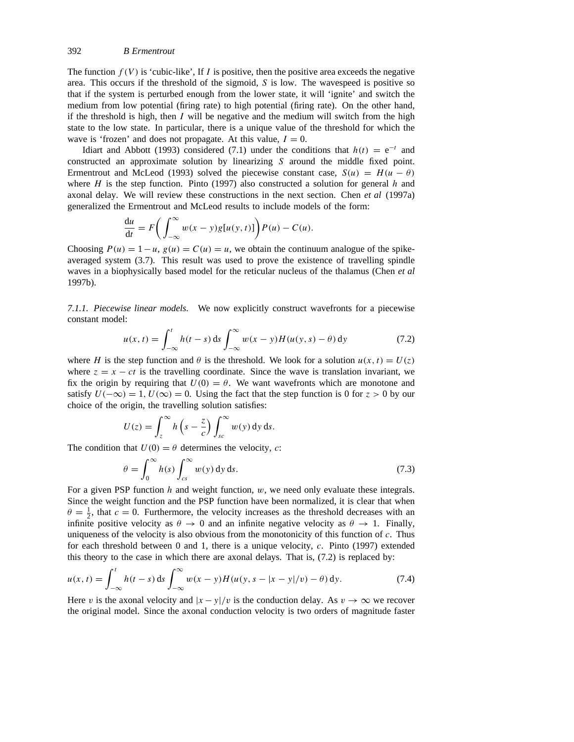The function $f(V)$ is 'cubic-like', If $I$ is positive, then the positive area exceeds the negative area. This occurs if the threshold of the sigmoid, $S$ is low. The wavespeed is positive so that if the system is perturbed enough from the lower state, it will 'ignite' and switch the medium from low potential (firing rate) to high potential (firing rate). On the other hand, if the threshold is high, then $I$ will be negative and the medium will switch from the high state to the low state. In particular, there is a unique value of the threshold for which the wave is 'frozen' and does not propagate. At this value, $I = 0$.

Idiart and Abbott (1993) considered (7.1) under the conditions that $h(t) = e^{-t}$ and constructed an approximate solution by linearizing $S$ around the middle fixed point. Ermentrout and McLeod (1993) solved the piecewise constant case, $S(u) = H(u - \theta)$ where $H$ is the step function. Pinto (1997) also constructed a solution for general $h$ and axonal delay. We will review these constructions in the next section. Chen *et al* (1997a) generalized the Ermentrout and McLeod results to include models of the form:

$$\frac{du}{dt} = F\left(\int_{-\infty}^{\infty} w(x-y)g[u(y,t)]\right)P(u) - C(u).$$

Choosing $P(u) = 1 - u$, $g(u) = C(u) = u$, we obtain the continuum analogue of the spike-averaged system (3.7). This result was used to prove the existence of travelling spindle waves in a biophysically based model for the reticular nucleus of the thalamus (Chen *et al* 1997b).

*7.1.1. Piecewise linear models.* We now explicitly construct wavefronts for a piecewise constant model:

$$u(x,t) = \int_{-\infty}^{t} h(t-s)\,ds \int_{-\infty}^{\infty} w(x-y)H(u(y,s) - \theta)\,dy \tag{7.2}$$

where $H$ is the step function and $\theta$ is the threshold. We look for a solution $u(x,t) = U(z)$ where $z = x - ct$ is the travelling coordinate. Since the wave is translation invariant, we fix the origin by requiring that $U(0) = \theta$. We want wavefronts which are monotone and satisfy $U(-\infty) = 1$, $U(\infty) = 0$. Using the fact that the step function is 0 for $z > 0$ by our choice of the origin, the travelling solution satisfies:

$$U(z) = \int_{z}^{\infty} h\left(s - \frac{z}{c}\right) \int_{sc}^{\infty} w(y)\,dy\,ds.$$

The condition that $U(0) = \theta$ determines the velocity, $c$:

$$\theta = \int_{0}^{\infty} h(s) \int_{cs}^{\infty} w(y)\,dy\,ds. \tag{7.3}$$

For a given PSP function $h$ and weight function, $w$, we need only evaluate these integrals. Since the weight function and the PSP function have been normalized, it is clear that when $\theta = \frac{1}{2}$, that $c = 0$. Furthermore, the velocity increases as the threshold decreases with an infinite positive velocity as $\theta \to 0$ and an infinite negative velocity as $\theta \to 1$. Finally, uniqueness of the velocity is also obvious from the monotonicity of this function of $c$. Thus for each threshold between 0 and 1, there is a unique velocity, $c$. Pinto (1997) extended this theory to the case in which there are axonal delays. That is, (7.2) is replaced by:

$$u(x,t) = \int_{-\infty}^{t} h(t-s)\,ds \int_{-\infty}^{\infty} w(x-y)H(u(y, s - |x-y|/v) - \theta)\,dy. \tag{7.4}$$

Here $v$ is the axonal velocity and $|x - y|/v$ is the conduction delay. As $v \to \infty$ we recover the original model. Since the axonal conduction velocity is two orders of magnitude faster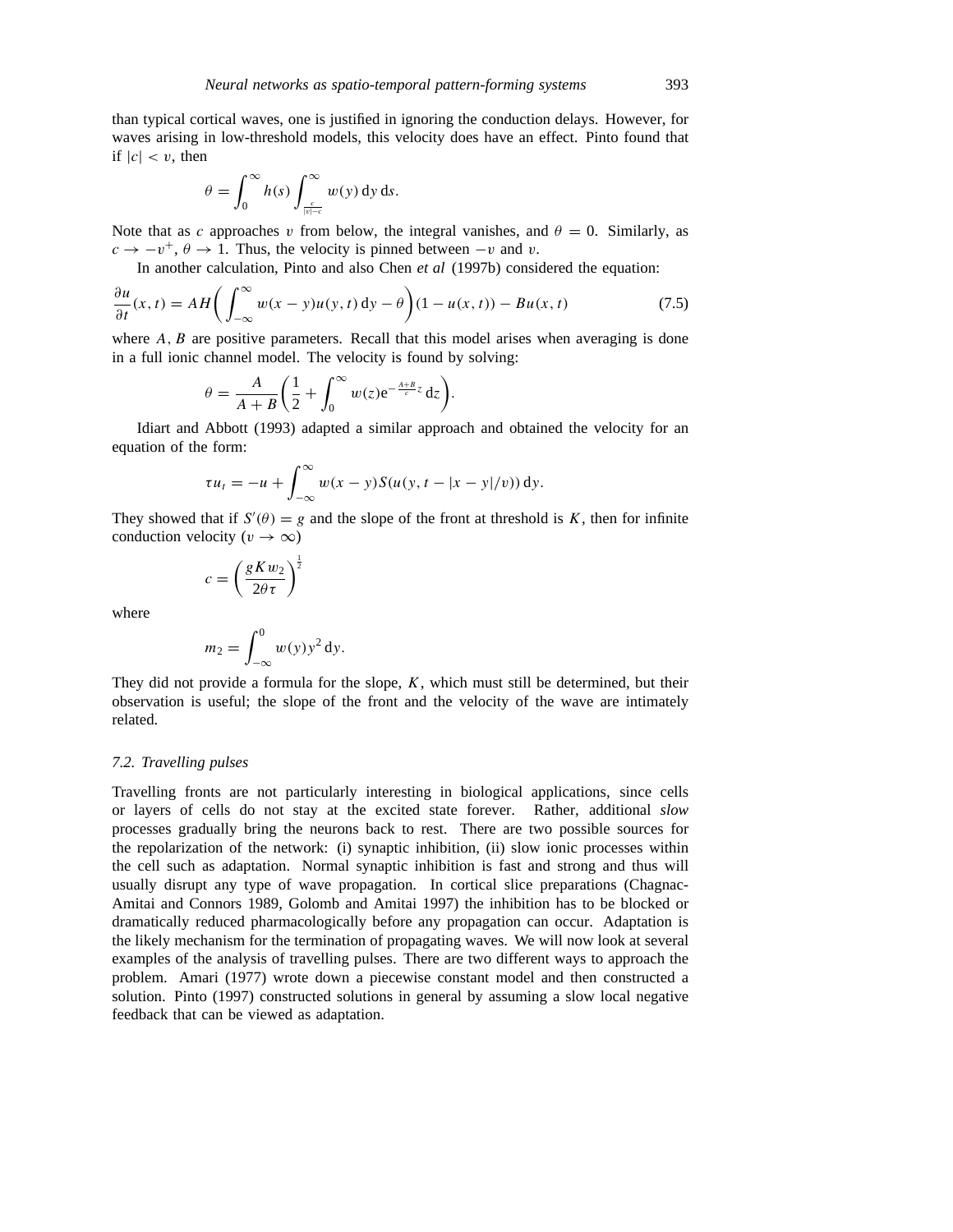than typical cortical waves, one is justified in ignoring the conduction delays. However, for waves arising in low-threshold models, this velocity does have an effect. Pinto found that if $|c| < v$, then

$$\theta = \int_0^\infty h(s) \int_{\frac{c}{|v|-c}}^\infty w(y)\,\mathrm{d}y\,\mathrm{d}s.$$

Note that as $c$ approaches $v$ from below, the integral vanishes, and $\theta = 0$. Similarly, as $c \to -v^+$, $\theta \to 1$. Thus, the velocity is pinned between $-v$ and $v$.

In another calculation, Pinto and also Chen *et al* (1997b) considered the equation:

$$\frac{\partial u}{\partial t}(x,t) = AH\left(\int_{-\infty}^\infty w(x-y)u(y,t)\,\mathrm{d}y - \theta\right)(1-u(x,t)) - Bu(x,t) \tag{7.5}$$

where $A, B$ are positive parameters. Recall that this model arises when averaging is done in a full ionic channel model. The velocity is found by solving:

$$\theta = \frac{A}{A+B}\left(\frac{1}{2} + \int_0^\infty w(z)\mathrm{e}^{-\frac{A+B}{c}z}\,\mathrm{d}z\right).$$

Idiart and Abbott (1993) adapted a similar approach and obtained the velocity for an equation of the form:

$$\tau u_t = -u + \int_{-\infty}^\infty w(x-y)S(u(y, t - |x-y|/v))\,\mathrm{d}y.$$

They showed that if $S'(\theta) = g$ and the slope of the front at threshold is $K$, then for infinite conduction velocity ($v \to \infty$)

$$c = \left(\frac{gKw_2}{2\theta\tau}\right)^{\frac{1}{2}}$$

where

$$m_2 = \int_{-\infty}^0 w(y)y^2\,\mathrm{d}y.$$

They did not provide a formula for the slope, $K$, which must still be determined, but their observation is useful; the slope of the front and the velocity of the wave are intimately related.

### *7.2. Travelling pulses*

Travelling fronts are not particularly interesting in biological applications, since cells or layers of cells do not stay at the excited state forever. Rather, additional *slow* processes gradually bring the neurons back to rest. There are two possible sources for the repolarization of the network: (i) synaptic inhibition, (ii) slow ionic processes within the cell such as adaptation. Normal synaptic inhibition is fast and strong and thus will usually disrupt any type of wave propagation. In cortical slice preparations (Chagnac-Amitai and Connors 1989, Golomb and Amitai 1997) the inhibition has to be blocked or dramatically reduced pharmacologically before any propagation can occur. Adaptation is the likely mechanism for the termination of propagating waves. We will now look at several examples of the analysis of travelling pulses. There are two different ways to approach the problem. Amari (1977) wrote down a piecewise constant model and then constructed a solution. Pinto (1997) constructed solutions in general by assuming a slow local negative feedback that can be viewed as adaptation.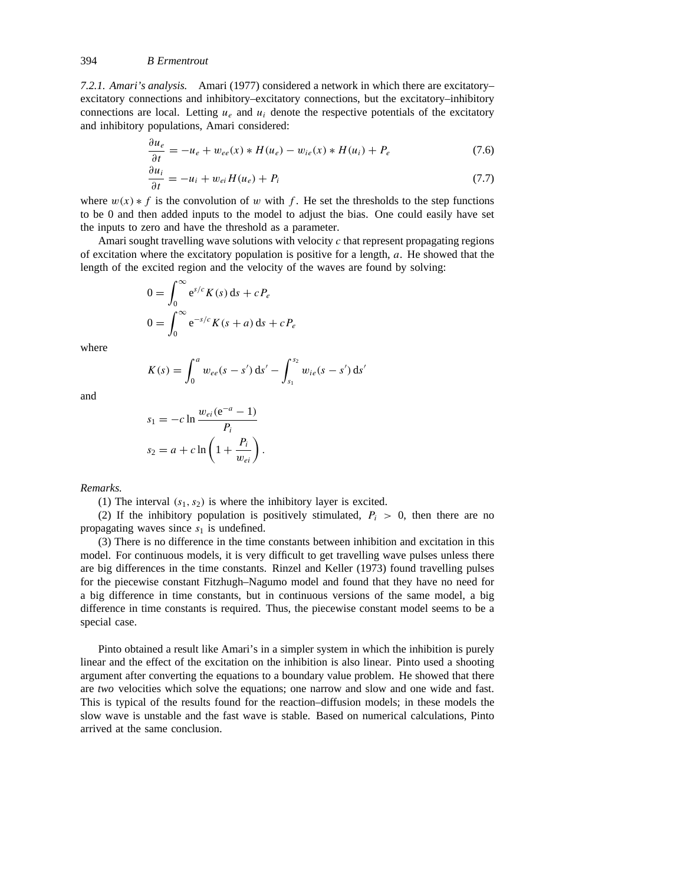*7.2.1. Amari's analysis.* Amari (1977) considered a network in which there are excitatory–excitatory connections and inhibitory–excitatory connections, but the excitatory–inhibitory connections are local. Letting $u_e$ and $u_i$ denote the respective potentials of the excitatory and inhibitory populations, Amari considered:

$$\frac{\partial u_e}{\partial t} = -u_e + w_{ee}(x) * H(u_e) - w_{ie}(x) * H(u_i) + P_e \tag{7.6}$$

$$\frac{\partial u_i}{\partial t} = -u_i + w_{ei} H(u_e) + P_i \tag{7.7}$$

where $w(x) * f$ is the convolution of $w$ with $f$. He set the thresholds to the step functions to be 0 and then added inputs to the model to adjust the bias. One could easily have set the inputs to zero and have the threshold as a parameter.

Amari sought travelling wave solutions with velocity $c$ that represent propagating regions of excitation where the excitatory population is positive for a length, $a$. He showed that the length of the excited region and the velocity of the waves are found by solving:

$$0 = \int_0^\infty \mathrm{e}^{s/c} K(s)\, \mathrm{d}s + cP_e$$

$$0 = \int_0^\infty \mathrm{e}^{-s/c} K(s+a)\, \mathrm{d}s + cP_e$$

where

$$K(s) = \int_0^a w_{ee}(s - s')\, \mathrm{d}s' - \int_{s_1}^{s_2} w_{ie}(s - s')\, \mathrm{d}s'$$

and

$$s_1 = -c \ln \frac{w_{ei}(\mathrm{e}^{-a} - 1)}{P_i}$$

$$s_2 = a + c \ln \left(1 + \frac{P_i}{w_{ei}}\right).$$

*Remarks.*

(1) The interval $(s_1, s_2)$ is where the inhibitory layer is excited.

(2) If the inhibitory population is positively stimulated, $P_i > 0$, then there are no propagating waves since $s_1$ is undefined.

(3) There is no difference in the time constants between inhibition and excitation in this model. For continuous models, it is very difficult to get travelling wave pulses unless there are big differences in the time constants. Rinzel and Keller (1973) found travelling pulses for the piecewise constant Fitzhugh–Nagumo model and found that they have no need for a big difference in time constants, but in continuous versions of the same model, a big difference in time constants is required. Thus, the piecewise constant model seems to be a special case.

Pinto obtained a result like Amari's in a simpler system in which the inhibition is purely linear and the effect of the excitation on the inhibition is also linear. Pinto used a shooting argument after converting the equations to a boundary value problem. He showed that there are *two* velocities which solve the equations; one narrow and slow and one wide and fast. This is typical of the results found for the reaction–diffusion models; in these models the slow wave is unstable and the fast wave is stable. Based on numerical calculations, Pinto arrived at the same conclusion.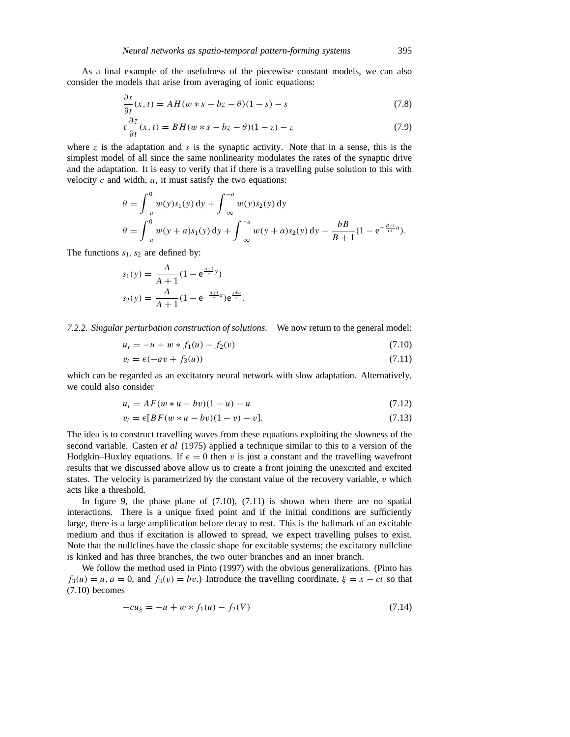As a final example of the usefulness of the piecewise constant models, we can also consider the models that arise from averaging of ionic equations:

$$\frac{\partial s}{\partial t}(x,t) = AH(w * s - bz - \theta)(1-s) - s \tag{7.8}$$

$$\tau \frac{\partial z}{\partial t}(x,t) = BH(w * s - bz - \theta)(1-z) - z \tag{7.9}$$

where $z$ is the adaptation and $s$ is the synaptic activity. Note that in a sense, this is the simplest model of all since the same nonlinearity modulates the rates of the synaptic drive and the adaptation. It is easy to verify that if there is a travelling pulse solution to this with velocity $c$ and width, $a$, it must satisfy the two equations:

$$\theta = \int_{-a}^{0} w(y)s_1(y)\,\mathrm{d}y + \int_{-\infty}^{-a} w(y)s_2(y)\,\mathrm{d}y$$

$$\theta = \int_{-a}^{0} w(y+a)s_1(y)\,\mathrm{d}y + \int_{-\infty}^{-a} w(y+a)s_2(y)\,\mathrm{d}y - \frac{bB}{B+1}(1 - \mathrm{e}^{-\frac{B+1}{c\tau}a}).$$

The functions $s_1, s_2$ are defined by:

$$s_1(y) = \frac{A}{A+1}(1 - \mathrm{e}^{\frac{A+1}{c}y})$$

$$s_2(y) = \frac{A}{A+1}(1 - \mathrm{e}^{-\frac{A+1}{c}a})\mathrm{e}^{\frac{y+a}{c}}.$$

*7.2.2. Singular perturbation construction of solutions.* We now return to the general model:

$$u_t = -u + w * f_1(u) - f_2(v) \tag{7.10}$$

$$v_t = \epsilon(-av + f_3(u)) \tag{7.11}$$

which can be regarded as an excitatory neural network with slow adaptation. Alternatively, we could also consider

$$u_t = AF(w * u - bv)(1-u) - u \tag{7.12}$$

$$v_t = \epsilon[BF(w * u - bv)(1-v) - v]. \tag{7.13}$$

The idea is to construct travelling waves from these equations exploiting the slowness of the second variable. Casten *et al* (1975) applied a technique similar to this to a version of the Hodgkin–Huxley equations. If $\epsilon = 0$ then $v$ is just a constant and the travelling wavefront results that we discussed above allow us to create a front joining the unexcited and excited states. The velocity is parametrized by the constant value of the recovery variable, $v$ which acts like a threshold.

In figure 9, the phase plane of (7.10), (7.11) is shown when there are no spatial interactions. There is a unique fixed point and if the initial conditions are sufficiently large, there is a large amplification before decay to rest. This is the hallmark of an excitable medium and thus if excitation is allowed to spread, we expect travelling pulses to exist. Note that the nullclines have the classic shape for excitable systems; the excitatory nullcline is kinked and has three branches, the two outer branches and an inner branch.

We follow the method used in Pinto (1997) with the obvious generalizations. (Pinto has $f_3(u) = u$, $a = 0$, and $f_3(v) = bv$.) Introduce the travelling coordinate, $\xi = x - ct$ so that (7.10) becomes

$$-cu_\xi = -u + w * f_1(u) - f_2(V) \tag{7.14}$$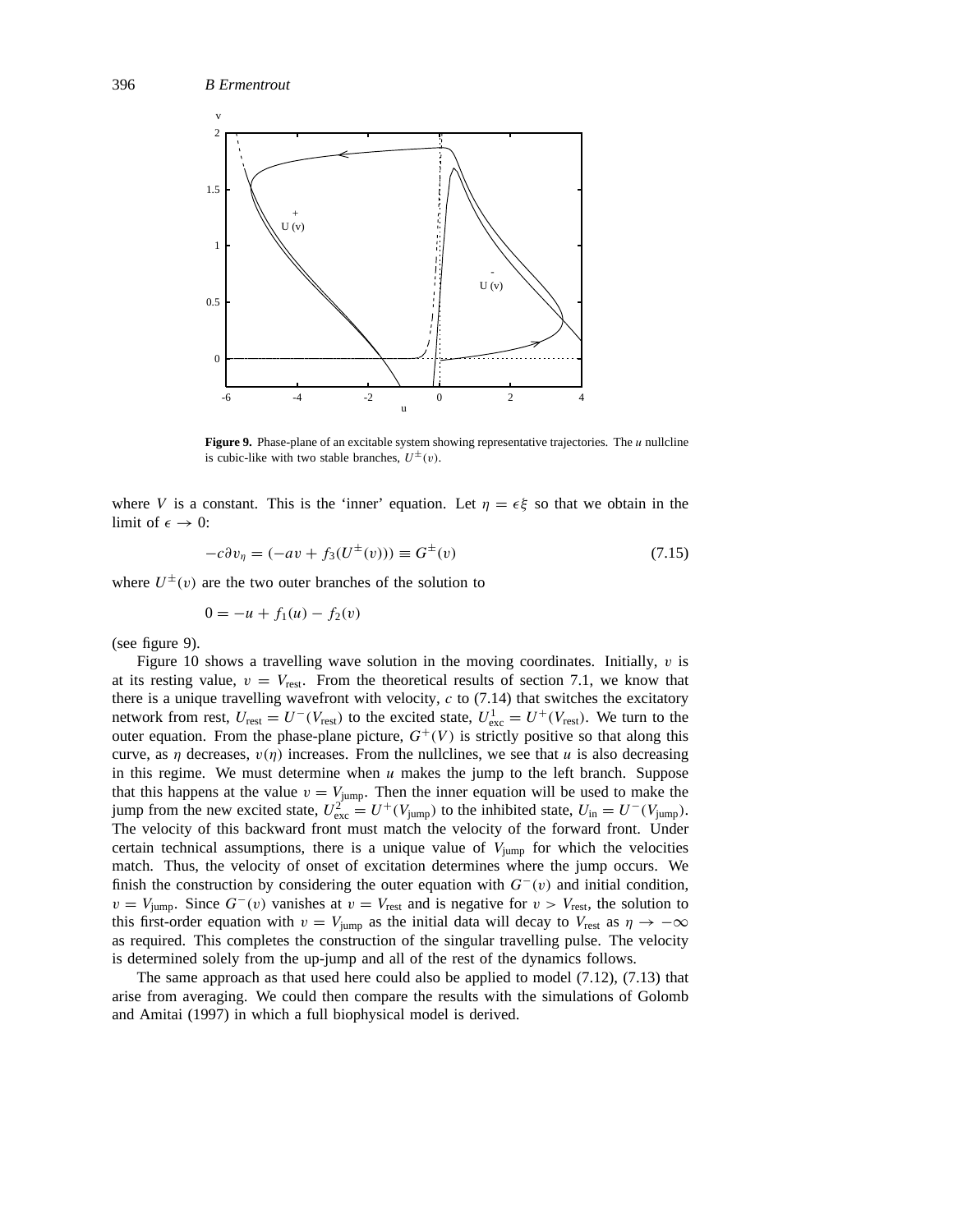**Figure 9.** Phase-plane of an excitable system showing representative trajectories. The $u$ nullcline is cubic-like with two stable branches, $U^{\pm}(v)$.

where $V$ is a constant. This is the 'inner' equation. Let $\eta = \epsilon\xi$ so that we obtain in the limit of $\epsilon \to 0$:

$$-c\partial v_\eta = (-av + f_3(U^{\pm}(v))) \equiv G^{\pm}(v) \tag{7.15}$$

where $U^{\pm}(v)$ are the two outer branches of the solution to

$$0 = -u + f_1(u) - f_2(v)$$

(see figure 9).

Figure 10 shows a travelling wave solution in the moving coordinates. Initially, $v$ is at its resting value, $v = V_{\mathrm{rest}}$. From the theoretical results of section 7.1, we know that there is a unique travelling wavefront with velocity, $c$ to (7.14) that switches the excitatory network from rest, $U_{\mathrm{rest}} = U^-(V_{\mathrm{rest}})$ to the excited state, $U^1_{\mathrm{exc}} = U^+(V_{\mathrm{rest}})$. We turn to the outer equation. From the phase-plane picture, $G^+(V)$ is strictly positive so that along this curve, as $\eta$ decreases, $v(\eta)$ increases. From the nullclines, we see that $u$ is also decreasing in this regime. We must determine when $u$ makes the jump to the left branch. Suppose that this happens at the value $v = V_{\mathrm{jump}}$. Then the inner equation will be used to make the jump from the new excited state, $U^2_{\mathrm{exc}} = U^+(V_{\mathrm{jump}})$ to the inhibited state, $U_{\mathrm{in}} = U^-(V_{\mathrm{jump}})$. The velocity of this backward front must match the velocity of the forward front. Under certain technical assumptions, there is a unique value of $V_{\mathrm{jump}}$ for which the velocities match. Thus, the velocity of onset of excitation determines where the jump occurs. We finish the construction by considering the outer equation with $G^-(v)$ and initial condition, $v = V_{\mathrm{jump}}$. Since $G^-(v)$ vanishes at $v = V_{\mathrm{rest}}$ and is negative for $v > V_{\mathrm{rest}}$, the solution to this first-order equation with $v = V_{\mathrm{jump}}$ as the initial data will decay to $V_{\mathrm{rest}}$ as $\eta \to -\infty$ as required. This completes the construction of the singular travelling pulse. The velocity is determined solely from the up-jump and all of the rest of the dynamics follows.

The same approach as that used here could also be applied to model (7.12), (7.13) that arise from averaging. We could then compare the results with the simulations of Golomb and Amitai (1997) in which a full biophysical model is derived.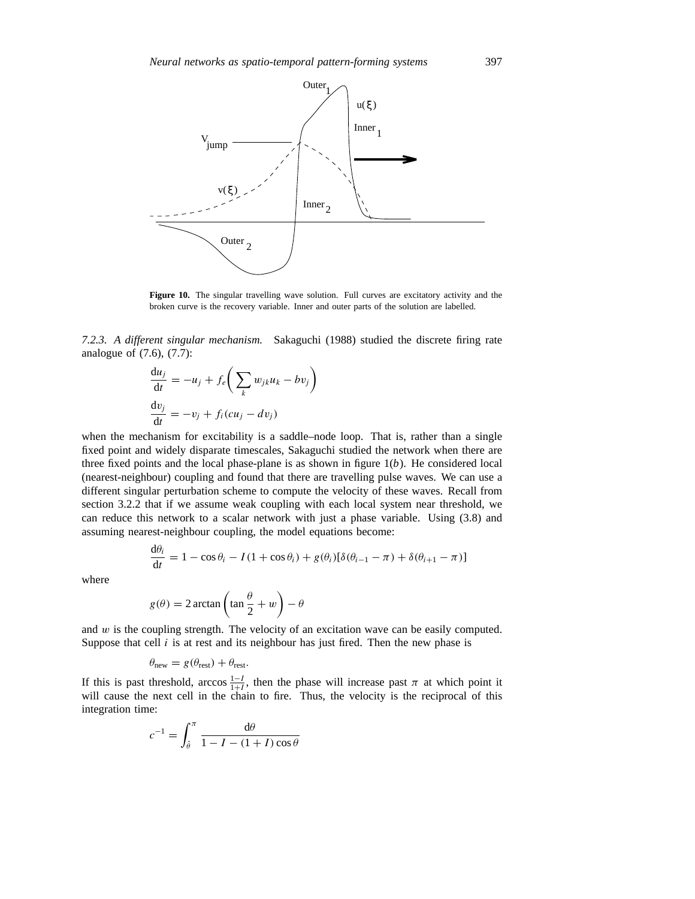Figure 10. The singular travelling wave solution. Full curves are excitatory activity and the broken curve is the recovery variable. Inner and outer parts of the solution are labelled.

*7.2.3. A different singular mechanism.* Sakaguchi (1988) studied the discrete firing rate analogue of (7.6), (7.7):

$$\frac{du_j}{dt} = -u_j + f_e\left(\sum_k w_{jk}u_k - bv_j\right)$$

$$\frac{dv_j}{dt} = -v_j + f_i(cu_j - dv_j)$$

when the mechanism for excitability is a saddle–node loop. That is, rather than a single fixed point and widely disparate timescales, Sakaguchi studied the network when there are three fixed points and the local phase-plane is as shown in figure 1(*b*). He considered local (nearest-neighbour) coupling and found that there are travelling pulse waves. We can use a different singular perturbation scheme to compute the velocity of these waves. Recall from section 3.2.2 that if we assume weak coupling with each local system near threshold, we can reduce this network to a scalar network with just a phase variable. Using (3.8) and assuming nearest-neighbour coupling, the model equations become:

$$\frac{d\theta_i}{dt} = 1 - \cos\theta_i - I(1 + \cos\theta_i) + g(\theta_i)[\delta(\theta_{i-1} - \pi) + \delta(\theta_{i+1} - \pi)]$$

where

$$g(\theta) = 2\arctan\left(\tan\frac{\theta}{2} + w\right) - \theta$$

and $w$ is the coupling strength. The velocity of an excitation wave can be easily computed. Suppose that cell $i$ is at rest and its neighbour has just fired. Then the new phase is

$$\theta_{\text{new}} = g(\theta_{\text{rest}}) + \theta_{\text{rest}}.$$

If this is past threshold, $\arccos\frac{1-I}{1+I}$, then the phase will increase past $\pi$ at which point it will cause the next cell in the chain to fire. Thus, the velocity is the reciprocal of this integration time:

$$c^{-1} = \int_{\hat{\theta}}^{\pi} \frac{d\theta}{1 - I - (1 + I)\cos\theta}$$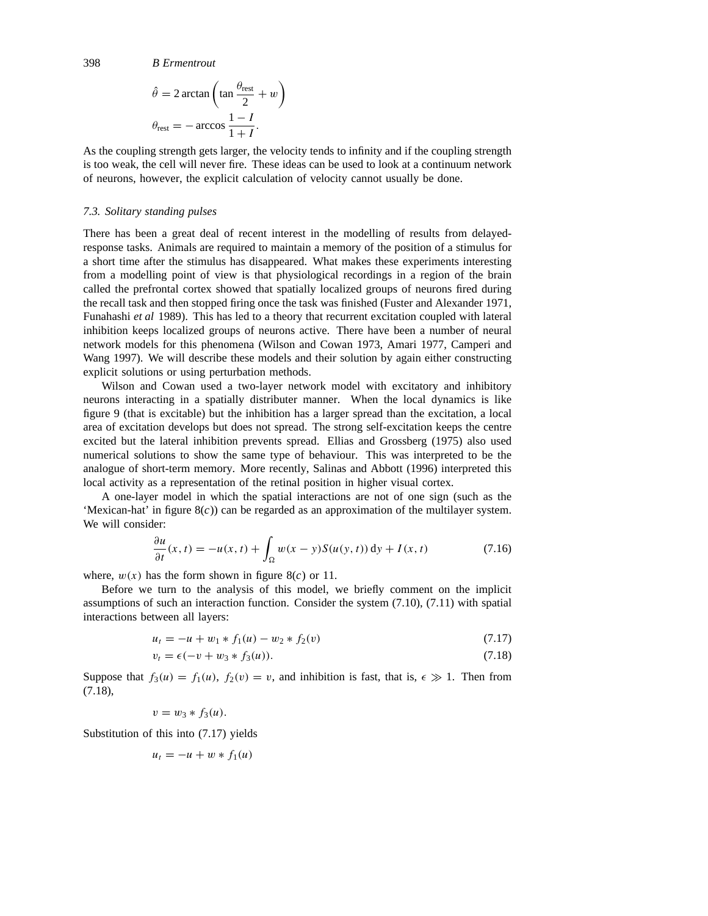$$\hat{\theta} = 2 \arctan\left(\tan \frac{\theta_{\text{rest}}}{2} + w\right)$$

$$\theta_{\text{rest}} = -\arccos \frac{1-I}{1+I}.$$

As the coupling strength gets larger, the velocity tends to infinity and if the coupling strength is too weak, the cell will never fire. These ideas can be used to look at a continuum network of neurons, however, the explicit calculation of velocity cannot usually be done.

### *7.3. Solitary standing pulses*

There has been a great deal of recent interest in the modelling of results from delayed-response tasks. Animals are required to maintain a memory of the position of a stimulus for a short time after the stimulus has disappeared. What makes these experiments interesting from a modelling point of view is that physiological recordings in a region of the brain called the prefrontal cortex showed that spatially localized groups of neurons fired during the recall task and then stopped firing once the task was finished (Fuster and Alexander 1971, Funahashi *et al* 1989). This has led to a theory that recurrent excitation coupled with lateral inhibition keeps localized groups of neurons active. There have been a number of neural network models for this phenomena (Wilson and Cowan 1973, Amari 1977, Camperi and Wang 1997). We will describe these models and their solution by again either constructing explicit solutions or using perturbation methods.

Wilson and Cowan used a two-layer network model with excitatory and inhibitory neurons interacting in a spatially distributer manner. When the local dynamics is like figure 9 (that is excitable) but the inhibition has a larger spread than the excitation, a local area of excitation develops but does not spread. The strong self-excitation keeps the centre excited but the lateral inhibition prevents spread. Ellias and Grossberg (1975) also used numerical solutions to show the same type of behaviour. This was interpreted to be the analogue of short-term memory. More recently, Salinas and Abbott (1996) interpreted this local activity as a representation of the retinal position in higher visual cortex.

A one-layer model in which the spatial interactions are not of one sign (such as the 'Mexican-hat' in figure 8(*c*)) can be regarded as an approximation of the multilayer system. We will consider:

$$\frac{\partial u}{\partial t}(x,t) = -u(x,t) + \int_{\Omega} w(x-y) S(u(y,t))\, \mathrm{d}y + I(x,t) \tag{7.16}$$

where, $w(x)$ has the form shown in figure 8(*c*) or 11.

Before we turn to the analysis of this model, we briefly comment on the implicit assumptions of such an interaction function. Consider the system (7.10), (7.11) with spatial interactions between all layers:

$$u_t = -u + w_1 * f_1(u) - w_2 * f_2(v) \tag{7.17}$$

$$v_t = \epsilon(-v + w_3 * f_3(u)). \tag{7.18}$$

Suppose that $f_3(u) = f_1(u)$, $f_2(v) = v$, and inhibition is fast, that is, $\epsilon \gg 1$. Then from (7.18),

$$v = w_3 * f_3(u).$$

Substitution of this into (7.17) yields

$$u_t = -u + w * f_1(u)$$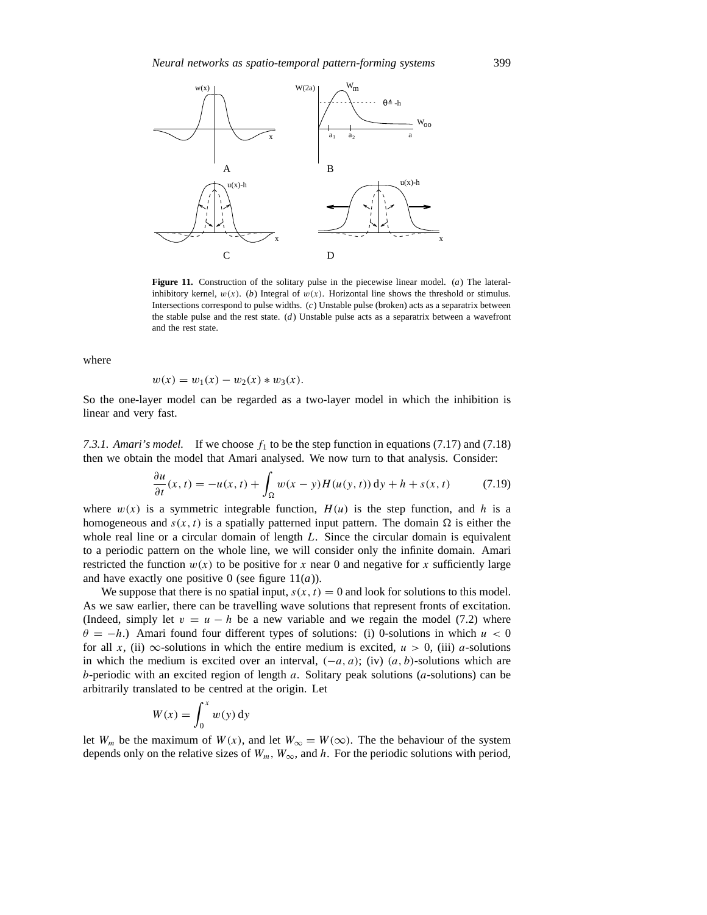**Figure 11.** Construction of the solitary pulse in the piecewise linear model. (*a*) The lateral-inhibitory kernel, $w(x)$. (*b*) Integral of $w(x)$. Horizontal line shows the threshold or stimulus. Intersections correspond to pulse widths. (*c*) Unstable pulse (broken) acts as a separatrix between the stable pulse and the rest state. (*d*) Unstable pulse acts as a separatrix between a wavefront and the rest state.

where

$$w(x) = w_1(x) - w_2(x) * w_3(x).$$

So the one-layer model can be regarded as a two-layer model in which the inhibition is linear and very fast.

*7.3.1. Amari's model.* If we choose $f_1$ to be the step function in equations (7.17) and (7.18) then we obtain the model that Amari analysed. We now turn to that analysis. Consider:

$$\frac{\partial u}{\partial t}(x,t) = -u(x,t) + \int_{\Omega} w(x-y)H(u(y,t))\,\mathrm{d}y + h + s(x,t) \tag{7.19}$$

where $w(x)$ is a symmetric integrable function, $H(u)$ is the step function, and $h$ is a homogeneous and $s(x,t)$ is a spatially patterned input pattern. The domain $\Omega$ is either the whole real line or a circular domain of length $L$. Since the circular domain is equivalent to a periodic pattern on the whole line, we will consider only the infinite domain. Amari restricted the function $w(x)$ to be positive for $x$ near 0 and negative for $x$ sufficiently large and have exactly one positive 0 (see figure 11(*a*)).

We suppose that there is no spatial input, $s(x,t) = 0$ and look for solutions to this model. As we saw earlier, there can be travelling wave solutions that represent fronts of excitation. (Indeed, simply let $v = u - h$ be a new variable and we regain the model (7.2) where $\theta = -h$.) Amari found four different types of solutions: (i) 0-solutions in which $u < 0$ for all $x$, (ii) $\infty$-solutions in which the entire medium is excited, $u > 0$, (iii) $a$-solutions in which the medium is excited over an interval, $(-a, a)$; (iv) $(a, b)$-solutions which are $b$-periodic with an excited region of length $a$. Solitary peak solutions ($a$-solutions) can be arbitrarily translated to be centred at the origin. Let

$$W(x) = \int_0^x w(y)\,\mathrm{d}y$$

let $W_m$ be the maximum of $W(x)$, and let $W_\infty = W(\infty)$. The the behaviour of the system depends only on the relative sizes of $W_m$, $W_\infty$, and $h$. For the periodic solutions with period,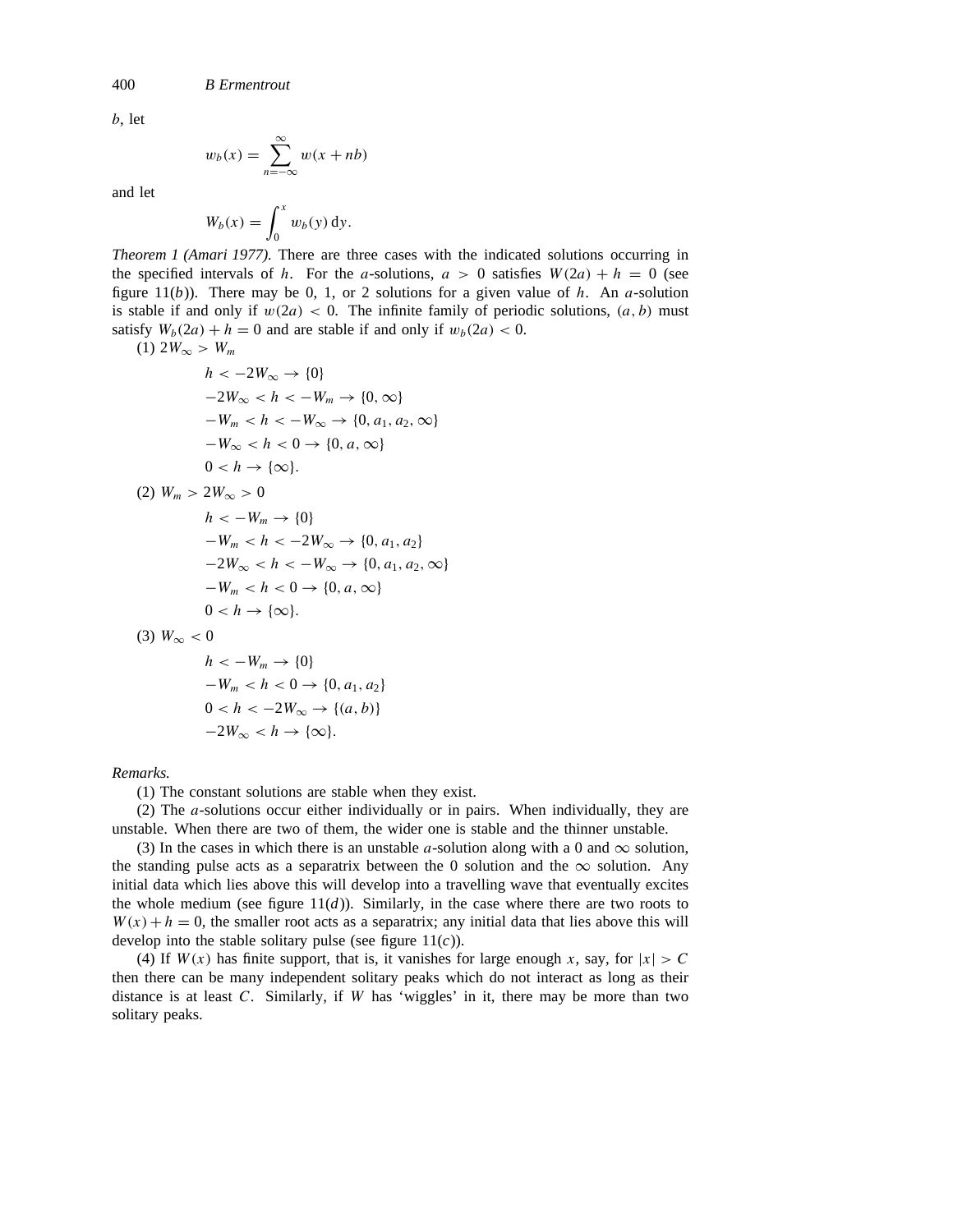$b$, let

$$w_b(x) = \sum_{n=-\infty}^{\infty} w(x + nb)$$

and let

$$W_b(x) = \int_0^x w_b(y)\,\mathrm{d}y.$$

*Theorem 1 (Amari 1977).* There are three cases with the indicated solutions occurring in the specified intervals of $h$. For the $a$-solutions, $a > 0$ satisfies $W(2a) + h = 0$ (see figure 11($b$)). There may be 0, 1, or 2 solutions for a given value of $h$. An $a$-solution is stable if and only if $w(2a) < 0$. The infinite family of periodic solutions, $(a, b)$ must satisfy $W_b(2a) + h = 0$ and are stable if and only if $w_b(2a) < 0$.

(1) $2W_\infty > W_m$

$$
\begin{aligned}
&h < -2W_\infty \rightarrow \{0\} \\
&-2W_\infty < h < -W_m \rightarrow \{0, \infty\} \\
&-W_m < h < -W_\infty \rightarrow \{0, a_1, a_2, \infty\} \\
&-W_\infty < h < 0 \rightarrow \{0, a, \infty\} \\
&0 < h \rightarrow \{\infty\}.
\end{aligned}
$$

(2) $W_m > 2W_\infty > 0$

$$
\begin{aligned}
&h < -W_m \rightarrow \{0\} \\
&-W_m < h < -2W_\infty \rightarrow \{0, a_1, a_2\} \\
&-2W_\infty < h < -W_\infty \rightarrow \{0, a_1, a_2, \infty\} \\
&-W_m < h < 0 \rightarrow \{0, a, \infty\} \\
&0 < h \rightarrow \{\infty\}.
\end{aligned}
$$

(3) $W_\infty < 0$

$$
\begin{aligned}
&h < -W_m \rightarrow \{0\} \\
&-W_m < h < 0 \rightarrow \{0, a_1, a_2\} \\
&0 < h < -2W_\infty \rightarrow \{(a, b)\} \\
&-2W_\infty < h \rightarrow \{\infty\}.
\end{aligned}
$$

*Remarks.*

(1) The constant solutions are stable when they exist.

(2) The $a$-solutions occur either individually or in pairs. When individually, they are unstable. When there are two of them, the wider one is stable and the thinner unstable.

(3) In the cases in which there is an unstable $a$-solution along with a 0 and $\infty$ solution, the standing pulse acts as a separatrix between the 0 solution and the $\infty$ solution. Any initial data which lies above this will develop into a travelling wave that eventually excites the whole medium (see figure 11($d$)). Similarly, in the case where there are two roots to $W(x) + h = 0$, the smaller root acts as a separatrix; any initial data that lies above this will develop into the stable solitary pulse (see figure 11($c$)).

(4) If $W(x)$ has finite support, that is, it vanishes for large enough $x$, say, for $|x| > C$ then there can be many independent solitary peaks which do not interact as long as their distance is at least $C$. Similarly, if $W$ has 'wiggles' in it, there may be more than two solitary peaks.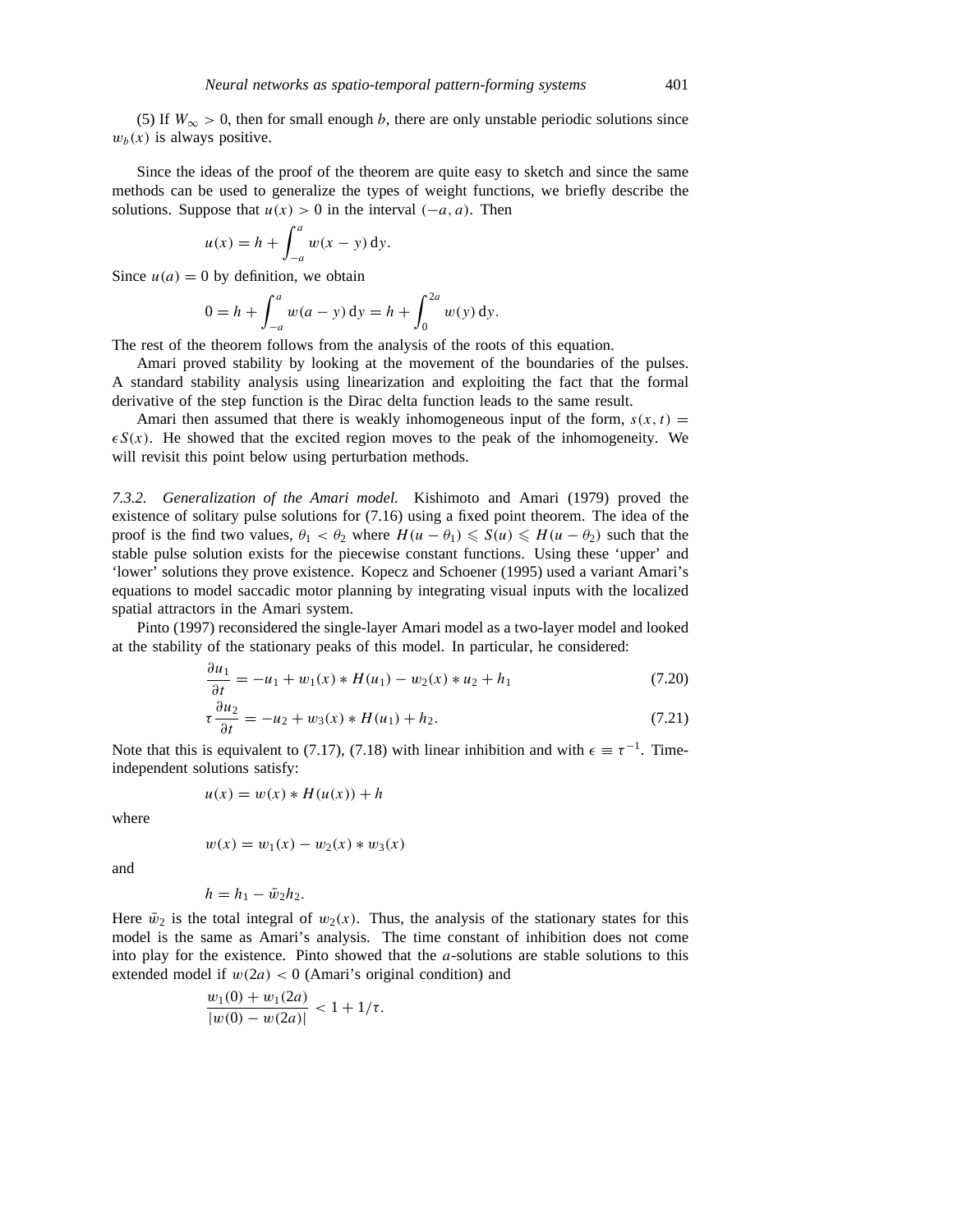(5) If $W_\infty > 0$, then for small enough $b$, there are only unstable periodic solutions since $w_b(x)$ is always positive.

Since the ideas of the proof of the theorem are quite easy to sketch and since the same methods can be used to generalize the types of weight functions, we briefly describe the solutions. Suppose that $u(x) > 0$ in the interval $(-a, a)$. Then

$$u(x) = h + \int_{-a}^{a} w(x - y)\,\mathrm{d}y.$$

Since $u(a) = 0$ by definition, we obtain

$$0 = h + \int_{-a}^{a} w(a - y)\,\mathrm{d}y = h + \int_{0}^{2a} w(y)\,\mathrm{d}y.$$

The rest of the theorem follows from the analysis of the roots of this equation.

Amari proved stability by looking at the movement of the boundaries of the pulses. A standard stability analysis using linearization and exploiting the fact that the formal derivative of the step function is the Dirac delta function leads to the same result.

Amari then assumed that there is weakly inhomogeneous input of the form, $s(x, t) = \epsilon S(x)$. He showed that the excited region moves to the peak of the inhomogeneity. We will revisit this point below using perturbation methods.

### 7.3.2. *Generalization of the Amari model.*

Kishimoto and Amari (1979) proved the existence of solitary pulse solutions for (7.16) using a fixed point theorem. The idea of the proof is the find two values, $\theta_1 < \theta_2$ where $H(u - \theta_1) \leqslant S(u) \leqslant H(u - \theta_2)$ such that the stable pulse solution exists for the piecewise constant functions. Using these 'upper' and 'lower' solutions they prove existence. Kopecz and Schoener (1995) used a variant Amari's equations to model saccadic motor planning by integrating visual inputs with the localized spatial attractors in the Amari system.

Pinto (1997) reconsidered the single-layer Amari model as a two-layer model and looked at the stability of the stationary peaks of this model. In particular, he considered:

$$\frac{\partial u_1}{\partial t} = -u_1 + w_1(x) * H(u_1) - w_2(x) * u_2 + h_1 \tag{7.20}$$

$$\tau \frac{\partial u_2}{\partial t} = -u_2 + w_3(x) * H(u_1) + h_2. \tag{7.21}$$

Note that this is equivalent to (7.17), (7.18) with linear inhibition and with $\epsilon \equiv \tau^{-1}$. Time-independent solutions satisfy:

$$u(x) = w(x) * H(u(x)) + h$$

where

$$w(x) = w_1(x) - w_2(x) * w_3(x)$$

and

$$h = h_1 - \bar{w}_2 h_2.$$

Here $\bar{w}_2$ is the total integral of $w_2(x)$. Thus, the analysis of the stationary states for this model is the same as Amari's analysis. The time constant of inhibition does not come into play for the existence. Pinto showed that the $a$-solutions are stable solutions to this extended model if $w(2a) < 0$ (Amari's original condition) and

$$\frac{w_1(0) + w_1(2a)}{|w(0) - w(2a)|} < 1 + 1/\tau.$$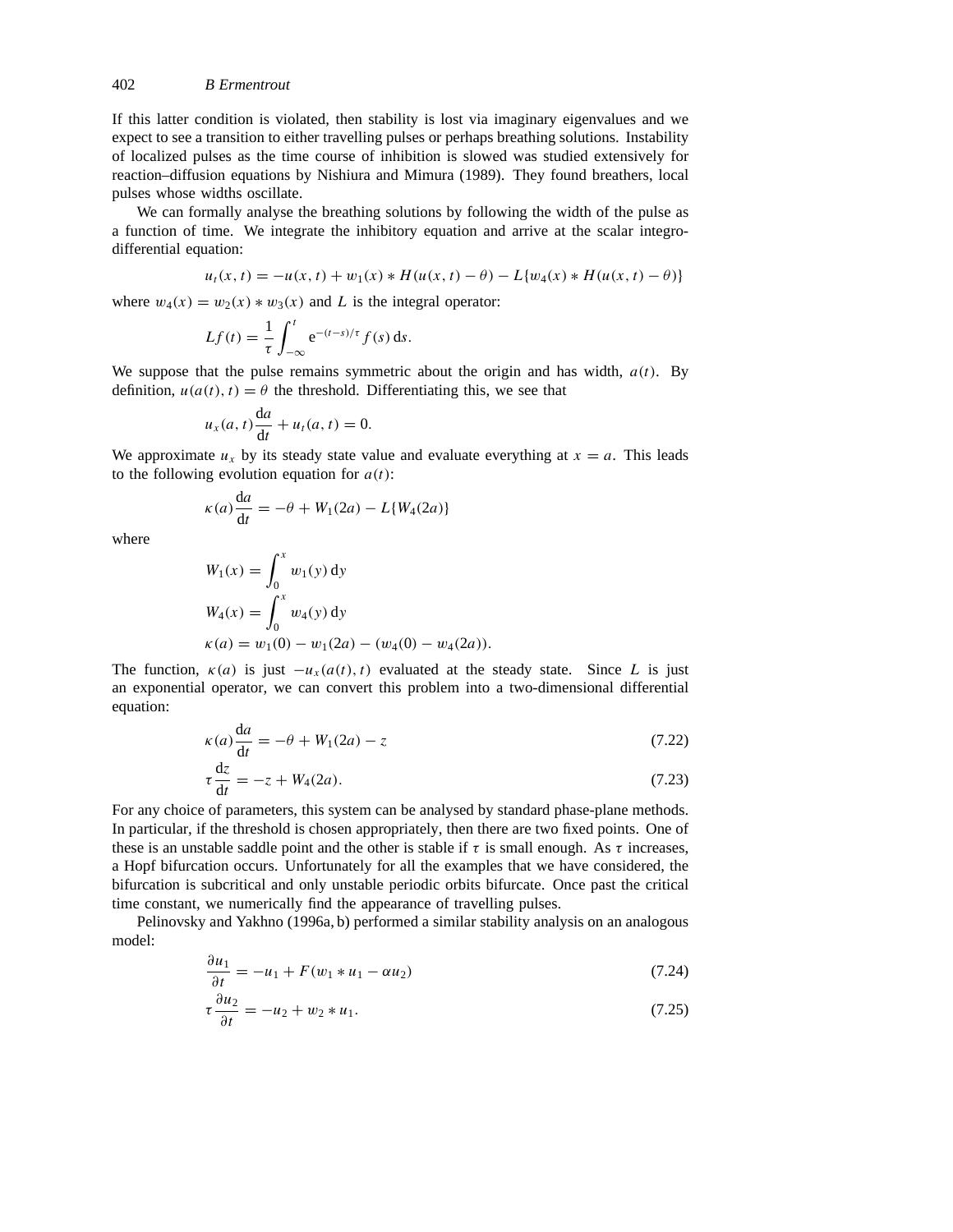If this latter condition is violated, then stability is lost via imaginary eigenvalues and we expect to see a transition to either travelling pulses or perhaps breathing solutions. Instability of localized pulses as the time course of inhibition is slowed was studied extensively for reaction–diffusion equations by Nishiura and Mimura (1989). They found breathers, local pulses whose widths oscillate.

We can formally analyse the breathing solutions by following the width of the pulse as a function of time. We integrate the inhibitory equation and arrive at the scalar integro-differential equation:

$$u_t(x,t) = -u(x,t) + w_1(x) * H(u(x,t) - \theta) - L\{w_4(x) * H(u(x,t) - \theta)\}$$

where $w_4(x) = w_2(x) * w_3(x)$ and $L$ is the integral operator:

$$Lf(t) = \frac{1}{\tau} \int_{-\infty}^{t} \mathrm{e}^{-(t-s)/\tau} f(s)\,\mathrm{d}s.$$

We suppose that the pulse remains symmetric about the origin and has width, $a(t)$. By definition, $u(a(t), t) = \theta$ the threshold. Differentiating this, we see that

$$u_x(a,t)\frac{\mathrm{d}a}{\mathrm{d}t} + u_t(a,t) = 0.$$

We approximate $u_x$ by its steady state value and evaluate everything at $x = a$. This leads to the following evolution equation for $a(t)$:

$$\kappa(a)\frac{\mathrm{d}a}{\mathrm{d}t} = -\theta + W_1(2a) - L\{W_4(2a)\}$$

where

$$W_1(x) = \int_0^x w_1(y)\,\mathrm{d}y$$

$$W_4(x) = \int_0^x w_4(y)\,\mathrm{d}y$$

$$\kappa(a) = w_1(0) - w_1(2a) - (w_4(0) - w_4(2a)).$$

The function, $\kappa(a)$ is just $-u_x(a(t), t)$ evaluated at the steady state. Since $L$ is just an exponential operator, we can convert this problem into a two-dimensional differential equation:

$$\kappa(a)\frac{\mathrm{d}a}{\mathrm{d}t} = -\theta + W_1(2a) - z \tag{7.22}$$

$$\tau\frac{\mathrm{d}z}{\mathrm{d}t} = -z + W_4(2a). \tag{7.23}$$

For any choice of parameters, this system can be analysed by standard phase-plane methods. In particular, if the threshold is chosen appropriately, then there are two fixed points. One of these is an unstable saddle point and the other is stable if $\tau$ is small enough. As $\tau$ increases, a Hopf bifurcation occurs. Unfortunately for all the examples that we have considered, the bifurcation is subcritical and only unstable periodic orbits bifurcate. Once past the critical time constant, we numerically find the appearance of travelling pulses.

Pelinovsky and Yakhno (1996a, b) performed a similar stability analysis on an analogous model:

$$\frac{\partial u_1}{\partial t} = -u_1 + F(w_1 * u_1 - \alpha u_2) \tag{7.24}$$

$$\tau\frac{\partial u_2}{\partial t} = -u_2 + w_2 * u_1. \tag{7.25}$$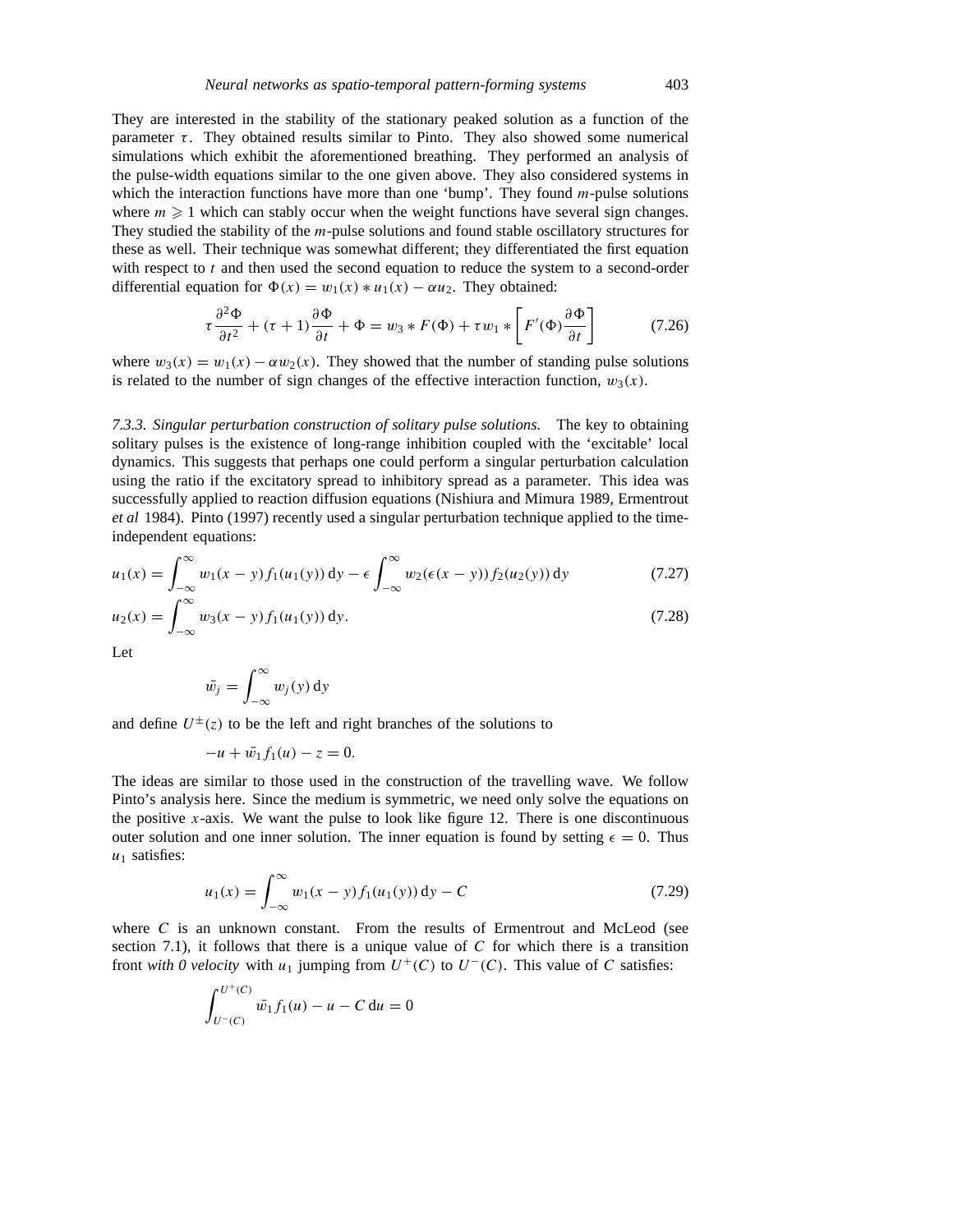They are interested in the stability of the stationary peaked solution as a function of the parameter $\tau$. They obtained results similar to Pinto. They also showed some numerical simulations which exhibit the aforementioned breathing. They performed an analysis of the pulse-width equations similar to the one given above. They also considered systems in which the interaction functions have more than one 'bump'. They found $m$-pulse solutions where $m \geqslant 1$ which can stably occur when the weight functions have several sign changes. They studied the stability of the $m$-pulse solutions and found stable oscillatory structures for these as well. Their technique was somewhat different; they differentiated the first equation with respect to $t$ and then used the second equation to reduce the system to a second-order differential equation for $\Phi(x) = w_1(x) * u_1(x) - \alpha u_2$. They obtained:

$$\tau \frac{\partial^2 \Phi}{\partial t^2} + (\tau + 1)\frac{\partial \Phi}{\partial t} + \Phi = w_3 * F(\Phi) + \tau w_1 * \left[ F'(\Phi)\frac{\partial \Phi}{\partial t} \right] \tag{7.26}$$

where $w_3(x) = w_1(x) - \alpha w_2(x)$. They showed that the number of standing pulse solutions is related to the number of sign changes of the effective interaction function, $w_3(x)$.

*7.3.3. Singular perturbation construction of solitary pulse solutions.* The key to obtaining solitary pulses is the existence of long-range inhibition coupled with the 'excitable' local dynamics. This suggests that perhaps one could perform a singular perturbation calculation using the ratio if the excitatory spread to inhibitory spread as a parameter. This idea was successfully applied to reaction diffusion equations (Nishiura and Mimura 1989, Ermentrout *et al* 1984). Pinto (1997) recently used a singular perturbation technique applied to the time-independent equations:

$$u_1(x) = \int_{-\infty}^{\infty} w_1(x - y) f_1(u_1(y))\,\mathrm{d}y - \epsilon \int_{-\infty}^{\infty} w_2(\epsilon(x - y)) f_2(u_2(y))\,\mathrm{d}y \tag{7.27}$$

$$u_2(x) = \int_{-\infty}^{\infty} w_3(x - y) f_1(u_1(y))\,\mathrm{d}y. \tag{7.28}$$

Let

$$\bar{w_j} = \int_{-\infty}^{\infty} w_j(y)\,\mathrm{d}y$$

and define $U^{\pm}(z)$ to be the left and right branches of the solutions to

$$-u + \bar{w_1} f_1(u) - z = 0.$$

The ideas are similar to those used in the construction of the travelling wave. We follow Pinto's analysis here. Since the medium is symmetric, we need only solve the equations on the positive $x$-axis. We want the pulse to look like figure 12. There is one discontinuous outer solution and one inner solution. The inner equation is found by setting $\epsilon = 0$. Thus $u_1$ satisfies:

$$u_1(x) = \int_{-\infty}^{\infty} w_1(x - y) f_1(u_1(y))\,\mathrm{d}y - C \tag{7.29}$$

where $C$ is an unknown constant. From the results of Ermentrout and McLeod (see section 7.1), it follows that there is a unique value of $C$ for which there is a transition front *with 0 velocity* with $u_1$ jumping from $U^+(C)$ to $U^-(C)$. This value of $C$ satisfies:

$$\int_{U^-(C)}^{U^+(C)} \bar{w_1} f_1(u) - u - C\,\mathrm{d}u = 0$$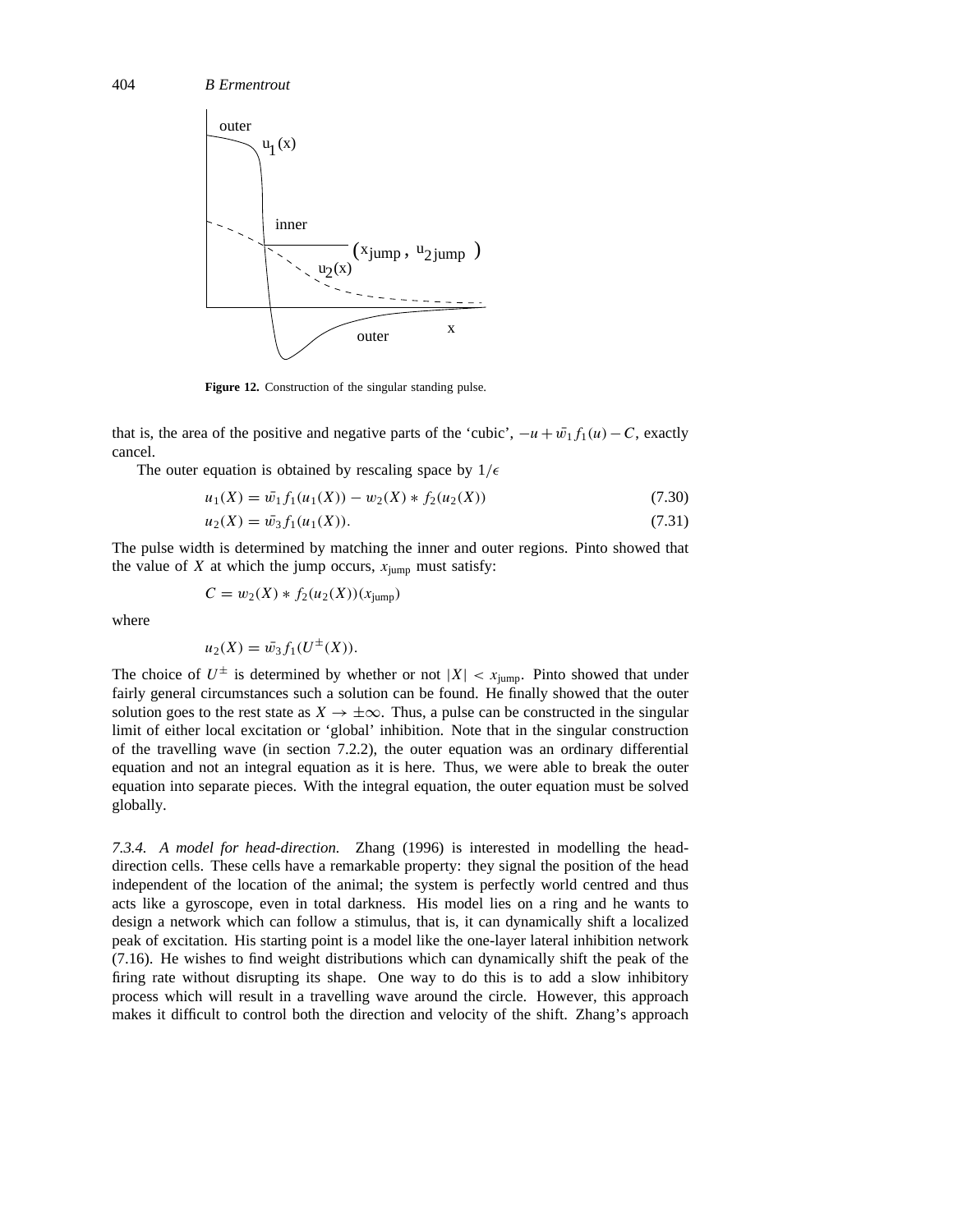Figure 12. Construction of the singular standing pulse.

that is, the area of the positive and negative parts of the 'cubic', $-u + \bar{w}_1 f_1(u) - C$, exactly cancel.

The outer equation is obtained by rescaling space by $1/\epsilon$

$$u_1(X) = \bar{w}_1 f_1(u_1(X)) - w_2(X) * f_2(u_2(X)) \tag{7.30}$$

$$u_2(X) = \bar{w}_3 f_1(u_1(X)). \tag{7.31}$$

The pulse width is determined by matching the inner and outer regions. Pinto showed that the value of $X$ at which the jump occurs, $x_{\text{jump}}$ must satisfy:

$$C = w_2(X) * f_2(u_2(X))(x_{\text{jump}})$$

where

$$u_2(X) = \bar{w}_3 f_1(U^{\pm}(X)).$$

The choice of $U^{\pm}$ is determined by whether or not $|X| < x_{\text{jump}}$. Pinto showed that under fairly general circumstances such a solution can be found. He finally showed that the outer solution goes to the rest state as $X \to \pm\infty$. Thus, a pulse can be constructed in the singular limit of either local excitation or 'global' inhibition. Note that in the singular construction of the travelling wave (in section 7.2.2), the outer equation was an ordinary differential equation and not an integral equation as it is here. Thus, we were able to break the outer equation into separate pieces. With the integral equation, the outer equation must be solved globally.

*7.3.4. A model for head-direction.* Zhang (1996) is interested in modelling the head-direction cells. These cells have a remarkable property: they signal the position of the head independent of the location of the animal; the system is perfectly world centred and thus acts like a gyroscope, even in total darkness. His model lies on a ring and he wants to design a network which can follow a stimulus, that is, it can dynamically shift a localized peak of excitation. His starting point is a model like the one-layer lateral inhibition network (7.16). He wishes to find weight distributions which can dynamically shift the peak of the firing rate without disrupting its shape. One way to do this is to add a slow inhibitory process which will result in a travelling wave around the circle. However, this approach makes it difficult to control both the direction and velocity of the shift. Zhang's approach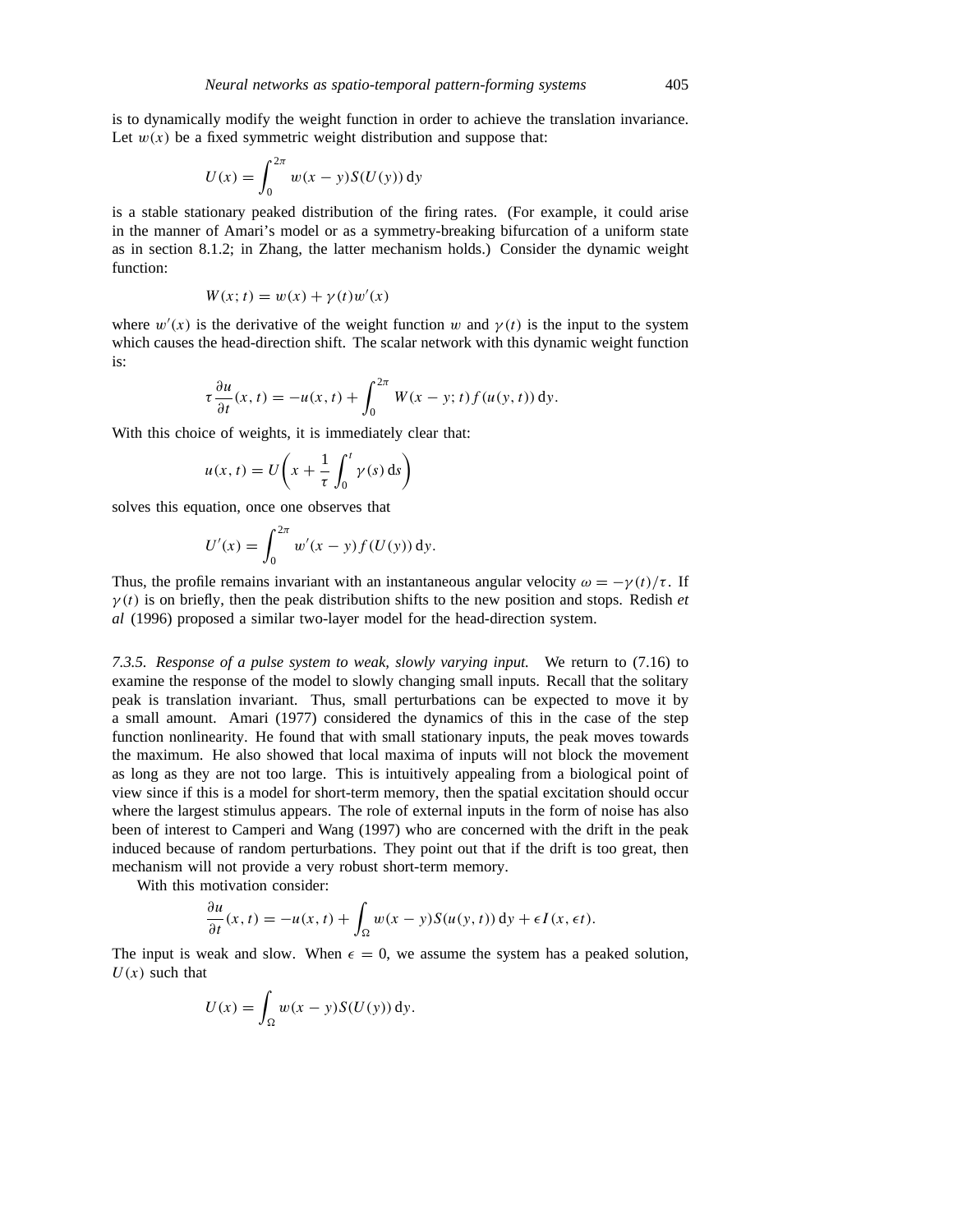is to dynamically modify the weight function in order to achieve the translation invariance. Let $w(x)$ be a fixed symmetric weight distribution and suppose that:

$$U(x) = \int_0^{2\pi} w(x-y)S(U(y))\,\mathrm{d}y$$

is a stable stationary peaked distribution of the firing rates. (For example, it could arise in the manner of Amari's model or as a symmetry-breaking bifurcation of a uniform state as in section 8.1.2; in Zhang, the latter mechanism holds.) Consider the dynamic weight function:

$$W(x;t) = w(x) + \gamma(t)w'(x)$$

where $w'(x)$ is the derivative of the weight function $w$ and $\gamma(t)$ is the input to the system which causes the head-direction shift. The scalar network with this dynamic weight function is:

$$\tau\frac{\partial u}{\partial t}(x,t) = -u(x,t) + \int_0^{2\pi} W(x-y;t)f(u(y,t))\,\mathrm{d}y.$$

With this choice of weights, it is immediately clear that:

$$u(x,t) = U\left(x + \frac{1}{\tau}\int_0^t \gamma(s)\,\mathrm{d}s\right)$$

solves this equation, once one observes that

$$U'(x) = \int_0^{2\pi} w'(x-y)f(U(y))\,\mathrm{d}y.$$

Thus, the profile remains invariant with an instantaneous angular velocity $\omega = -\gamma(t)/\tau$. If $\gamma(t)$ is on briefly, then the peak distribution shifts to the new position and stops. Redish *et al* (1996) proposed a similar two-layer model for the head-direction system.

*7.3.5. Response of a pulse system to weak, slowly varying input.* We return to (7.16) to examine the response of the model to slowly changing small inputs. Recall that the solitary peak is translation invariant. Thus, small perturbations can be expected to move it by a small amount. Amari (1977) considered the dynamics of this in the case of the step function nonlinearity. He found that with small stationary inputs, the peak moves towards the maximum. He also showed that local maxima of inputs will not block the movement as long as they are not too large. This is intuitively appealing from a biological point of view since if this is a model for short-term memory, then the spatial excitation should occur where the largest stimulus appears. The role of external inputs in the form of noise has also been of interest to Camperi and Wang (1997) who are concerned with the drift in the peak induced because of random perturbations. They point out that if the drift is too great, then mechanism will not provide a very robust short-term memory.

With this motivation consider:

$$\frac{\partial u}{\partial t}(x,t) = -u(x,t) + \int_\Omega w(x-y)S(u(y,t))\,\mathrm{d}y + \epsilon I(x,\epsilon t).$$

The input is weak and slow. When $\epsilon = 0$, we assume the system has a peaked solution, $U(x)$ such that

$$U(x) = \int_\Omega w(x-y)S(U(y))\,\mathrm{d}y.$$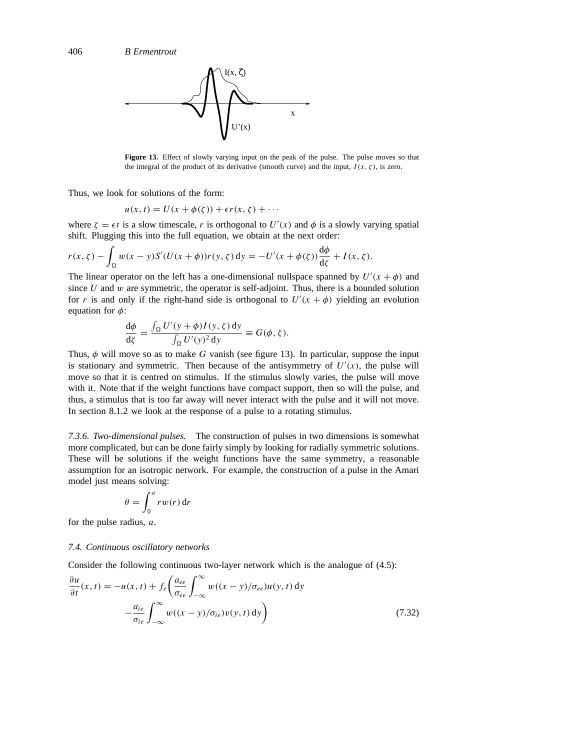**Figure 13.** Effect of slowly varying input on the peak of the pulse. The pulse moves so that the integral of the product of its derivative (smooth curve) and the input, $I(x, \zeta)$, is zero.

Thus, we look for solutions of the form:

$$u(x, t) = U(x + \phi(\zeta)) + \epsilon r(x, \zeta) + \cdots$$

where $\zeta = \epsilon t$ is a slow timescale, $r$ is orthogonal to $U'(x)$ and $\phi$ is a slowly varying spatial shift. Plugging this into the full equation, we obtain at the next order:

$$r(x, \zeta) - \int_\Omega w(x - y) S'(U(x + \phi)) r(y, \zeta)\, \mathrm{d}y = -U'(x + \phi(\zeta)) \frac{\mathrm{d}\phi}{\mathrm{d}\zeta} + I(x, \zeta).$$

The linear operator on the left has a one-dimensional nullspace spanned by $U'(x + \phi)$ and since $U$ and $w$ are symmetric, the operator is self-adjoint. Thus, there is a bounded solution for $r$ is and only if the right-hand side is orthogonal to $U'(x + \phi)$ yielding an evolution equation for $\phi$:

$$\frac{\mathrm{d}\phi}{\mathrm{d}\zeta} = \frac{\int_\Omega U'(y + \phi) I(y, \zeta)\, \mathrm{d}y}{\int_\Omega U'(y)^2\, \mathrm{d}y} \equiv G(\phi, \zeta).$$

Thus, $\phi$ will move so as to make $G$ vanish (see figure 13). In particular, suppose the input is stationary and symmetric. Then because of the antisymmetry of $U'(x)$, the pulse will move so that it is centred on stimulus. If the stimulus slowly varies, the pulse will move with it. Note that if the weight functions have compact support, then so will the pulse, and thus, a stimulus that is too far away will never interact with the pulse and it will not move. In section 8.1.2 we look at the response of a pulse to a rotating stimulus.

*7.3.6. Two-dimensional pulses.* The construction of pulses in two dimensions is somewhat more complicated, but can be done fairly simply by looking for radially symmetric solutions. These will be solutions if the weight functions have the same symmetry, a reasonable assumption for an isotropic network. For example, the construction of a pulse in the Amari model just means solving:

$$\theta = \int_0^a r w(r)\, \mathrm{d}r$$

for the pulse radius, $a$.

### *7.4. Continuous oscillatory networks*

Consider the following continuous two-layer network which is the analogue of (4.5):

$$\frac{\partial u}{\partial t}(x, t) = -u(x, t) + f_e\left( \frac{a_{ee}}{\sigma_{ee}} \int_{-\infty}^{\infty} w((x - y)/\sigma_{ee}) u(y, t)\, \mathrm{d}y - \frac{a_{ie}}{\sigma_{ie}} \int_{-\infty}^{\infty} w((x - y)/\sigma_{ie}) v(y, t)\, \mathrm{d}y \right) \tag{7.32}$$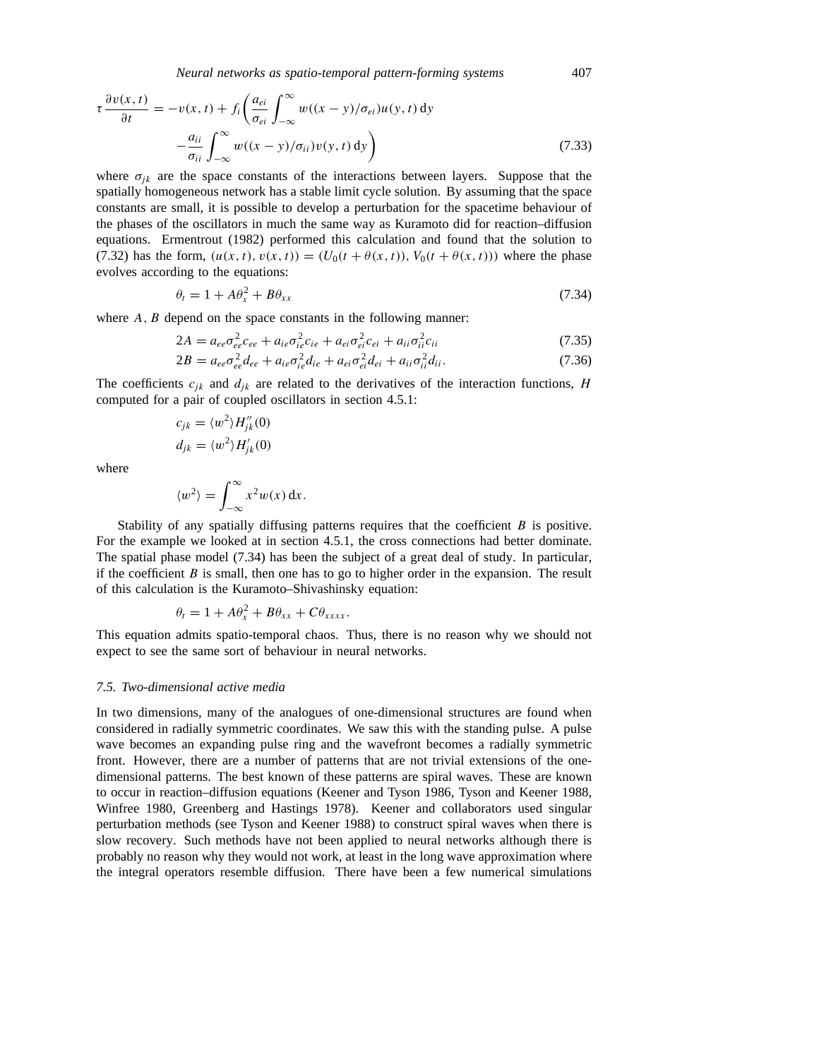$$\tau \frac{\partial v(x,t)}{\partial t} = -v(x,t) + f_i\bigg(\frac{a_{ei}}{\sigma_{ei}} \int_{-\infty}^{\infty} w((x-y)/\sigma_{ei}) u(y,t)\,\mathrm{d}y$$
$$- \frac{a_{ii}}{\sigma_{ii}} \int_{-\infty}^{\infty} w((x-y)/\sigma_{ii}) v(y,t)\,\mathrm{d}y\bigg) \tag{7.33}$$

where $\sigma_{jk}$ are the space constants of the interactions between layers. Suppose that the spatially homogeneous network has a stable limit cycle solution. By assuming that the space constants are small, it is possible to develop a perturbation for the spacetime behaviour of the phases of the oscillators in much the same way as Kuramoto did for reaction–diffusion equations. Ermentrout (1982) performed this calculation and found that the solution to (7.32) has the form, $(u(x,t), v(x,t)) = (U_0(t + \theta(x,t)), V_0(t + \theta(x,t)))$ where the phase evolves according to the equations:

$$\theta_t = 1 + A\theta_x^2 + B\theta_{xx} \tag{7.34}$$

where $A, B$ depend on the space constants in the following manner:

$$2A = a_{ee}\sigma_{ee}^2 c_{ee} + a_{ie}\sigma_{ie}^2 c_{ie} + a_{ei}\sigma_{ei}^2 c_{ei} + a_{ii}\sigma_{ii}^2 c_{ii} \tag{7.35}$$

$$2B = a_{ee}\sigma_{ee}^2 d_{ee} + a_{ie}\sigma_{ie}^2 d_{ie} + a_{ei}\sigma_{ei}^2 d_{ei} + a_{ii}\sigma_{ii}^2 d_{ii}. \tag{7.36}$$

The coefficients $c_{jk}$ and $d_{jk}$ are related to the derivatives of the interaction functions, $H$ computed for a pair of coupled oscillators in section 4.5.1:

$$c_{jk} = \langle w^2 \rangle H_{jk}''(0)$$
$$d_{jk} = \langle w^2 \rangle H_{jk}'(0)$$

where

$$\langle w^2 \rangle = \int_{-\infty}^{\infty} x^2 w(x)\,\mathrm{d}x.$$

Stability of any spatially diffusing patterns requires that the coefficient $B$ is positive. For the example we looked at in section 4.5.1, the cross connections had better dominate. The spatial phase model (7.34) has been the subject of a great deal of study. In particular, if the coefficient $B$ is small, then one has to go to higher order in the expansion. The result of this calculation is the Kuramoto–Shivashinsky equation:

$$\theta_t = 1 + A\theta_x^2 + B\theta_{xx} + C\theta_{xxxx}.$$

This equation admits spatio-temporal chaos. Thus, there is no reason why we should not expect to see the same sort of behaviour in neural networks.

### *7.5. Two-dimensional active media*

In two dimensions, many of the analogues of one-dimensional structures are found when considered in radially symmetric coordinates. We saw this with the standing pulse. A pulse wave becomes an expanding pulse ring and the wavefront becomes a radially symmetric front. However, there are a number of patterns that are not trivial extensions of the one-dimensional patterns. The best known of these patterns are spiral waves. These are known to occur in reaction–diffusion equations (Keener and Tyson 1986, Tyson and Keener 1988, Winfree 1980, Greenberg and Hastings 1978). Keener and collaborators used singular perturbation methods (see Tyson and Keener 1988) to construct spiral waves when there is slow recovery. Such methods have not been applied to neural networks although there is probably no reason why they would not work, at least in the long wave approximation where the integral operators resemble diffusion. There have been a few numerical simulations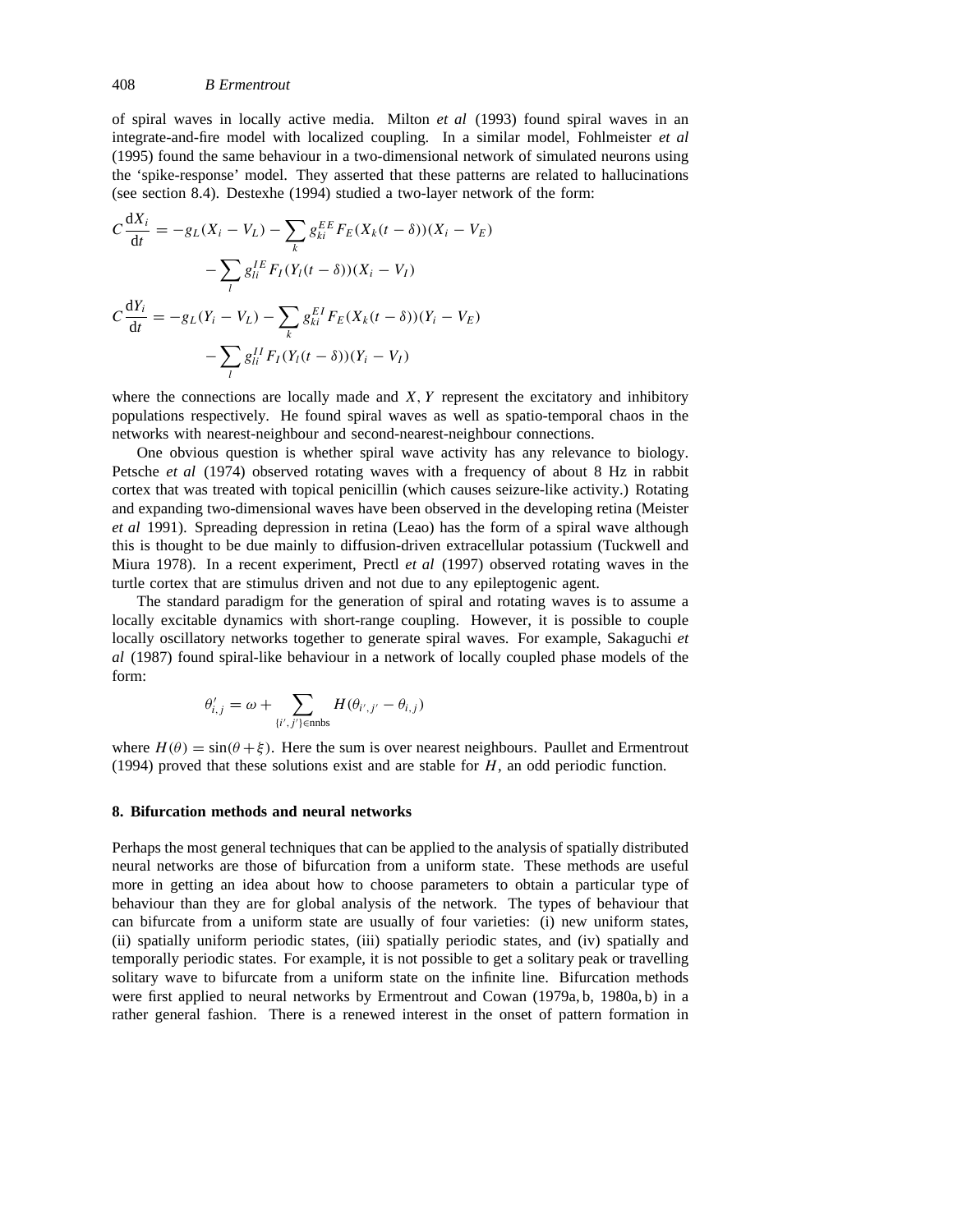of spiral waves in locally active media. Milton *et al* (1993) found spiral waves in an integrate-and-fire model with localized coupling. In a similar model, Fohlmeister *et al* (1995) found the same behaviour in a two-dimensional network of simulated neurons using the 'spike-response' model. They asserted that these patterns are related to hallucinations (see section 8.4). Destexhe (1994) studied a two-layer network of the form:

$$
\begin{aligned}
C\frac{\mathrm{d}X_i}{\mathrm{d}t} &= -g_L(X_i - V_L) - \sum_k g_{ki}^{EE} F_E(X_k(t-\delta))(X_i - V_E) \\
&\quad - \sum_l g_{li}^{IE} F_I(Y_l(t-\delta))(X_i - V_I) \\
C\frac{\mathrm{d}Y_i}{\mathrm{d}t} &= -g_L(Y_i - V_L) - \sum_k g_{ki}^{EI} F_E(X_k(t-\delta))(Y_i - V_E) \\
&\quad - \sum_l g_{li}^{II} F_I(Y_l(t-\delta))(Y_i - V_I)
\end{aligned}
$$

where the connections are locally made and $X, Y$ represent the excitatory and inhibitory populations respectively. He found spiral waves as well as spatio-temporal chaos in the networks with nearest-neighbour and second-nearest-neighbour connections.

One obvious question is whether spiral wave activity has any relevance to biology. Petsche *et al* (1974) observed rotating waves with a frequency of about 8 Hz in rabbit cortex that was treated with topical penicillin (which causes seizure-like activity.) Rotating and expanding two-dimensional waves have been observed in the developing retina (Meister *et al* 1991). Spreading depression in retina (Leao) has the form of a spiral wave although this is thought to be due mainly to diffusion-driven extracellular potassium (Tuckwell and Miura 1978). In a recent experiment, Prectl *et al* (1997) observed rotating waves in the turtle cortex that are stimulus driven and not due to any epileptogenic agent.

The standard paradigm for the generation of spiral and rotating waves is to assume a locally excitable dynamics with short-range coupling. However, it is possible to couple locally oscillatory networks together to generate spiral waves. For example, Sakaguchi *et al* (1987) found spiral-like behaviour in a network of locally coupled phase models of the form:

$$
\theta'_{i,j} = \omega + \sum_{\{i',j'\}\in \mathrm{nnbs}} H(\theta_{i',j'} - \theta_{i,j})
$$

where $H(\theta) = \sin(\theta + \xi)$. Here the sum is over nearest neighbours. Paullet and Ermentrout (1994) proved that these solutions exist and are stable for $H$, an odd periodic function.

## 8. Bifurcation methods and neural networks

Perhaps the most general techniques that can be applied to the analysis of spatially distributed neural networks are those of bifurcation from a uniform state. These methods are useful more in getting an idea about how to choose parameters to obtain a particular type of behaviour than they are for global analysis of the network. The types of behaviour that can bifurcate from a uniform state are usually of four varieties: (i) new uniform states, (ii) spatially uniform periodic states, (iii) spatially periodic states, and (iv) spatially and temporally periodic states. For example, it is not possible to get a solitary peak or travelling solitary wave to bifurcate from a uniform state on the infinite line. Bifurcation methods were first applied to neural networks by Ermentrout and Cowan (1979a, b, 1980a, b) in a rather general fashion. There is a renewed interest in the onset of pattern formation in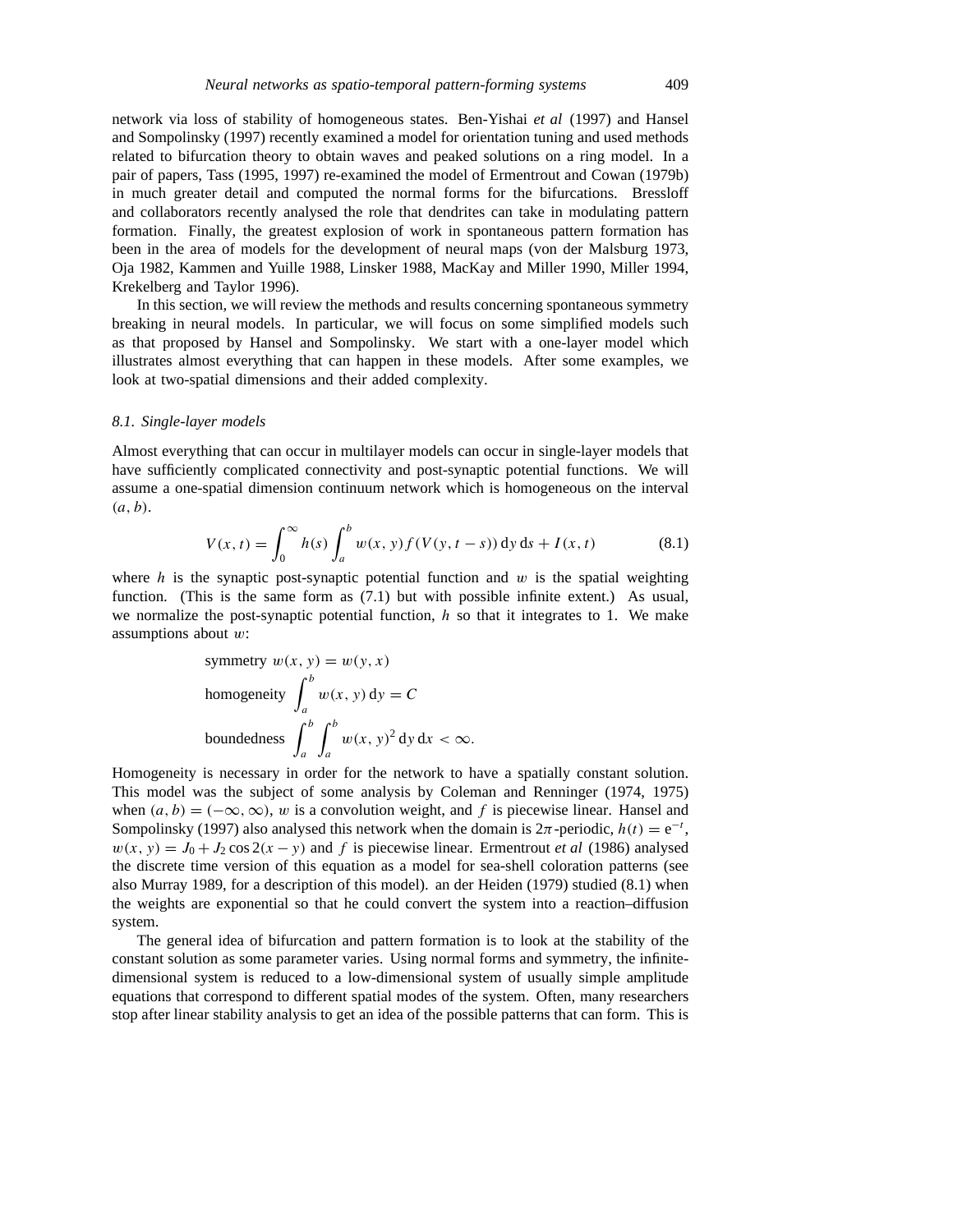network via loss of stability of homogeneous states. Ben-Yishai *et al* (1997) and Hansel and Sompolinsky (1997) recently examined a model for orientation tuning and used methods related to bifurcation theory to obtain waves and peaked solutions on a ring model. In a pair of papers, Tass (1995, 1997) re-examined the model of Ermentrout and Cowan (1979b) in much greater detail and computed the normal forms for the bifurcations. Bressloff and collaborators recently analysed the role that dendrites can take in modulating pattern formation. Finally, the greatest explosion of work in spontaneous pattern formation has been in the area of models for the development of neural maps (von der Malsburg 1973, Oja 1982, Kammen and Yuille 1988, Linsker 1988, MacKay and Miller 1990, Miller 1994, Krekelberg and Taylor 1996).

In this section, we will review the methods and results concerning spontaneous symmetry breaking in neural models. In particular, we will focus on some simplified models such as that proposed by Hansel and Sompolinsky. We start with a one-layer model which illustrates almost everything that can happen in these models. After some examples, we look at two-spatial dimensions and their added complexity.

### 8.1. Single-layer models

Almost everything that can occur in multilayer models can occur in single-layer models that have sufficiently complicated connectivity and post-synaptic potential functions. We will assume a one-spatial dimension continuum network which is homogeneous on the interval $(a, b)$.

$$V(x,t) = \int_0^\infty h(s) \int_a^b w(x,y) f(V(y,t-s))\, \mathrm{d}y\, \mathrm{d}s + I(x,t) \tag{8.1}$$

where $h$ is the synaptic post-synaptic potential function and $w$ is the spatial weighting function. (This is the same form as (7.1) but with possible infinite extent.) As usual, we normalize the post-synaptic potential function, $h$ so that it integrates to 1. We make assumptions about $w$:

$$\text{symmetry } w(x,y) = w(y,x)$$

$$\text{homogeneity } \int_a^b w(x,y)\, \mathrm{d}y = C$$

$$\text{boundedness } \int_a^b \int_a^b w(x,y)^2\, \mathrm{d}y\, \mathrm{d}x < \infty.$$

Homogeneity is necessary in order for the network to have a spatially constant solution. This model was the subject of some analysis by Coleman and Renninger (1974, 1975) when $(a, b) = (-\infty, \infty)$, $w$ is a convolution weight, and $f$ is piecewise linear. Hansel and Sompolinsky (1997) also analysed this network when the domain is $2\pi$-periodic, $h(t) = \mathrm{e}^{-t}$, $w(x, y) = J_0 + J_2 \cos 2(x - y)$ and $f$ is piecewise linear. Ermentrout *et al* (1986) analysed the discrete time version of this equation as a model for sea-shell coloration patterns (see also Murray 1989, for a description of this model). an der Heiden (1979) studied (8.1) when the weights are exponential so that he could convert the system into a reaction–diffusion system.

The general idea of bifurcation and pattern formation is to look at the stability of the constant solution as some parameter varies. Using normal forms and symmetry, the infinite-dimensional system is reduced to a low-dimensional system of usually simple amplitude equations that correspond to different spatial modes of the system. Often, many researchers stop after linear stability analysis to get an idea of the possible patterns that can form. This is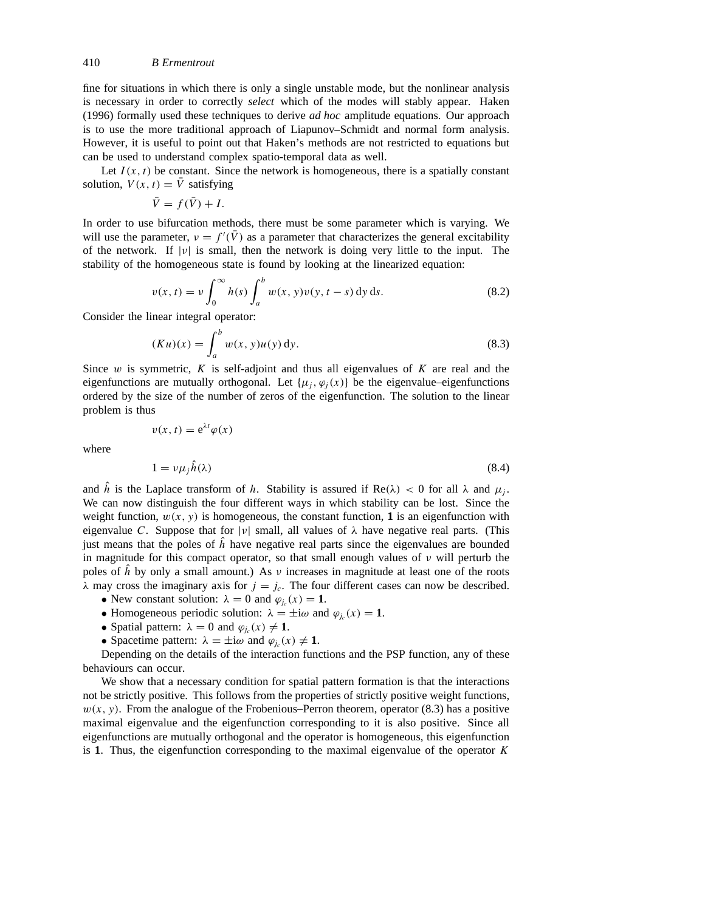fine for situations in which there is only a single unstable mode, but the nonlinear analysis is necessary in order to correctly *select* which of the modes will stably appear. Haken (1996) formally used these techniques to derive *ad hoc* amplitude equations. Our approach is to use the more traditional approach of Liapunov–Schmidt and normal form analysis. However, it is useful to point out that Haken's methods are not restricted to equations but can be used to understand complex spatio-temporal data as well.

Let $I(x, t)$ be constant. Since the network is homogeneous, there is a spatially constant solution, $V(x, t) = \bar{V}$ satisfying

$$\bar{V} = f(\bar{V}) + I.$$

In order to use bifurcation methods, there must be some parameter which is varying. We will use the parameter, $\nu = f'(\bar{V})$ as a parameter that characterizes the general excitability of the network. If $|\nu|$ is small, then the network is doing very little to the input. The stability of the homogeneous state is found by looking at the linearized equation:

$$v(x, t) = \nu \int_0^\infty h(s) \int_a^b w(x, y) v(y, t - s) \, \mathrm{d}y \, \mathrm{d}s. \tag{8.2}$$

Consider the linear integral operator:

$$(Ku)(x) = \int_a^b w(x, y) u(y) \, \mathrm{d}y. \tag{8.3}$$

Since $w$ is symmetric, $K$ is self-adjoint and thus all eigenvalues of $K$ are real and the eigenfunctions are mutually orthogonal. Let $\{\mu_j, \varphi_j(x)\}$ be the eigenvalue–eigenfunctions ordered by the size of the number of zeros of the eigenfunction. The solution to the linear problem is thus

$$v(x, t) = \mathrm{e}^{\lambda t} \varphi(x)$$

where

$$1 = \nu \mu_j \hat{h}(\lambda) \tag{8.4}$$

and $\hat{h}$ is the Laplace transform of $h$. Stability is assured if $\mathrm{Re}(\lambda) < 0$ for all $\lambda$ and $\mu_j$. We can now distinguish the four different ways in which stability can be lost. Since the weight function, $w(x, y)$ is homogeneous, the constant function, $\mathbf{1}$ is an eigenfunction with eigenvalue $C$. Suppose that for $|\nu|$ small, all values of $\lambda$ have negative real parts. (This just means that the poles of $\hat{h}$ have negative real parts since the eigenvalues are bounded in magnitude for this compact operator, so that small enough values of $\nu$ will perturb the poles of $\hat{h}$ by only a small amount.) As $\nu$ increases in magnitude at least one of the roots $\lambda$ may cross the imaginary axis for $j = j_c$. The four different cases can now be described.

- New constant solution: $\lambda = 0$ and $\varphi_{j_c}(x) = \mathbf{1}$.
- Homogeneous periodic solution: $\lambda = \pm \mathrm{i}\omega$ and $\varphi_{j_c}(x) = \mathbf{1}$.
- Spatial pattern: $\lambda = 0$ and $\varphi_{j_c}(x) \neq \mathbf{1}$.
- Spacetime pattern: $\lambda = \pm \mathrm{i}\omega$ and $\varphi_{j_c}(x) \neq \mathbf{1}$.

Depending on the details of the interaction functions and the PSP function, any of these behaviours can occur.

We show that a necessary condition for spatial pattern formation is that the interactions not be strictly positive. This follows from the properties of strictly positive weight functions, $w(x, y)$. From the analogue of the Frobenious–Perron theorem, operator (8.3) has a positive maximal eigenvalue and the eigenfunction corresponding to it is also positive. Since all eigenfunctions are mutually orthogonal and the operator is homogeneous, this eigenfunction is $\mathbf{1}$. Thus, the eigenfunction corresponding to the maximal eigenvalue of the operator $K$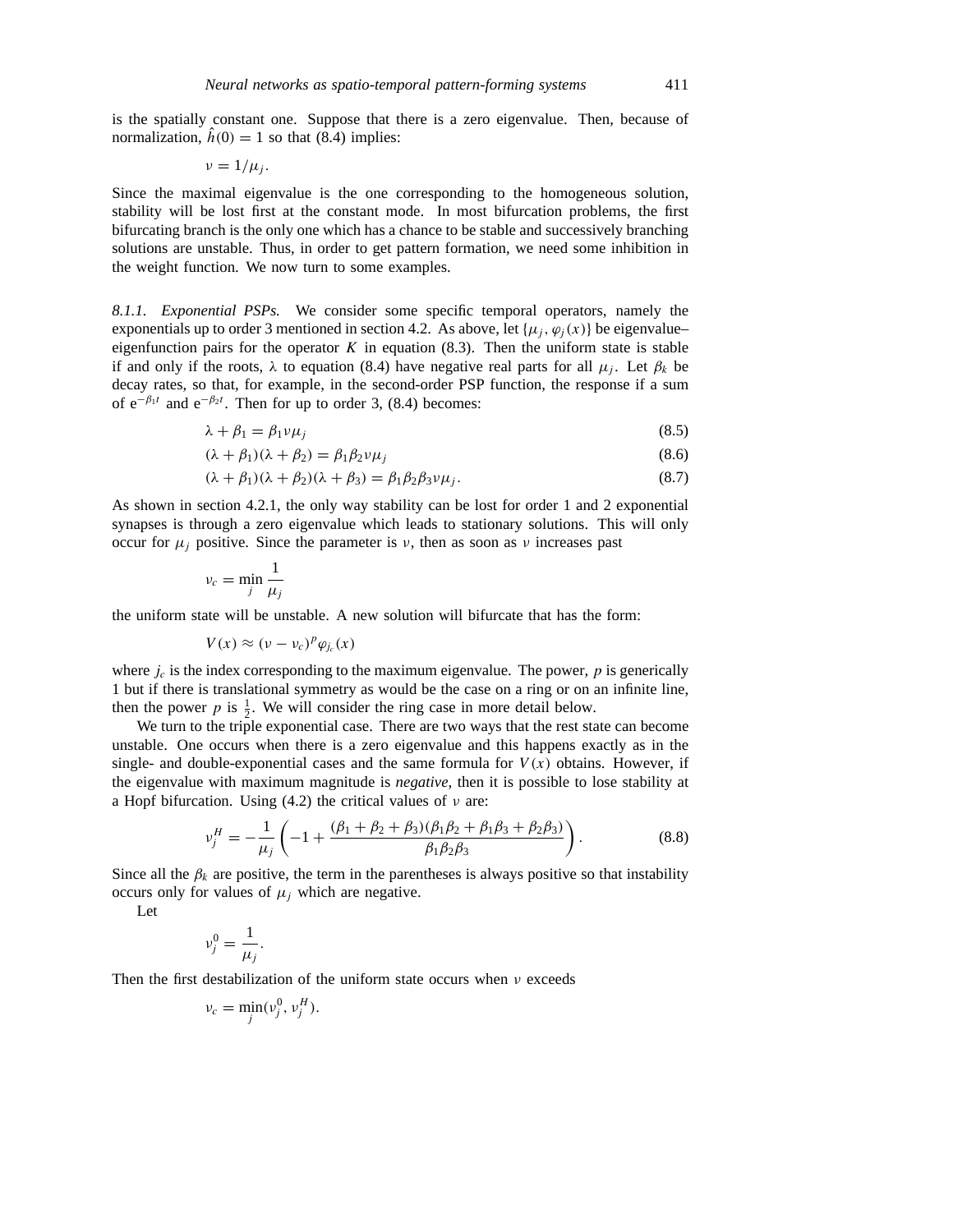is the spatially constant one. Suppose that there is a zero eigenvalue. Then, because of normalization, $\hat{h}(0) = 1$ so that (8.4) implies:

$$\nu = 1/\mu_j.$$

Since the maximal eigenvalue is the one corresponding to the homogeneous solution, stability will be lost first at the constant mode. In most bifurcation problems, the first bifurcating branch is the only one which has a chance to be stable and successively branching solutions are unstable. Thus, in order to get pattern formation, we need some inhibition in the weight function. We now turn to some examples.

*8.1.1. Exponential PSPs.* We consider some specific temporal operators, namely the exponentials up to order 3 mentioned in section 4.2. As above, let $\{\mu_j, \varphi_j(x)\}$ be eigenvalue–eigenfunction pairs for the operator $K$ in equation (8.3). Then the uniform state is stable if and only if the roots, $\lambda$ to equation (8.4) have negative real parts for all $\mu_j$. Let $\beta_k$ be decay rates, so that, for example, in the second-order PSP function, the response if a sum of $e^{-\beta_1 t}$ and $e^{-\beta_2 t}$. Then for up to order 3, (8.4) becomes:

$$\lambda + \beta_1 = \beta_1 \nu \mu_j \tag{8.5}$$

$$(\lambda + \beta_1)(\lambda + \beta_2) = \beta_1 \beta_2 \nu \mu_j \tag{8.6}$$

$$(\lambda + \beta_1)(\lambda + \beta_2)(\lambda + \beta_3) = \beta_1 \beta_2 \beta_3 \nu \mu_j. \tag{8.7}$$

As shown in section 4.2.1, the only way stability can be lost for order 1 and 2 exponential synapses is through a zero eigenvalue which leads to stationary solutions. This will only occur for $\mu_j$ positive. Since the parameter is $\nu$, then as soon as $\nu$ increases past

$$\nu_c = \min_j \frac{1}{\mu_j}$$

the uniform state will be unstable. A new solution will bifurcate that has the form:

$$V(x) \approx (\nu - \nu_c)^p \varphi_{j_c}(x)$$

where $j_c$ is the index corresponding to the maximum eigenvalue. The power, $p$ is generically 1 but if there is translational symmetry as would be the case on a ring or on an infinite line, then the power $p$ is $\frac{1}{2}$. We will consider the ring case in more detail below.

We turn to the triple exponential case. There are two ways that the rest state can become unstable. One occurs when there is a zero eigenvalue and this happens exactly as in the single- and double-exponential cases and the same formula for $V(x)$ obtains. However, if the eigenvalue with maximum magnitude is *negative*, then it is possible to lose stability at a Hopf bifurcation. Using (4.2) the critical values of $\nu$ are:

$$\nu_j^H = -\frac{1}{\mu_j}\left(-1 + \frac{(\beta_1 + \beta_2 + \beta_3)(\beta_1\beta_2 + \beta_1\beta_3 + \beta_2\beta_3)}{\beta_1\beta_2\beta_3}\right). \tag{8.8}$$

Since all the $\beta_k$ are positive, the term in the parentheses is always positive so that instability occurs only for values of $\mu_j$ which are negative.

Let

$$\nu_j^0 = \frac{1}{\mu_j}.$$

Then the first destabilization of the uniform state occurs when $\nu$ exceeds

$$\nu_c = \min_j(\nu_j^0, \nu_j^H).$$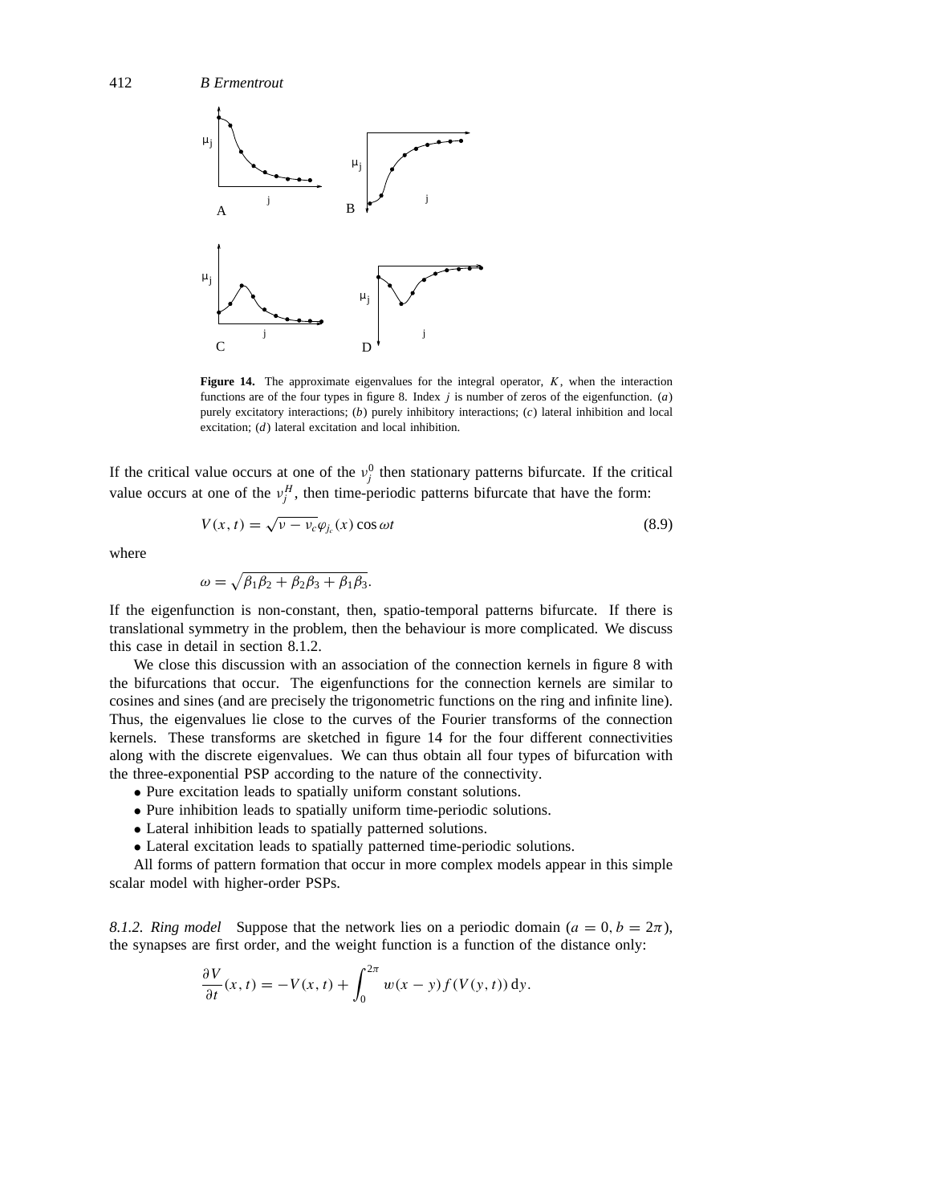**Figure 14.** The approximate eigenvalues for the integral operator, $K$, when the interaction functions are of the four types in figure 8. Index $j$ is number of zeros of the eigenfunction. ($a$) purely excitatory interactions; ($b$) purely inhibitory interactions; ($c$) lateral inhibition and local excitation; ($d$) lateral excitation and local inhibition.

If the critical value occurs at one of the $\nu_j^0$ then stationary patterns bifurcate. If the critical value occurs at one of the $\nu_j^H$, then time-periodic patterns bifurcate that have the form:

$$V(x,t) = \sqrt{\nu - \nu_c}\varphi_{j_c}(x)\cos\omega t \tag{8.9}$$

where

$$\omega = \sqrt{\beta_1\beta_2 + \beta_2\beta_3 + \beta_1\beta_3}.$$

If the eigenfunction is non-constant, then, spatio-temporal patterns bifurcate. If there is translational symmetry in the problem, then the behaviour is more complicated. We discuss this case in detail in section 8.1.2.

We close this discussion with an association of the connection kernels in figure 8 with the bifurcations that occur. The eigenfunctions for the connection kernels are similar to cosines and sines (and are precisely the trigonometric functions on the ring and infinite line). Thus, the eigenvalues lie close to the curves of the Fourier transforms of the connection kernels. These transforms are sketched in figure 14 for the four different connectivities along with the discrete eigenvalues. We can thus obtain all four types of bifurcation with the three-exponential PSP according to the nature of the connectivity.

- Pure excitation leads to spatially uniform constant solutions.
- Pure inhibition leads to spatially uniform time-periodic solutions.
- Lateral inhibition leads to spatially patterned solutions.
- Lateral excitation leads to spatially patterned time-periodic solutions.

All forms of pattern formation that occur in more complex models appear in this simple scalar model with higher-order PSPs.

*8.1.2. Ring model* Suppose that the network lies on a periodic domain ($a = 0, b = 2\pi$), the synapses are first order, and the weight function is a function of the distance only:

$$\frac{\partial V}{\partial t}(x,t) = -V(x,t) + \int_0^{2\pi} w(x-y) f(V(y,t))\,\mathrm{d}y.$$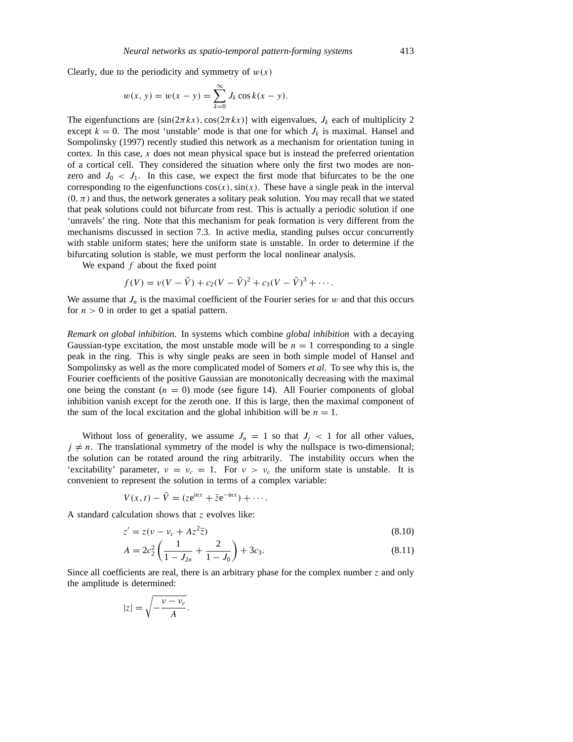Clearly, due to the periodicity and symmetry of $w(x)$

$$w(x, y) = w(x - y) = \sum_{k=0}^{\infty} J_k \cos k(x - y).$$

The eigenfunctions are $\{\sin(2\pi kx), \cos(2\pi kx)\}$ with eigenvalues, $J_k$ each of multiplicity 2 except $k = 0$. The most 'unstable' mode is that one for which $J_k$ is maximal. Hansel and Sompolinsky (1997) recently studied this network as a mechanism for orientation tuning in cortex. In this case, $x$ does not mean physical space but is instead the preferred orientation of a cortical cell. They considered the situation where only the first two modes are non-zero and $J_0 < J_1$. In this case, we expect the first mode that bifurcates to be the one corresponding to the eigenfunctions $\cos(x), \sin(x)$. These have a single peak in the interval $(0, \pi)$ and thus, the network generates a solitary peak solution. You may recall that we stated that peak solutions could not bifurcate from rest. This is actually a periodic solution if one 'unravels' the ring. Note that this mechanism for peak formation is very different from the mechanisms discussed in section 7.3. In active media, standing pulses occur concurrently with stable uniform states; here the uniform state is unstable. In order to determine if the bifurcating solution is stable, we must perform the local nonlinear analysis.

We expand $f$ about the fixed point

$$f(V) = \nu(V - \bar{V}) + c_2(V - \bar{V})^2 + c_3(V - \bar{V})^3 + \cdots.$$

We assume that $J_n$ is the maximal coefficient of the Fourier series for $w$ and that this occurs for $n > 0$ in order to get a spatial pattern.

*Remark on global inhibition.* In systems which combine *global inhibition* with a decaying Gaussian-type excitation, the most unstable mode will be $n = 1$ corresponding to a single peak in the ring. This is why single peaks are seen in both simple model of Hansel and Sompolinsky as well as the more complicated model of Somers *et al*. To see why this is, the Fourier coefficients of the positive Gaussian are monotonically decreasing with the maximal one being the constant ($n = 0$) mode (see figure 14). All Fourier components of global inhibition vanish except for the zeroth one. If this is large, then the maximal component of the sum of the local excitation and the global inhibition will be $n = 1$.

Without loss of generality, we assume $J_n = 1$ so that $J_j < 1$ for all other values, $j \neq n$. The translational symmetry of the model is why the nullspace is two-dimensional; the solution can be rotated around the ring arbitrarily. The instability occurs when the 'excitability' parameter, $\nu = \nu_c = 1$. For $\nu > \nu_c$ the uniform state is unstable. It is convenient to represent the solution in terms of a complex variable:

$$V(x, t) - \bar{V} = (z\mathrm{e}^{\mathrm{i}nx} + \bar{z}\mathrm{e}^{-\mathrm{i}nx}) + \cdots.$$

A standard calculation shows that $z$ evolves like:

$$z' = z(\nu - \nu_c + Az^2\bar{z}) \tag{8.10}$$

$$A = 2c_2^2\left(\frac{1}{1 - J_{2n}} + \frac{2}{1 - J_0}\right) + 3c_3. \tag{8.11}$$

Since all coefficients are real, there is an arbitrary phase for the complex number $z$ and only the amplitude is determined:

$$|z| = \sqrt{-\frac{\nu - \nu_c}{A}}.$$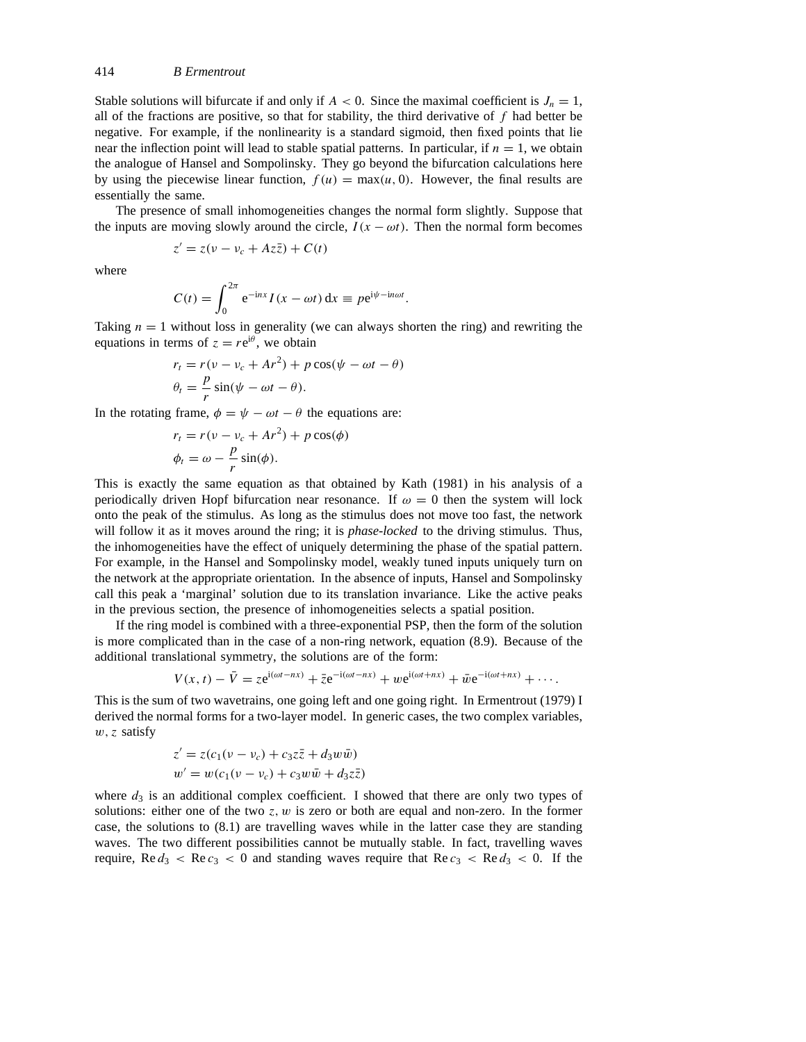Stable solutions will bifurcate if and only if $A < 0$. Since the maximal coefficient is $J_n = 1$, all of the fractions are positive, so that for stability, the third derivative of $f$ had better be negative. For example, if the nonlinearity is a standard sigmoid, then fixed points that lie near the inflection point will lead to stable spatial patterns. In particular, if $n = 1$, we obtain the analogue of Hansel and Sompolinsky. They go beyond the bifurcation calculations here by using the piecewise linear function, $f(u) = \max(u, 0)$. However, the final results are essentially the same.

The presence of small inhomogeneities changes the normal form slightly. Suppose that the inputs are moving slowly around the circle, $I(x - \omega t)$. Then the normal form becomes

$$z' = z(\nu - \nu_c + Az\bar{z}) + C(t)$$

where

$$C(t) = \int_0^{2\pi} \mathrm{e}^{-\mathrm{i}nx} I(x - \omega t)\,\mathrm{d}x \equiv p\mathrm{e}^{\mathrm{i}\psi - \mathrm{i}n\omega t}.$$

Taking $n = 1$ without loss in generality (we can always shorten the ring) and rewriting the equations in terms of $z = r\mathrm{e}^{\mathrm{i}\theta}$, we obtain

$$r_t = r(\nu - \nu_c + Ar^2) + p\cos(\psi - \omega t - \theta)$$
$$\theta_t = \frac{p}{r}\sin(\psi - \omega t - \theta).$$

In the rotating frame, $\phi = \psi - \omega t - \theta$ the equations are:

$$r_t = r(\nu - \nu_c + Ar^2) + p\cos(\phi)$$
$$\phi_t = \omega - \frac{p}{r}\sin(\phi).$$

This is exactly the same equation as that obtained by Kath (1981) in his analysis of a periodically driven Hopf bifurcation near resonance. If $\omega = 0$ then the system will lock onto the peak of the stimulus. As long as the stimulus does not move too fast, the network will follow it as it moves around the ring; it is *phase-locked* to the driving stimulus. Thus, the inhomogeneities have the effect of uniquely determining the phase of the spatial pattern. For example, in the Hansel and Sompolinsky model, weakly tuned inputs uniquely turn on the network at the appropriate orientation. In the absence of inputs, Hansel and Sompolinsky call this peak a 'marginal' solution due to its translation invariance. Like the active peaks in the previous section, the presence of inhomogeneities selects a spatial position.

If the ring model is combined with a three-exponential PSP, then the form of the solution is more complicated than in the case of a non-ring network, equation (8.9). Because of the additional translational symmetry, the solutions are of the form:

$$V(x,t) - \bar{V} = z\mathrm{e}^{\mathrm{i}(\omega t - nx)} + \bar{z}\mathrm{e}^{-\mathrm{i}(\omega t - nx)} + w\mathrm{e}^{\mathrm{i}(\omega t + nx)} + \bar{w}\mathrm{e}^{-\mathrm{i}(\omega t + nx)} + \cdots.$$

This is the sum of two wavetrains, one going left and one going right. In Ermentrout (1979) I derived the normal forms for a two-layer model. In generic cases, the two complex variables, $w, z$ satisfy

$$z' = z(c_1(\nu - \nu_c) + c_3 z\bar{z} + d_3 w\bar{w})$$
$$w' = w(c_1(\nu - \nu_c) + c_3 w\bar{w} + d_3 z\bar{z})$$

where $d_3$ is an additional complex coefficient. I showed that there are only two types of solutions: either one of the two $z, w$ is zero or both are equal and non-zero. In the former case, the solutions to (8.1) are travelling waves while in the latter case they are standing waves. The two different possibilities cannot be mutually stable. In fact, travelling waves require, $\operatorname{Re} d_3 < \operatorname{Re} c_3 < 0$ and standing waves require that $\operatorname{Re} c_3 < \operatorname{Re} d_3 < 0$. If the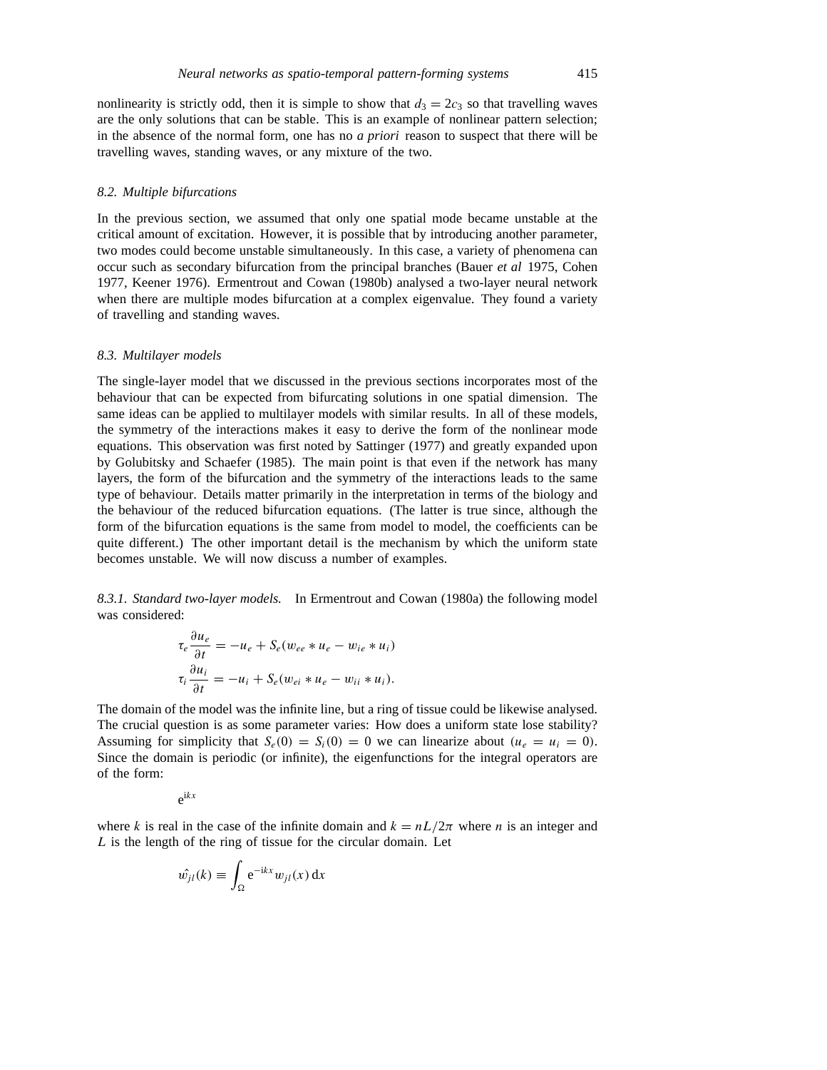nonlinearity is strictly odd, then it is simple to show that $d_3 = 2c_3$ so that travelling waves are the only solutions that can be stable. This is an example of nonlinear pattern selection; in the absence of the normal form, one has no *a priori* reason to suspect that there will be travelling waves, standing waves, or any mixture of the two.

### 8.2. Multiple bifurcations

In the previous section, we assumed that only one spatial mode became unstable at the critical amount of excitation. However, it is possible that by introducing another parameter, two modes could become unstable simultaneously. In this case, a variety of phenomena can occur such as secondary bifurcation from the principal branches (Bauer *et al* 1975, Cohen 1977, Keener 1976). Ermentrout and Cowan (1980b) analysed a two-layer neural network when there are multiple modes bifurcation at a complex eigenvalue. They found a variety of travelling and standing waves.

### 8.3. Multilayer models

The single-layer model that we discussed in the previous sections incorporates most of the behaviour that can be expected from bifurcating solutions in one spatial dimension. The same ideas can be applied to multilayer models with similar results. In all of these models, the symmetry of the interactions makes it easy to derive the form of the nonlinear mode equations. This observation was first noted by Sattinger (1977) and greatly expanded upon by Golubitsky and Schaefer (1985). The main point is that even if the network has many layers, the form of the bifurcation and the symmetry of the interactions leads to the same type of behaviour. Details matter primarily in the interpretation in terms of the biology and the behaviour of the reduced bifurcation equations. (The latter is true since, although the form of the bifurcation equations is the same from model to model, the coefficients can be quite different.) The other important detail is the mechanism by which the uniform state becomes unstable. We will now discuss a number of examples.

*8.3.1. Standard two-layer models.* In Ermentrout and Cowan (1980a) the following model was considered:

$$\tau_e \frac{\partial u_e}{\partial t} = -u_e + S_e(w_{ee} * u_e - w_{ie} * u_i)$$
$$\tau_i \frac{\partial u_i}{\partial t} = -u_i + S_e(w_{ei} * u_e - w_{ii} * u_i).$$

The domain of the model was the infinite line, but a ring of tissue could be likewise analysed. The crucial question is as some parameter varies: How does a uniform state lose stability? Assuming for simplicity that $S_e(0) = S_i(0) = 0$ we can linearize about $(u_e = u_i = 0)$. Since the domain is periodic (or infinite), the eigenfunctions for the integral operators are of the form:

$$e^{ikx}$$

where $k$ is real in the case of the infinite domain and $k = nL/2\pi$ where $n$ is an integer and $L$ is the length of the ring of tissue for the circular domain. Let

$$\hat{w_{jl}}(k) \equiv \int_{\Omega} e^{-ikx} w_{jl}(x)\, dx$$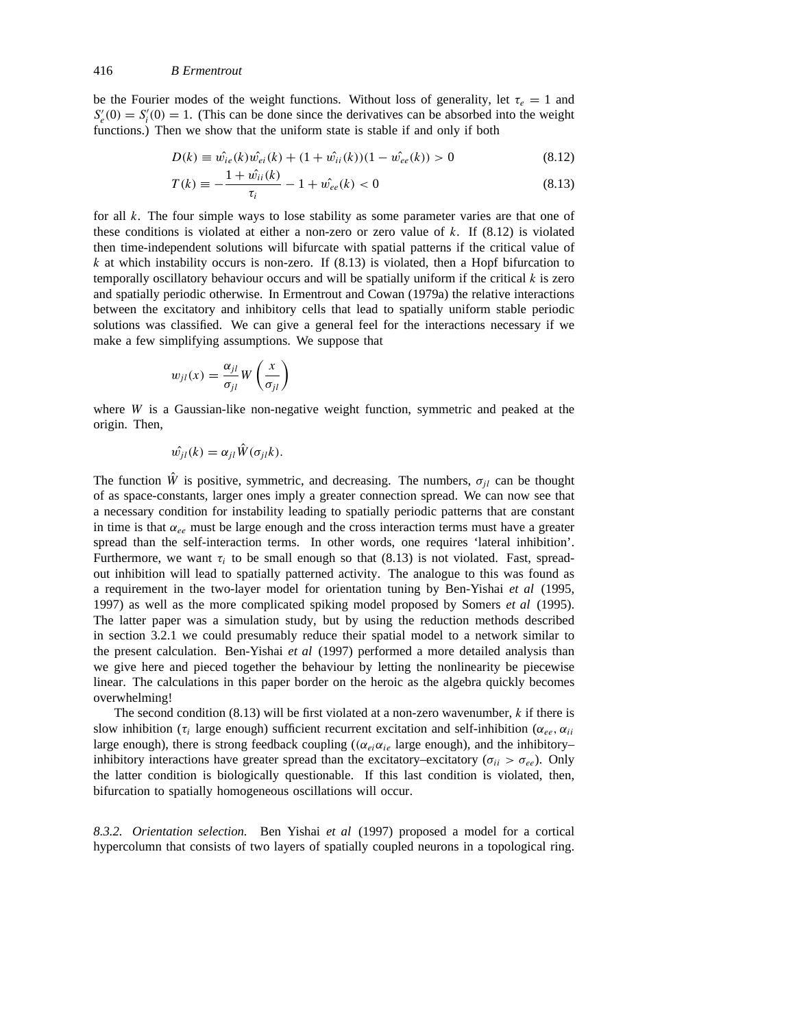be the Fourier modes of the weight functions. Without loss of generality, let $\tau_e = 1$ and $S_e'(0) = S_i'(0) = 1$. (This can be done since the derivatives can be absorbed into the weight functions.) Then we show that the uniform state is stable if and only if both

$$D(k) \equiv \hat{w_{ie}}(k)\hat{w_{ei}}(k) + (1 + \hat{w_{ii}}(k))(1 - \hat{w_{ee}}(k)) > 0 \tag{8.12}$$

$$T(k) \equiv -\frac{1 + \hat{w_{ii}}(k)}{\tau_i} - 1 + \hat{w_{ee}}(k) < 0 \tag{8.13}$$

for all $k$. The four simple ways to lose stability as some parameter varies are that one of these conditions is violated at either a non-zero or zero value of $k$. If (8.12) is violated then time-independent solutions will bifurcate with spatial patterns if the critical value of $k$ at which instability occurs is non-zero. If (8.13) is violated, then a Hopf bifurcation to temporally oscillatory behaviour occurs and will be spatially uniform if the critical $k$ is zero and spatially periodic otherwise. In Ermentrout and Cowan (1979a) the relative interactions between the excitatory and inhibitory cells that lead to spatially uniform stable periodic solutions was classified. We can give a general feel for the interactions necessary if we make a few simplifying assumptions. We suppose that

$$w_{jl}(x) = \frac{\alpha_{jl}}{\sigma_{jl}} W\left(\frac{x}{\sigma_{jl}}\right)$$

where $W$ is a Gaussian-like non-negative weight function, symmetric and peaked at the origin. Then,

$$\hat{w_{jl}}(k) = \alpha_{jl}\hat{W}(\sigma_{jl}k).$$

The function $\hat{W}$ is positive, symmetric, and decreasing. The numbers, $\sigma_{jl}$ can be thought of as space-constants, larger ones imply a greater connection spread. We can now see that a necessary condition for instability leading to spatially periodic patterns that are constant in time is that $\alpha_{ee}$ must be large enough and the cross interaction terms must have a greater spread than the self-interaction terms. In other words, one requires 'lateral inhibition'. Furthermore, we want $\tau_i$ to be small enough so that (8.13) is not violated. Fast, spread-out inhibition will lead to spatially patterned activity. The analogue to this was found as a requirement in the two-layer model for orientation tuning by Ben-Yishai *et al* (1995, 1997) as well as the more complicated spiking model proposed by Somers *et al* (1995). The latter paper was a simulation study, but by using the reduction methods described in section 3.2.1 we could presumably reduce their spatial model to a network similar to the present calculation. Ben-Yishai *et al* (1997) performed a more detailed analysis than we give here and pieced together the behaviour by letting the nonlinearity be piecewise linear. The calculations in this paper border on the heroic as the algebra quickly becomes overwhelming!

The second condition (8.13) will be first violated at a non-zero wavenumber, $k$ if there is slow inhibition ($\tau_i$ large enough) sufficient recurrent excitation and self-inhibition ($\alpha_{ee}, \alpha_{ii}$ large enough), there is strong feedback coupling (($\alpha_{ei}\alpha_{ie}$ large enough), and the inhibitory–inhibitory interactions have greater spread than the excitatory–excitatory ($\sigma_{ii} > \sigma_{ee}$). Only the latter condition is biologically questionable. If this last condition is violated, then, bifurcation to spatially homogeneous oscillations will occur.

*8.3.2. Orientation selection.* Ben Yishai *et al* (1997) proposed a model for a cortical hypercolumn that consists of two layers of spatially coupled neurons in a topological ring.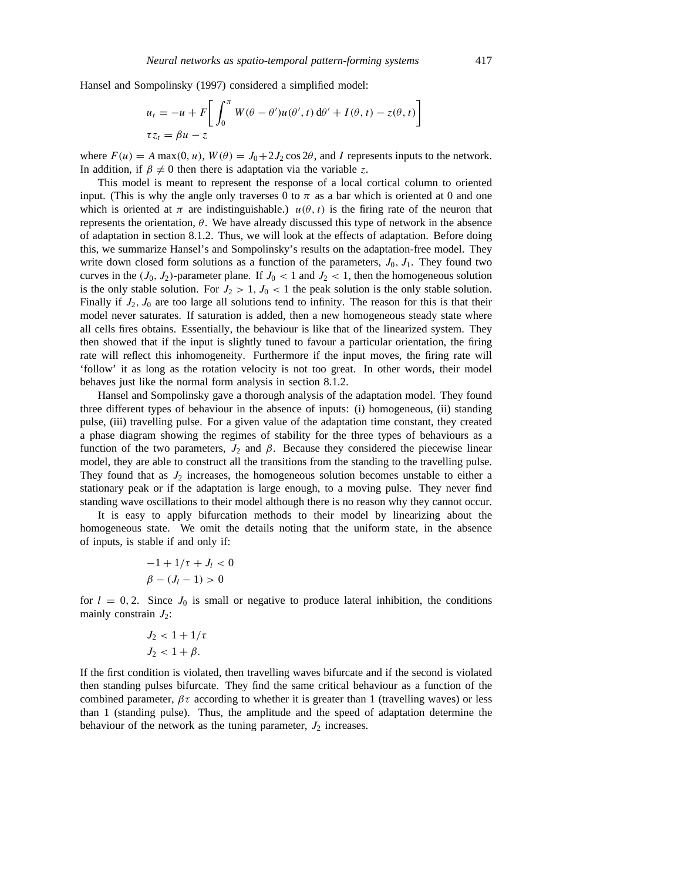Hansel and Sompolinsky (1997) considered a simplified model:

$$
\begin{aligned}
u_t &= -u + F\left[\int_0^{\pi} W(\theta - \theta')u(\theta', t)\,\mathrm{d}\theta' + I(\theta, t) - z(\theta, t)\right] \\
\tau z_t &= \beta u - z
\end{aligned}
$$

where $F(u) = A\max(0, u)$, $W(\theta) = J_0 + 2J_2\cos 2\theta$, and $I$ represents inputs to the network. In addition, if $\beta \neq 0$ then there is adaptation via the variable $z$.

This model is meant to represent the response of a local cortical column to oriented input. (This is why the angle only traverses 0 to $\pi$ as a bar which is oriented at 0 and one which is oriented at $\pi$ are indistinguishable.) $u(\theta, t)$ is the firing rate of the neuron that represents the orientation, $\theta$. We have already discussed this type of network in the absence of adaptation in section 8.1.2. Thus, we will look at the effects of adaptation. Before doing this, we summarize Hansel's and Sompolinsky's results on the adaptation-free model. They write down closed form solutions as a function of the parameters, $J_0, J_1$. They found two curves in the $(J_0, J_2)$-parameter plane. If $J_0 < 1$ and $J_2 < 1$, then the homogeneous solution is the only stable solution. For $J_2 > 1$, $J_0 < 1$ the peak solution is the only stable solution. Finally if $J_2, J_0$ are too large all solutions tend to infinity. The reason for this is that their model never saturates. If saturation is added, then a new homogeneous steady state where all cells fires obtains. Essentially, the behaviour is like that of the linearized system. They then showed that if the input is slightly tuned to favour a particular orientation, the firing rate will reflect this inhomogeneity. Furthermore if the input moves, the firing rate will 'follow' it as long as the rotation velocity is not too great. In other words, their model behaves just like the normal form analysis in section 8.1.2.

Hansel and Sompolinsky gave a thorough analysis of the adaptation model. They found three different types of behaviour in the absence of inputs: (i) homogeneous, (ii) standing pulse, (iii) travelling pulse. For a given value of the adaptation time constant, they created a phase diagram showing the regimes of stability for the three types of behaviours as a function of the two parameters, $J_2$ and $\beta$. Because they considered the piecewise linear model, they are able to construct all the transitions from the standing to the travelling pulse. They found that as $J_2$ increases, the homogeneous solution becomes unstable to either a stationary peak or if the adaptation is large enough, to a moving pulse. They never find standing wave oscillations to their model although there is no reason why they cannot occur.

It is easy to apply bifurcation methods to their model by linearizing about the homogeneous state. We omit the details noting that the uniform state, in the absence of inputs, is stable if and only if:

$$
\begin{aligned}
&-1 + 1/\tau + J_l < 0 \\
&\beta - (J_l - 1) > 0
\end{aligned}
$$

for $l = 0, 2$. Since $J_0$ is small or negative to produce lateral inhibition, the conditions mainly constrain $J_2$:

$$
\begin{aligned}
J_2 &< 1 + 1/\tau \\
J_2 &< 1 + \beta.
\end{aligned}
$$

If the first condition is violated, then travelling waves bifurcate and if the second is violated then standing pulses bifurcate. They find the same critical behaviour as a function of the combined parameter, $\beta\tau$ according to whether it is greater than 1 (travelling waves) or less than 1 (standing pulse). Thus, the amplitude and the speed of adaptation determine the behaviour of the network as the tuning parameter, $J_2$ increases.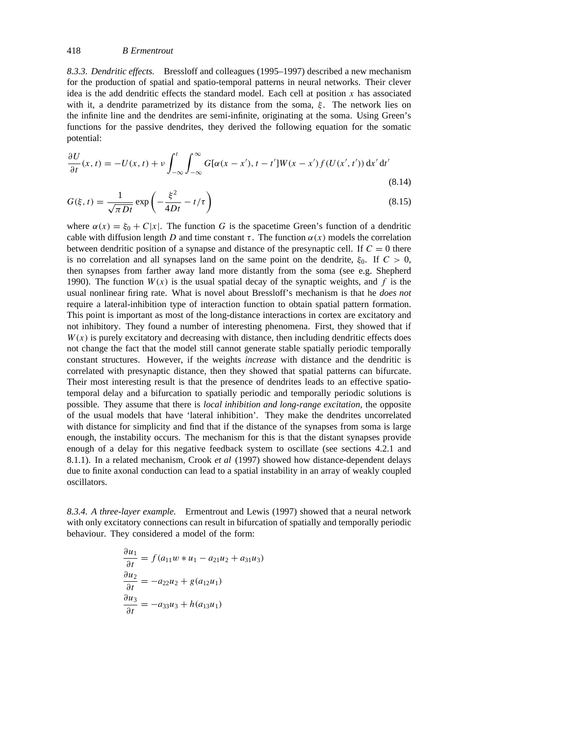*8.3.3. Dendritic effects.* Bressloff and colleagues (1995–1997) described a new mechanism for the production of spatial and spatio-temporal patterns in neural networks. Their clever idea is the add dendritic effects the standard model. Each cell at position $x$ has associated with it, a dendrite parametrized by its distance from the soma, $\xi$. The network lies on the infinite line and the dendrites are semi-infinite, originating at the soma. Using Green's functions for the passive dendrites, they derived the following equation for the somatic potential:

$$\frac{\partial U}{\partial t}(x,t) = -U(x,t) + \nu \int_{-\infty}^{t} \int_{-\infty}^{\infty} G[\alpha(x-x'), t-t'] W(x-x') f(U(x',t'))\, dx'\, dt' \tag{8.14}$$

$$G(\xi,t) = \frac{1}{\sqrt{\pi D t}} \exp\left(-\frac{\xi^2}{4Dt} - t/\tau\right) \tag{8.15}$$

where $\alpha(x) = \xi_0 + C|x|$. The function $G$ is the spacetime Green's function of a dendritic cable with diffusion length $D$ and time constant $\tau$. The function $\alpha(x)$ models the correlation between dendritic position of a synapse and distance of the presynaptic cell. If $C = 0$ there is no correlation and all synapses land on the same point on the dendrite, $\xi_0$. If $C > 0$, then synapses from farther away land more distantly from the soma (see e.g. Shepherd 1990). The function $W(x)$ is the usual spatial decay of the synaptic weights, and $f$ is the usual nonlinear firing rate. What is novel about Bressloff's mechanism is that he *does not* require a lateral-inhibition type of interaction function to obtain spatial pattern formation. This point is important as most of the long-distance interactions in cortex are excitatory and not inhibitory. They found a number of interesting phenomena. First, they showed that if $W(x)$ is purely excitatory and decreasing with distance, then including dendritic effects does not change the fact that the model still cannot generate stable spatially periodic temporally constant structures. However, if the weights *increase* with distance and the dendritic is correlated with presynaptic distance, then they showed that spatial patterns can bifurcate. Their most interesting result is that the presence of dendrites leads to an effective spatio-temporal delay and a bifurcation to spatially periodic and temporally periodic solutions is possible. They assume that there is *local inhibition and long-range excitation*, the opposite of the usual models that have 'lateral inhibition'. They make the dendrites uncorrelated with distance for simplicity and find that if the distance of the synapses from soma is large enough, the instability occurs. The mechanism for this is that the distant synapses provide enough of a delay for this negative feedback system to oscillate (see sections 4.2.1 and 8.1.1). In a related mechanism, Crook *et al* (1997) showed how distance-dependent delays due to finite axonal conduction can lead to a spatial instability in an array of weakly coupled oscillators.

*8.3.4. A three-layer example.* Ermentrout and Lewis (1997) showed that a neural network with only excitatory connections can result in bifurcation of spatially and temporally periodic behaviour. They considered a model of the form:

$$\frac{\partial u_1}{\partial t} = f(a_{11} w * u_1 - a_{21}u_2 + a_{31}u_3)$$

$$\frac{\partial u_2}{\partial t} = -a_{22}u_2 + g(a_{12}u_1)$$

$$\frac{\partial u_3}{\partial t} = -a_{33}u_3 + h(a_{13}u_1)$$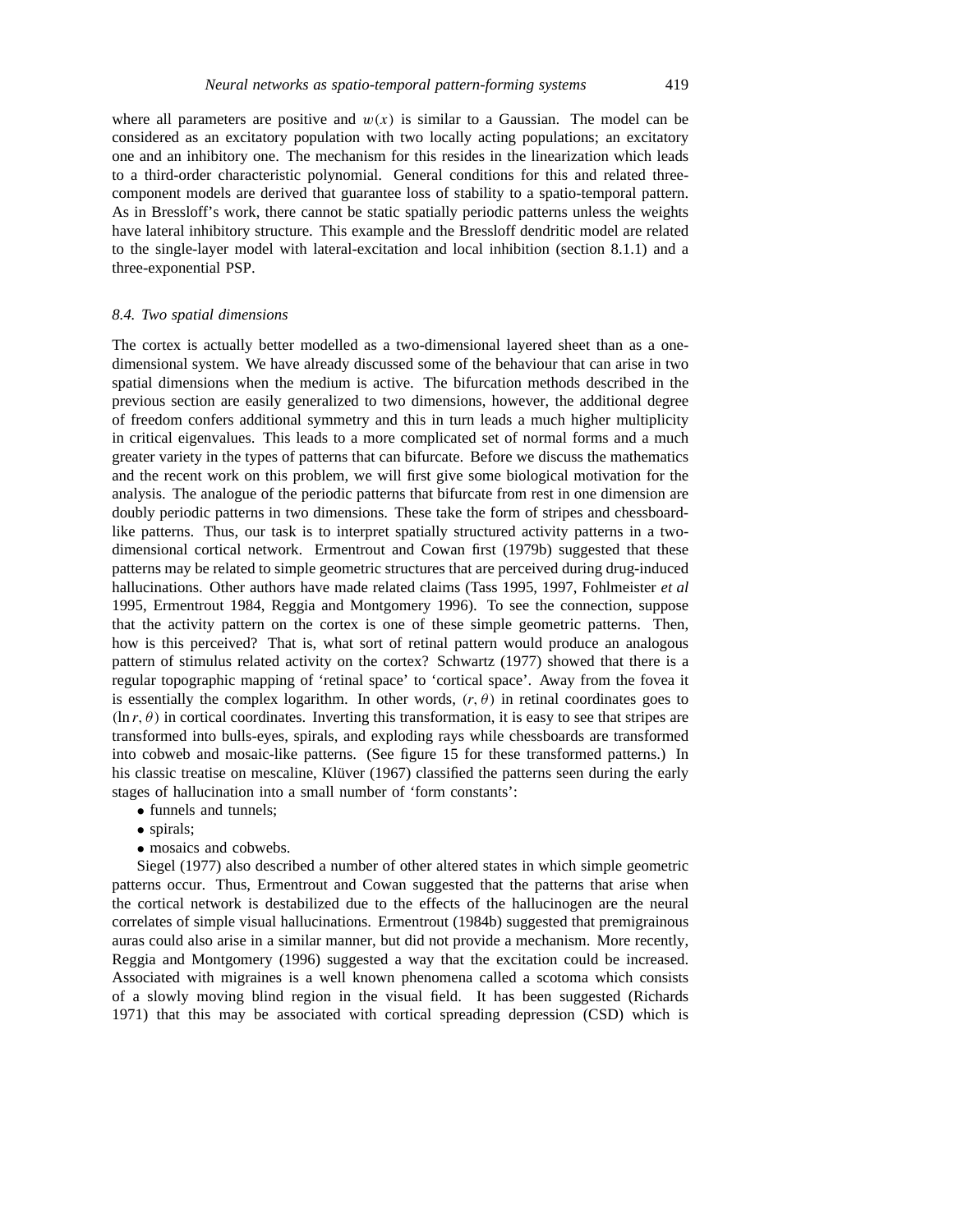where all parameters are positive and $w(x)$ is similar to a Gaussian. The model can be considered as an excitatory population with two locally acting populations; an excitatory one and an inhibitory one. The mechanism for this resides in the linearization which leads to a third-order characteristic polynomial. General conditions for this and related three-component models are derived that guarantee loss of stability to a spatio-temporal pattern. As in Bressloff's work, there cannot be static spatially periodic patterns unless the weights have lateral inhibitory structure. This example and the Bressloff dendritic model are related to the single-layer model with lateral-excitation and local inhibition (section 8.1.1) and a three-exponential PSP.

### *8.4. Two spatial dimensions*

The cortex is actually better modelled as a two-dimensional layered sheet than as a one-dimensional system. We have already discussed some of the behaviour that can arise in two spatial dimensions when the medium is active. The bifurcation methods described in the previous section are easily generalized to two dimensions, however, the additional degree of freedom confers additional symmetry and this in turn leads a much higher multiplicity in critical eigenvalues. This leads to a more complicated set of normal forms and a much greater variety in the types of patterns that can bifurcate. Before we discuss the mathematics and the recent work on this problem, we will first give some biological motivation for the analysis. The analogue of the periodic patterns that bifurcate from rest in one dimension are doubly periodic patterns in two dimensions. These take the form of stripes and chessboard-like patterns. Thus, our task is to interpret spatially structured activity patterns in a two-dimensional cortical network. Ermentrout and Cowan first (1979b) suggested that these patterns may be related to simple geometric structures that are perceived during drug-induced hallucinations. Other authors have made related claims (Tass 1995, 1997, Fohlmeister *et al* 1995, Ermentrout 1984, Reggia and Montgomery 1996). To see the connection, suppose that the activity pattern on the cortex is one of these simple geometric patterns. Then, how is this perceived? That is, what sort of retinal pattern would produce an analogous pattern of stimulus related activity on the cortex? Schwartz (1977) showed that there is a regular topographic mapping of 'retinal space' to 'cortical space'. Away from the fovea it is essentially the complex logarithm. In other words, $(r, \theta)$ in retinal coordinates goes to $(\ln r, \theta)$ in cortical coordinates. Inverting this transformation, it is easy to see that stripes are transformed into bulls-eyes, spirals, and exploding rays while chessboards are transformed into cobweb and mosaic-like patterns. (See figure 15 for these transformed patterns.) In his classic treatise on mescaline, Klüver (1967) classified the patterns seen during the early stages of hallucination into a small number of 'form constants':

- funnels and tunnels;
- spirals;
- mosaics and cobwebs.

Siegel (1977) also described a number of other altered states in which simple geometric patterns occur. Thus, Ermentrout and Cowan suggested that the patterns that arise when the cortical network is destabilized due to the effects of the hallucinogen are the neural correlates of simple visual hallucinations. Ermentrout (1984b) suggested that premigrainous auras could also arise in a similar manner, but did not provide a mechanism. More recently, Reggia and Montgomery (1996) suggested a way that the excitation could be increased. Associated with migraines is a well known phenomena called a scotoma which consists of a slowly moving blind region in the visual field. It has been suggested (Richards 1971) that this may be associated with cortical spreading depression (CSD) which is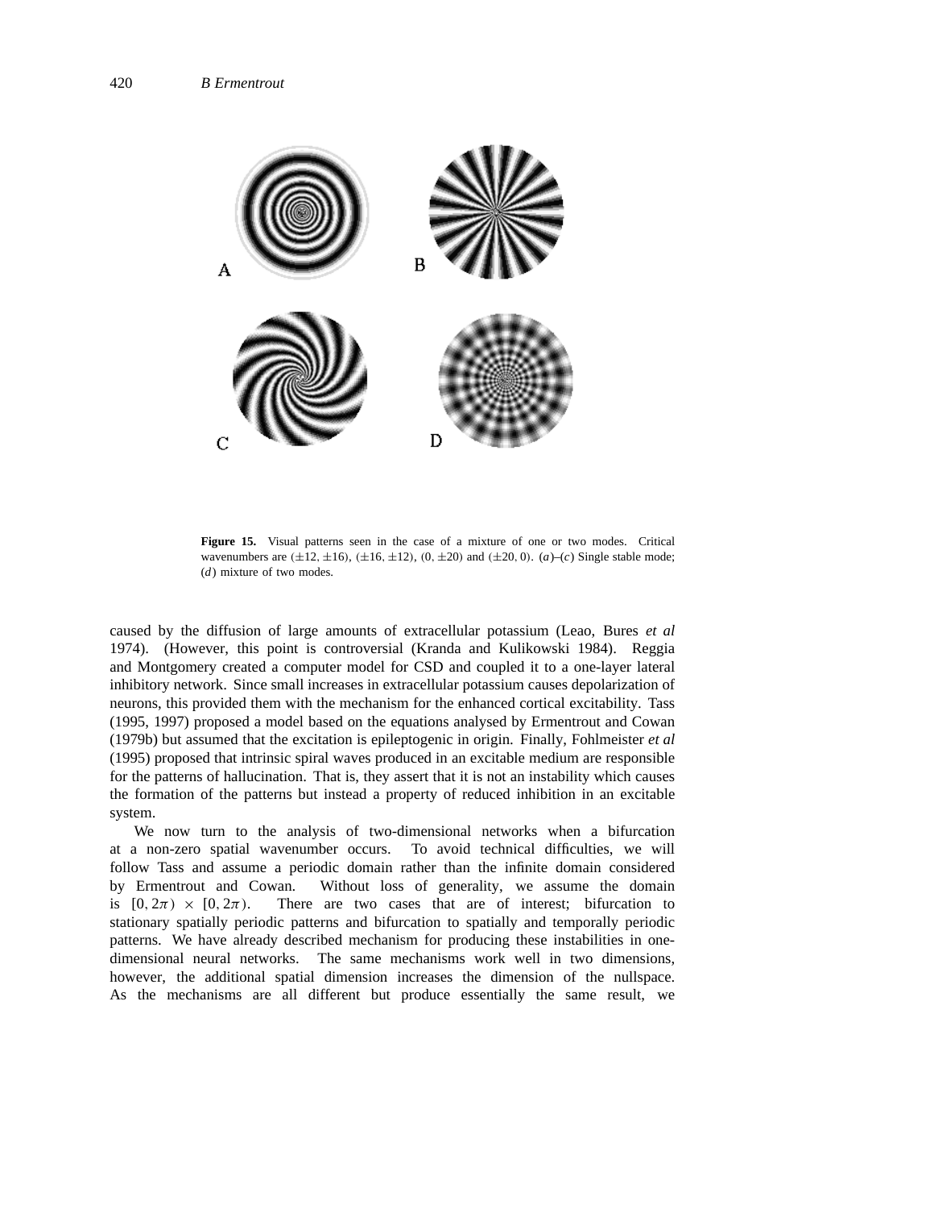**Figure 15.** Visual patterns seen in the case of a mixture of one or two modes. Critical wavenumbers are $(\pm 12, \pm 16)$, $(\pm 16, \pm 12)$, $(0, \pm 20)$ and $(\pm 20, 0)$. (*a*)–(*c*) Single stable mode; (*d*) mixture of two modes.

caused by the diffusion of large amounts of extracellular potassium (Leao, Bures *et al* 1974). (However, this point is controversial (Kranda and Kulikowski 1984). Reggia and Montgomery created a computer model for CSD and coupled it to a one-layer lateral inhibitory network. Since small increases in extracellular potassium causes depolarization of neurons, this provided them with the mechanism for the enhanced cortical excitability. Tass (1995, 1997) proposed a model based on the equations analysed by Ermentrout and Cowan (1979b) but assumed that the excitation is epileptogenic in origin. Finally, Fohlmeister *et al* (1995) proposed that intrinsic spiral waves produced in an excitable medium are responsible for the patterns of hallucination. That is, they assert that it is not an instability which causes the formation of the patterns but instead a property of reduced inhibition in an excitable system.

We now turn to the analysis of two-dimensional networks when a bifurcation at a non-zero spatial wavenumber occurs. To avoid technical difficulties, we will follow Tass and assume a periodic domain rather than the infinite domain considered by Ermentrout and Cowan. Without loss of generality, we assume the domain is $[0, 2\pi) \times [0, 2\pi)$. There are two cases that are of interest; bifurcation to stationary spatially periodic patterns and bifurcation to spatially and temporally periodic patterns. We have already described mechanism for producing these instabilities in one-dimensional neural networks. The same mechanisms work well in two dimensions, however, the additional spatial dimension increases the dimension of the nullspace. As the mechanisms are all different but produce essentially the same result, we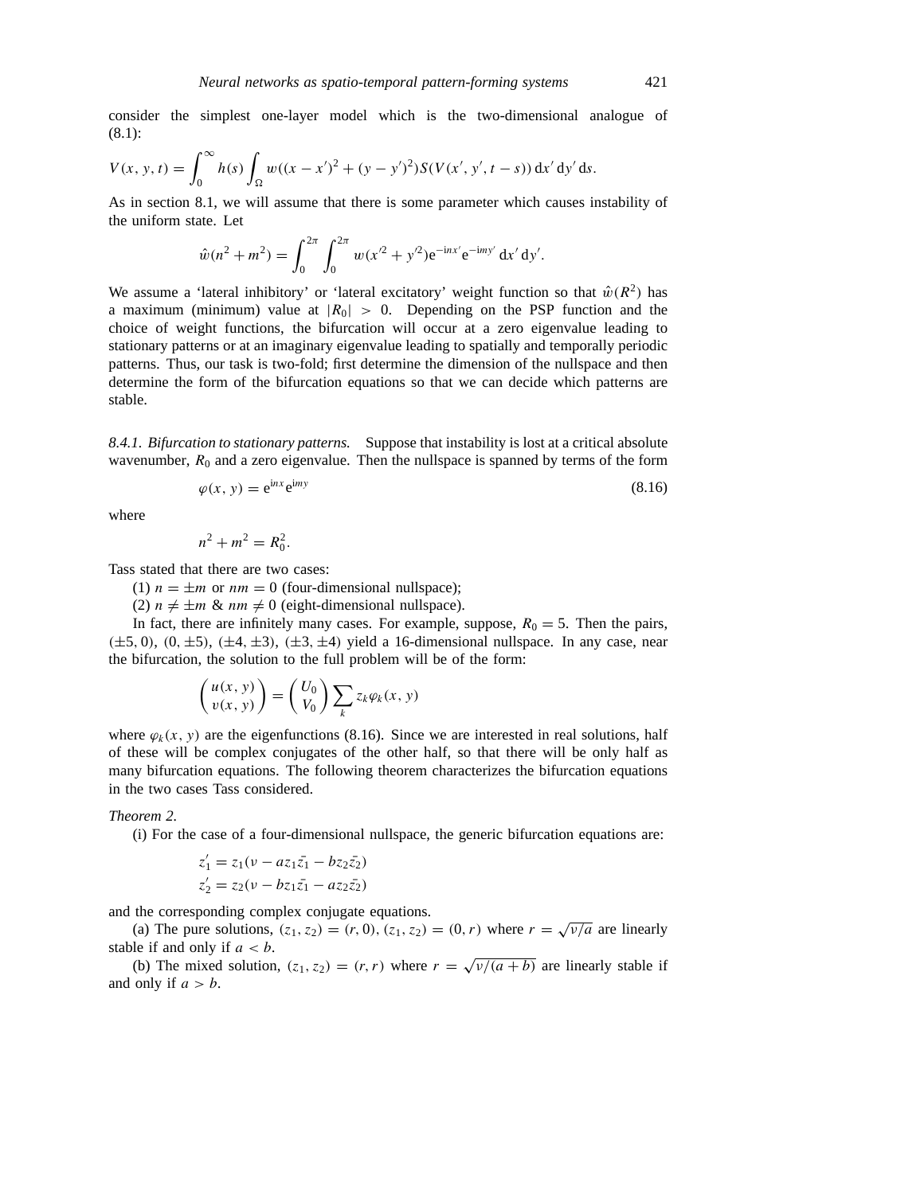consider the simplest one-layer model which is the two-dimensional analogue of (8.1):

$$V(x, y, t) = \int_0^\infty h(s) \int_\Omega w((x - x')^2 + (y - y')^2) S(V(x', y', t - s))\, dx'\, dy'\, ds.$$

As in section 8.1, we will assume that there is some parameter which causes instability of the uniform state. Let

$$\hat{w}(n^2 + m^2) = \int_0^{2\pi} \int_0^{2\pi} w(x'^2 + y'^2) e^{-inx'} e^{-imy'}\, dx'\, dy'.$$

We assume a 'lateral inhibitory' or 'lateral excitatory' weight function so that $\hat{w}(R^2)$ has a maximum (minimum) value at $|R_0| > 0$. Depending on the PSP function and the choice of weight functions, the bifurcation will occur at a zero eigenvalue leading to stationary patterns or at an imaginary eigenvalue leading to spatially and temporally periodic patterns. Thus, our task is two-fold; first determine the dimension of the nullspace and then determine the form of the bifurcation equations so that we can decide which patterns are stable.

*8.4.1. Bifurcation to stationary patterns.* Suppose that instability is lost at a critical absolute wavenumber, $R_0$ and a zero eigenvalue. Then the nullspace is spanned by terms of the form

$$\varphi(x, y) = e^{inx} e^{imy} \tag{8.16}$$

where

$$n^2 + m^2 = R_0^2.$$

Tass stated that there are two cases:

(1) $n = \pm m$ or $nm = 0$ (four-dimensional nullspace);

(2) $n \neq \pm m$ & $nm \neq 0$ (eight-dimensional nullspace).

In fact, there are infinitely many cases. For example, suppose, $R_0 = 5$. Then the pairs, $(\pm 5, 0)$, $(0, \pm 5)$, $(\pm 4, \pm 3)$, $(\pm 3, \pm 4)$ yield a 16-dimensional nullspace. In any case, near the bifurcation, the solution to the full problem will be of the form:

$$\begin{pmatrix} u(x, y) \\ v(x, y) \end{pmatrix} = \begin{pmatrix} U_0 \\ V_0 \end{pmatrix} \sum_k z_k \varphi_k(x, y)$$

where $\varphi_k(x, y)$ are the eigenfunctions (8.16). Since we are interested in real solutions, half of these will be complex conjugates of the other half, so that there will be only half as many bifurcation equations. The following theorem characterizes the bifurcation equations in the two cases Tass considered.

*Theorem 2.*

(i) For the case of a four-dimensional nullspace, the generic bifurcation equations are:

$$z_1' = z_1(\nu - a z_1 \bar{z_1} - b z_2 \bar{z_2})$$
$$z_2' = z_2(\nu - b z_1 \bar{z_1} - a z_2 \bar{z_2})$$

and the corresponding complex conjugate equations.

(a) The pure solutions, $(z_1, z_2) = (r, 0)$, $(z_1, z_2) = (0, r)$ where $r = \sqrt{\nu/a}$ are linearly stable if and only if $a < b$.

(b) The mixed solution, $(z_1, z_2) = (r, r)$ where $r = \sqrt{\nu/(a + b)}$ are linearly stable if and only if $a > b$.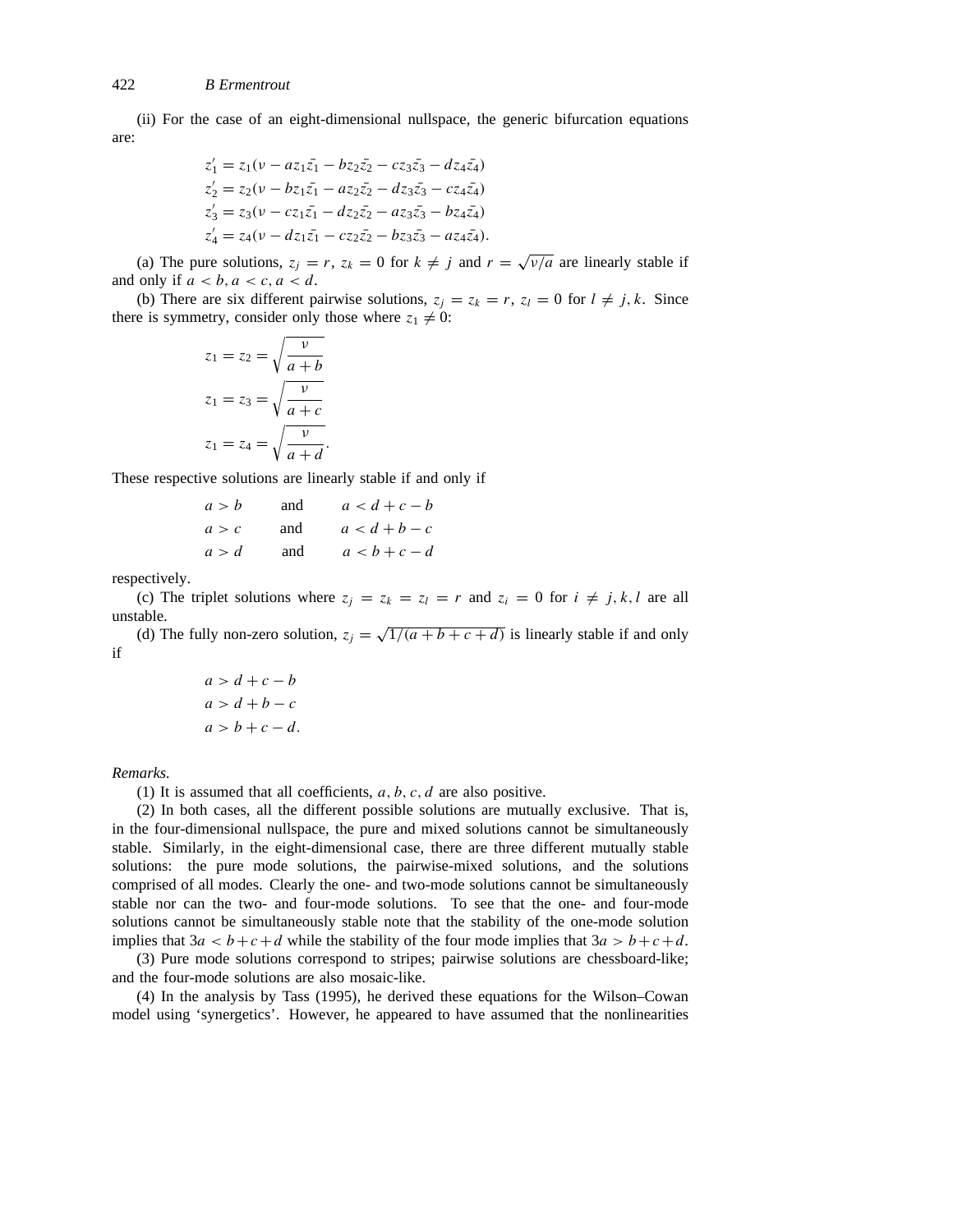(ii) For the case of an eight-dimensional nullspace, the generic bifurcation equations are:

$$
\begin{aligned}
z_1' &= z_1(\nu - a z_1\bar{z_1} - b z_2\bar{z_2} - c z_3\bar{z_3} - d z_4\bar{z_4}) \\
z_2' &= z_2(\nu - b z_1\bar{z_1} - a z_2\bar{z_2} - d z_3\bar{z_3} - c z_4\bar{z_4}) \\
z_3' &= z_3(\nu - c z_1\bar{z_1} - d z_2\bar{z_2} - a z_3\bar{z_3} - b z_4\bar{z_4}) \\
z_4' &= z_4(\nu - d z_1\bar{z_1} - c z_2\bar{z_2} - b z_3\bar{z_3} - a z_4\bar{z_4}).
\end{aligned}
$$

(a) The pure solutions, $z_j = r$, $z_k = 0$ for $k \neq j$ and $r = \sqrt{\nu/a}$ are linearly stable if and only if $a < b, a < c, a < d$.

(b) There are six different pairwise solutions, $z_j = z_k = r$, $z_l = 0$ for $l \neq j, k$. Since there is symmetry, consider only those where $z_1 \neq 0$:

$$
\begin{aligned}
z_1 = z_2 &= \sqrt{\frac{\nu}{a+b}} \\
z_1 = z_3 &= \sqrt{\frac{\nu}{a+c}} \\
z_1 = z_4 &= \sqrt{\frac{\nu}{a+d}}.
\end{aligned}
$$

These respective solutions are linearly stable if and only if

$$
\begin{aligned}
a > b \quad &\text{and} \quad a < d + c - b \\
a > c \quad &\text{and} \quad a < d + b - c \\
a > d \quad &\text{and} \quad a < b + c - d
\end{aligned}
$$

respectively.

(c) The triplet solutions where $z_j = z_k = z_l = r$ and $z_i = 0$ for $i \neq j, k, l$ are all unstable.

(d) The fully non-zero solution, $z_j = \sqrt{1/(a+b+c+d)}$ is linearly stable if and only if

$$
\begin{aligned}
a &> d + c - b \\
a &> d + b - c \\
a &> b + c - d.
\end{aligned}
$$

*Remarks.*

(1) It is assumed that all coefficients, $a, b, c, d$ are also positive.

(2) In both cases, all the different possible solutions are mutually exclusive. That is, in the four-dimensional nullspace, the pure and mixed solutions cannot be simultaneously stable. Similarly, in the eight-dimensional case, there are three different mutually stable solutions: the pure mode solutions, the pairwise-mixed solutions, and the solutions comprised of all modes. Clearly the one- and two-mode solutions cannot be simultaneously stable nor can the two- and four-mode solutions. To see that the one- and four-mode solutions cannot be simultaneously stable note that the stability of the one-mode solution implies that $3a < b+c+d$ while the stability of the four mode implies that $3a > b+c+d$.

(3) Pure mode solutions correspond to stripes; pairwise solutions are chessboard-like; and the four-mode solutions are also mosaic-like.

(4) In the analysis by Tass (1995), he derived these equations for the Wilson–Cowan model using 'synergetics'. However, he appeared to have assumed that the nonlinearities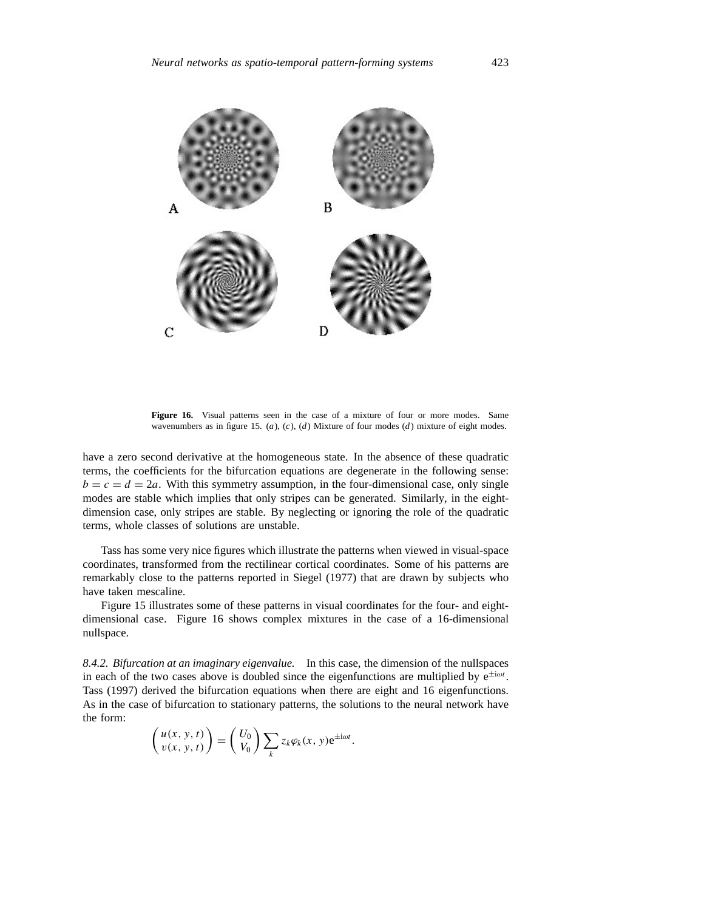Figure 16. Visual patterns seen in the case of a mixture of four or more modes. Same wavenumbers as in figure 15. ($a$), ($c$), ($d$) Mixture of four modes ($d$) mixture of eight modes.

have a zero second derivative at the homogeneous state. In the absence of these quadratic terms, the coefficients for the bifurcation equations are degenerate in the following sense: $b = c = d = 2a$. With this symmetry assumption, in the four-dimensional case, only single modes are stable which implies that only stripes can be generated. Similarly, in the eight-dimension case, only stripes are stable. By neglecting or ignoring the role of the quadratic terms, whole classes of solutions are unstable.

Tass has some very nice figures which illustrate the patterns when viewed in visual-space coordinates, transformed from the rectilinear cortical coordinates. Some of his patterns are remarkably close to the patterns reported in Siegel (1977) that are drawn by subjects who have taken mescaline.

Figure 15 illustrates some of these patterns in visual coordinates for the four- and eight-dimensional case. Figure 16 shows complex mixtures in the case of a 16-dimensional nullspace.

*8.4.2. Bifurcation at an imaginary eigenvalue.* In this case, the dimension of the nullspaces in each of the two cases above is doubled since the eigenfunctions are multiplied by $e^{\pm i\omega t}$. Tass (1997) derived the bifurcation equations when there are eight and 16 eigenfunctions. As in the case of bifurcation to stationary patterns, the solutions to the neural network have the form:

$$\begin{pmatrix} u(x, y, t) \\ v(x, y, t) \end{pmatrix} = \begin{pmatrix} U_0 \\ V_0 \end{pmatrix} \sum_k z_k \varphi_k(x, y) e^{\pm i\omega t}.$$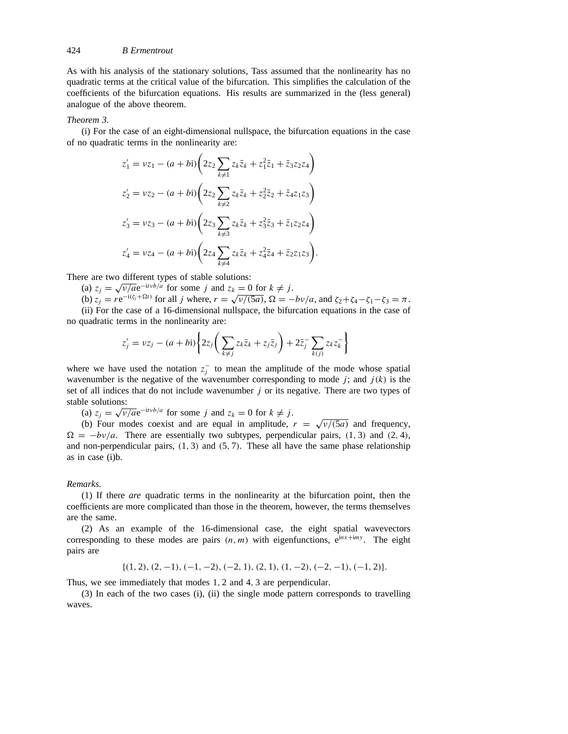As with his analysis of the stationary solutions, Tass assumed that the nonlinearity has no quadratic terms at the critical value of the bifurcation. This simplifies the calculation of the coefficients of the bifurcation equations. His results are summarized in the (less general) analogue of the above theorem.

*Theorem 3.*

(i) For the case of an eight-dimensional nullspace, the bifurcation equations in the case of no quadratic terms in the nonlinearity are:

$$z_1' = \nu z_1 - (a+b\mathrm{i})\left(2z_2 \sum_{k\neq 1} z_k \bar{z}_k + z_1^2 \bar{z}_1 + \bar{z}_3 z_2 z_4\right)$$

$$z_2' = \nu z_2 - (a+b\mathrm{i})\left(2z_2 \sum_{k\neq 2} z_k \bar{z}_k + z_2^2 \bar{z}_2 + \bar{z}_4 z_1 z_3\right)$$

$$z_3' = \nu z_3 - (a+b\mathrm{i})\left(2z_3 \sum_{k\neq 3} z_k \bar{z}_k + z_3^2 \bar{z}_3 + \bar{z}_1 z_2 z_4\right)$$

$$z_4' = \nu z_4 - (a+b\mathrm{i})\left(2z_4 \sum_{k\neq 4} z_k \bar{z}_k + z_4^2 \bar{z}_4 + \bar{z}_2 z_1 z_3\right).$$

There are two different types of stable solutions:

(a) $z_j = \sqrt{\nu/a}\,\mathrm{e}^{-\mathrm{i}t\nu b/a}$ for some $j$ and $z_k = 0$ for $k \neq j$.

(b) $z_j = r\mathrm{e}^{-\mathrm{i}(\zeta_j + \Omega t)}$ for all $j$ where, $r = \sqrt{\nu/(5a)}$, $\Omega = -b\nu/a$, and $\zeta_2 + \zeta_4 - \zeta_1 - \zeta_3 = \pi$.

(ii) For the case of a 16-dimensional nullspace, the bifurcation equations in the case of no quadratic terms in the nonlinearity are:

$$z_j' = \nu z_j - (a+b\mathrm{i})\left\{2z_j\left(\sum_{k\neq j} z_k \bar{z}_k + z_j \bar{z}_j\right) + 2\bar{z}_j^- \sum_{k(j)} z_k z_k^-\right\}$$

where we have used the notation $z_j^-$ to mean the amplitude of the mode whose spatial wavenumber is the negative of the wavenumber corresponding to mode $j$; and $j(k)$ is the set of all indices that do not include wavenumber $j$ or its negative. There are two types of stable solutions:

(a) $z_j = \sqrt{\nu/a}\,\mathrm{e}^{-\mathrm{i}t\nu b/a}$ for some $j$ and $z_k = 0$ for $k \neq j$.

(b) Four modes coexist and are equal in amplitude, $r = \sqrt{\nu/(5a)}$ and frequency, $\Omega = -b\nu/a$. There are essentially two subtypes, perpendicular pairs, $(1, 3)$ and $(2, 4)$, and non-perpendicular pairs, $(1, 3)$ and $(5, 7)$. These all have the same phase relationship as in case (i)b.

*Remarks.*

(1) If there *are* quadratic terms in the nonlinearity at the bifurcation point, then the coefficients are more complicated than those in the theorem, however, the terms themselves are the same.

(2) As an example of the 16-dimensional case, the eight spatial wavevectors corresponding to these modes are pairs $(n, m)$ with eigenfunctions, $\mathrm{e}^{\mathrm{i}nx+\mathrm{i}my}$. The eight pairs are

$$\{(1,2), (2,-1), (-1,-2), (-2,1), (2,1), (1,-2), (-2,-1), (-1,2)\}.$$

Thus, we see immediately that modes $1, 2$ and $4, 3$ are perpendicular.

(3) In each of the two cases (i), (ii) the single mode pattern corresponds to travelling waves.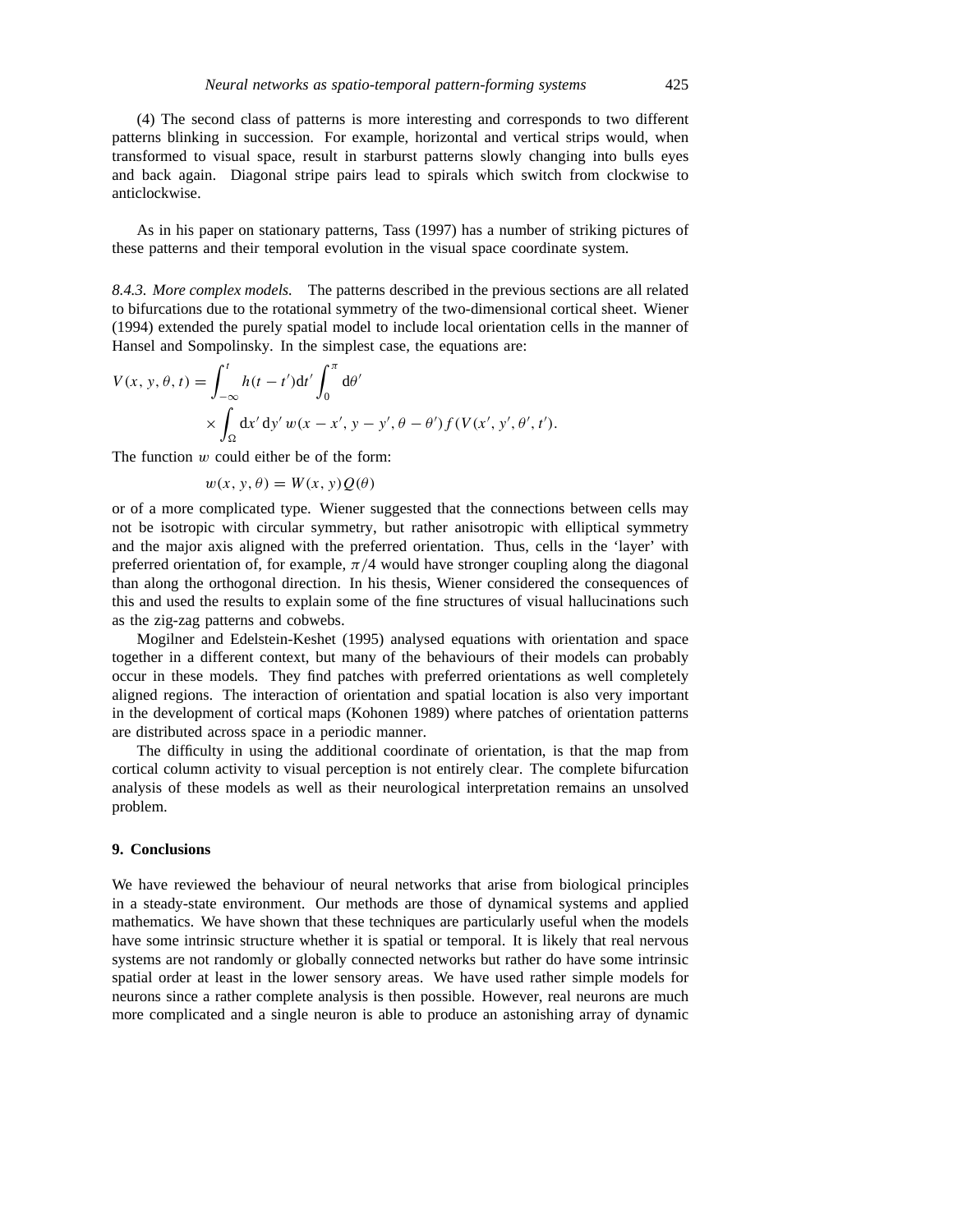(4) The second class of patterns is more interesting and corresponds to two different patterns blinking in succession. For example, horizontal and vertical strips would, when transformed to visual space, result in starburst patterns slowly changing into bulls eyes and back again. Diagonal stripe pairs lead to spirals which switch from clockwise to anticlockwise.

As in his paper on stationary patterns, Tass (1997) has a number of striking pictures of these patterns and their temporal evolution in the visual space coordinate system.

*8.4.3. More complex models.* The patterns described in the previous sections are all related to bifurcations due to the rotational symmetry of the two-dimensional cortical sheet. Wiener (1994) extended the purely spatial model to include local orientation cells in the manner of Hansel and Sompolinsky. In the simplest case, the equations are:

$$V(x, y, \theta, t) = \int_{-\infty}^{t} h(t - t')\mathrm{d}t' \int_{0}^{\pi} \mathrm{d}\theta' \times \int_{\Omega} \mathrm{d}x' \, \mathrm{d}y' \, w(x - x', y - y', \theta - \theta') f(V(x', y', \theta', t').$$

The function $w$ could either be of the form:

$$w(x, y, \theta) = W(x, y)Q(\theta)$$

or of a more complicated type. Wiener suggested that the connections between cells may not be isotropic with circular symmetry, but rather anisotropic with elliptical symmetry and the major axis aligned with the preferred orientation. Thus, cells in the 'layer' with preferred orientation of, for example, $\pi/4$ would have stronger coupling along the diagonal than along the orthogonal direction. In his thesis, Wiener considered the consequences of this and used the results to explain some of the fine structures of visual hallucinations such as the zig-zag patterns and cobwebs.

Mogilner and Edelstein-Keshet (1995) analysed equations with orientation and space together in a different context, but many of the behaviours of their models can probably occur in these models. They find patches with preferred orientations as well completely aligned regions. The interaction of orientation and spatial location is also very important in the development of cortical maps (Kohonen 1989) where patches of orientation patterns are distributed across space in a periodic manner.

The difficulty in using the additional coordinate of orientation, is that the map from cortical column activity to visual perception is not entirely clear. The complete bifurcation analysis of these models as well as their neurological interpretation remains an unsolved problem.

## 9. Conclusions

We have reviewed the behaviour of neural networks that arise from biological principles in a steady-state environment. Our methods are those of dynamical systems and applied mathematics. We have shown that these techniques are particularly useful when the models have some intrinsic structure whether it is spatial or temporal. It is likely that real nervous systems are not randomly or globally connected networks but rather do have some intrinsic spatial order at least in the lower sensory areas. We have used rather simple models for neurons since a rather complete analysis is then possible. However, real neurons are much more complicated and a single neuron is able to produce an astonishing array of dynamic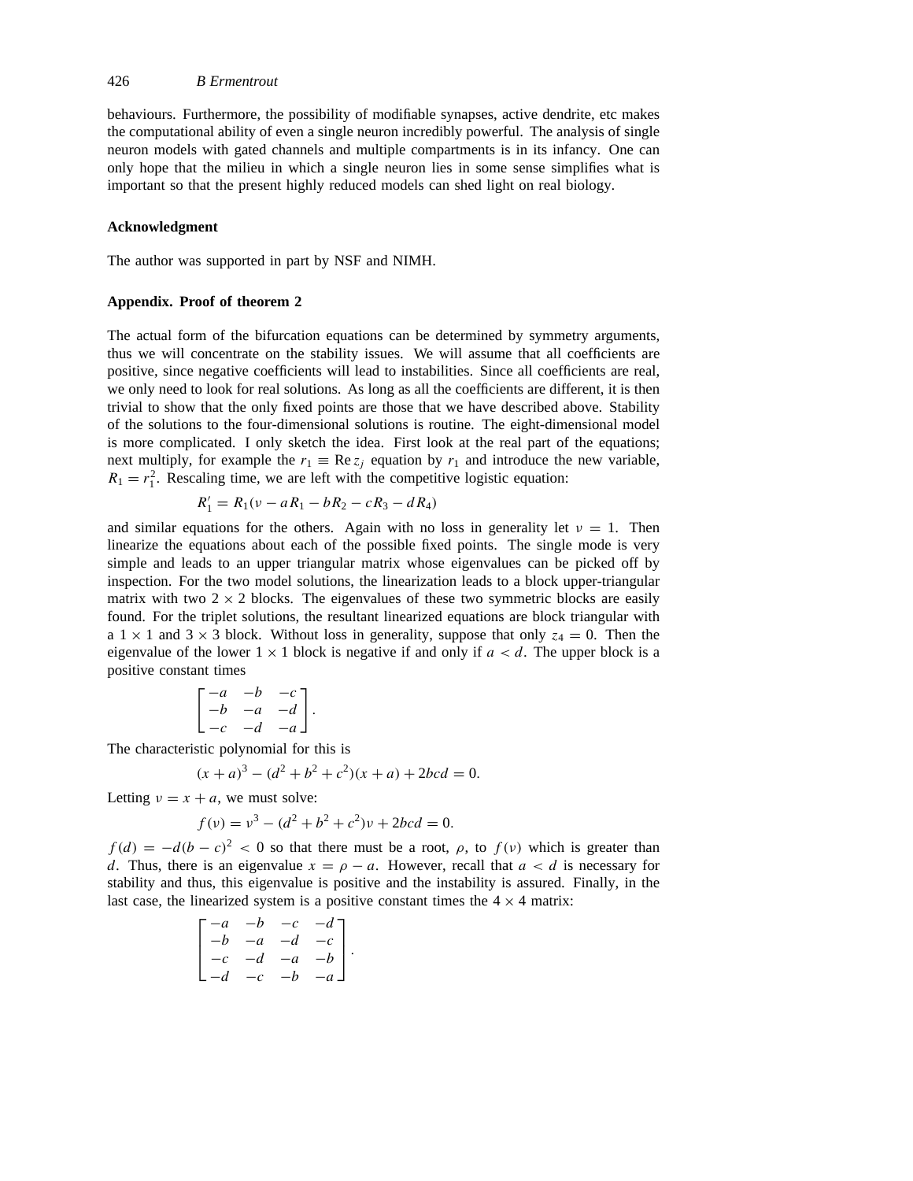behaviours. Furthermore, the possibility of modifiable synapses, active dendrite, etc makes the computational ability of even a single neuron incredibly powerful. The analysis of single neuron models with gated channels and multiple compartments is in its infancy. One can only hope that the milieu in which a single neuron lies in some sense simplifies what is important so that the present highly reduced models can shed light on real biology.

### Acknowledgment

The author was supported in part by NSF and NIMH.

### Appendix. Proof of theorem 2

The actual form of the bifurcation equations can be determined by symmetry arguments, thus we will concentrate on the stability issues. We will assume that all coefficients are positive, since negative coefficients will lead to instabilities. Since all coefficients are real, we only need to look for real solutions. As long as all the coefficients are different, it is then trivial to show that the only fixed points are those that we have described above. Stability of the solutions to the four-dimensional solutions is routine. The eight-dimensional model is more complicated. I only sketch the idea. First look at the real part of the equations; next multiply, for example the $r_1 \equiv \operatorname{Re} z_j$ equation by $r_1$ and introduce the new variable, $R_1 = r_1^2$. Rescaling time, we are left with the competitive logistic equation:

$$R_1' = R_1(\nu - aR_1 - bR_2 - cR_3 - dR_4)$$

and similar equations for the others. Again with no loss in generality let $\nu = 1$. Then linearize the equations about each of the possible fixed points. The single mode is very simple and leads to an upper triangular matrix whose eigenvalues can be picked off by inspection. For the two model solutions, the linearization leads to a block upper-triangular matrix with two $2 \times 2$ blocks. The eigenvalues of these two symmetric blocks are easily found. For the triplet solutions, the resultant linearized equations are block triangular with a $1 \times 1$ and $3 \times 3$ block. Without loss in generality, suppose that only $z_4 = 0$. Then the eigenvalue of the lower $1 \times 1$ block is negative if and only if $a < d$. The upper block is a positive constant times

$$\begin{bmatrix} -a & -b & -c \\ -b & -a & -d \\ -c & -d & -a \end{bmatrix}.$$

The characteristic polynomial for this is

$$(x + a)^3 - (d^2 + b^2 + c^2)(x + a) + 2bcd = 0.$$

Letting $\nu = x + a$, we must solve:

$$f(\nu) = \nu^3 - (d^2 + b^2 + c^2)\nu + 2bcd = 0.$$

$f(d) = -d(b - c)^2 < 0$ so that there must be a root, $\rho$, to $f(\nu)$ which is greater than $d$. Thus, there is an eigenvalue $x = \rho - a$. However, recall that $a < d$ is necessary for stability and thus, this eigenvalue is positive and the instability is assured. Finally, in the last case, the linearized system is a positive constant times the $4 \times 4$ matrix:

$$\begin{bmatrix} -a & -b & -c & -d \\ -b & -a & -d & -c \\ -c & -d & -a & -b \\ -d & -c & -b & -a \end{bmatrix}.$$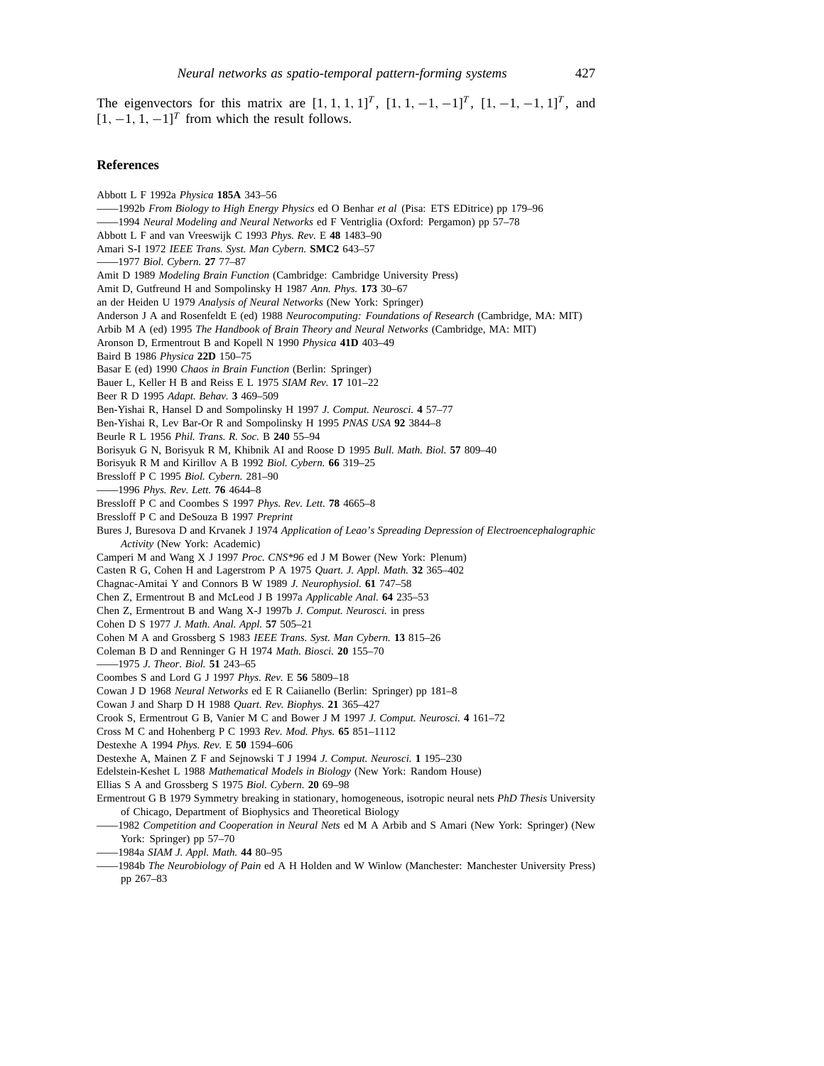The eigenvectors for this matrix are $[1, 1, 1, 1]^T$, $[1, 1, -1, -1]^T$, $[1, -1, -1, 1]^T$, and $[1, -1, 1, -1]^T$ from which the result follows.

## References

Abbott L F 1992a *Physica* **185A** 343–56

——1992b *From Biology to High Energy Physics* ed O Benhar *et al* (Pisa: ETS EDitrice) pp 179–96

——1994 *Neural Modeling and Neural Networks* ed F Ventriglia (Oxford: Pergamon) pp 57–78

Abbott L F and van Vreeswijk C 1993 *Phys. Rev.* E **48** 1483–90

Amari S-I 1972 *IEEE Trans. Syst. Man Cybern.* **SMC2** 643–57

——1977 *Biol. Cybern.* **27** 77–87

Amit D 1989 *Modeling Brain Function* (Cambridge: Cambridge University Press)

Amit D, Gutfreund H and Sompolinsky H 1987 *Ann. Phys.* **173** 30–67

an der Heiden U 1979 *Analysis of Neural Networks* (New York: Springer)

Anderson J A and Rosenfeldt E (ed) 1988 *Neurocomputing: Foundations of Research* (Cambridge, MA: MIT)

Arbib M A (ed) 1995 *The Handbook of Brain Theory and Neural Networks* (Cambridge, MA: MIT)

Aronson D, Ermentrout B and Kopell N 1990 *Physica* **41D** 403–49

Baird B 1986 *Physica* **22D** 150–75

Basar E (ed) 1990 *Chaos in Brain Function* (Berlin: Springer)

Bauer L, Keller H B and Reiss E L 1975 *SIAM Rev.* **17** 101–22

Beer R D 1995 *Adapt. Behav.* **3** 469–509

Ben-Yishai R, Hansel D and Sompolinsky H 1997 *J. Comput. Neurosci.* **4** 57–77

Ben-Yishai R, Lev Bar-Or R and Sompolinsky H 1995 *PNAS USA* **92** 3844–8

Beurle R L 1956 *Phil. Trans. R. Soc.* B **240** 55–94

Borisyuk G N, Borisyuk R M, Khibnik AI and Roose D 1995 *Bull. Math. Biol.* **57** 809–40

Borisyuk R M and Kirillov A B 1992 *Biol. Cybern.* **66** 319–25

Bressloff P C 1995 *Biol. Cybern.* 281–90

——1996 *Phys. Rev. Lett.* **76** 4644–8

Bressloff P C and Coombes S 1997 *Phys. Rev. Lett.* **78** 4665–8

Bressloff P C and DeSouza B 1997 *Preprint*

Bures J, Buresova D and Krvanek J 1974 *Application of Leao's Spreading Depression of Electroencephalographic Activity* (New York: Academic)

Camperi M and Wang X J 1997 *Proc. CNS\*96* ed J M Bower (New York: Plenum)

Casten R G, Cohen H and Lagerstrom P A 1975 *Quart. J. Appl. Math.* **32** 365–402

Chagnac-Amitai Y and Connors B W 1989 *J. Neurophysiol.* **61** 747–58

Chen Z, Ermentrout B and McLeod J B 1997a *Applicable Anal.* **64** 235–53

Chen Z, Ermentrout B and Wang X-J 1997b *J. Comput. Neurosci.* in press

Cohen D S 1977 *J. Math. Anal. Appl.* **57** 505–21

Cohen M A and Grossberg S 1983 *IEEE Trans. Syst. Man Cybern.* **13** 815–26

Coleman B D and Renninger G H 1974 *Math. Biosci.* **20** 155–70

——1975 *J. Theor. Biol.* **51** 243–65

Coombes S and Lord G J 1997 *Phys. Rev.* E **56** 5809–18

Cowan J D 1968 *Neural Networks* ed E R Caiianello (Berlin: Springer) pp 181–8

Cowan J and Sharp D H 1988 *Quart. Rev. Biophys.* **21** 365–427

Crook S, Ermentrout G B, Vanier M C and Bower J M 1997 *J. Comput. Neurosci.* **4** 161–72

Cross M C and Hohenberg P C 1993 *Rev. Mod. Phys.* **65** 851–1112

Destexhe A 1994 *Phys. Rev.* E **50** 1594–606

Destexhe A, Mainen Z F and Sejnowski T J 1994 *J. Comput. Neurosci.* **1** 195–230

Edelstein-Keshet L 1988 *Mathematical Models in Biology* (New York: Random House)

Ellias S A and Grossberg S 1975 *Biol. Cybern.* **20** 69–98

Ermentrout G B 1979 Symmetry breaking in stationary, homogeneous, isotropic neural nets *PhD Thesis* University of Chicago, Department of Biophysics and Theoretical Biology

——1982 *Competition and Cooperation in Neural Nets* ed M A Arbib and S Amari (New York: Springer) (New York: Springer) pp 57–70

——1984a *SIAM J. Appl. Math.* **44** 80–95

——1984b *The Neurobiology of Pain* ed A H Holden and W Winlow (Manchester: Manchester University Press) pp 267–83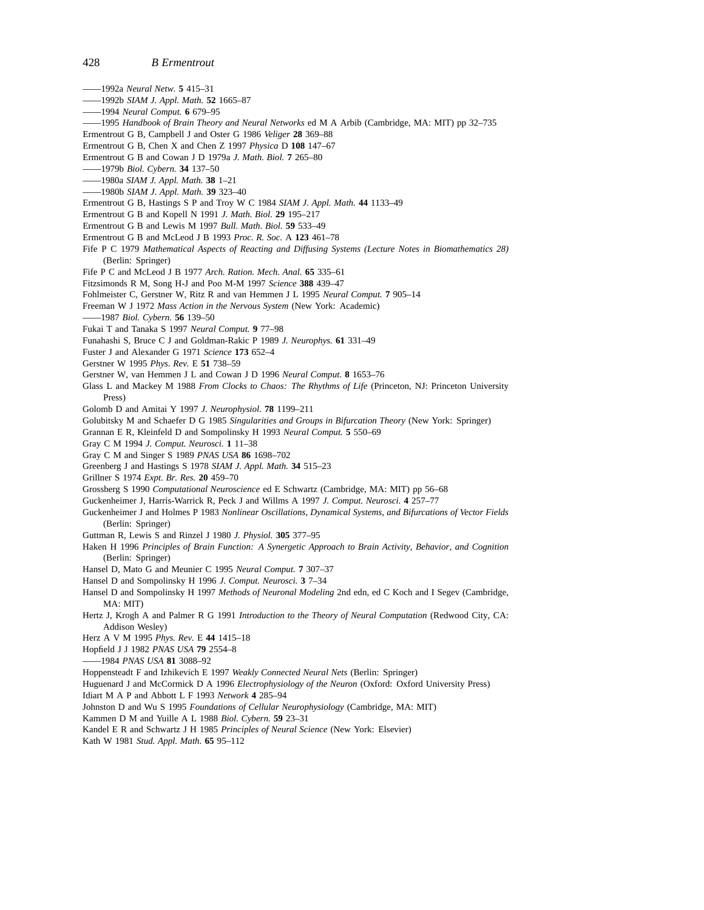——1992a *Neural Netw.* **5** 415–31

——1992b *SIAM J. Appl. Math.* **52** 1665–87

——1994 *Neural Comput.* **6** 679–95

——1995 *Handbook of Brain Theory and Neural Networks* ed M A Arbib (Cambridge, MA: MIT) pp 32–735

Ermentrout G B, Campbell J and Oster G 1986 *Veliger* **28** 369–88

Ermentrout G B, Chen X and Chen Z 1997 *Physica* D **108** 147–67

Ermentrout G B and Cowan J D 1979a *J. Math. Biol.* **7** 265–80

——1979b *Biol. Cybern.* **34** 137–50

——1980a *SIAM J. Appl. Math.* **38** 1–21

——1980b *SIAM J. Appl. Math.* **39** 323–40

Ermentrout G B, Hastings S P and Troy W C 1984 *SIAM J. Appl. Math.* **44** 1133–49

Ermentrout G B and Kopell N 1991 *J. Math. Biol.* **29** 195–217

Ermentrout G B and Lewis M 1997 *Bull. Math. Biol.* **59** 533–49

Ermentrout G B and McLeod J B 1993 *Proc. R. Soc.* A **123** 461–78

Fife P C 1979 *Mathematical Aspects of Reacting and Diffusing Systems (Lecture Notes in Biomathematics 28)* (Berlin: Springer)

Fife P C and McLeod J B 1977 *Arch. Ration. Mech. Anal.* **65** 335–61

Fitzsimonds R M, Song H-J and Poo M-M 1997 *Science* **388** 439–47

Fohlmeister C, Gerstner W, Ritz R and van Hemmen J L 1995 *Neural Comput.* **7** 905–14

Freeman W J 1972 *Mass Action in the Nervous System* (New York: Academic)

——1987 *Biol. Cybern.* **56** 139–50

Fukai T and Tanaka S 1997 *Neural Comput.* **9** 77–98

Funahashi S, Bruce C J and Goldman-Rakic P 1989 *J. Neurophys.* **61** 331–49

Fuster J and Alexander G 1971 *Science* **173** 652–4

Gerstner W 1995 *Phys. Rev.* E **51** 738–59

Gerstner W, van Hemmen J L and Cowan J D 1996 *Neural Comput.* **8** 1653–76

Glass L and Mackey M 1988 *From Clocks to Chaos: The Rhythms of Life* (Princeton, NJ: Princeton University Press)

Golomb D and Amitai Y 1997 *J. Neurophysiol.* **78** 1199–211

Golubitsky M and Schaefer D G 1985 *Singularities and Groups in Bifurcation Theory* (New York: Springer)

Grannan E R, Kleinfeld D and Sompolinsky H 1993 *Neural Comput.* **5** 550–69

Gray C M 1994 *J. Comput. Neurosci.* **1** 11–38

Gray C M and Singer S 1989 *PNAS USA* **86** 1698–702

Greenberg J and Hastings S 1978 *SIAM J. Appl. Math.* **34** 515–23

Grillner S 1974 *Expt. Br. Res.* **20** 459–70

Grossberg S 1990 *Computational Neuroscience* ed E Schwartz (Cambridge, MA: MIT) pp 56–68

Guckenheimer J, Harris-Warrick R, Peck J and Willms A 1997 *J. Comput. Neurosci.* **4** 257–77

Guckenheimer J and Holmes P 1983 *Nonlinear Oscillations, Dynamical Systems, and Bifurcations of Vector Fields* (Berlin: Springer)

Guttman R, Lewis S and Rinzel J 1980 *J. Physiol.* **305** 377–95

Haken H 1996 *Principles of Brain Function: A Synergetic Approach to Brain Activity, Behavior, and Cognition* (Berlin: Springer)

Hansel D, Mato G and Meunier C 1995 *Neural Comput.* **7** 307–37

Hansel D and Sompolinsky H 1996 *J. Comput. Neurosci.* **3** 7–34

Hansel D and Sompolinsky H 1997 *Methods of Neuronal Modeling* 2nd edn, ed C Koch and I Segev (Cambridge, MA: MIT)

Hertz J, Krogh A and Palmer R G 1991 *Introduction to the Theory of Neural Computation* (Redwood City, CA: Addison Wesley)

Herz A V M 1995 *Phys. Rev.* E **44** 1415–18

Hopfield J J 1982 *PNAS USA* **79** 2554–8

——1984 *PNAS USA* **81** 3088–92

Hoppensteadt F and Izhikevich E 1997 *Weakly Connected Neural Nets* (Berlin: Springer)

Huguenard J and McCormick D A 1996 *Electrophysiology of the Neuron* (Oxford: Oxford University Press)

Idiart M A P and Abbott L F 1993 *Network* **4** 285–94

Johnston D and Wu S 1995 *Foundations of Cellular Neurophysiology* (Cambridge, MA: MIT)

Kammen D M and Yuille A L 1988 *Biol. Cybern.* **59** 23–31

Kandel E R and Schwartz J H 1985 *Principles of Neural Science* (New York: Elsevier)

Kath W 1981 *Stud. Appl. Math.* **65** 95–112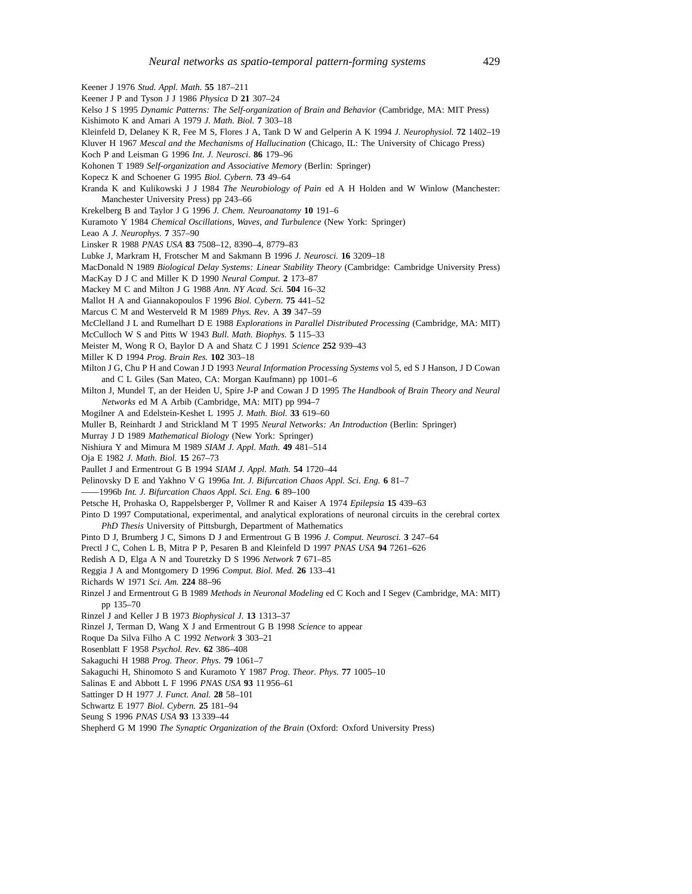Keener J 1976 *Stud. Appl. Math.* **55** 187–211

Keener J P and Tyson J J 1986 *Physica* D **21** 307–24

Kelso J S 1995 *Dynamic Patterns: The Self-organization of Brain and Behavior* (Cambridge, MA: MIT Press)

Kishimoto K and Amari A 1979 *J. Math. Biol.* **7** 303–18

Kleinfeld D, Delaney K R, Fee M S, Flores J A, Tank D W and Gelperin A K 1994 *J. Neurophysiol.* **72** 1402–19

Kluver H 1967 *Mescal and the Mechanisms of Hallucination* (Chicago, IL: The University of Chicago Press)

Koch P and Leisman G 1996 *Int. J. Neurosci.* **86** 179–96

Kohonen T 1989 *Self-organization and Associative Memory* (Berlin: Springer)

Kopecz K and Schoener G 1995 *Biol. Cybern.* **73** 49–64

Kranda K and Kulikowski J J 1984 *The Neurobiology of Pain* ed A H Holden and W Winlow (Manchester: Manchester University Press) pp 243–66

Krekelberg B and Taylor J G 1996 *J. Chem. Neuroanatomy* **10** 191–6

Kuramoto Y 1984 *Chemical Oscillations, Waves, and Turbulence* (New York: Springer)

Leao A *J. Neurophys.* **7** 357–90

Linsker R 1988 *PNAS USA* **83** 7508–12, 8390–4, 8779–83

Lubke J, Markram H, Frotscher M and Sakmann B 1996 *J. Neurosci.* **16** 3209–18

MacDonald N 1989 *Biological Delay Systems: Linear Stability Theory* (Cambridge: Cambridge University Press)

MacKay D J C and Miller K D 1990 *Neural Comput.* **2** 173–87

Mackey M C and Milton J G 1988 *Ann. NY Acad. Sci.* **504** 16–32

Mallot H A and Giannakopoulos F 1996 *Biol. Cybern.* **75** 441–52

Marcus C M and Westerveld R M 1989 *Phys. Rev.* A **39** 347–59

McClelland J L and Rumelhart D E 1988 *Explorations in Parallel Distributed Processing* (Cambridge, MA: MIT)

McCulloch W S and Pitts W 1943 *Bull. Math. Biophys.* **5** 115–33

Meister M, Wong R O, Baylor D A and Shatz C J 1991 *Science* **252** 939–43

Miller K D 1994 *Prog. Brain Res.* **102** 303–18

Milton J G, Chu P H and Cowan J D 1993 *Neural Information Processing Systems* vol 5, ed S J Hanson, J D Cowan and C L Giles (San Mateo, CA: Morgan Kaufmann) pp 1001–6

Milton J, Mundel T, an der Heiden U, Spire J-P and Cowan J D 1995 *The Handbook of Brain Theory and Neural Networks* ed M A Arbib (Cambridge, MA: MIT) pp 994–7

Mogilner A and Edelstein-Keshet L 1995 *J. Math. Biol.* **33** 619–60

Muller B, Reinhardt J and Strickland M T 1995 *Neural Networks: An Introduction* (Berlin: Springer)

Murray J D 1989 *Mathematical Biology* (New York: Springer)

Nishiura Y and Mimura M 1989 *SIAM J. Appl. Math.* **49** 481–514

Oja E 1982 *J. Math. Biol.* **15** 267–73

Paullet J and Ermentrout G B 1994 *SIAM J. Appl. Math.* **54** 1720–44

Pelinovsky D E and Yakhno V G 1996a *Int. J. Bifurcation Chaos Appl. Sci. Eng.* **6** 81–7

——1996b *Int. J. Bifurcation Chaos Appl. Sci. Eng.* **6** 89–100

Petsche H, Prohaska O, Rappelsberger P, Vollmer R and Kaiser A 1974 *Epilepsia* **15** 439–63

Pinto D 1997 Computational, experimental, and analytical explorations of neuronal circuits in the cerebral cortex *PhD Thesis* University of Pittsburgh, Department of Mathematics

Pinto D J, Brumberg J C, Simons D J and Ermentrout G B 1996 *J. Comput. Neurosci.* **3** 247–64

Prectl J C, Cohen L B, Mitra P P, Pesaren B and Kleinfeld D 1997 *PNAS USA* **94** 7261–626

Redish A D, Elga A N and Touretzky D S 1996 *Network* **7** 671–85

Reggia J A and Montgomery D 1996 *Comput. Biol. Med.* **26** 133–41

Richards W 1971 *Sci. Am.* **224** 88–96

Rinzel J and Ermentrout G B 1989 *Methods in Neuronal Modeling* ed C Koch and I Segev (Cambridge, MA: MIT) pp 135–70

Rinzel J and Keller J B 1973 *Biophysical J.* **13** 1313–37

Rinzel J, Terman D, Wang X J and Ermentrout G B 1998 *Science* to appear

Roque Da Silva Filho A C 1992 *Network* **3** 303–21

Rosenblatt F 1958 *Psychol. Rev.* **62** 386–408

Sakaguchi H 1988 *Prog. Theor. Phys.* **79** 1061–7

Sakaguchi H, Shinomoto S and Kuramoto Y 1987 *Prog. Theor. Phys.* **77** 1005–10

Salinas E and Abbott L F 1996 *PNAS USA* **93** 11 956–61

Sattinger D H 1977 *J. Funct. Anal.* **28** 58–101

Schwartz E 1977 *Biol. Cybern.* **25** 181–94

Seung S 1996 *PNAS USA* **93** 13 339–44

Shepherd G M 1990 *The Synaptic Organization of the Brain* (Oxford: Oxford University Press)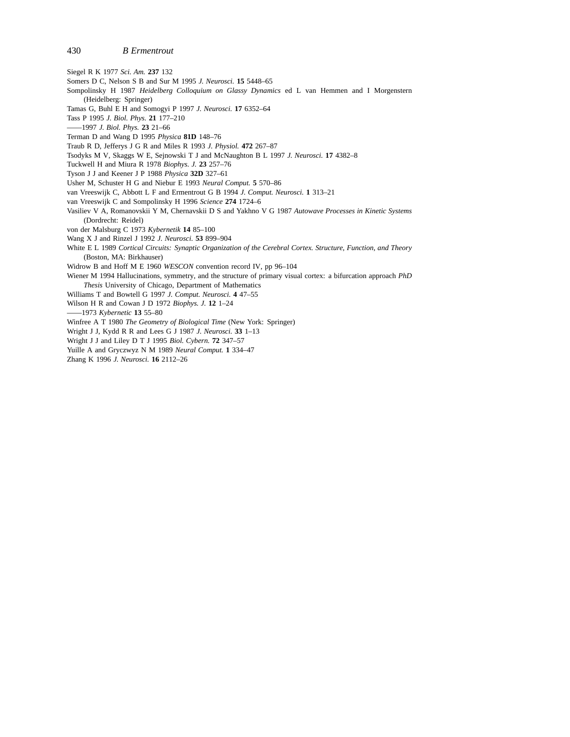Siegel R K 1977 *Sci. Am.* **237** 132

Somers D C, Nelson S B and Sur M 1995 *J. Neurosci.* **15** 5448–65

Sompolinsky H 1987 *Heidelberg Colloquium on Glassy Dynamics* ed L van Hemmen and I Morgenstern (Heidelberg: Springer)

Tamas G, Buhl E H and Somogyi P 1997 *J. Neurosci.* **17** 6352–64

Tass P 1995 *J. Biol. Phys.* **21** 177–210

——1997 *J. Biol. Phys.* **23** 21–66

Terman D and Wang D 1995 *Physica* **81D** 148–76

Traub R D, Jefferys J G R and Miles R 1993 *J. Physiol.* **472** 267–87

Tsodyks M V, Skaggs W E, Sejnowski T J and McNaughton B L 1997 *J. Neurosci.* **17** 4382–8

Tuckwell H and Miura R 1978 *Biophys. J.* **23** 257–76

Tyson J J and Keener J P 1988 *Physica* **32D** 327–61

Usher M, Schuster H G and Niebur E 1993 *Neural Comput.* **5** 570–86

van Vreeswijk C, Abbott L F and Ermentrout G B 1994 *J. Comput. Neurosci.* **1** 313–21

van Vreeswijk C and Sompolinsky H 1996 *Science* **274** 1724–6

Vasiliev V A, Romanovskii Y M, Chernavskii D S and Yakhno V G 1987 *Autowave Processes in Kinetic Systems* (Dordrecht: Reidel)

von der Malsburg C 1973 *Kybernetik* **14** 85–100

Wang X J and Rinzel J 1992 *J. Neurosci.* **53** 899–904

White E L 1989 *Cortical Circuits: Synaptic Organization of the Cerebral Cortex. Structure, Function, and Theory* (Boston, MA: Birkhauser)

Widrow B and Hoff M E 1960 *WESCON* convention record IV, pp 96–104

Wiener M 1994 Hallucinations, symmetry, and the structure of primary visual cortex: a bifurcation approach *PhD Thesis* University of Chicago, Department of Mathematics

Williams T and Bowtell G 1997 *J. Comput. Neurosci.* **4** 47–55

Wilson H R and Cowan J D 1972 *Biophys. J.* **12** 1–24

——1973 *Kybernetic* **13** 55–80

Winfree A T 1980 *The Geometry of Biological Time* (New York: Springer)

Wright J J, Kydd R R and Lees G J 1987 *J. Neurosci.* **33** 1–13

Wright J J and Liley D T J 1995 *Biol. Cybern.* **72** 347–57

Yuille A and Gryczwyz N M 1989 *Neural Comput.* **1** 334–47

Zhang K 1996 *J. Neurosci.* **16** 2112–26